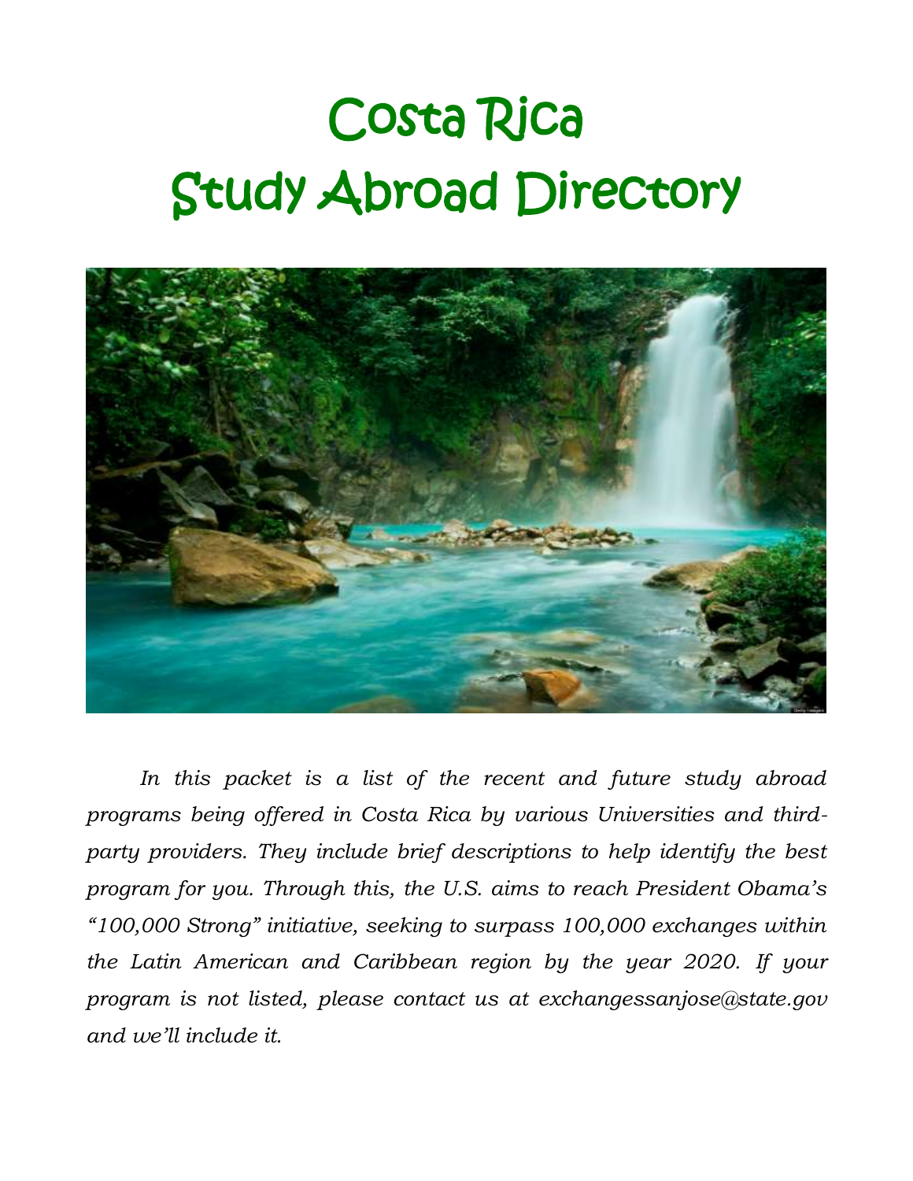# Costa Rica
# Study Abroad Directory

*In this packet is a list of the recent and future study abroad programs being offered in Costa Rica by various Universities and third-party providers. They include brief descriptions to help identify the best program for you. Through this, the U.S. aims to reach President Obama's "100,000 Strong" initiative, seeking to surpass 100,000 exchanges within the Latin American and Caribbean region by the year 2020. If your program is not listed, please contact us at exchangessanjose@state.gov and we'll include it.*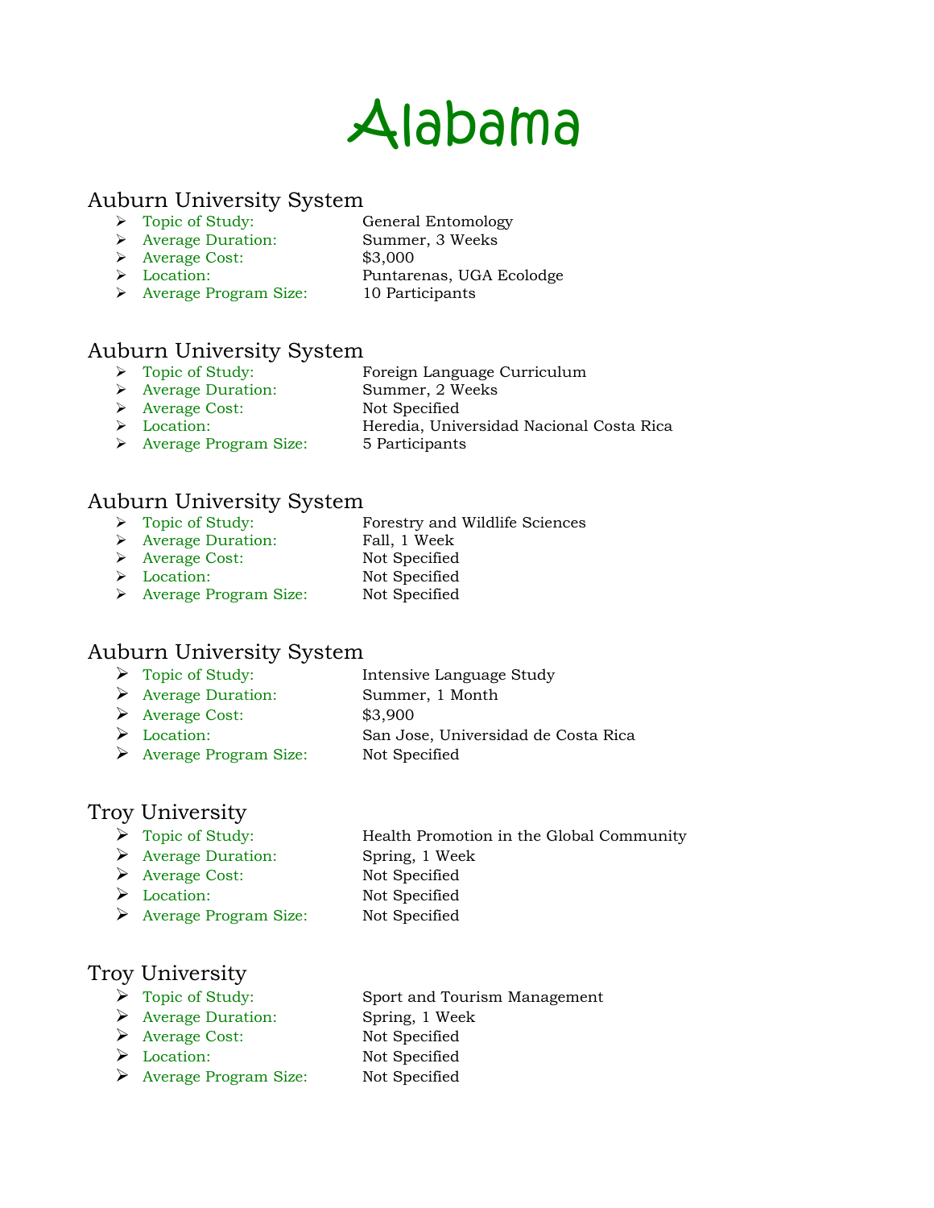# Alabama

## Auburn University System

- Topic of Study: General Entomology
- Average Duration: Summer, 3 Weeks
- Average Cost: $3,000
- Location: Puntarenas, UGA Ecolodge
- Average Program Size: 10 Participants

## Auburn University System

- Topic of Study: Foreign Language Curriculum
- Average Duration: Summer, 2 Weeks
- Average Cost: Not Specified
- Location: Heredia, Universidad Nacional Costa Rica
- Average Program Size: 5 Participants

## Auburn University System

- Topic of Study: Forestry and Wildlife Sciences
- Average Duration: Fall, 1 Week
- Average Cost: Not Specified
- Location: Not Specified
- Average Program Size: Not Specified

## Auburn University System

- Topic of Study: Intensive Language Study
- Average Duration: Summer, 1 Month
- Average Cost: $3,900
- Location: San Jose, Universidad de Costa Rica
- Average Program Size: Not Specified

## Troy University

- Topic of Study: Health Promotion in the Global Community
- Average Duration: Spring, 1 Week
- Average Cost: Not Specified
- Location: Not Specified
- Average Program Size: Not Specified

## Troy University

- Topic of Study: Sport and Tourism Management
- Average Duration: Spring, 1 Week
- Average Cost: Not Specified
- Location: Not Specified
- Average Program Size: Not Specified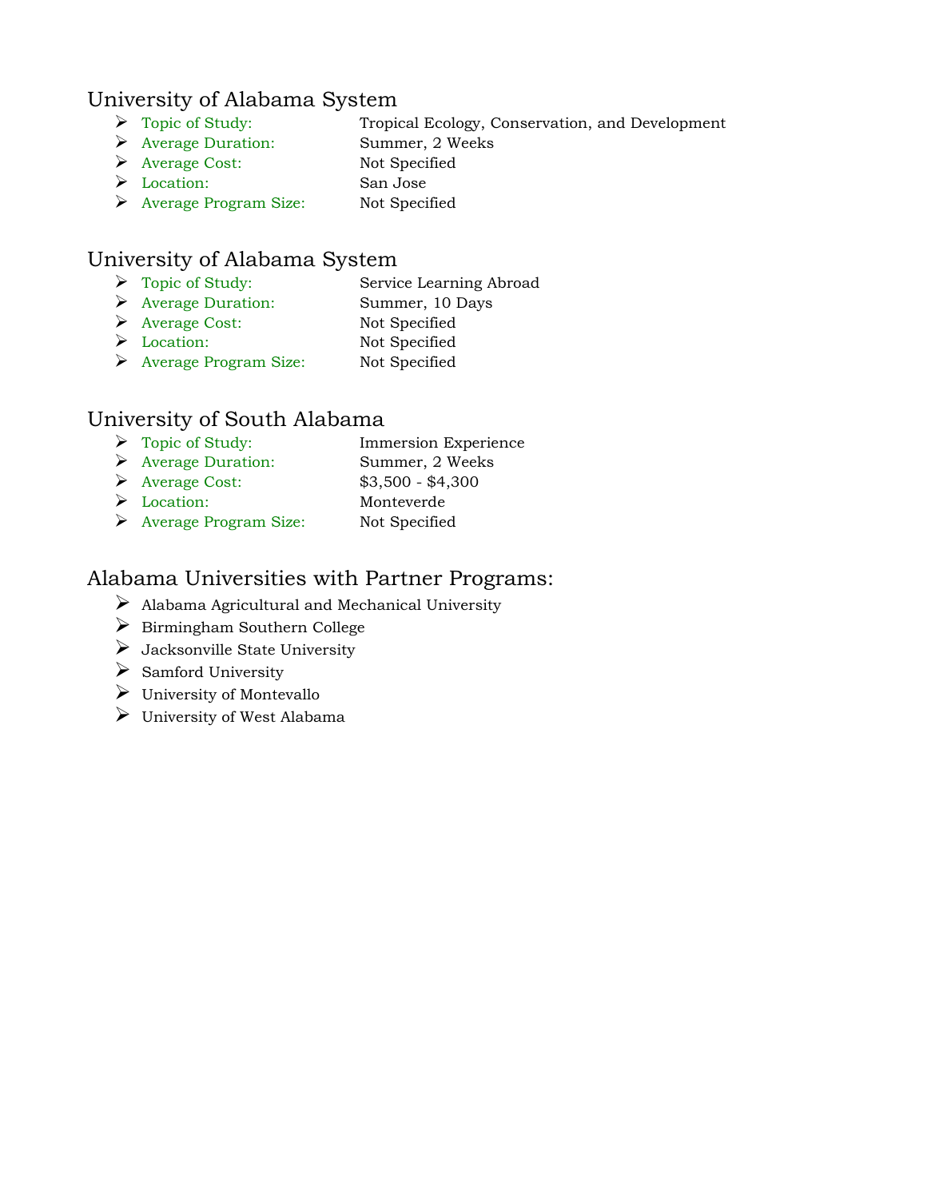## University of Alabama System

- Topic of Study: Tropical Ecology, Conservation, and Development
- Average Duration: Summer, 2 Weeks
- Average Cost: Not Specified
- Location: San Jose
- Average Program Size: Not Specified

## University of Alabama System

- Topic of Study: Service Learning Abroad
- Average Duration: Summer, 10 Days
- Average Cost: Not Specified
- Location: Not Specified
- Average Program Size: Not Specified

## University of South Alabama

- Topic of Study: Immersion Experience
- Average Duration: Summer, 2 Weeks
- Average Cost: $3,500 - $4,300
- Location: Monteverde
- Average Program Size: Not Specified

## Alabama Universities with Partner Programs:

- Alabama Agricultural and Mechanical University
- Birmingham Southern College
- Jacksonville State University
- Samford University
- University of Montevallo
- University of West Alabama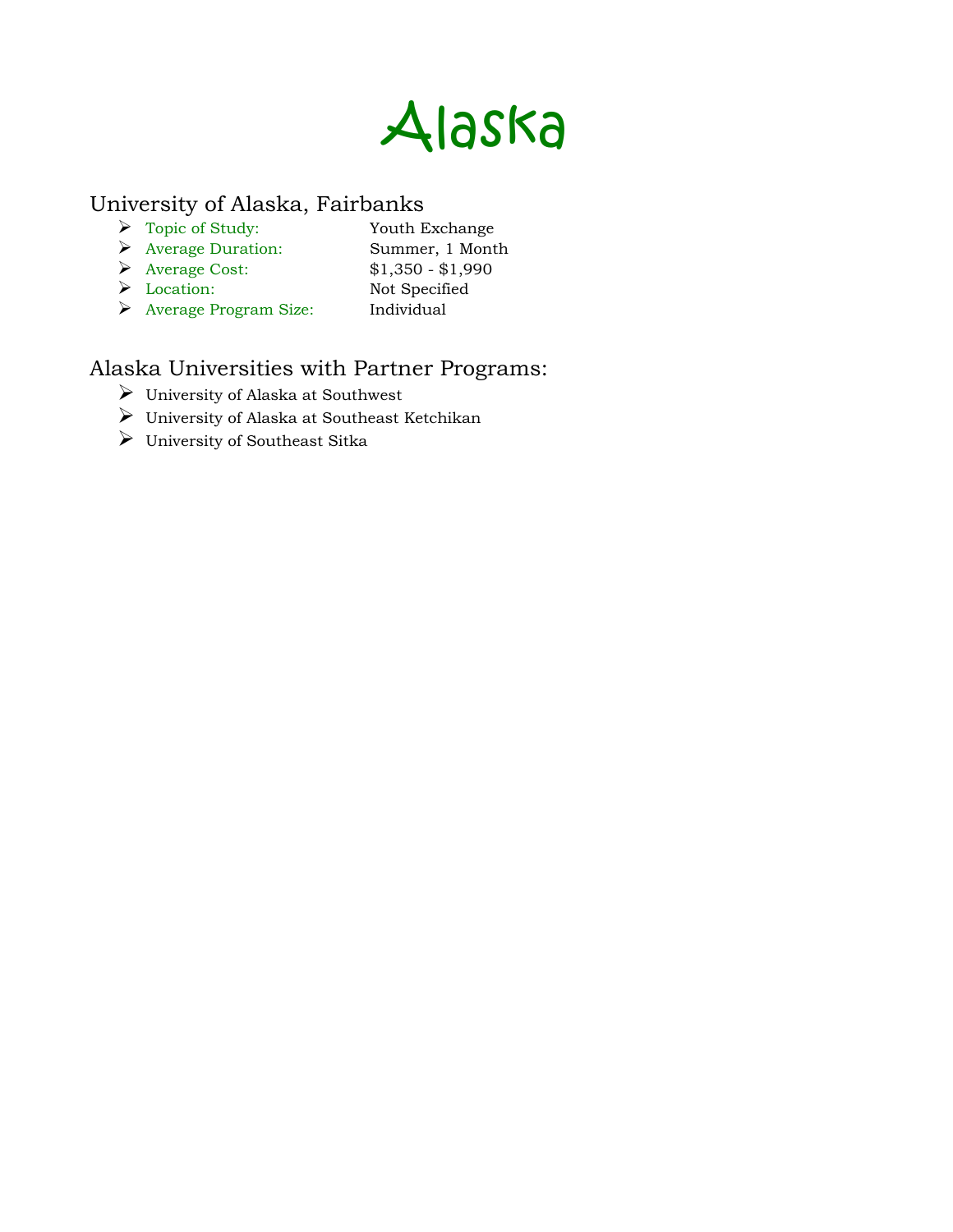# Alaska

## University of Alaska, Fairbanks

- Topic of Study: Youth Exchange
- Average Duration: Summer, 1 Month
- Average Cost: $1,350 - $1,990
- Location: Not Specified
- Average Program Size: Individual

## Alaska Universities with Partner Programs:

- University of Alaska at Southwest
- University of Alaska at Southeast Ketchikan
- University of Southeast Sitka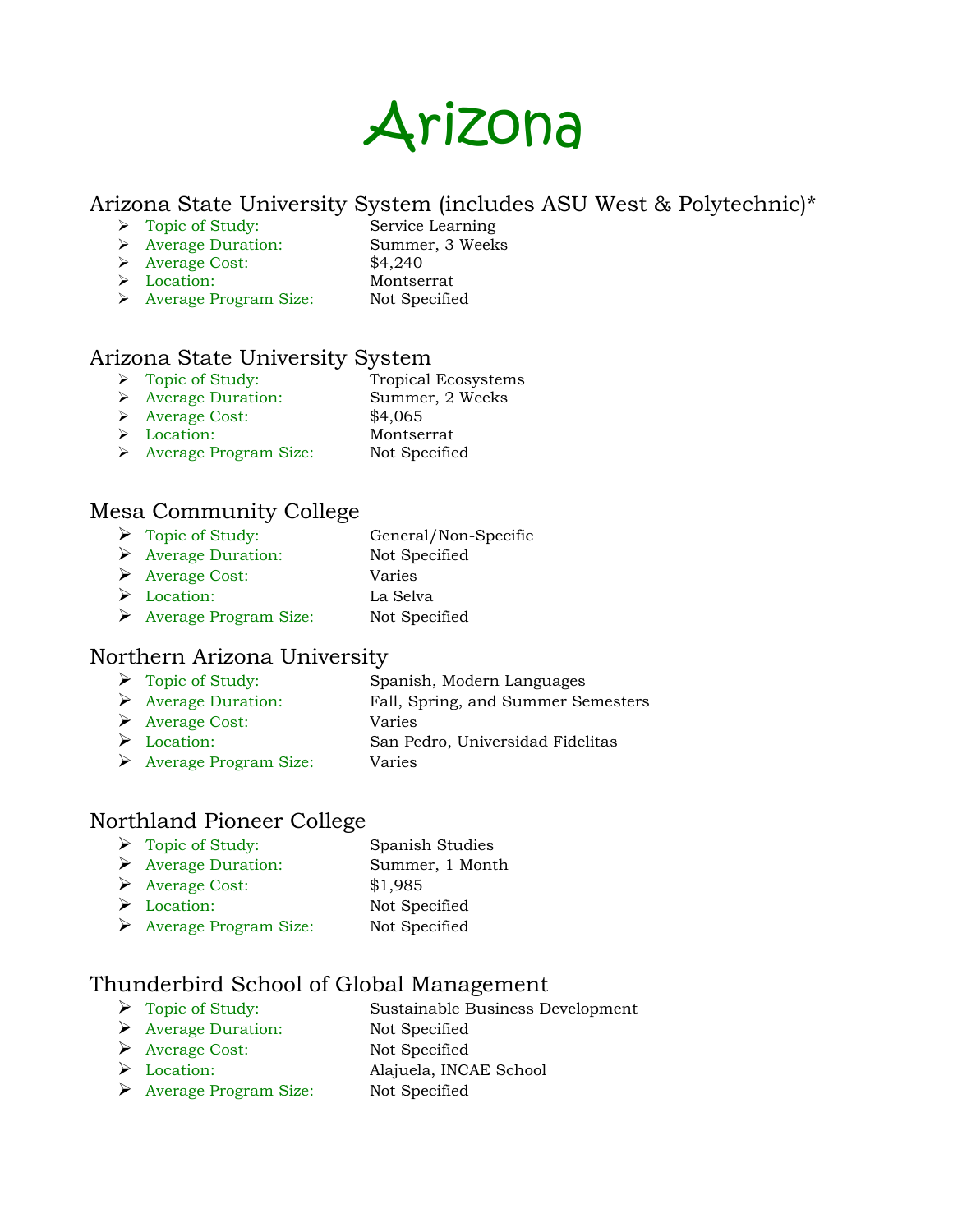# Arizona

## Arizona State University System (includes ASU West & Polytechnic)*

- Topic of Study: Service Learning
- Average Duration: Summer, 3 Weeks
- Average Cost: $4,240
- Location: Montserrat
- Average Program Size: Not Specified

## Arizona State University System

- Topic of Study: Tropical Ecosystems
- Average Duration: Summer, 2 Weeks
- Average Cost: $4,065
- Location: Montserrat
- Average Program Size: Not Specified

## Mesa Community College

- Topic of Study: General/Non-Specific
- Average Duration: Not Specified
- Average Cost: Varies
- Location: La Selva
- Average Program Size: Not Specified

## Northern Arizona University

- Topic of Study: Spanish, Modern Languages
- Average Duration: Fall, Spring, and Summer Semesters
- Average Cost: Varies
- Location: San Pedro, Universidad Fidelitas
- Average Program Size: Varies

## Northland Pioneer College

- Topic of Study: Spanish Studies
- Average Duration: Summer, 1 Month
- Average Cost: $1,985
- Location: Not Specified
- Average Program Size: Not Specified

## Thunderbird School of Global Management

- Topic of Study: Sustainable Business Development
- Average Duration: Not Specified
- Average Cost: Not Specified
- Location: Alajuela, INCAE School
- Average Program Size: Not Specified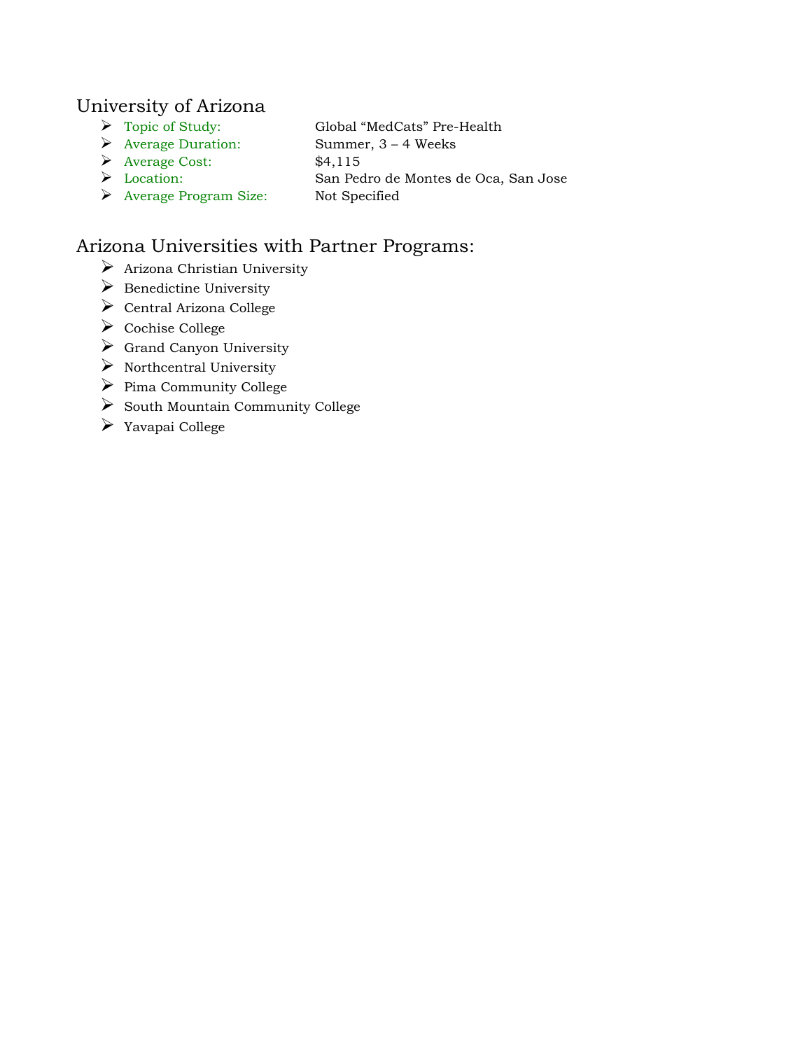## University of Arizona

- Topic of Study: Global "MedCats" Pre-Health
- Average Duration: Summer, 3 – 4 Weeks
- Average Cost: $4,115
- Location: San Pedro de Montes de Oca, San Jose
- Average Program Size: Not Specified

## Arizona Universities with Partner Programs:

- Arizona Christian University
- Benedictine University
- Central Arizona College
- Cochise College
- Grand Canyon University
- Northcentral University
- Pima Community College
- South Mountain Community College
- Yavapai College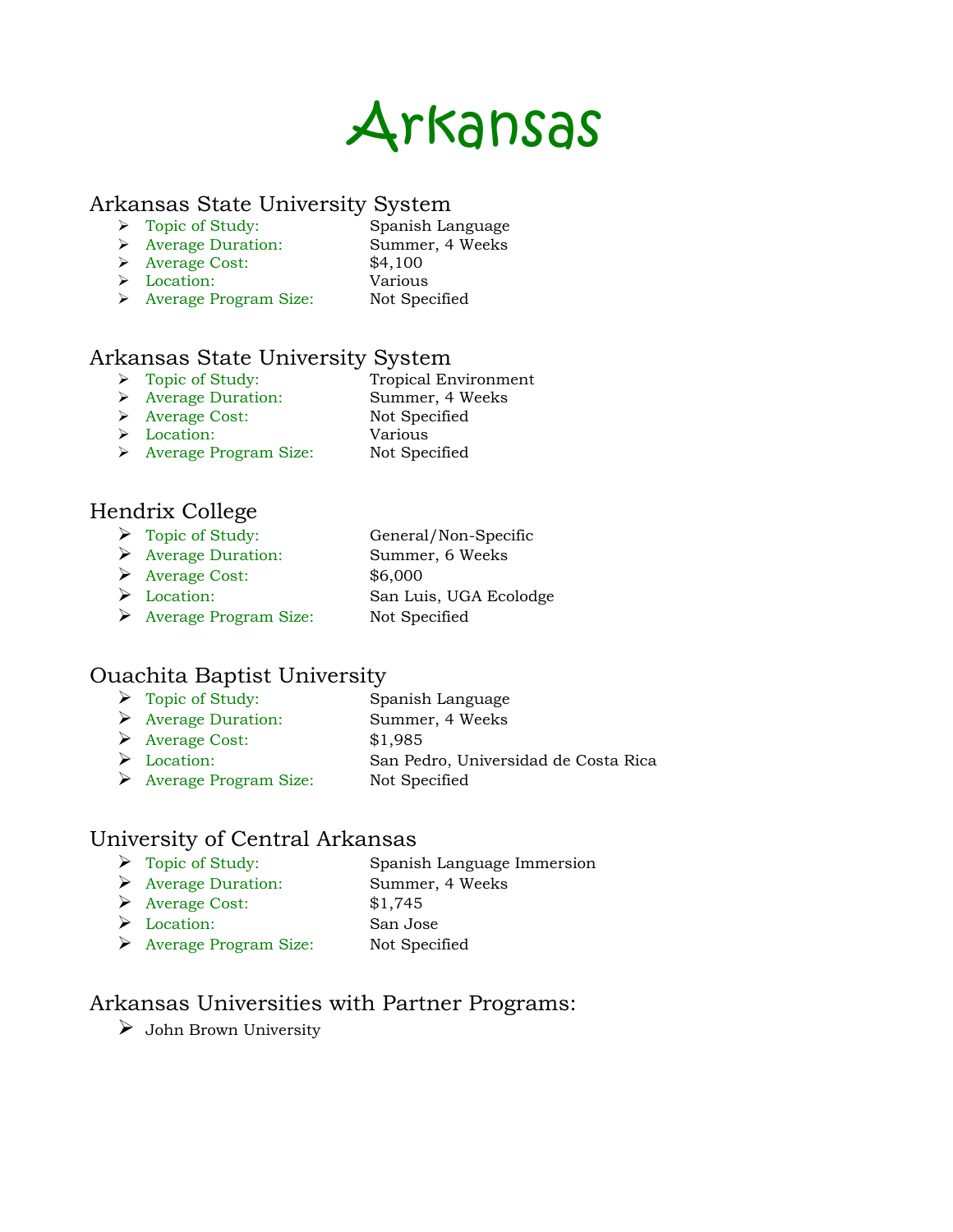# Arkansas

## Arkansas State University System

- Topic of Study: Spanish Language
- Average Duration: Summer, 4 Weeks
- Average Cost: $4,100
- Location: Various
- Average Program Size: Not Specified

## Arkansas State University System

- Topic of Study: Tropical Environment
- Average Duration: Summer, 4 Weeks
- Average Cost: Not Specified
- Location: Various
- Average Program Size: Not Specified

## Hendrix College

- Topic of Study: General/Non-Specific
- Average Duration: Summer, 6 Weeks
- Average Cost: $6,000
- Location: San Luis, UGA Ecolodge
- Average Program Size: Not Specified

## Ouachita Baptist University

- Topic of Study: Spanish Language
- Average Duration: Summer, 4 Weeks
- Average Cost: $1,985
- Location: San Pedro, Universidad de Costa Rica
- Average Program Size: Not Specified

## University of Central Arkansas

- Topic of Study: Spanish Language Immersion
- Average Duration: Summer, 4 Weeks
- Average Cost: $1,745
- Location: San Jose
- Average Program Size: Not Specified

## Arkansas Universities with Partner Programs:

- John Brown University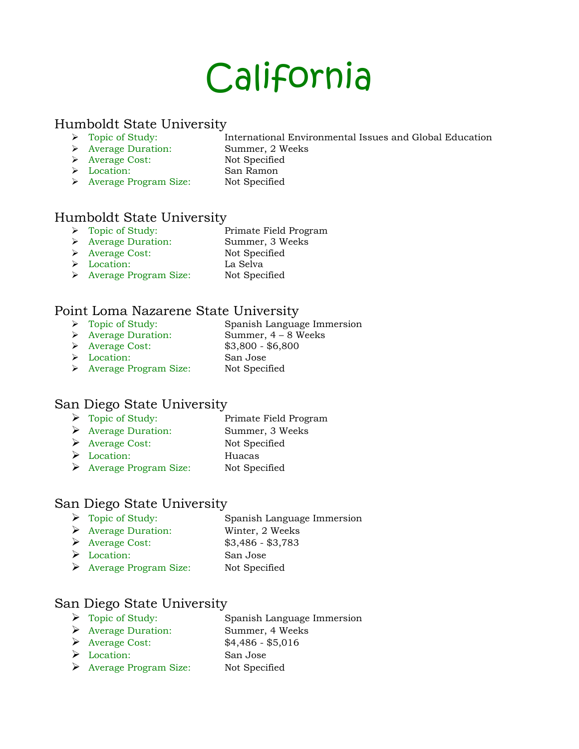# California

## Humboldt State University

- Topic of Study: International Environmental Issues and Global Education
- Average Duration: Summer, 2 Weeks
- Average Cost: Not Specified
- Location: San Ramon
- Average Program Size: Not Specified

## Humboldt State University

- Topic of Study: Primate Field Program
- Average Duration: Summer, 3 Weeks
- Average Cost: Not Specified
- Location: La Selva
- Average Program Size: Not Specified

## Point Loma Nazarene State University

- Topic of Study: Spanish Language Immersion
- Average Duration: Summer, 4 – 8 Weeks
- Average Cost: $3,800 - $6,800
- Location: San Jose
- Average Program Size: Not Specified

## San Diego State University

- Topic of Study: Primate Field Program
- Average Duration: Summer, 3 Weeks
- Average Cost: Not Specified
- Location: Huacas
- Average Program Size: Not Specified

## San Diego State University

- Topic of Study: Spanish Language Immersion
- Average Duration: Winter, 2 Weeks
- Average Cost: $3,486 - $3,783
- Location: San Jose
- Average Program Size: Not Specified

## San Diego State University

- Topic of Study: Spanish Language Immersion
- Average Duration: Summer, 4 Weeks
- Average Cost: $4,486 - $5,016
- Location: San Jose
- Average Program Size: Not Specified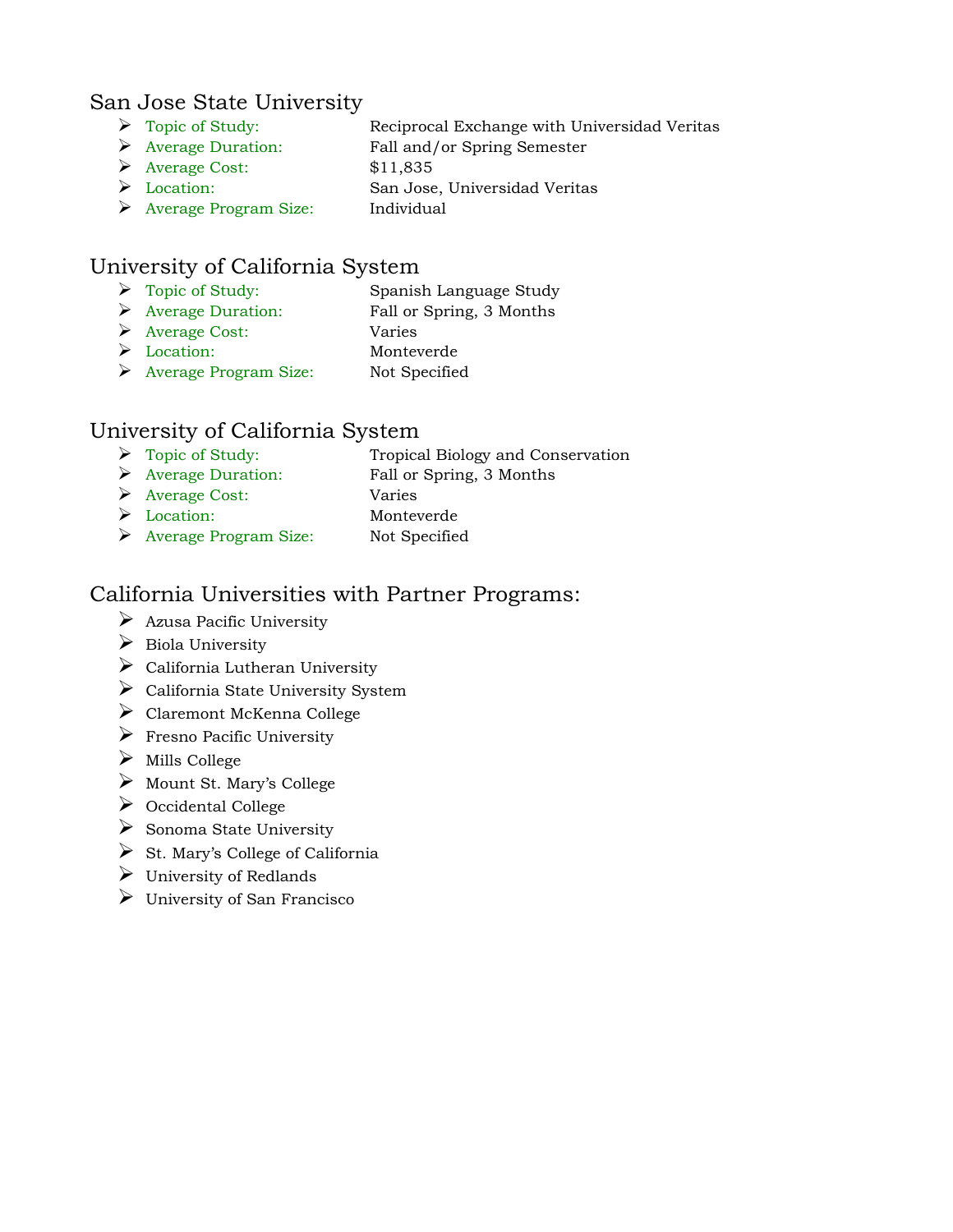## San Jose State University

- Topic of Study: Reciprocal Exchange with Universidad Veritas
- Average Duration: Fall and/or Spring Semester
- Average Cost: $11,835
- Location: San Jose, Universidad Veritas
- Average Program Size: Individual

## University of California System

- Topic of Study: Spanish Language Study
- Average Duration: Fall or Spring, 3 Months
- Average Cost: Varies
- Location: Monteverde
- Average Program Size: Not Specified

## University of California System

- Topic of Study: Tropical Biology and Conservation
- Average Duration: Fall or Spring, 3 Months
- Average Cost: Varies
- Location: Monteverde
- Average Program Size: Not Specified

## California Universities with Partner Programs:

- Azusa Pacific University
- Biola University
- California Lutheran University
- California State University System
- Claremont McKenna College
- Fresno Pacific University
- Mills College
- Mount St. Mary's College
- Occidental College
- Sonoma State University
- St. Mary's College of California
- University of Redlands
- University of San Francisco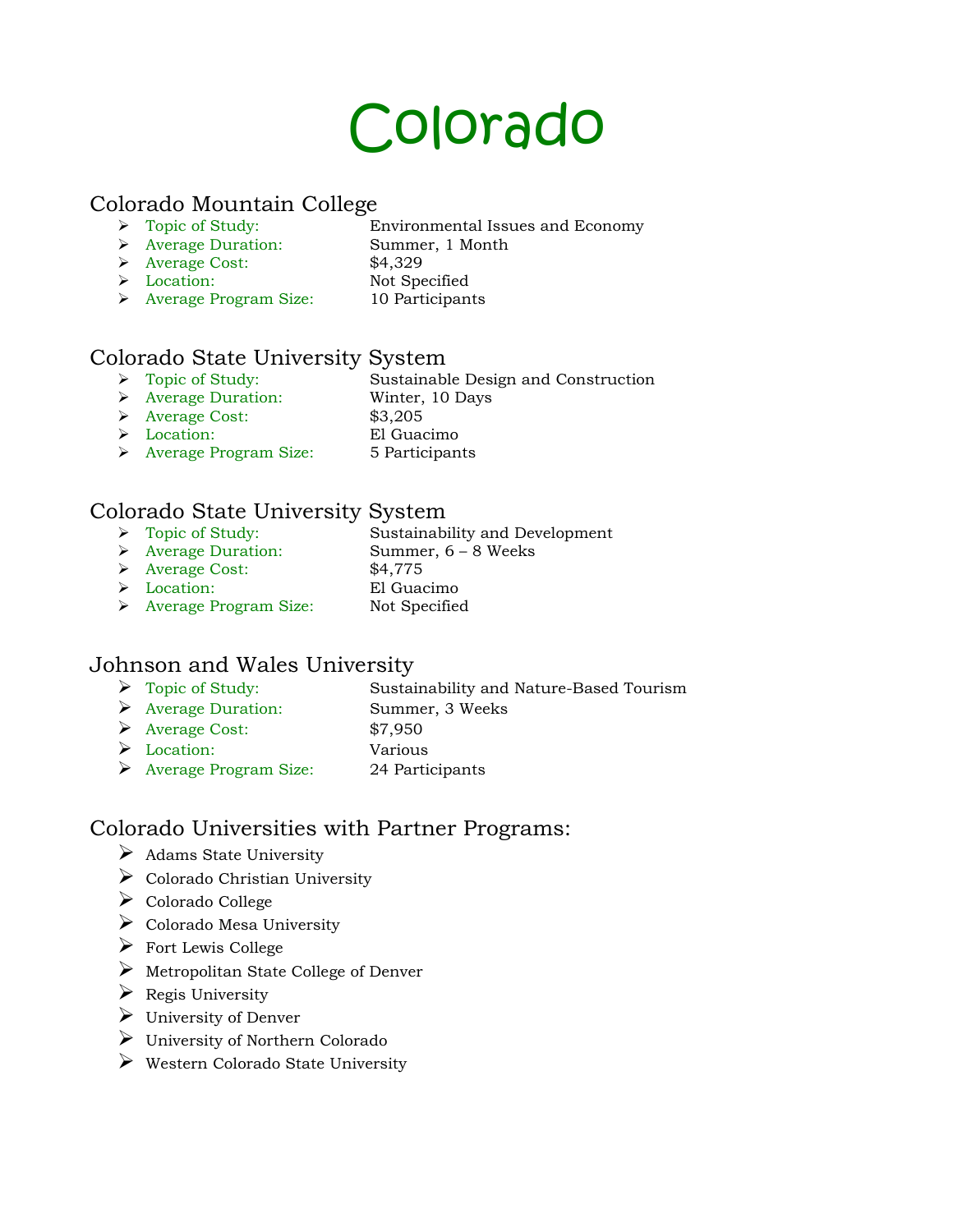# Colorado

## Colorado Mountain College

- Topic of Study: Environmental Issues and Economy
- Average Duration: Summer, 1 Month
- Average Cost: $4,329
- Location: Not Specified
- Average Program Size: 10 Participants

## Colorado State University System

- Topic of Study: Sustainable Design and Construction
- Average Duration: Winter, 10 Days
- Average Cost: $3,205
- Location: El Guacimo
- Average Program Size: 5 Participants

## Colorado State University System

- Topic of Study: Sustainability and Development
- Average Duration: Summer, 6 – 8 Weeks
- Average Cost: $4,775
- Location: El Guacimo
- Average Program Size: Not Specified

## Johnson and Wales University

- Topic of Study: Sustainability and Nature-Based Tourism
- Average Duration: Summer, 3 Weeks
- Average Cost: $7,950
- Location: Various
- Average Program Size: 24 Participants

## Colorado Universities with Partner Programs:

- Adams State University
- Colorado Christian University
- Colorado College
- Colorado Mesa University
- Fort Lewis College
- Metropolitan State College of Denver
- Regis University
- University of Denver
- University of Northern Colorado
- Western Colorado State University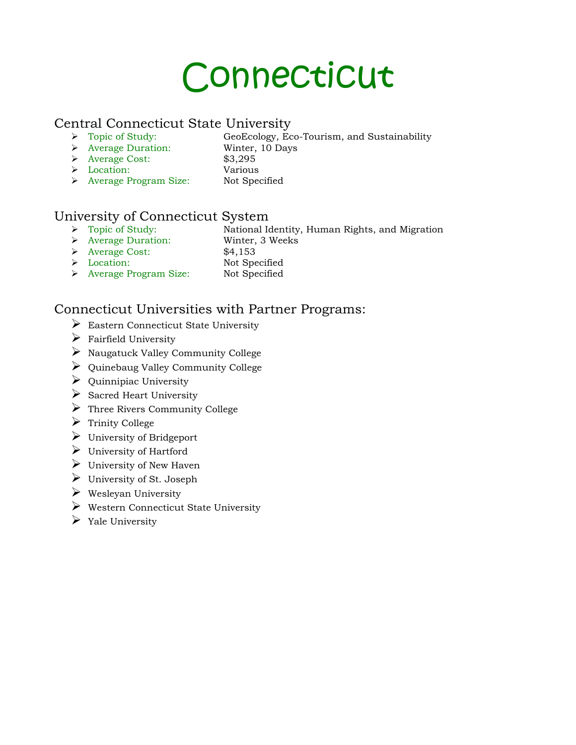# Connecticut

## Central Connecticut State University

- Topic of Study: GeoEcology, Eco-Tourism, and Sustainability
- Average Duration: Winter, 10 Days
- Average Cost: $3,295
- Location: Various
- Average Program Size: Not Specified

## University of Connecticut System

- Topic of Study: National Identity, Human Rights, and Migration
- Average Duration: Winter, 3 Weeks
- Average Cost: $4,153
- Location: Not Specified
- Average Program Size: Not Specified

## Connecticut Universities with Partner Programs:

- Eastern Connecticut State University
- Fairfield University
- Naugatuck Valley Community College
- Quinebaug Valley Community College
- Quinnipiac University
- Sacred Heart University
- Three Rivers Community College
- Trinity College
- University of Bridgeport
- University of Hartford
- University of New Haven
- University of St. Joseph
- Wesleyan University
- Western Connecticut State University
- Yale University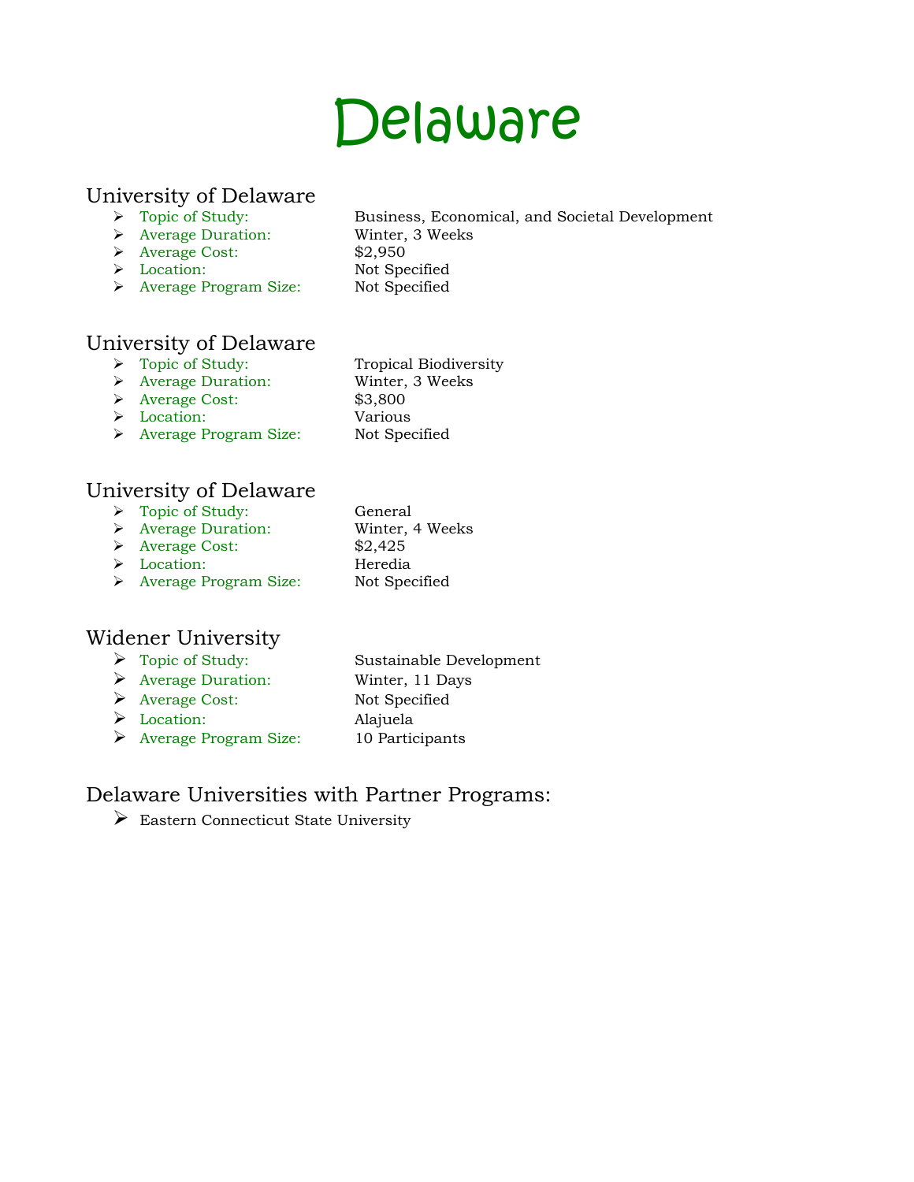# Delaware

## University of Delaware

- Topic of Study: Business, Economical, and Societal Development
- Average Duration: Winter, 3 Weeks
- Average Cost: $2,950
- Location: Not Specified
- Average Program Size: Not Specified

## University of Delaware

- Topic of Study: Tropical Biodiversity
- Average Duration: Winter, 3 Weeks
- Average Cost: $3,800
- Location: Various
- Average Program Size: Not Specified

## University of Delaware

- Topic of Study: General
- Average Duration: Winter, 4 Weeks
- Average Cost: $2,425
- Location: Heredia
- Average Program Size: Not Specified

## Widener University

- Topic of Study: Sustainable Development
- Average Duration: Winter, 11 Days
- Average Cost: Not Specified
- Location: Alajuela
- Average Program Size: 10 Participants

## Delaware Universities with Partner Programs:

- Eastern Connecticut State University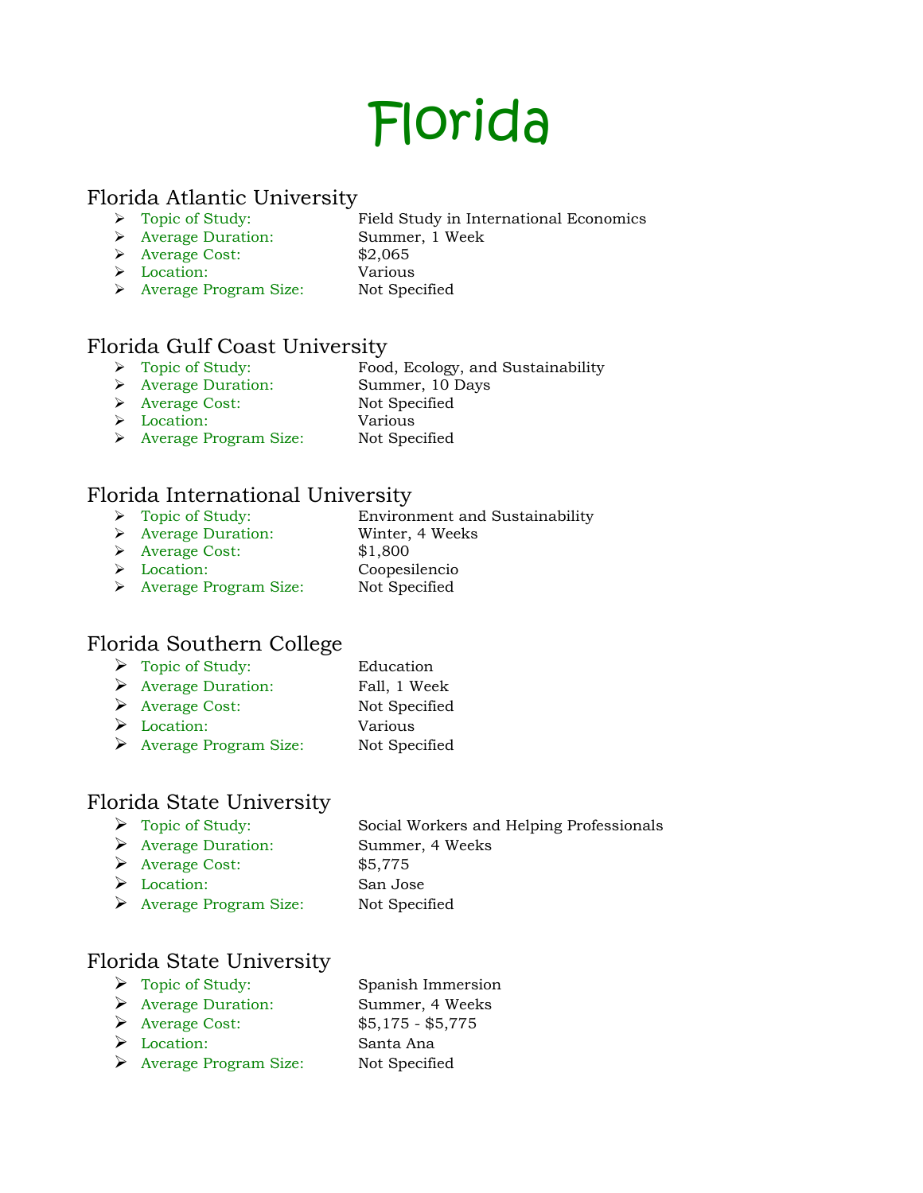# Florida

## Florida Atlantic University

- Topic of Study: Field Study in International Economics
- Average Duration: Summer, 1 Week
- Average Cost: $2,065
- Location: Various
- Average Program Size: Not Specified

## Florida Gulf Coast University

- Topic of Study: Food, Ecology, and Sustainability
- Average Duration: Summer, 10 Days
- Average Cost: Not Specified
- Location: Various
- Average Program Size: Not Specified

## Florida International University

- Topic of Study: Environment and Sustainability
- Average Duration: Winter, 4 Weeks
- Average Cost: $1,800
- Location: Coopesilencio
- Average Program Size: Not Specified

## Florida Southern College

- Topic of Study: Education
- Average Duration: Fall, 1 Week
- Average Cost: Not Specified
- Location: Various
- Average Program Size: Not Specified

## Florida State University

- Topic of Study: Social Workers and Helping Professionals
- Average Duration: Summer, 4 Weeks
- Average Cost: $5,775
- Location: San Jose
- Average Program Size: Not Specified

## Florida State University

- Topic of Study: Spanish Immersion
- Average Duration: Summer, 4 Weeks
- Average Cost: $5,175 - $5,775
- Location: Santa Ana
- Average Program Size: Not Specified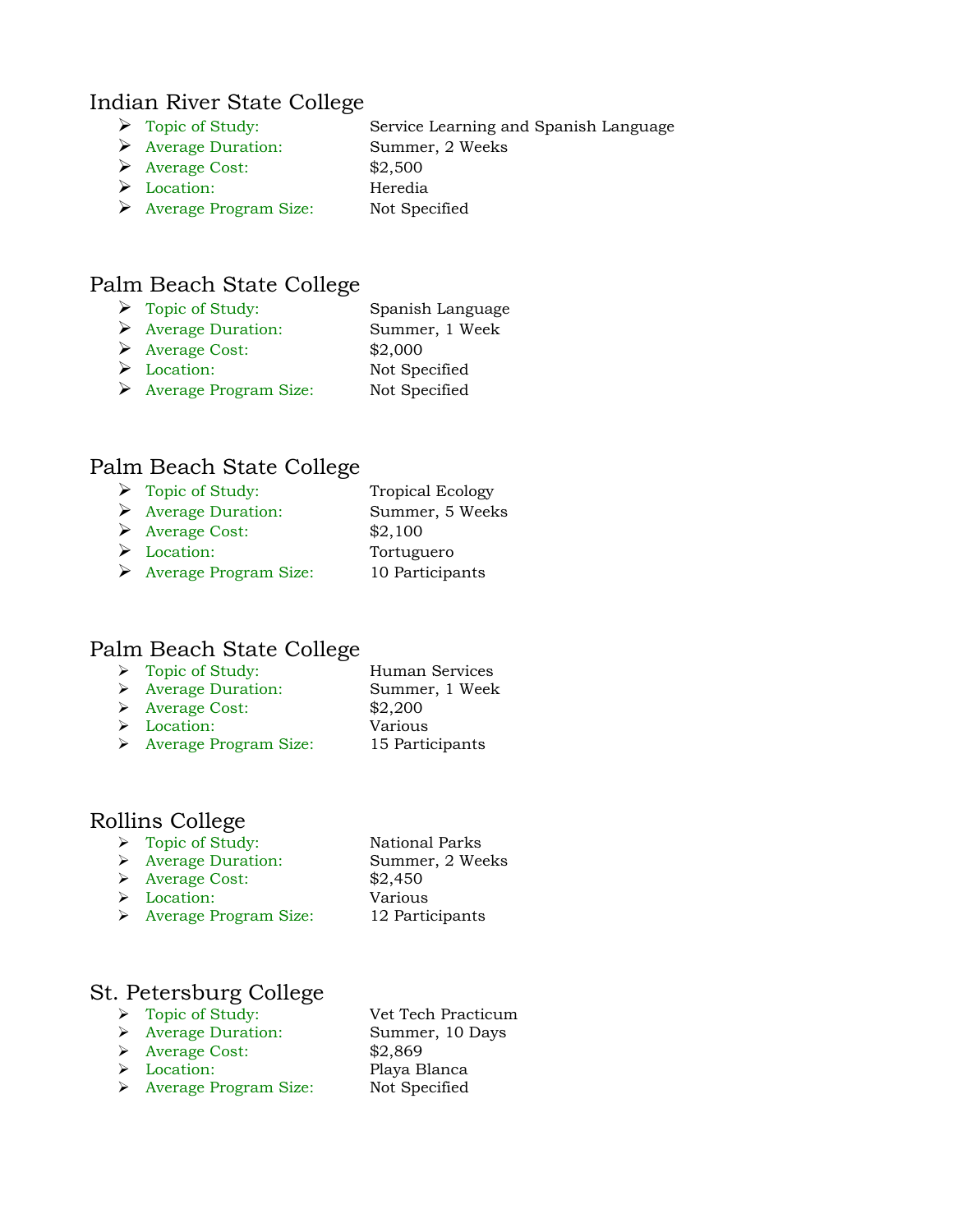## Indian River State College

- Topic of Study: Service Learning and Spanish Language
- Average Duration: Summer, 2 Weeks
- Average Cost: $2,500
- Location: Heredia
- Average Program Size: Not Specified

## Palm Beach State College

- Topic of Study: Spanish Language
- Average Duration: Summer, 1 Week
- Average Cost: $2,000
- Location: Not Specified
- Average Program Size: Not Specified

## Palm Beach State College

- Topic of Study: Tropical Ecology
- Average Duration: Summer, 5 Weeks
- Average Cost: $2,100
- Location: Tortuguero
- Average Program Size: 10 Participants

## Palm Beach State College

- Topic of Study: Human Services
- Average Duration: Summer, 1 Week
- Average Cost: $2,200
- Location: Various
- Average Program Size: 15 Participants

## Rollins College

- Topic of Study: National Parks
- Average Duration: Summer, 2 Weeks
- Average Cost: $2,450
- Location: Various
- Average Program Size: 12 Participants

## St. Petersburg College

- Topic of Study: Vet Tech Practicum
- Average Duration: Summer, 10 Days
- Average Cost: $2,869
- Location: Playa Blanca
- Average Program Size: Not Specified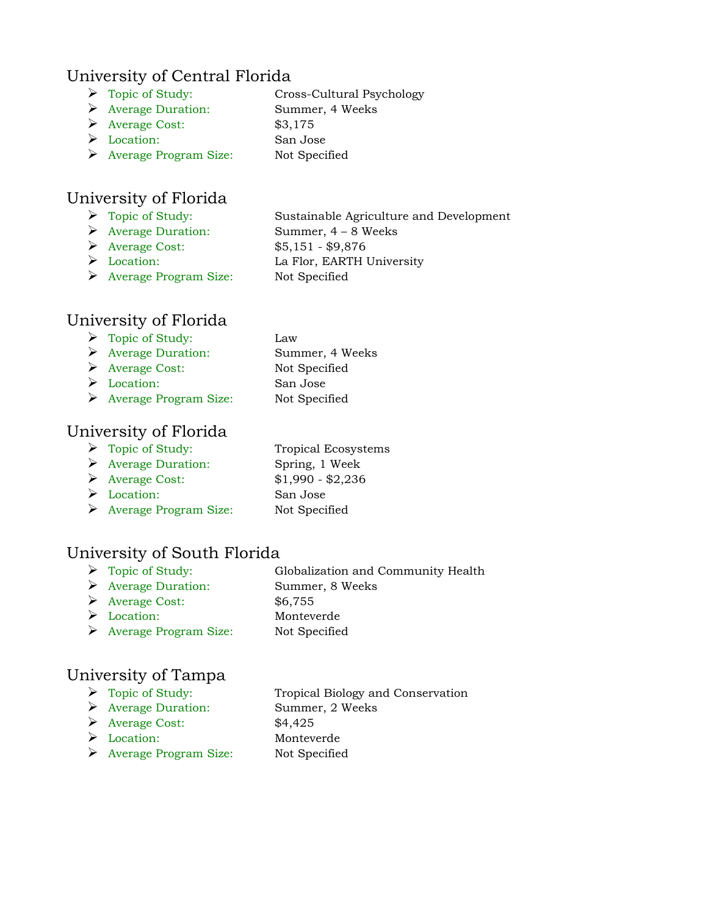## University of Central Florida

- Topic of Study: Cross-Cultural Psychology
- Average Duration: Summer, 4 Weeks
- Average Cost: $3,175
- Location: San Jose
- Average Program Size: Not Specified

## University of Florida

- Topic of Study: Sustainable Agriculture and Development
- Average Duration: Summer, 4 – 8 Weeks
- Average Cost: $5,151 - $9,876
- Location: La Flor, EARTH University
- Average Program Size: Not Specified

## University of Florida

- Topic of Study: Law
- Average Duration: Summer, 4 Weeks
- Average Cost: Not Specified
- Location: San Jose
- Average Program Size: Not Specified

## University of Florida

- Topic of Study: Tropical Ecosystems
- Average Duration: Spring, 1 Week
- Average Cost: $1,990 - $2,236
- Location: San Jose
- Average Program Size: Not Specified

## University of South Florida

- Topic of Study: Globalization and Community Health
- Average Duration: Summer, 8 Weeks
- Average Cost: $6,755
- Location: Monteverde
- Average Program Size: Not Specified

## University of Tampa

- Topic of Study: Tropical Biology and Conservation
- Average Duration: Summer, 2 Weeks
- Average Cost: $4,425
- Location: Monteverde
- Average Program Size: Not Specified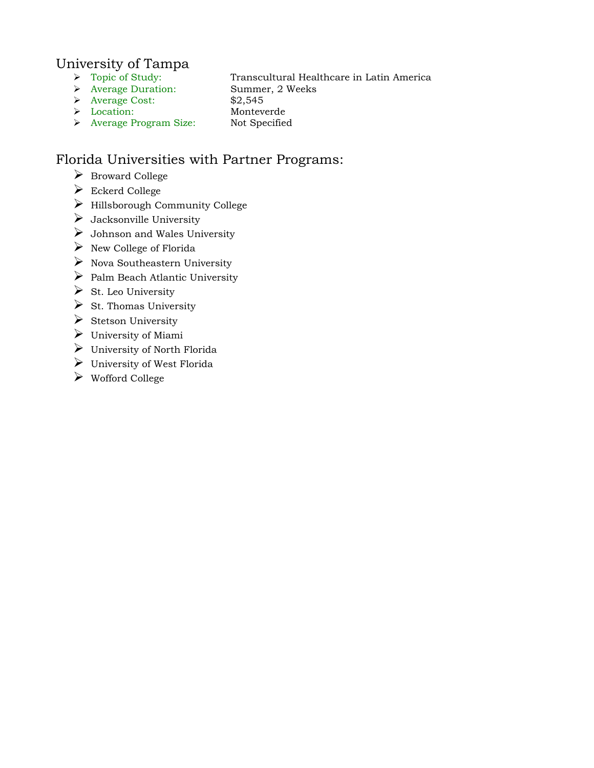## University of Tampa

- Topic of Study: Transcultural Healthcare in Latin America
- Average Duration: Summer, 2 Weeks
- Average Cost: $2,545
- Location: Monteverde
- Average Program Size: Not Specified

## Florida Universities with Partner Programs:

- Broward College
- Eckerd College
- Hillsborough Community College
- Jacksonville University
- Johnson and Wales University
- New College of Florida
- Nova Southeastern University
- Palm Beach Atlantic University
- St. Leo University
- St. Thomas University
- Stetson University
- University of Miami
- University of North Florida
- University of West Florida
- Wofford College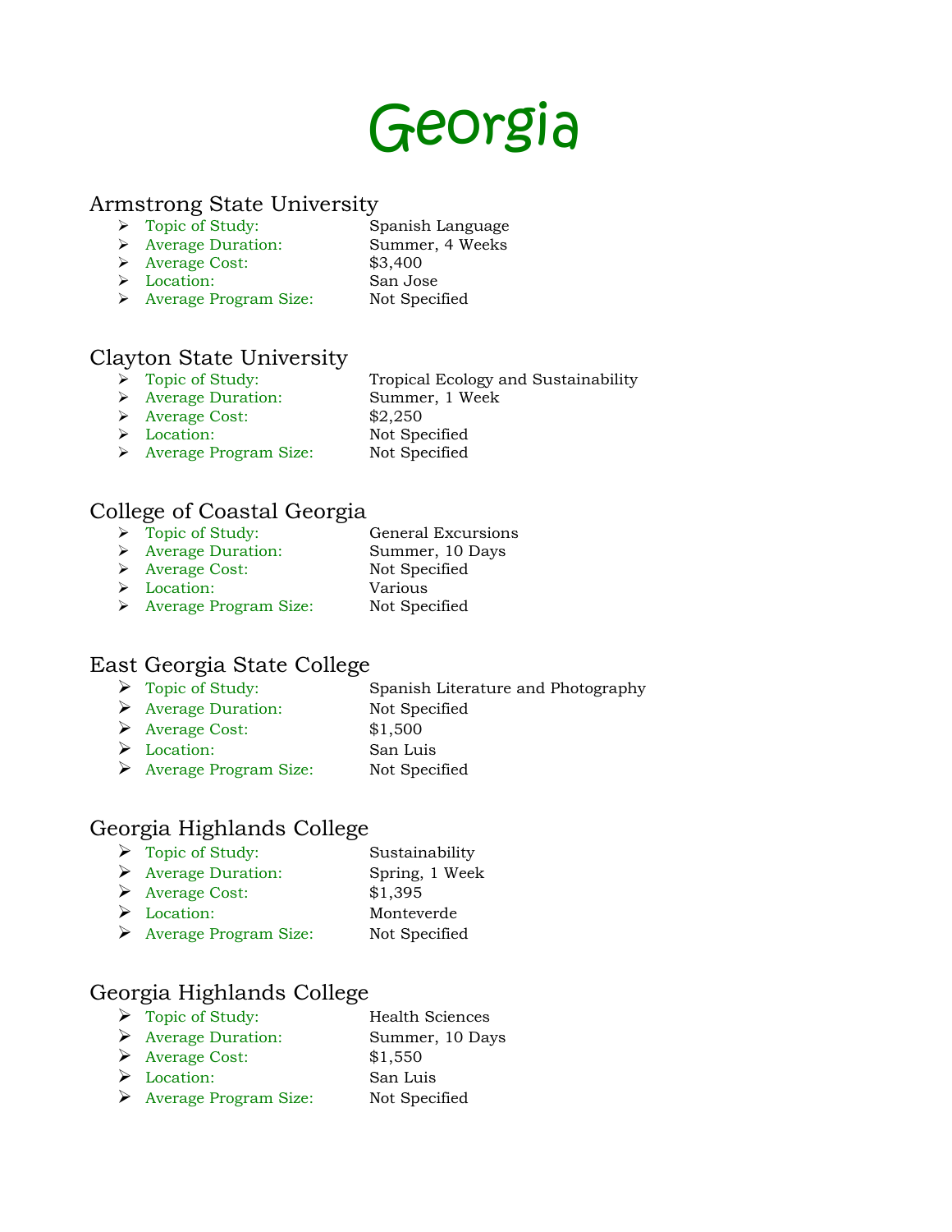# Georgia

## Armstrong State University

- Topic of Study: Spanish Language
- Average Duration: Summer, 4 Weeks
- Average Cost: $3,400
- Location: San Jose
- Average Program Size: Not Specified

## Clayton State University

- Topic of Study: Tropical Ecology and Sustainability
- Average Duration: Summer, 1 Week
- Average Cost: $2,250
- Location: Not Specified
- Average Program Size: Not Specified

## College of Coastal Georgia

- Topic of Study: General Excursions
- Average Duration: Summer, 10 Days
- Average Cost: Not Specified
- Location: Various
- Average Program Size: Not Specified

## East Georgia State College

- Topic of Study: Spanish Literature and Photography
- Average Duration: Not Specified
- Average Cost: $1,500
- Location: San Luis
- Average Program Size: Not Specified

## Georgia Highlands College

- Topic of Study: Sustainability
- Average Duration: Spring, 1 Week
- Average Cost: $1,395
- Location: Monteverde
- Average Program Size: Not Specified

## Georgia Highlands College

- Topic of Study: Health Sciences
- Average Duration: Summer, 10 Days
- Average Cost: $1,550
- Location: San Luis
- Average Program Size: Not Specified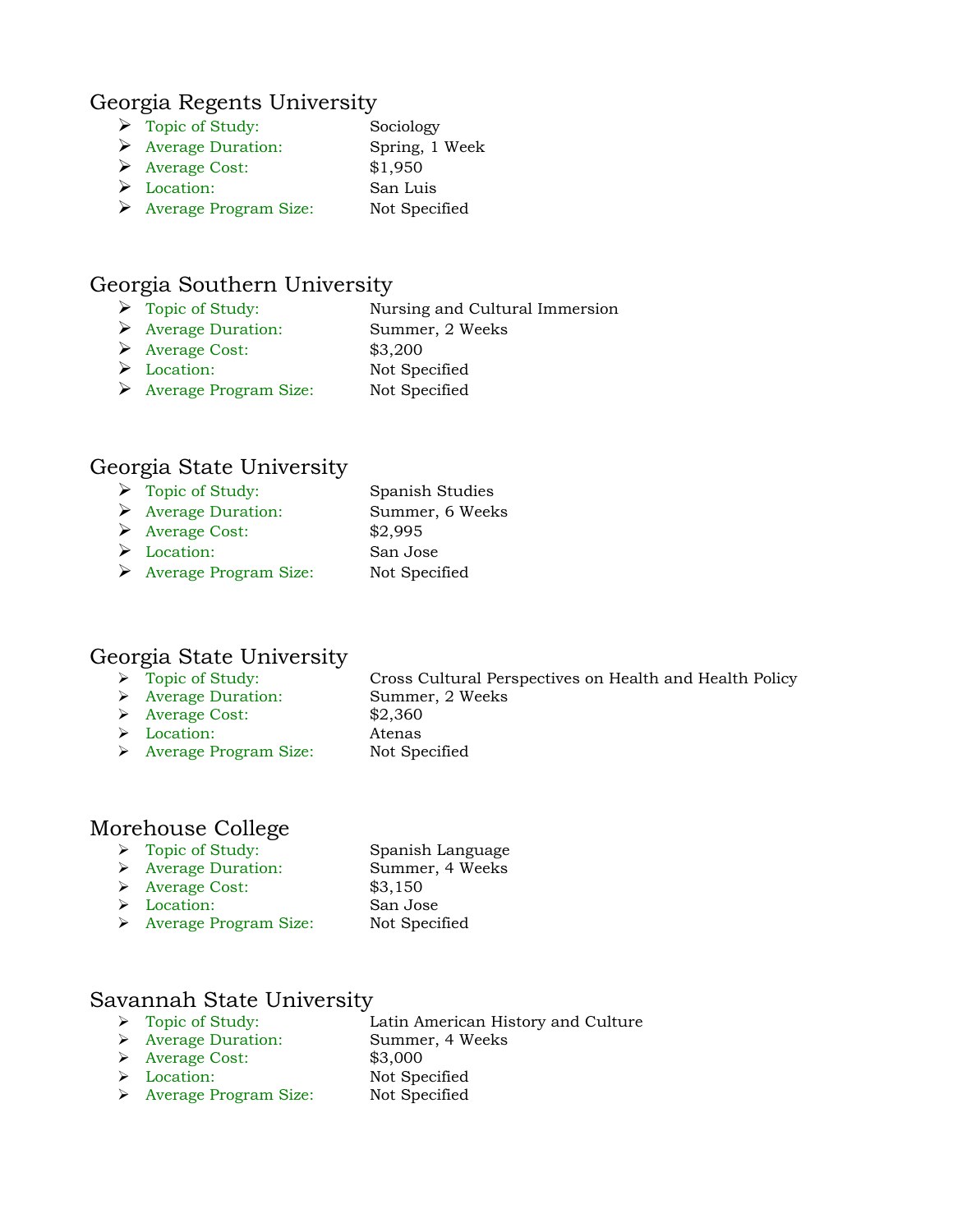## Georgia Regents University

- Topic of Study: Sociology
- Average Duration: Spring, 1 Week
- Average Cost: $1,950
- Location: San Luis
- Average Program Size: Not Specified

## Georgia Southern University

- Topic of Study: Nursing and Cultural Immersion
- Average Duration: Summer, 2 Weeks
- Average Cost: $3,200
- Location: Not Specified
- Average Program Size: Not Specified

## Georgia State University

- Topic of Study: Spanish Studies
- Average Duration: Summer, 6 Weeks
- Average Cost: $2,995
- Location: San Jose
- Average Program Size: Not Specified

## Georgia State University

- Topic of Study: Cross Cultural Perspectives on Health and Health Policy
- Average Duration: Summer, 2 Weeks
- Average Cost: $2,360
- Location: Atenas
- Average Program Size: Not Specified

## Morehouse College

- Topic of Study: Spanish Language
- Average Duration: Summer, 4 Weeks
- Average Cost: $3,150
- Location: San Jose
- Average Program Size: Not Specified

## Savannah State University

- Topic of Study: Latin American History and Culture
- Average Duration: Summer, 4 Weeks
- Average Cost: $3,000
- Location: Not Specified
- Average Program Size: Not Specified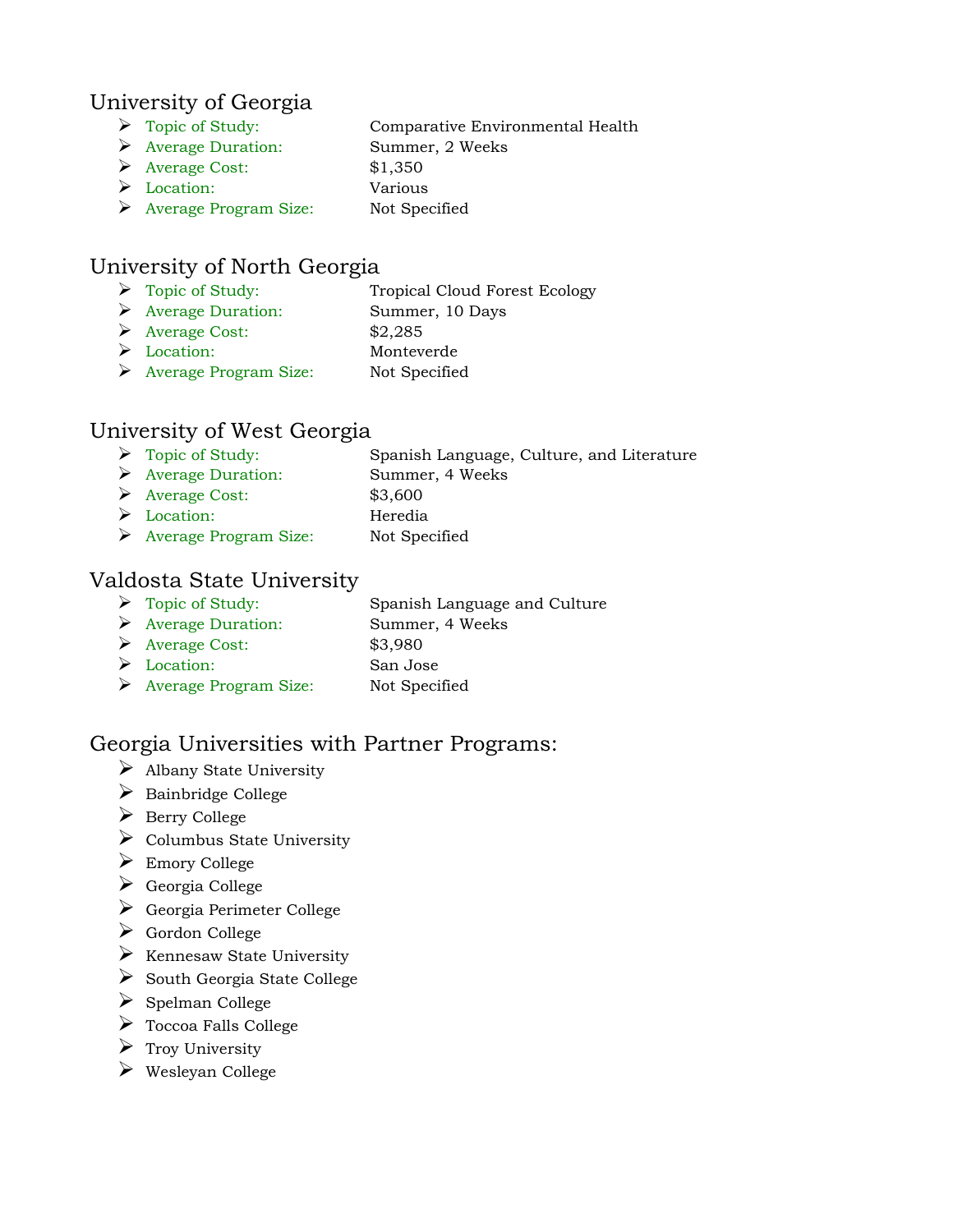## University of Georgia

- Topic of Study: Comparative Environmental Health
- Average Duration: Summer, 2 Weeks
- Average Cost: $1,350
- Location: Various
- Average Program Size: Not Specified

## University of North Georgia

- Topic of Study: Tropical Cloud Forest Ecology
- Average Duration: Summer, 10 Days
- Average Cost: $2,285
- Location: Monteverde
- Average Program Size: Not Specified

## University of West Georgia

- Topic of Study: Spanish Language, Culture, and Literature
- Average Duration: Summer, 4 Weeks
- Average Cost: $3,600
- Location: Heredia
- Average Program Size: Not Specified

## Valdosta State University

- Topic of Study: Spanish Language and Culture
- Average Duration: Summer, 4 Weeks
- Average Cost: $3,980
- Location: San Jose
- Average Program Size: Not Specified

## Georgia Universities with Partner Programs:

- Albany State University
- Bainbridge College
- Berry College
- Columbus State University
- Emory College
- Georgia College
- Georgia Perimeter College
- Gordon College
- Kennesaw State University
- South Georgia State College
- Spelman College
- Toccoa Falls College
- Troy University
- Wesleyan College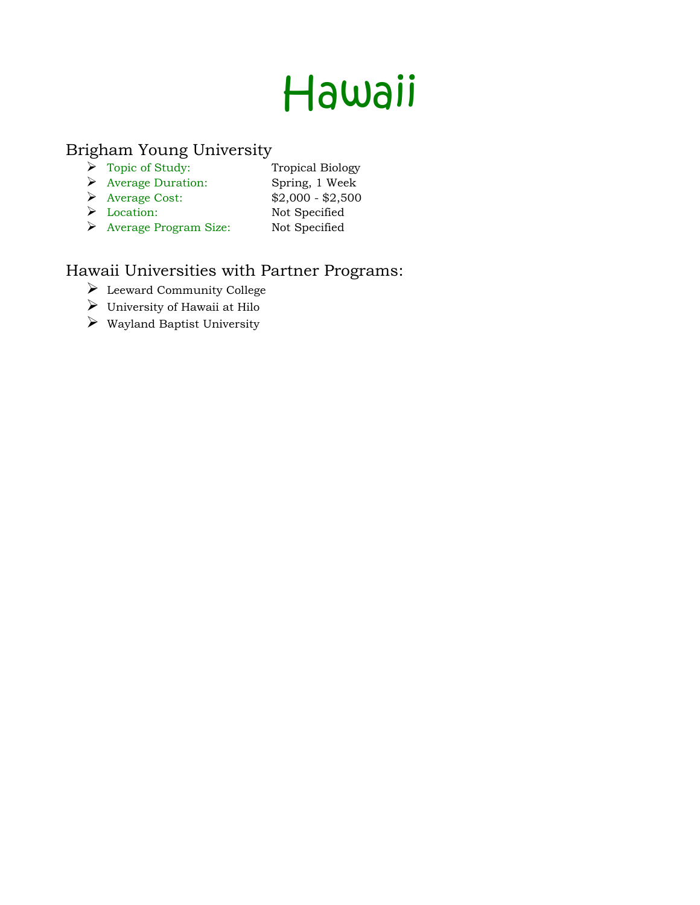# Hawaii

## Brigham Young University

- Topic of Study: Tropical Biology
- Average Duration: Spring, 1 Week
- Average Cost: $2,000 - $2,500
- Location: Not Specified
- Average Program Size: Not Specified

## Hawaii Universities with Partner Programs:

- Leeward Community College
- University of Hawaii at Hilo
- Wayland Baptist University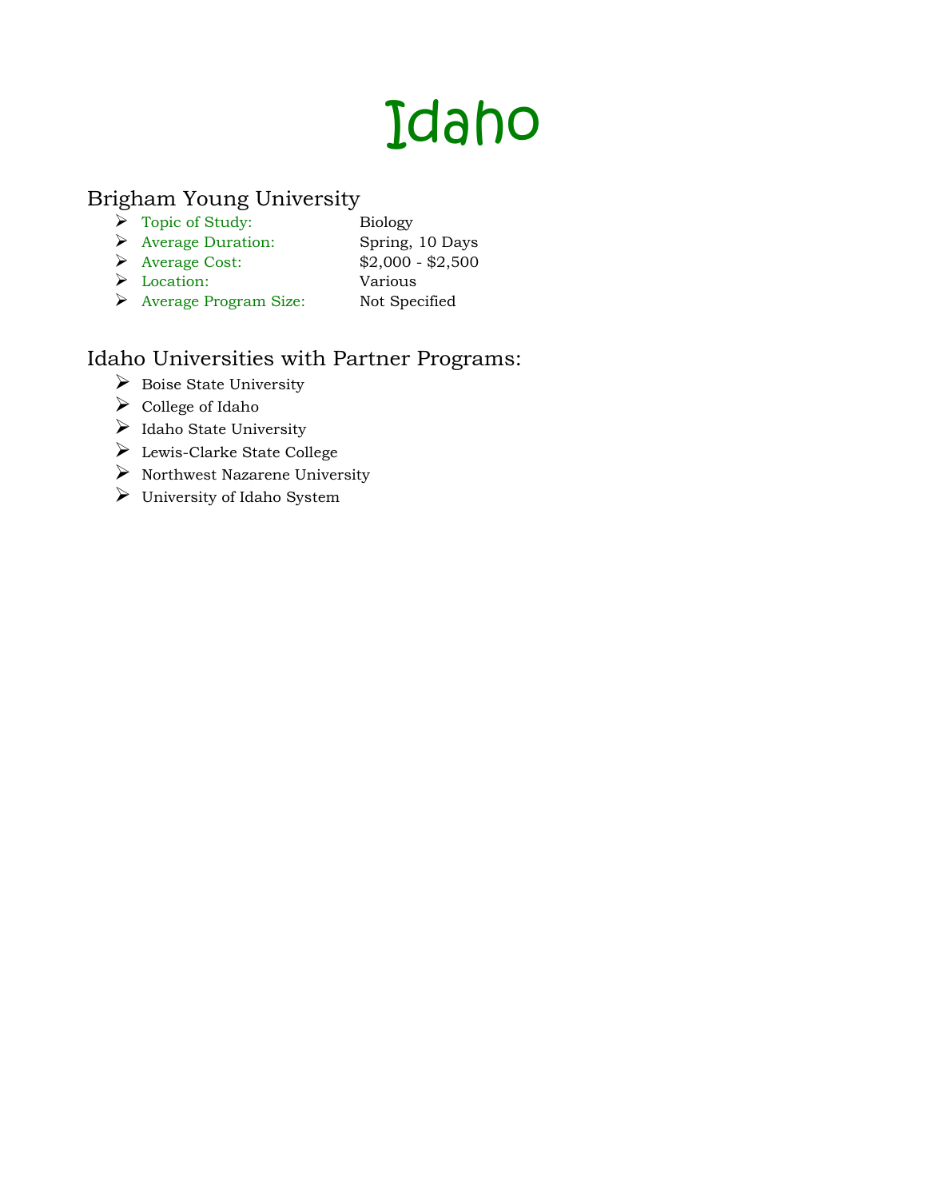# Idaho

## Brigham Young University

- Topic of Study: Biology
- Average Duration: Spring, 10 Days
- Average Cost: $2,000 - $2,500
- Location: Various
- Average Program Size: Not Specified

## Idaho Universities with Partner Programs:

- Boise State University
- College of Idaho
- Idaho State University
- Lewis-Clarke State College
- Northwest Nazarene University
- University of Idaho System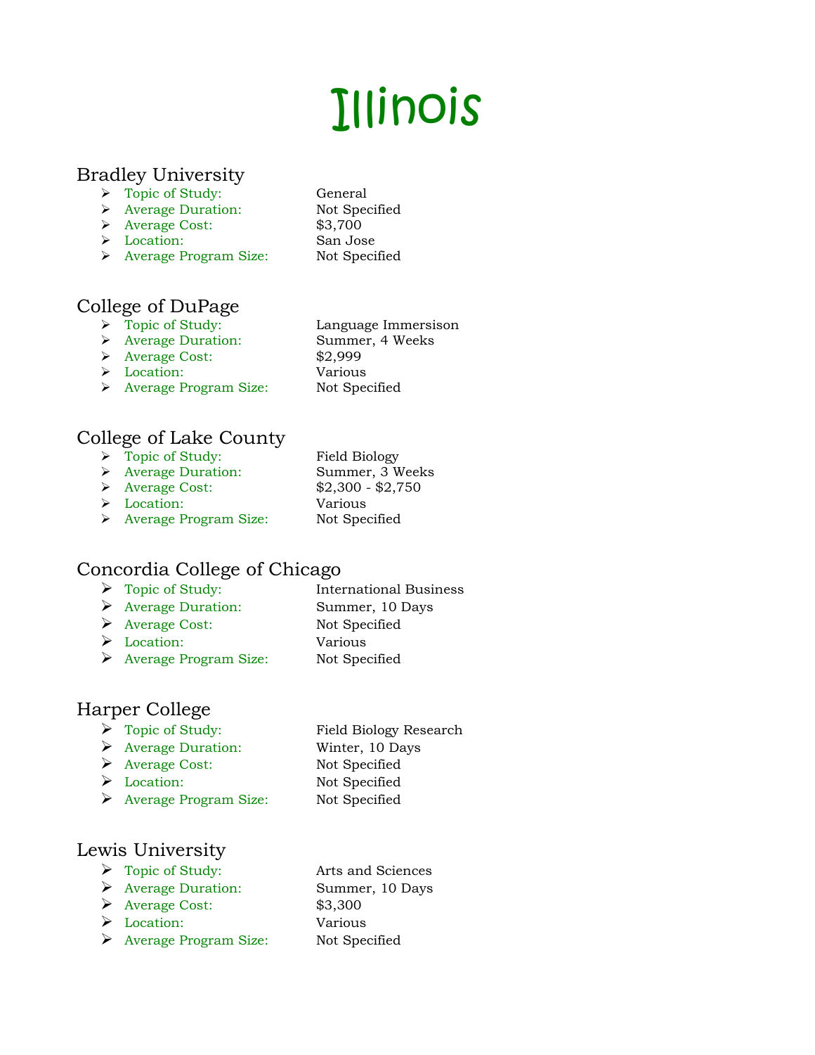# Illinois

## Bradley University

- Topic of Study: General
- Average Duration: Not Specified
- Average Cost: $3,700
- Location: San Jose
- Average Program Size: Not Specified

## College of DuPage

- Topic of Study: Language Immersison
- Average Duration: Summer, 4 Weeks
- Average Cost: $2,999
- Location: Various
- Average Program Size: Not Specified

## College of Lake County

- Topic of Study: Field Biology
- Average Duration: Summer, 3 Weeks
- Average Cost: $2,300 - $2,750
- Location: Various
- Average Program Size: Not Specified

## Concordia College of Chicago

- Topic of Study: International Business
- Average Duration: Summer, 10 Days
- Average Cost: Not Specified
- Location: Various
- Average Program Size: Not Specified

## Harper College

- Topic of Study: Field Biology Research
- Average Duration: Winter, 10 Days
- Average Cost: Not Specified
- Location: Not Specified
- Average Program Size: Not Specified

## Lewis University

- Topic of Study: Arts and Sciences
- Average Duration: Summer, 10 Days
- Average Cost: $3,300
- Location: Various
- Average Program Size: Not Specified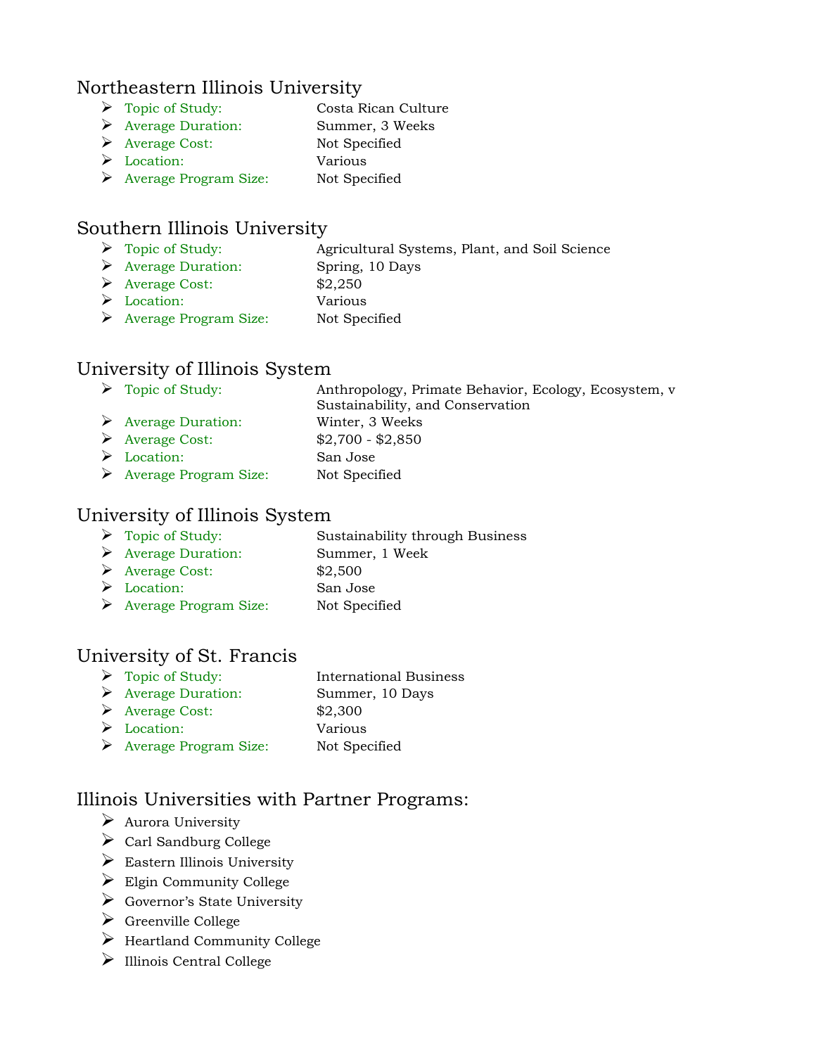## Northeastern Illinois University

- Topic of Study: Costa Rican Culture
- Average Duration: Summer, 3 Weeks
- Average Cost: Not Specified
- Location: Various
- Average Program Size: Not Specified

## Southern Illinois University

- Topic of Study: Agricultural Systems, Plant, and Soil Science
- Average Duration: Spring, 10 Days
- Average Cost: $2,250
- Location: Various
- Average Program Size: Not Specified

## University of Illinois System

- Topic of Study: Anthropology, Primate Behavior, Ecology, Ecosystem, v Sustainability, and Conservation
- Average Duration: Winter, 3 Weeks
- Average Cost: $2,700 - $2,850
- Location: San Jose
- Average Program Size: Not Specified

## University of Illinois System

- Topic of Study: Sustainability through Business
- Average Duration: Summer, 1 Week
- Average Cost: $2,500
- Location: San Jose
- Average Program Size: Not Specified

## University of St. Francis

- Topic of Study: International Business
- Average Duration: Summer, 10 Days
- Average Cost: $2,300
- Location: Various
- Average Program Size: Not Specified

## Illinois Universities with Partner Programs:

- Aurora University
- Carl Sandburg College
- Eastern Illinois University
- Elgin Community College
- Governor's State University
- Greenville College
- Heartland Community College
- Illinois Central College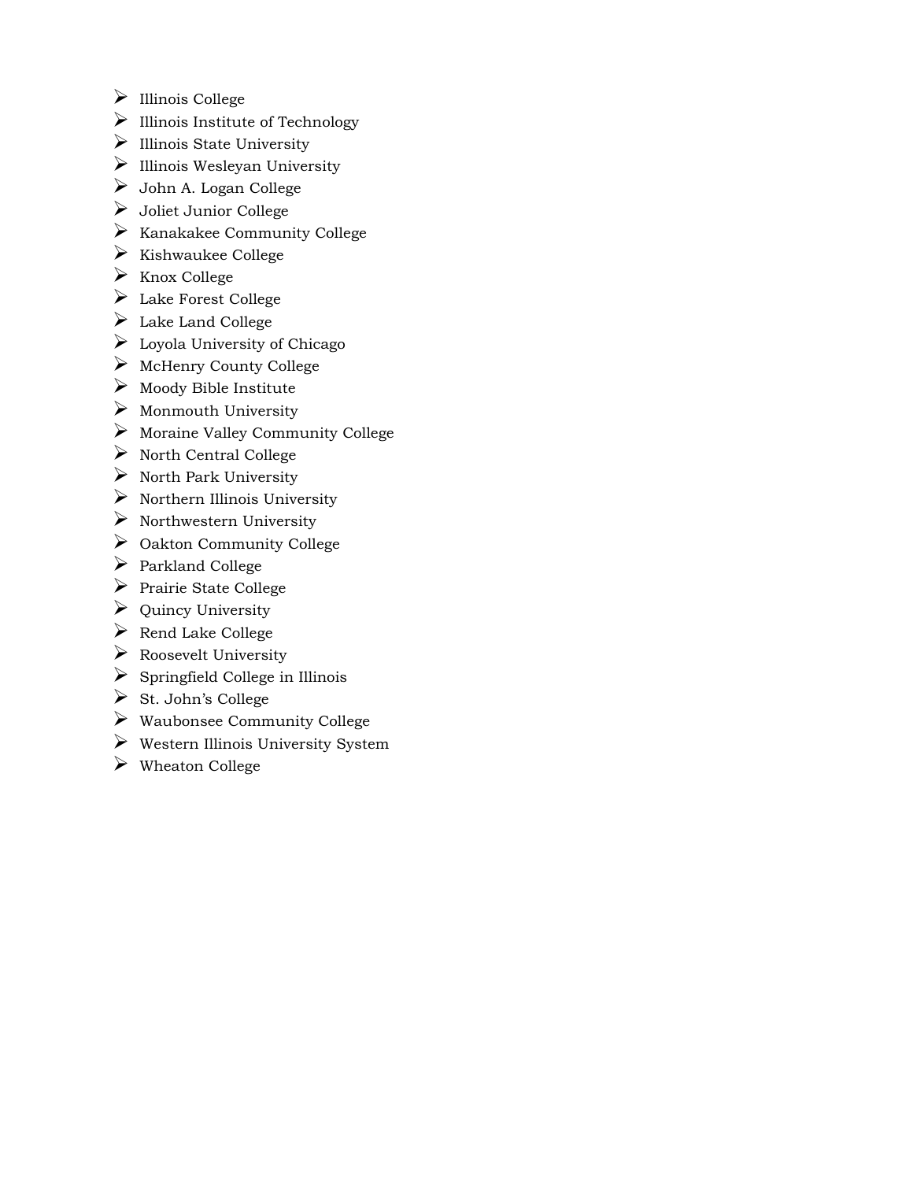- Illinois College
- Illinois Institute of Technology
- Illinois State University
- Illinois Wesleyan University
- John A. Logan College
- Joliet Junior College
- Kanakakee Community College
- Kishwaukee College
- Knox College
- Lake Forest College
- Lake Land College
- Loyola University of Chicago
- McHenry County College
- Moody Bible Institute
- Monmouth University
- Moraine Valley Community College
- North Central College
- North Park University
- Northern Illinois University
- Northwestern University
- Oakton Community College
- Parkland College
- Prairie State College
- Quincy University
- Rend Lake College
- Roosevelt University
- Springfield College in Illinois
- St. John's College
- Waubonsee Community College
- Western Illinois University System
- Wheaton College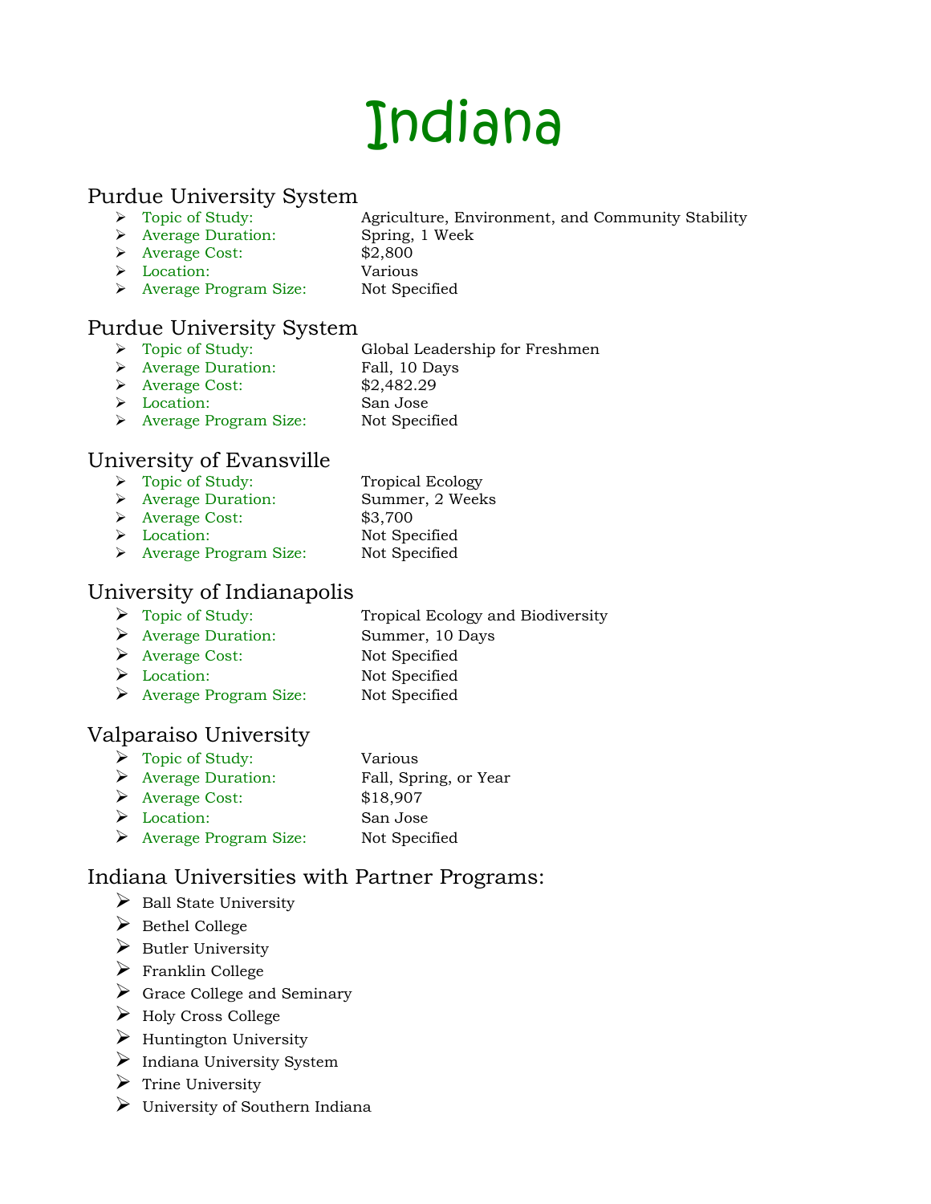# Indiana

## Purdue University System

- Topic of Study: Agriculture, Environment, and Community Stability
- Average Duration: Spring, 1 Week
- Average Cost: $2,800
- Location: Various
- Average Program Size: Not Specified

## Purdue University System

- Topic of Study: Global Leadership for Freshmen
- Average Duration: Fall, 10 Days
- Average Cost: $2,482.29
- Location: San Jose
- Average Program Size: Not Specified

## University of Evansville

- Topic of Study: Tropical Ecology
- Average Duration: Summer, 2 Weeks
- Average Cost: $3,700
- Location: Not Specified
- Average Program Size: Not Specified

## University of Indianapolis

- Topic of Study: Tropical Ecology and Biodiversity
- Average Duration: Summer, 10 Days
- Average Cost: Not Specified
- Location: Not Specified
- Average Program Size: Not Specified

## Valparaiso University

- Topic of Study: Various
- Average Duration: Fall, Spring, or Year
- Average Cost: $18,907
- Location: San Jose
- Average Program Size: Not Specified

## Indiana Universities with Partner Programs:

- Ball State University
- Bethel College
- Butler University
- Franklin College
- Grace College and Seminary
- Holy Cross College
- Huntington University
- Indiana University System
- Trine University
- University of Southern Indiana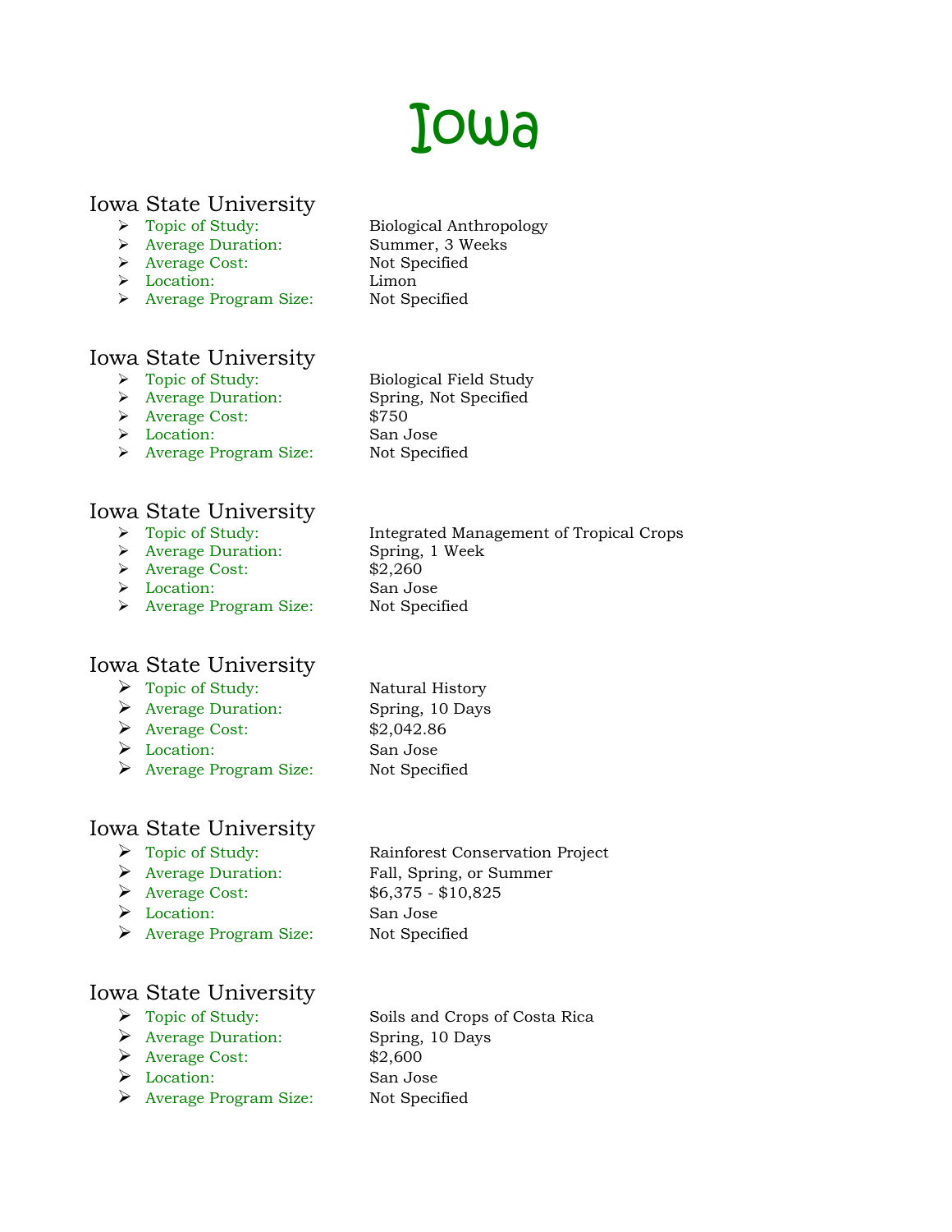# Iowa

## Iowa State University

- Topic of Study: Biological Anthropology
- Average Duration: Summer, 3 Weeks
- Average Cost: Not Specified
- Location: Limon
- Average Program Size: Not Specified

## Iowa State University

- Topic of Study: Biological Field Study
- Average Duration: Spring, Not Specified
- Average Cost: $750
- Location: San Jose
- Average Program Size: Not Specified

## Iowa State University

- Topic of Study: Integrated Management of Tropical Crops
- Average Duration: Spring, 1 Week
- Average Cost: $2,260
- Location: San Jose
- Average Program Size: Not Specified

## Iowa State University

- Topic of Study: Natural History
- Average Duration: Spring, 10 Days
- Average Cost: $2,042.86
- Location: San Jose
- Average Program Size: Not Specified

## Iowa State University

- Topic of Study: Rainforest Conservation Project
- Average Duration: Fall, Spring, or Summer
- Average Cost: $6,375 - $10,825
- Location: San Jose
- Average Program Size: Not Specified

## Iowa State University

- Topic of Study: Soils and Crops of Costa Rica
- Average Duration: Spring, 10 Days
- Average Cost: $2,600
- Location: San Jose
- Average Program Size: Not Specified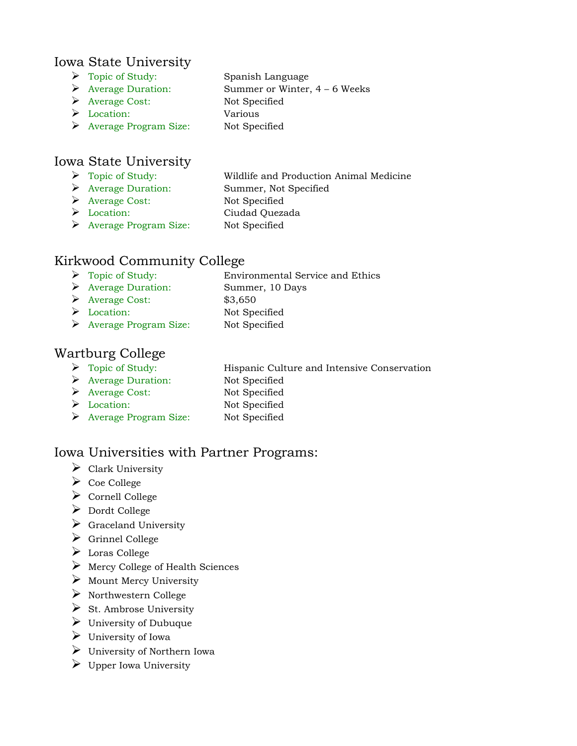## Iowa State University

- Topic of Study: Spanish Language
- Average Duration: Summer or Winter, 4 – 6 Weeks
- Average Cost: Not Specified
- Location: Various
- Average Program Size: Not Specified

## Iowa State University

- Topic of Study: Wildlife and Production Animal Medicine
- Average Duration: Summer, Not Specified
- Average Cost: Not Specified
- Location: Ciudad Quezada
- Average Program Size: Not Specified

## Kirkwood Community College

- Topic of Study: Environmental Service and Ethics
- Average Duration: Summer, 10 Days
- Average Cost: $3,650
- Location: Not Specified
- Average Program Size: Not Specified

## Wartburg College

- Topic of Study: Hispanic Culture and Intensive Conservation
- Average Duration: Not Specified
- Average Cost: Not Specified
- Location: Not Specified
- Average Program Size: Not Specified

## Iowa Universities with Partner Programs:

- Clark University
- Coe College
- Cornell College
- Dordt College
- Graceland University
- Grinnel College
- Loras College
- Mercy College of Health Sciences
- Mount Mercy University
- Northwestern College
- St. Ambrose University
- University of Dubuque
- University of Iowa
- University of Northern Iowa
- Upper Iowa University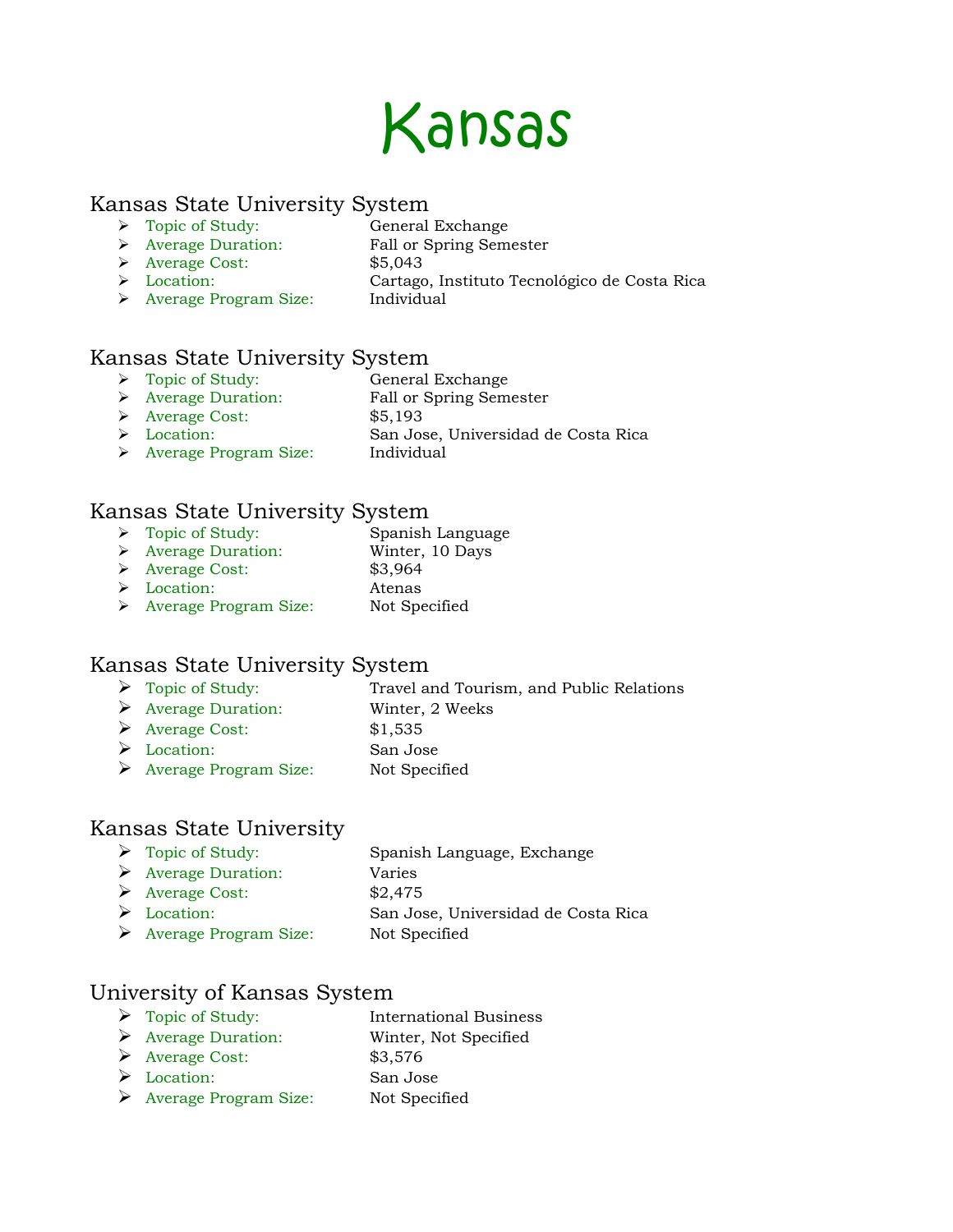# Kansas

## Kansas State University System

- Topic of Study: General Exchange
- Average Duration: Fall or Spring Semester
- Average Cost: $5,043
- Location: Cartago, Instituto Tecnológico de Costa Rica
- Average Program Size: Individual

## Kansas State University System

- Topic of Study: General Exchange
- Average Duration: Fall or Spring Semester
- Average Cost: $5,193
- Location: San Jose, Universidad de Costa Rica
- Average Program Size: Individual

## Kansas State University System

- Topic of Study: Spanish Language
- Average Duration: Winter, 10 Days
- Average Cost: $3,964
- Location: Atenas
- Average Program Size: Not Specified

## Kansas State University System

- Topic of Study: Travel and Tourism, and Public Relations
- Average Duration: Winter, 2 Weeks
- Average Cost: $1,535
- Location: San Jose
- Average Program Size: Not Specified

## Kansas State University

- Topic of Study: Spanish Language, Exchange
- Average Duration: Varies
- Average Cost: $2,475
- Location: San Jose, Universidad de Costa Rica
- Average Program Size: Not Specified

## University of Kansas System

- Topic of Study: International Business
- Average Duration: Winter, Not Specified
- Average Cost: $3,576
- Location: San Jose
- Average Program Size: Not Specified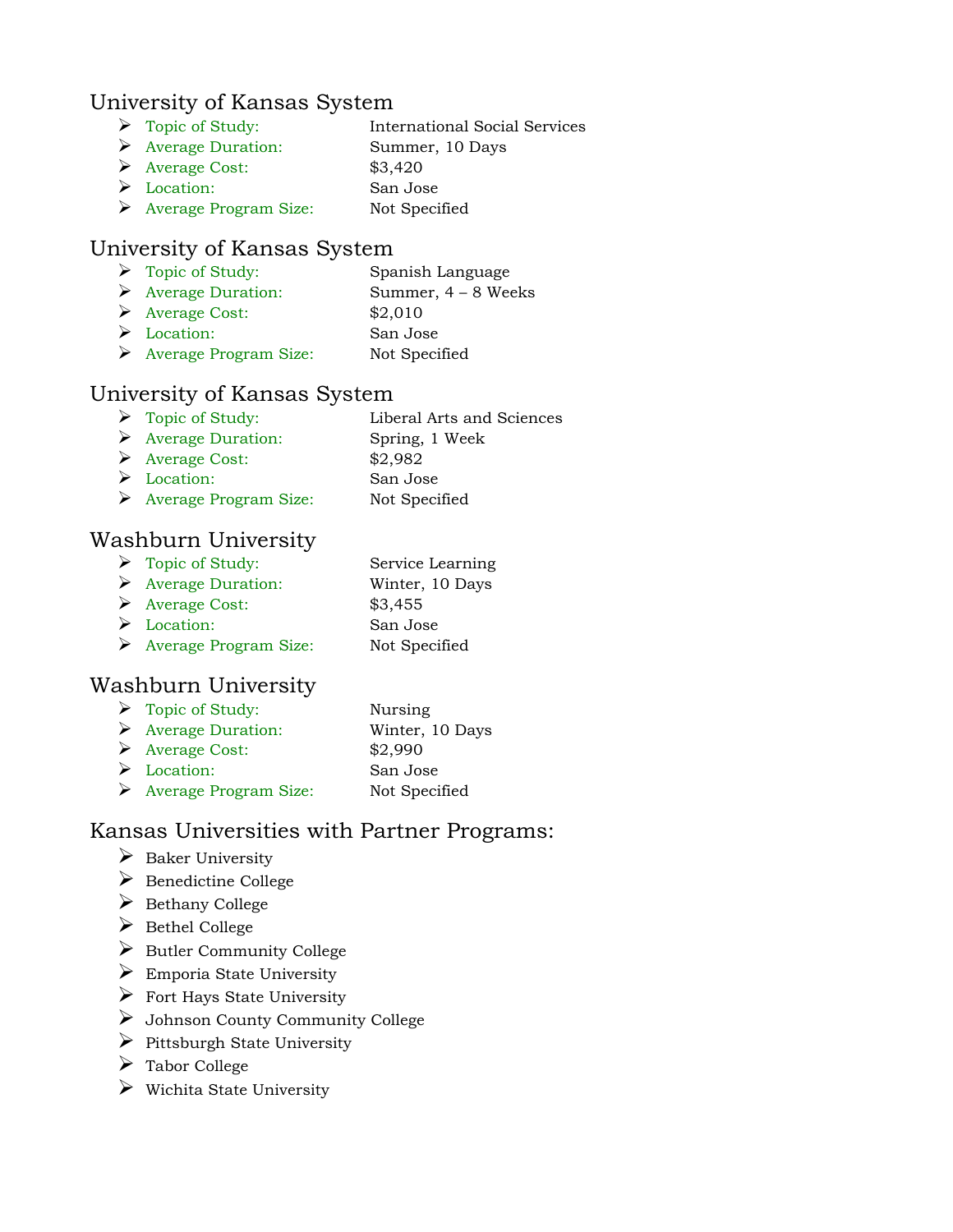## University of Kansas System

- Topic of Study: International Social Services
- Average Duration: Summer, 10 Days
- Average Cost: $3,420
- Location: San Jose
- Average Program Size: Not Specified

## University of Kansas System

- Topic of Study: Spanish Language
- Average Duration: Summer, 4 – 8 Weeks
- Average Cost: $2,010
- Location: San Jose
- Average Program Size: Not Specified

## University of Kansas System

- Topic of Study: Liberal Arts and Sciences
- Average Duration: Spring, 1 Week
- Average Cost: $2,982
- Location: San Jose
- Average Program Size: Not Specified

## Washburn University

- Topic of Study: Service Learning
- Average Duration: Winter, 10 Days
- Average Cost: $3,455
- Location: San Jose
- Average Program Size: Not Specified

## Washburn University

- Topic of Study: Nursing
- Average Duration: Winter, 10 Days
- Average Cost: $2,990
- Location: San Jose
- Average Program Size: Not Specified

## Kansas Universities with Partner Programs:

- Baker University
- Benedictine College
- Bethany College
- Bethel College
- Butler Community College
- Emporia State University
- Fort Hays State University
- Johnson County Community College
- Pittsburgh State University
- Tabor College
- Wichita State University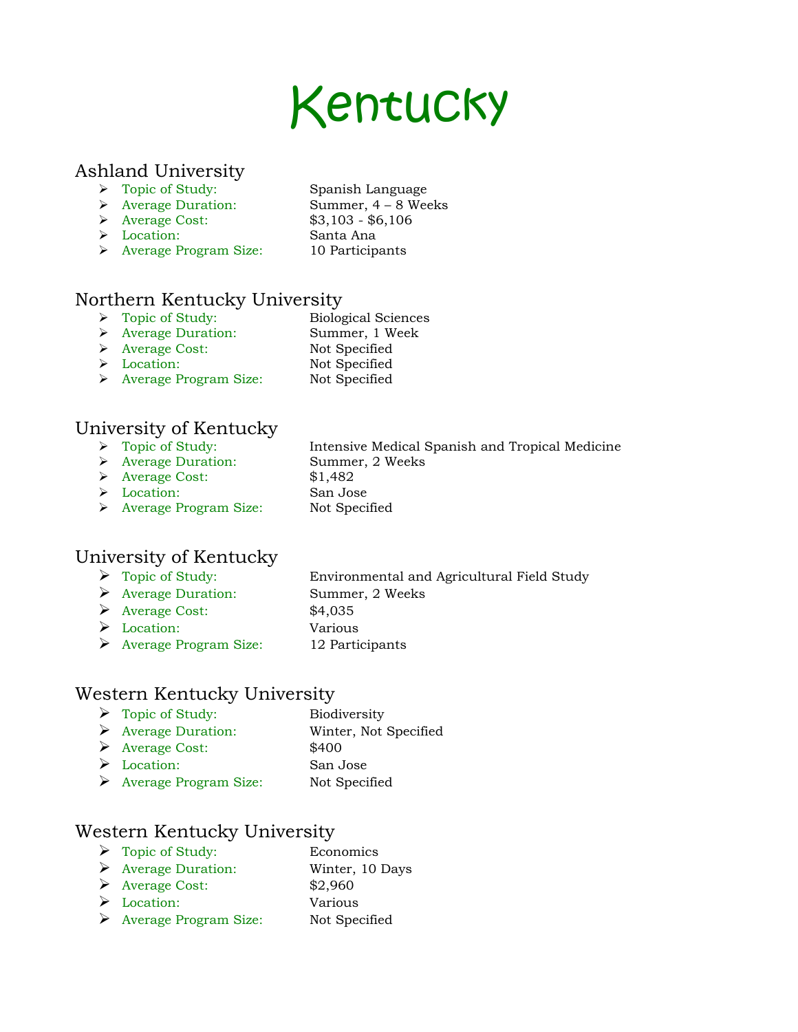# Kentucky

## Ashland University

- Topic of Study: Spanish Language
- Average Duration: Summer, 4 – 8 Weeks
- Average Cost: $3,103 - $6,106
- Location: Santa Ana
- Average Program Size: 10 Participants

## Northern Kentucky University

- Topic of Study: Biological Sciences
- Average Duration: Summer, 1 Week
- Average Cost: Not Specified
- Location: Not Specified
- Average Program Size: Not Specified

## University of Kentucky

- Topic of Study: Intensive Medical Spanish and Tropical Medicine
- Average Duration: Summer, 2 Weeks
- Average Cost: $1,482
- Location: San Jose
- Average Program Size: Not Specified

## University of Kentucky

- Topic of Study: Environmental and Agricultural Field Study
- Average Duration: Summer, 2 Weeks
- Average Cost: $4,035
- Location: Various
- Average Program Size: 12 Participants

## Western Kentucky University

- Topic of Study: Biodiversity
- Average Duration: Winter, Not Specified
- Average Cost: $400
- Location: San Jose
- Average Program Size: Not Specified

## Western Kentucky University

- Topic of Study: Economics
- Average Duration: Winter, 10 Days
- Average Cost: $2,960
- Location: Various
- Average Program Size: Not Specified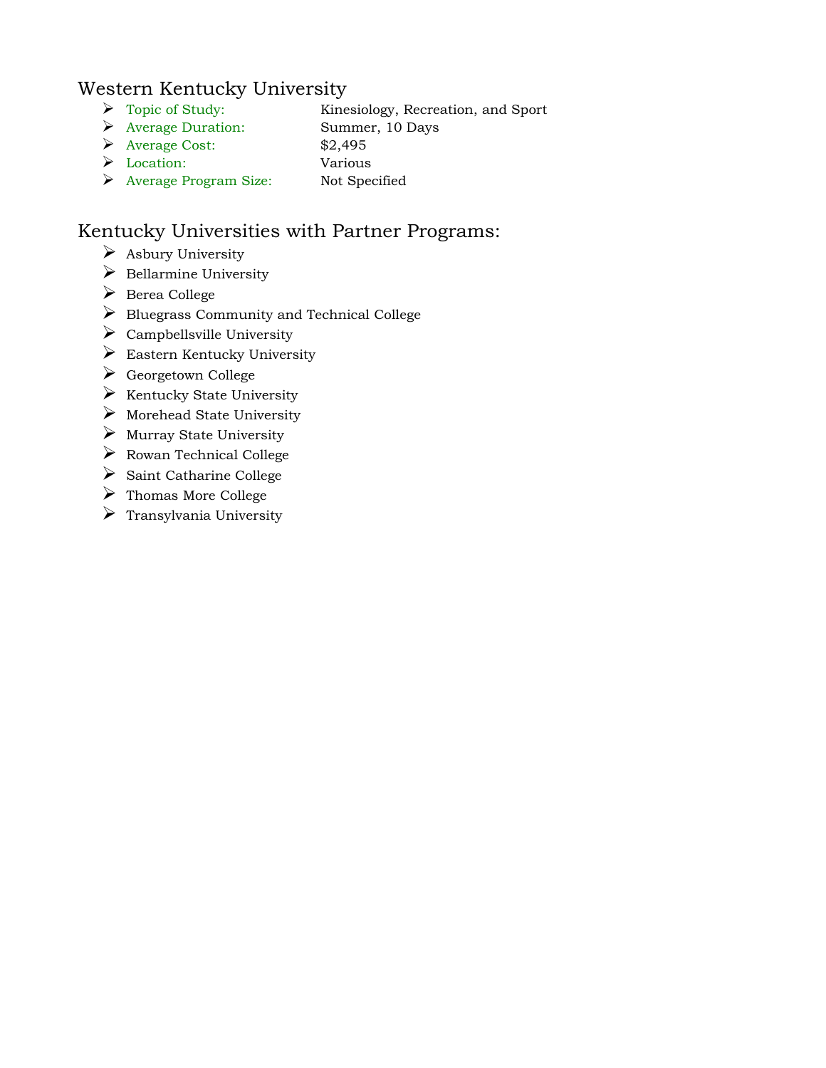## Western Kentucky University

- Topic of Study: Kinesiology, Recreation, and Sport
- Average Duration: Summer, 10 Days
- Average Cost: $2,495
- Location: Various
- Average Program Size: Not Specified

## Kentucky Universities with Partner Programs:

- Asbury University
- Bellarmine University
- Berea College
- Bluegrass Community and Technical College
- Campbellsville University
- Eastern Kentucky University
- Georgetown College
- Kentucky State University
- Morehead State University
- Murray State University
- Rowan Technical College
- Saint Catharine College
- Thomas More College
- Transylvania University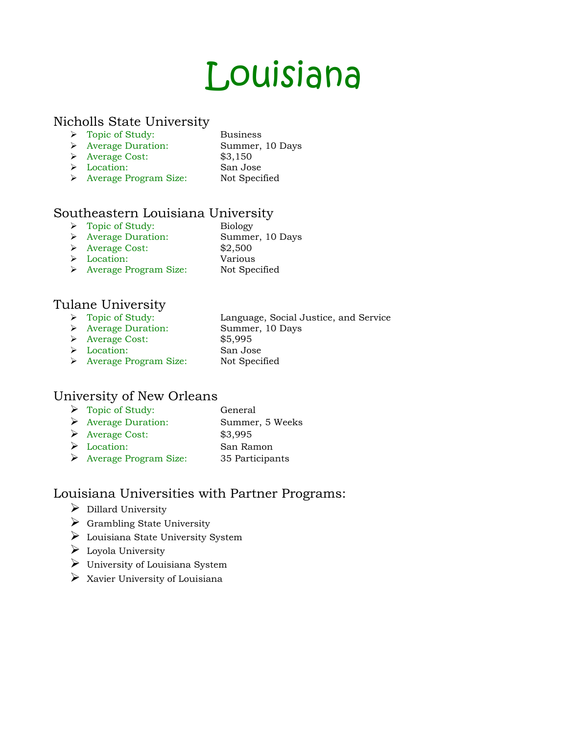# Louisiana

## Nicholls State University

- Topic of Study: Business
- Average Duration: Summer, 10 Days
- Average Cost: $3,150
- Location: San Jose
- Average Program Size: Not Specified

## Southeastern Louisiana University

- Topic of Study: Biology
- Average Duration: Summer, 10 Days
- Average Cost: $2,500
- Location: Various
- Average Program Size: Not Specified

## Tulane University

- Topic of Study: Language, Social Justice, and Service
- Average Duration: Summer, 10 Days
- Average Cost: $5,995
- Location: San Jose
- Average Program Size: Not Specified

## University of New Orleans

- Topic of Study: General
- Average Duration: Summer, 5 Weeks
- Average Cost: $3,995
- Location: San Ramon
- Average Program Size: 35 Participants

## Louisiana Universities with Partner Programs:

- Dillard University
- Grambling State University
- Louisiana State University System
- Loyola University
- University of Louisiana System
- Xavier University of Louisiana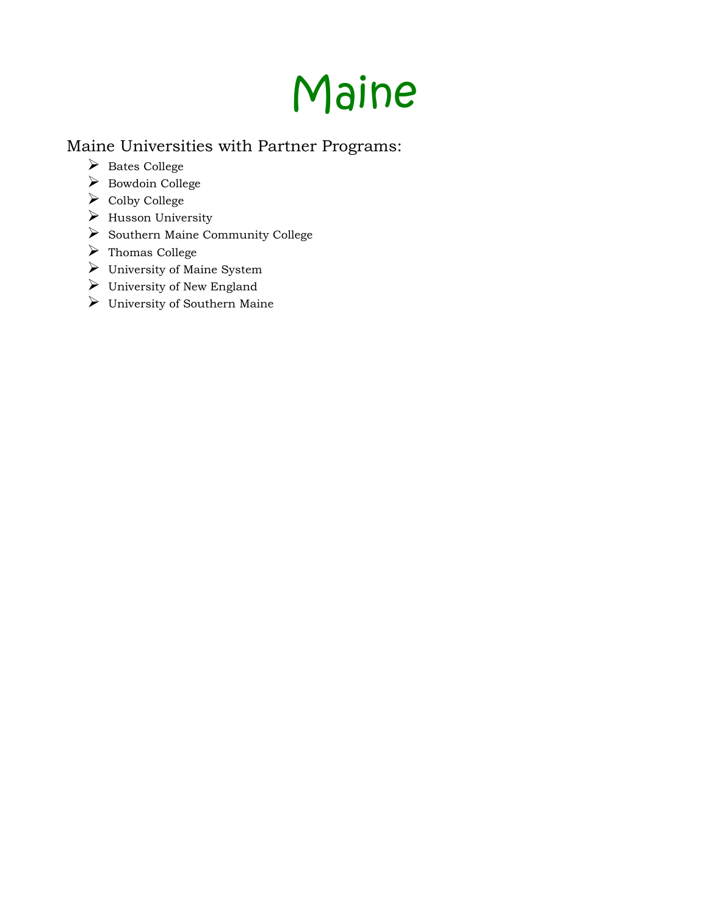# Maine

## Maine Universities with Partner Programs:

- Bates College
- Bowdoin College
- Colby College
- Husson University
- Southern Maine Community College
- Thomas College
- University of Maine System
- University of New England
- University of Southern Maine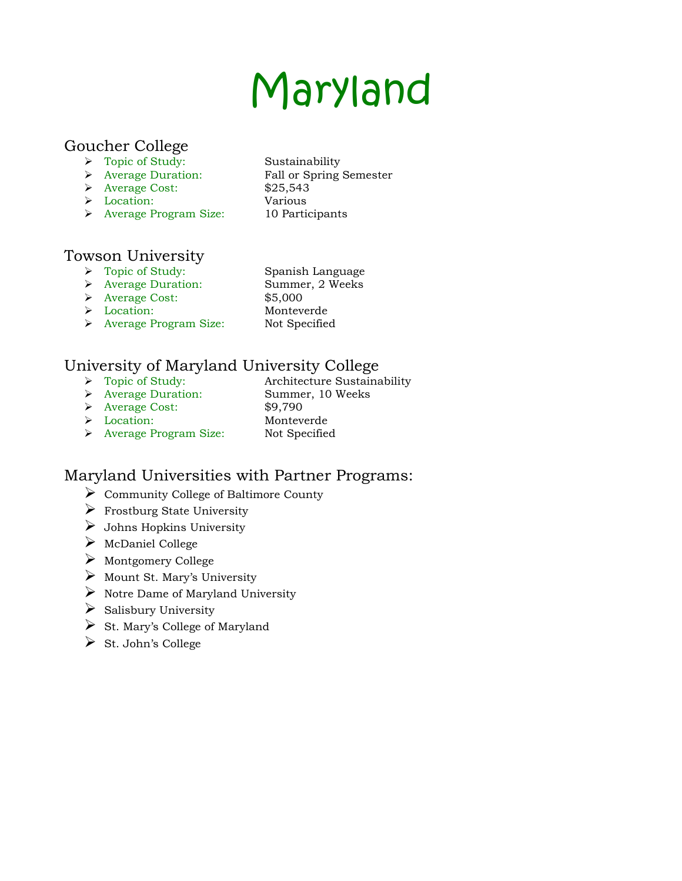# Maryland

## Goucher College

- Topic of Study: Sustainability
- Average Duration: Fall or Spring Semester
- Average Cost: $25,543
- Location: Various
- Average Program Size: 10 Participants

## Towson University

- Topic of Study: Spanish Language
- Average Duration: Summer, 2 Weeks
- Average Cost: $5,000
- Location: Monteverde
- Average Program Size: Not Specified

## University of Maryland University College

- Topic of Study: Architecture Sustainability
- Average Duration: Summer, 10 Weeks
- Average Cost: $9,790
- Location: Monteverde
- Average Program Size: Not Specified

## Maryland Universities with Partner Programs:

- Community College of Baltimore County
- Frostburg State University
- Johns Hopkins University
- McDaniel College
- Montgomery College
- Mount St. Mary's University
- Notre Dame of Maryland University
- Salisbury University
- St. Mary's College of Maryland
- St. John's College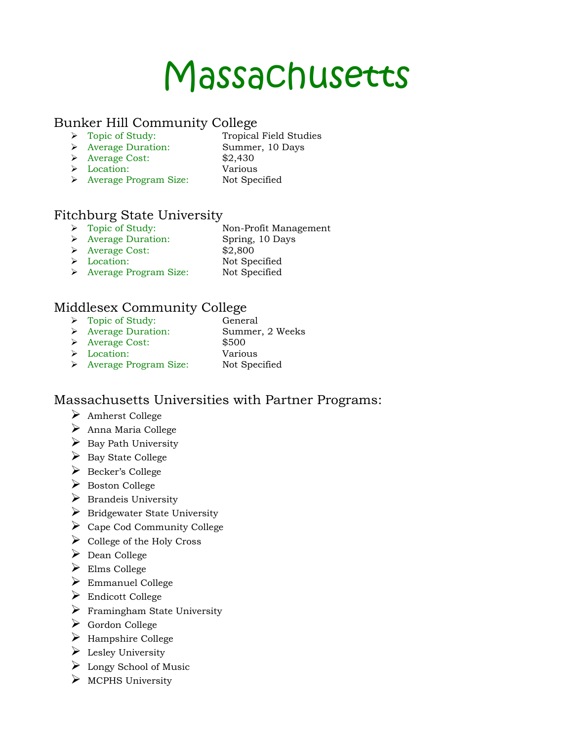# Massachusetts

## Bunker Hill Community College

- Topic of Study: Tropical Field Studies
- Average Duration: Summer, 10 Days
- Average Cost: $2,430
- Location: Various
- Average Program Size: Not Specified

## Fitchburg State University

- Topic of Study: Non-Profit Management
- Average Duration: Spring, 10 Days
- Average Cost: $2,800
- Location: Not Specified
- Average Program Size: Not Specified

## Middlesex Community College

- Topic of Study: General
- Average Duration: Summer, 2 Weeks
- Average Cost: $500
- Location: Various
- Average Program Size: Not Specified

## Massachusetts Universities with Partner Programs:

- Amherst College
- Anna Maria College
- Bay Path University
- Bay State College
- Becker's College
- Boston College
- Brandeis University
- Bridgewater State University
- Cape Cod Community College
- College of the Holy Cross
- Dean College
- Elms College
- Emmanuel College
- Endicott College
- Framingham State University
- Gordon College
- Hampshire College
- Lesley University
- Longy School of Music
- MCPHS University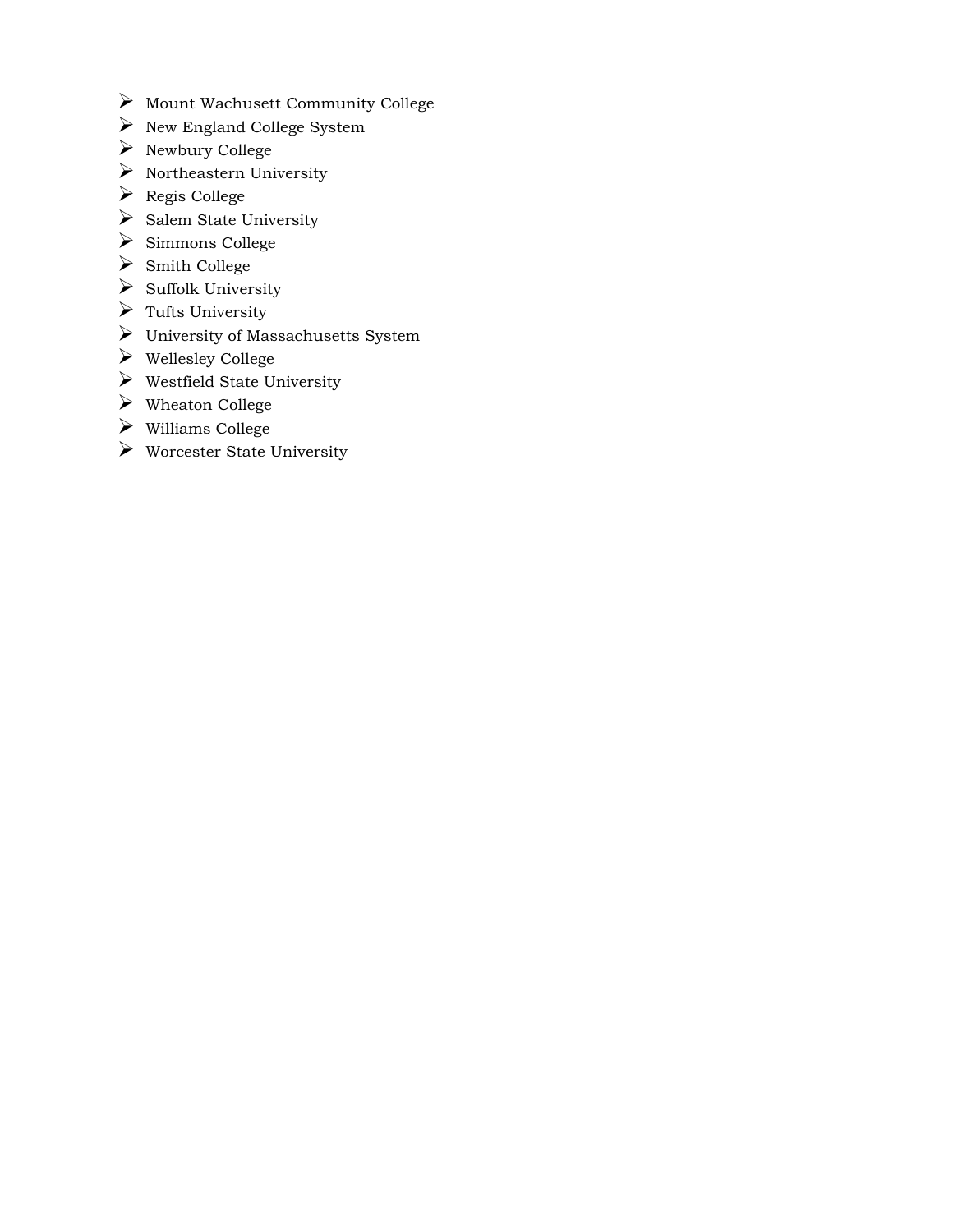- Mount Wachusett Community College
- New England College System
- Newbury College
- Northeastern University
- Regis College
- Salem State University
- Simmons College
- Smith College
- Suffolk University
- Tufts University
- University of Massachusetts System
- Wellesley College
- Westfield State University
- Wheaton College
- Williams College
- Worcester State University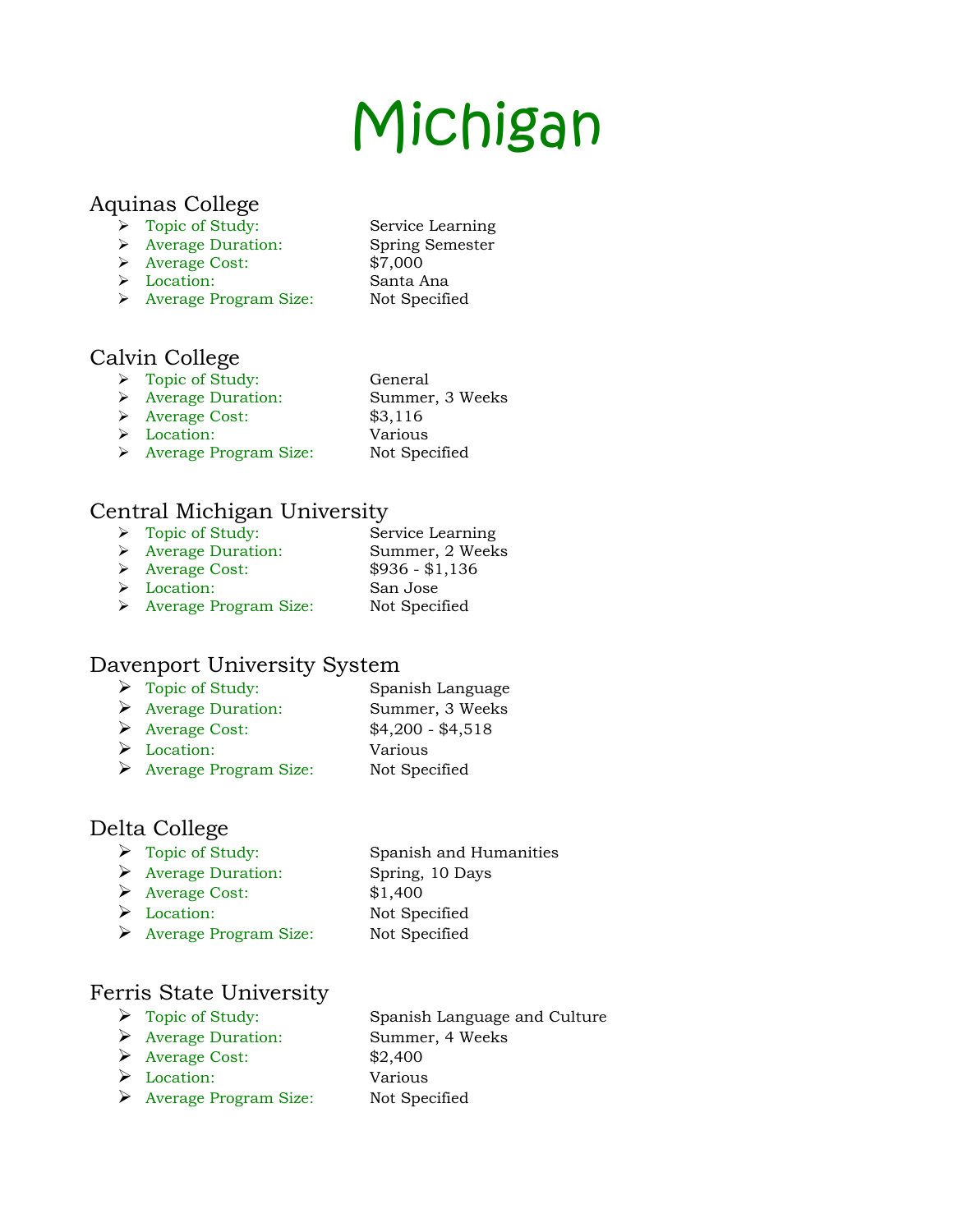# Michigan

## Aquinas College

- Topic of Study: Service Learning
- Average Duration: Spring Semester
- Average Cost: $7,000
- Location: Santa Ana
- Average Program Size: Not Specified

## Calvin College

- Topic of Study: General
- Average Duration: Summer, 3 Weeks
- Average Cost: $3,116
- Location: Various
- Average Program Size: Not Specified

## Central Michigan University

- Topic of Study: Service Learning
- Average Duration: Summer, 2 Weeks
- Average Cost: $936 - $1,136
- Location: San Jose
- Average Program Size: Not Specified

## Davenport University System

- Topic of Study: Spanish Language
- Average Duration: Summer, 3 Weeks
- Average Cost: $4,200 - $4,518
- Location: Various
- Average Program Size: Not Specified

## Delta College

- Topic of Study: Spanish and Humanities
- Average Duration: Spring, 10 Days
- Average Cost: $1,400
- Location: Not Specified
- Average Program Size: Not Specified

## Ferris State University

- Topic of Study: Spanish Language and Culture
- Average Duration: Summer, 4 Weeks
- Average Cost: $2,400
- Location: Various
- Average Program Size: Not Specified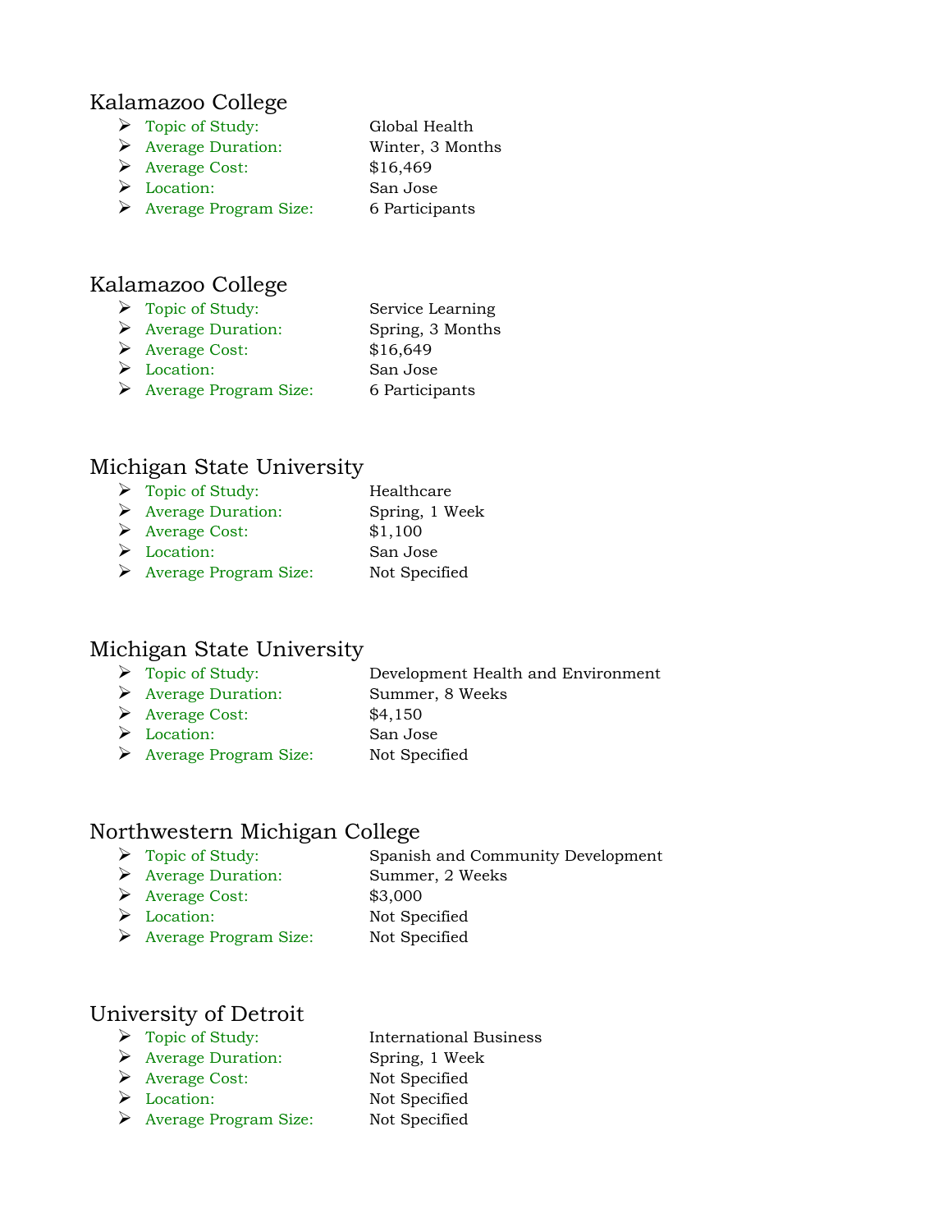## Kalamazoo College

- Topic of Study: Global Health
- Average Duration: Winter, 3 Months
- Average Cost: $16,469
- Location: San Jose
- Average Program Size: 6 Participants

## Kalamazoo College

- Topic of Study: Service Learning
- Average Duration: Spring, 3 Months
- Average Cost: $16,649
- Location: San Jose
- Average Program Size: 6 Participants

## Michigan State University

- Topic of Study: Healthcare
- Average Duration: Spring, 1 Week
- Average Cost: $1,100
- Location: San Jose
- Average Program Size: Not Specified

## Michigan State University

- Topic of Study: Development Health and Environment
- Average Duration: Summer, 8 Weeks
- Average Cost: $4,150
- Location: San Jose
- Average Program Size: Not Specified

## Northwestern Michigan College

- Topic of Study: Spanish and Community Development
- Average Duration: Summer, 2 Weeks
- Average Cost: $3,000
- Location: Not Specified
- Average Program Size: Not Specified

## University of Detroit

- Topic of Study: International Business
- Average Duration: Spring, 1 Week
- Average Cost: Not Specified
- Location: Not Specified
- Average Program Size: Not Specified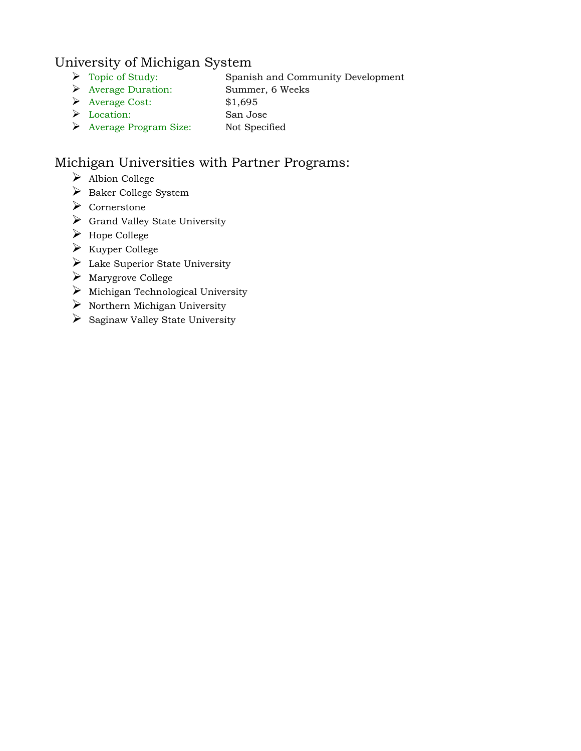## University of Michigan System

- Topic of Study: Spanish and Community Development
- Average Duration: Summer, 6 Weeks
- Average Cost: $1,695
- Location: San Jose
- Average Program Size: Not Specified

## Michigan Universities with Partner Programs:

- Albion College
- Baker College System
- Cornerstone
- Grand Valley State University
- Hope College
- Kuyper College
- Lake Superior State University
- Marygrove College
- Michigan Technological University
- Northern Michigan University
- Saginaw Valley State University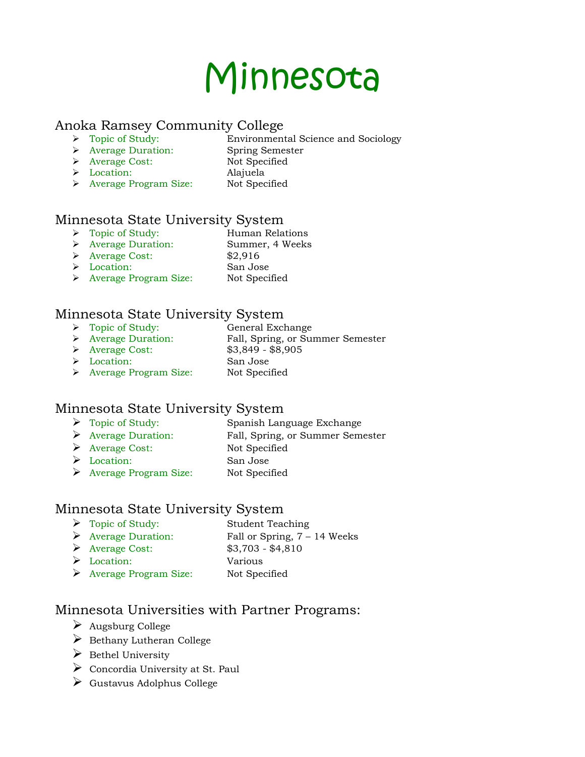# Minnesota

## Anoka Ramsey Community College

- Topic of Study: Environmental Science and Sociology
- Average Duration: Spring Semester
- Average Cost: Not Specified
- Location: Alajuela
- Average Program Size: Not Specified

## Minnesota State University System

- Topic of Study: Human Relations
- Average Duration: Summer, 4 Weeks
- Average Cost: $2,916
- Location: San Jose
- Average Program Size: Not Specified

## Minnesota State University System

- Topic of Study: General Exchange
- Average Duration: Fall, Spring, or Summer Semester
- Average Cost: $3,849 - $8,905
- Location: San Jose
- Average Program Size: Not Specified

## Minnesota State University System

- Topic of Study: Spanish Language Exchange
- Average Duration: Fall, Spring, or Summer Semester
- Average Cost: Not Specified
- Location: San Jose
- Average Program Size: Not Specified

## Minnesota State University System

- Topic of Study: Student Teaching
- Average Duration: Fall or Spring, 7 – 14 Weeks
- Average Cost: $3,703 - $4,810
- Location: Various
- Average Program Size: Not Specified

## Minnesota Universities with Partner Programs:

- Augsburg College
- Bethany Lutheran College
- Bethel University
- Concordia University at St. Paul
- Gustavus Adolphus College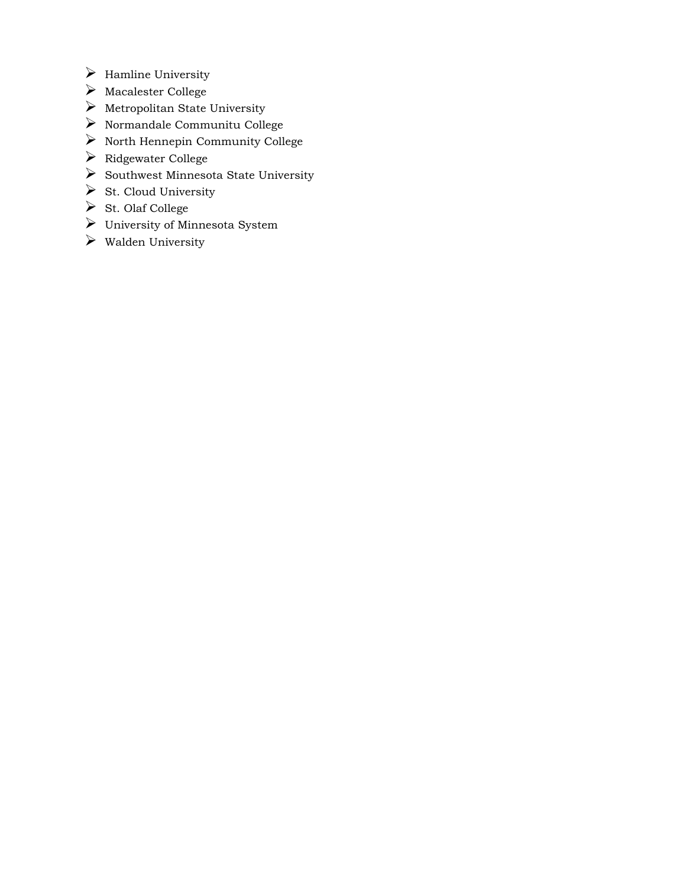- Hamline University
- Macalester College
- Metropolitan State University
- Normandale Communitu College
- North Hennepin Community College
- Ridgewater College
- Southwest Minnesota State University
- St. Cloud University
- St. Olaf College
- University of Minnesota System
- Walden University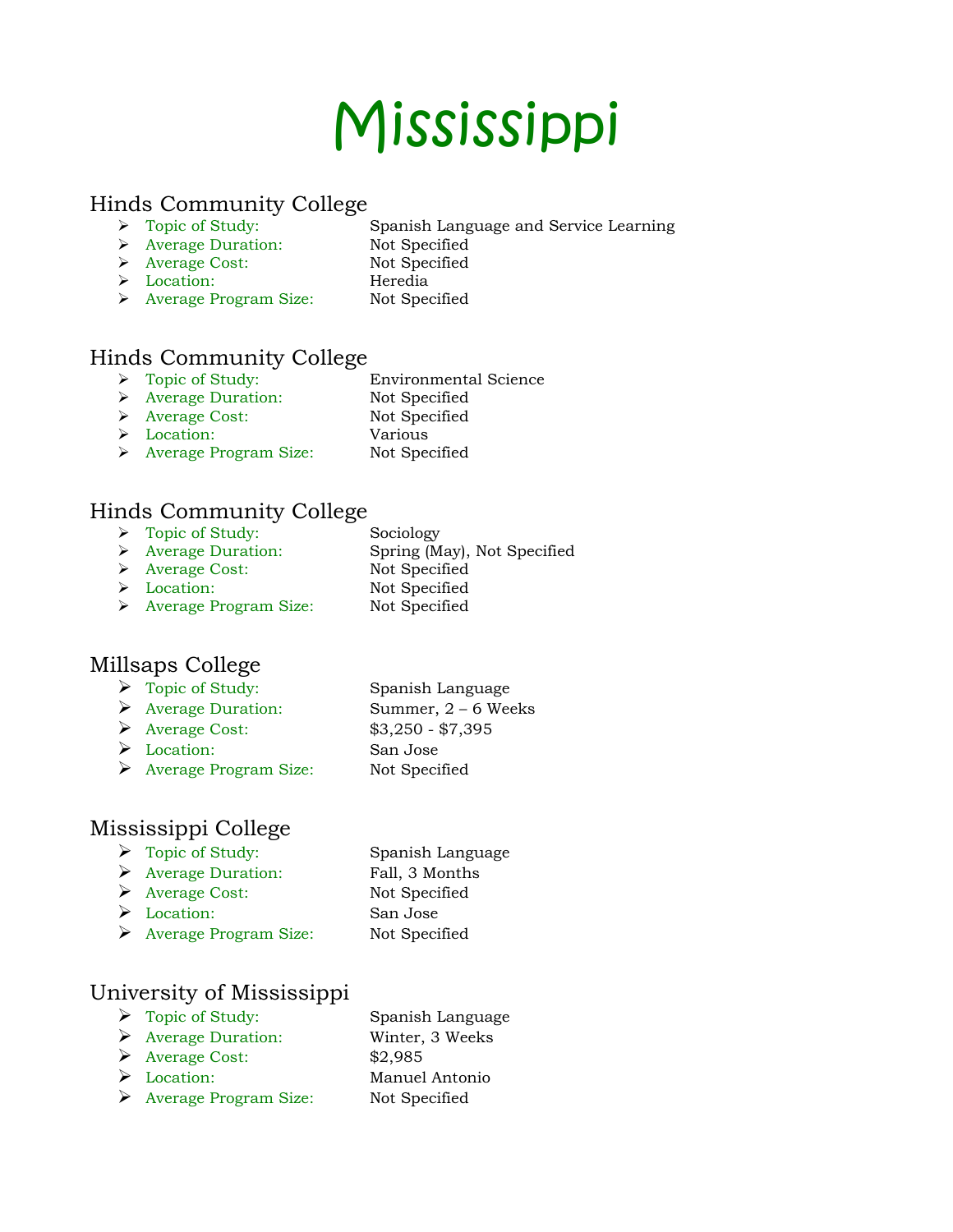# Mississippi

## Hinds Community College

- Topic of Study: Spanish Language and Service Learning
- Average Duration: Not Specified
- Average Cost: Not Specified
- Location: Heredia
- Average Program Size: Not Specified

## Hinds Community College

- Topic of Study: Environmental Science
- Average Duration: Not Specified
- Average Cost: Not Specified
- Location: Various
- Average Program Size: Not Specified

## Hinds Community College

- Topic of Study: Sociology
- Average Duration: Spring (May), Not Specified
- Average Cost: Not Specified
- Location: Not Specified
- Average Program Size: Not Specified

## Millsaps College

- Topic of Study: Spanish Language
- Average Duration: Summer, 2 – 6 Weeks
- Average Cost: $3,250 - $7,395
- Location: San Jose
- Average Program Size: Not Specified

## Mississippi College

- Topic of Study: Spanish Language
- Average Duration: Fall, 3 Months
- Average Cost: Not Specified
- Location: San Jose
- Average Program Size: Not Specified

## University of Mississippi

- Topic of Study: Spanish Language
- Average Duration: Winter, 3 Weeks
- Average Cost: $2,985
- Location: Manuel Antonio
- Average Program Size: Not Specified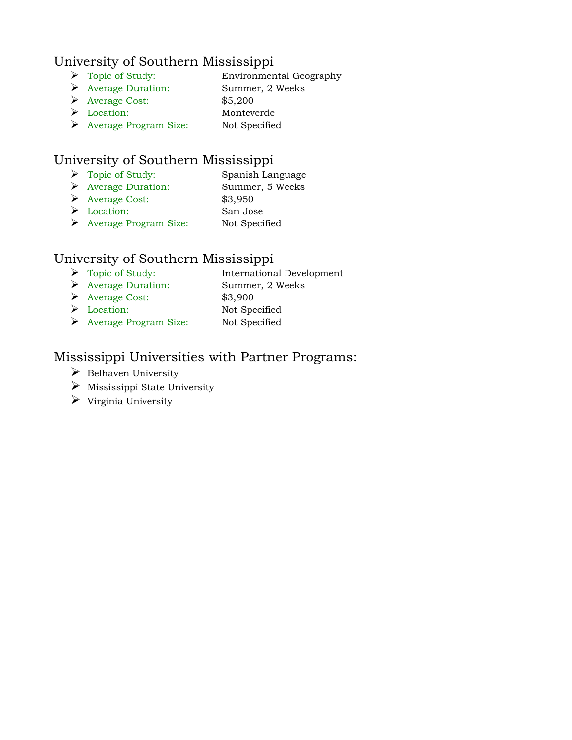## University of Southern Mississippi

- Topic of Study: Environmental Geography
- Average Duration: Summer, 2 Weeks
- Average Cost: $5,200
- Location: Monteverde
- Average Program Size: Not Specified

## University of Southern Mississippi

- Topic of Study: Spanish Language
- Average Duration: Summer, 5 Weeks
- Average Cost: $3,950
- Location: San Jose
- Average Program Size: Not Specified

## University of Southern Mississippi

- Topic of Study: International Development
- Average Duration: Summer, 2 Weeks
- Average Cost: $3,900
- Location: Not Specified
- Average Program Size: Not Specified

## Mississippi Universities with Partner Programs:

- Belhaven University
- Mississippi State University
- Virginia University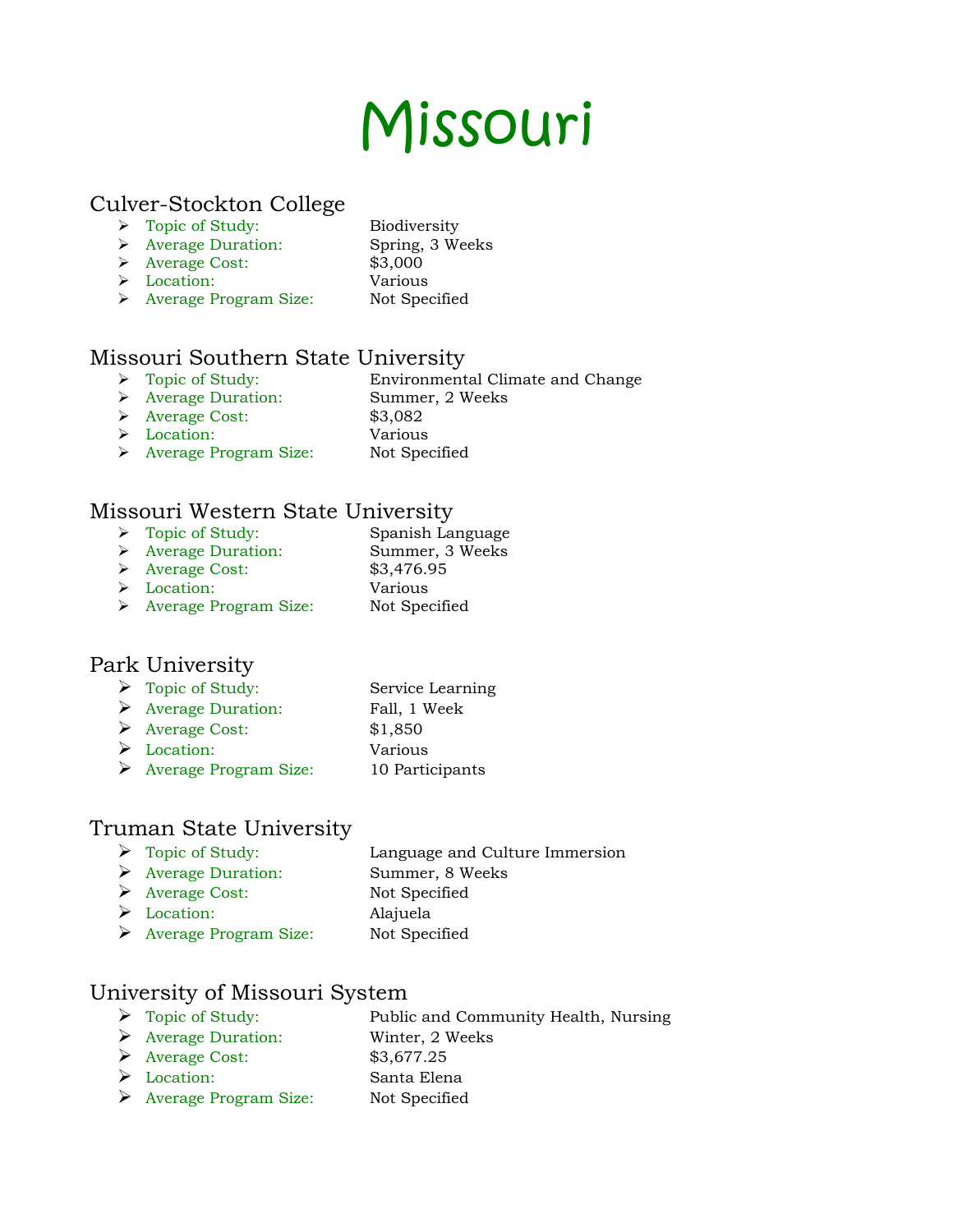# Missouri

## Culver-Stockton College

- Topic of Study: Biodiversity
- Average Duration: Spring, 3 Weeks
- Average Cost: $3,000
- Location: Various
- Average Program Size: Not Specified

## Missouri Southern State University

- Topic of Study: Environmental Climate and Change
- Average Duration: Summer, 2 Weeks
- Average Cost: $3,082
- Location: Various
- Average Program Size: Not Specified

## Missouri Western State University

- Topic of Study: Spanish Language
- Average Duration: Summer, 3 Weeks
- Average Cost: $3,476.95
- Location: Various
- Average Program Size: Not Specified

## Park University

- Topic of Study: Service Learning
- Average Duration: Fall, 1 Week
- Average Cost: $1,850
- Location: Various
- Average Program Size: 10 Participants

## Truman State University

- Topic of Study: Language and Culture Immersion
- Average Duration: Summer, 8 Weeks
- Average Cost: Not Specified
- Location: Alajuela
- Average Program Size: Not Specified

## University of Missouri System

- Topic of Study: Public and Community Health, Nursing
- Average Duration: Winter, 2 Weeks
- Average Cost: $3,677.25
- Location: Santa Elena
- Average Program Size: Not Specified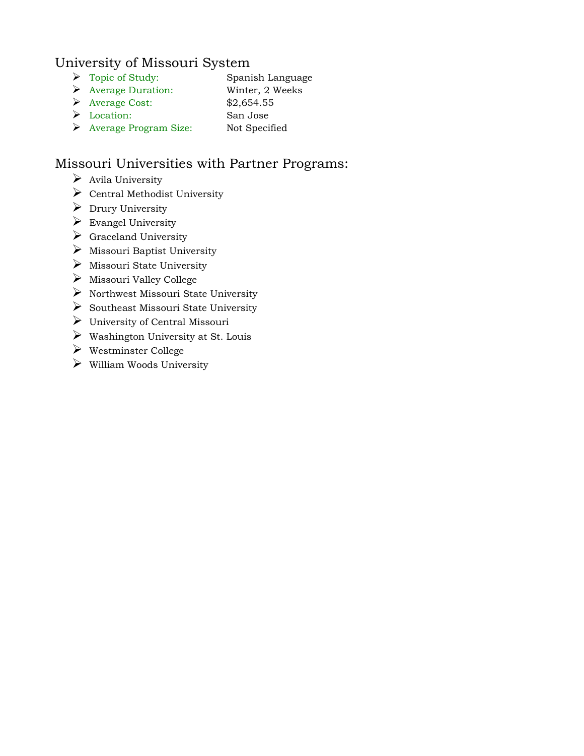## University of Missouri System

- Topic of Study: Spanish Language
- Average Duration: Winter, 2 Weeks
- Average Cost: $2,654.55
- Location: San Jose
- Average Program Size: Not Specified

## Missouri Universities with Partner Programs:

- Avila University
- Central Methodist University
- Drury University
- Evangel University
- Graceland University
- Missouri Baptist University
- Missouri State University
- Missouri Valley College
- Northwest Missouri State University
- Southeast Missouri State University
- University of Central Missouri
- Washington University at St. Louis
- Westminster College
- William Woods University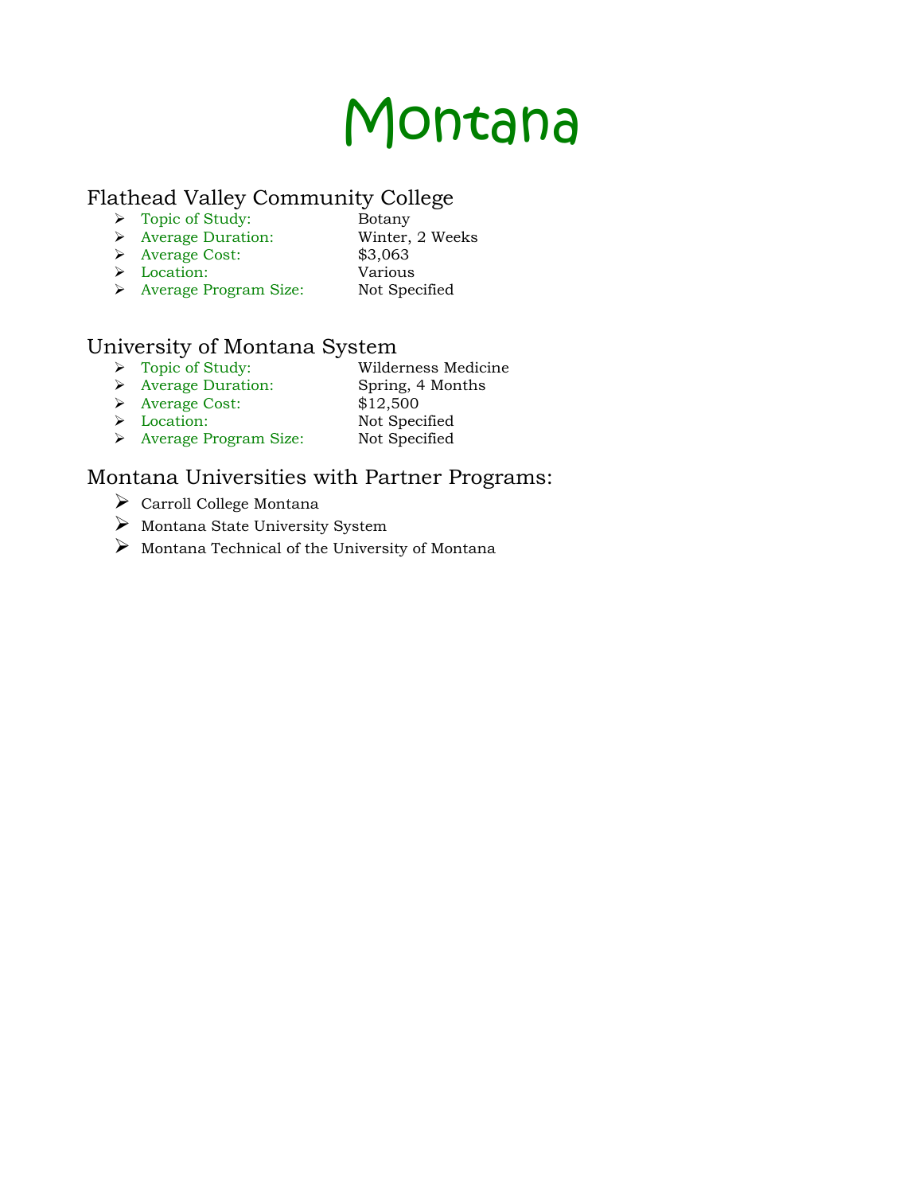# Montana

## Flathead Valley Community College

- Topic of Study: Botany
- Average Duration: Winter, 2 Weeks
- Average Cost: $3,063
- Location: Various
- Average Program Size: Not Specified

## University of Montana System

- Topic of Study: Wilderness Medicine
- Average Duration: Spring, 4 Months
- Average Cost: $12,500
- Location: Not Specified
- Average Program Size: Not Specified

## Montana Universities with Partner Programs:

- Carroll College Montana
- Montana State University System
- Montana Technical of the University of Montana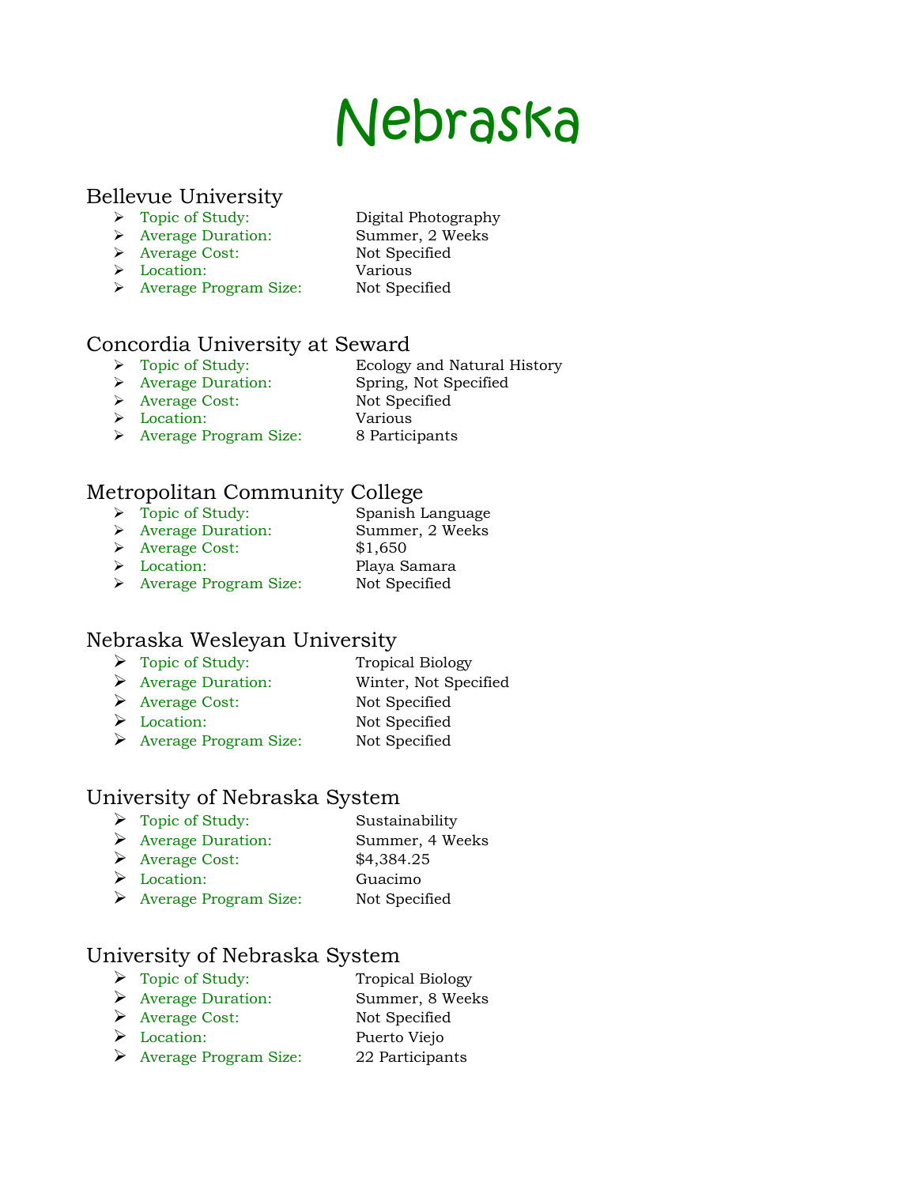# Nebraska

## Bellevue University

- Topic of Study: Digital Photography
- Average Duration: Summer, 2 Weeks
- Average Cost: Not Specified
- Location: Various
- Average Program Size: Not Specified

## Concordia University at Seward

- Topic of Study: Ecology and Natural History
- Average Duration: Spring, Not Specified
- Average Cost: Not Specified
- Location: Various
- Average Program Size: 8 Participants

## Metropolitan Community College

- Topic of Study: Spanish Language
- Average Duration: Summer, 2 Weeks
- Average Cost: $1,650
- Location: Playa Samara
- Average Program Size: Not Specified

## Nebraska Wesleyan University

- Topic of Study: Tropical Biology
- Average Duration: Winter, Not Specified
- Average Cost: Not Specified
- Location: Not Specified
- Average Program Size: Not Specified

## University of Nebraska System

- Topic of Study: Sustainability
- Average Duration: Summer, 4 Weeks
- Average Cost: $4,384.25
- Location: Guacimo
- Average Program Size: Not Specified

## University of Nebraska System

- Topic of Study: Tropical Biology
- Average Duration: Summer, 8 Weeks
- Average Cost: Not Specified
- Location: Puerto Viejo
- Average Program Size: 22 Participants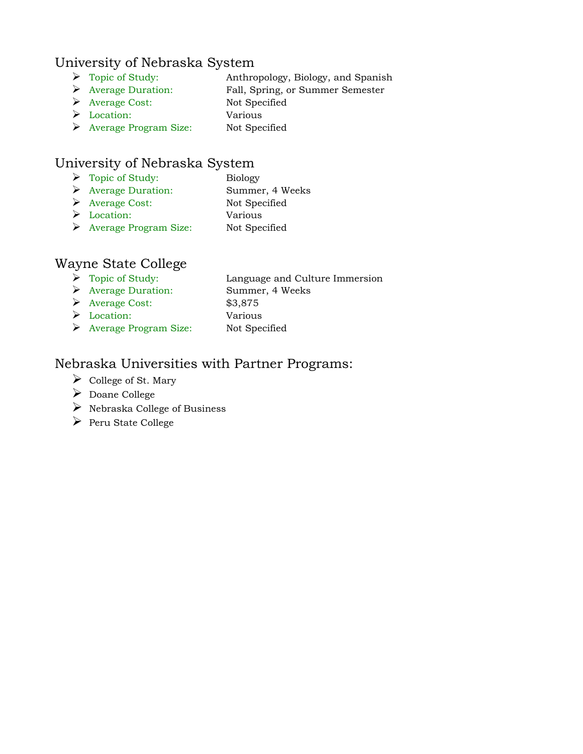## University of Nebraska System

- Topic of Study: Anthropology, Biology, and Spanish
- Average Duration: Fall, Spring, or Summer Semester
- Average Cost: Not Specified
- Location: Various
- Average Program Size: Not Specified

## University of Nebraska System

- Topic of Study: Biology
- Average Duration: Summer, 4 Weeks
- Average Cost: Not Specified
- Location: Various
- Average Program Size: Not Specified

## Wayne State College

- Topic of Study: Language and Culture Immersion
- Average Duration: Summer, 4 Weeks
- Average Cost: $3,875
- Location: Various
- Average Program Size: Not Specified

## Nebraska Universities with Partner Programs:

- College of St. Mary
- Doane College
- Nebraska College of Business
- Peru State College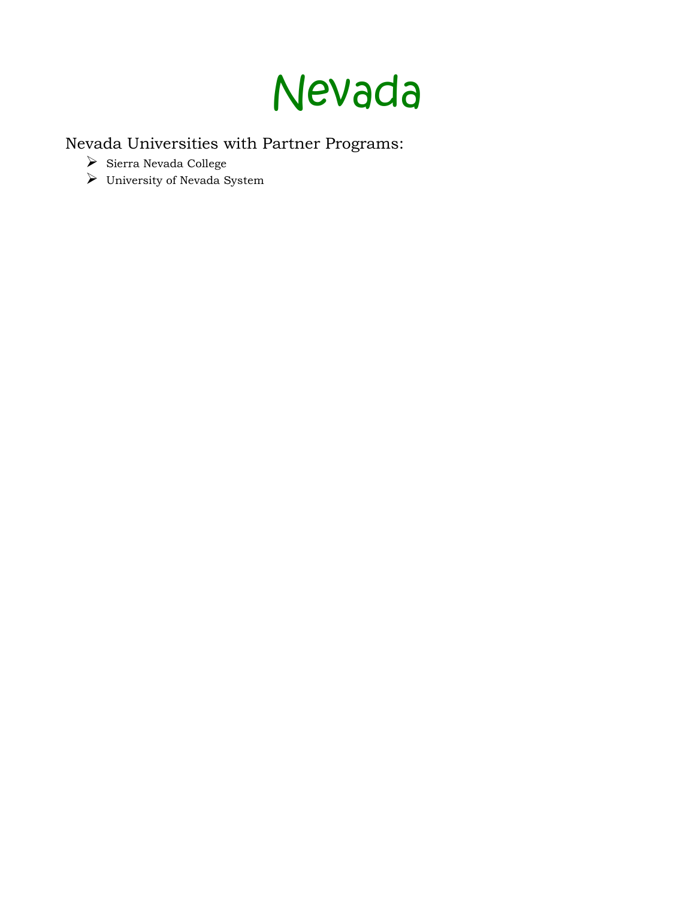# Nevada

## Nevada Universities with Partner Programs:

- Sierra Nevada College
- University of Nevada System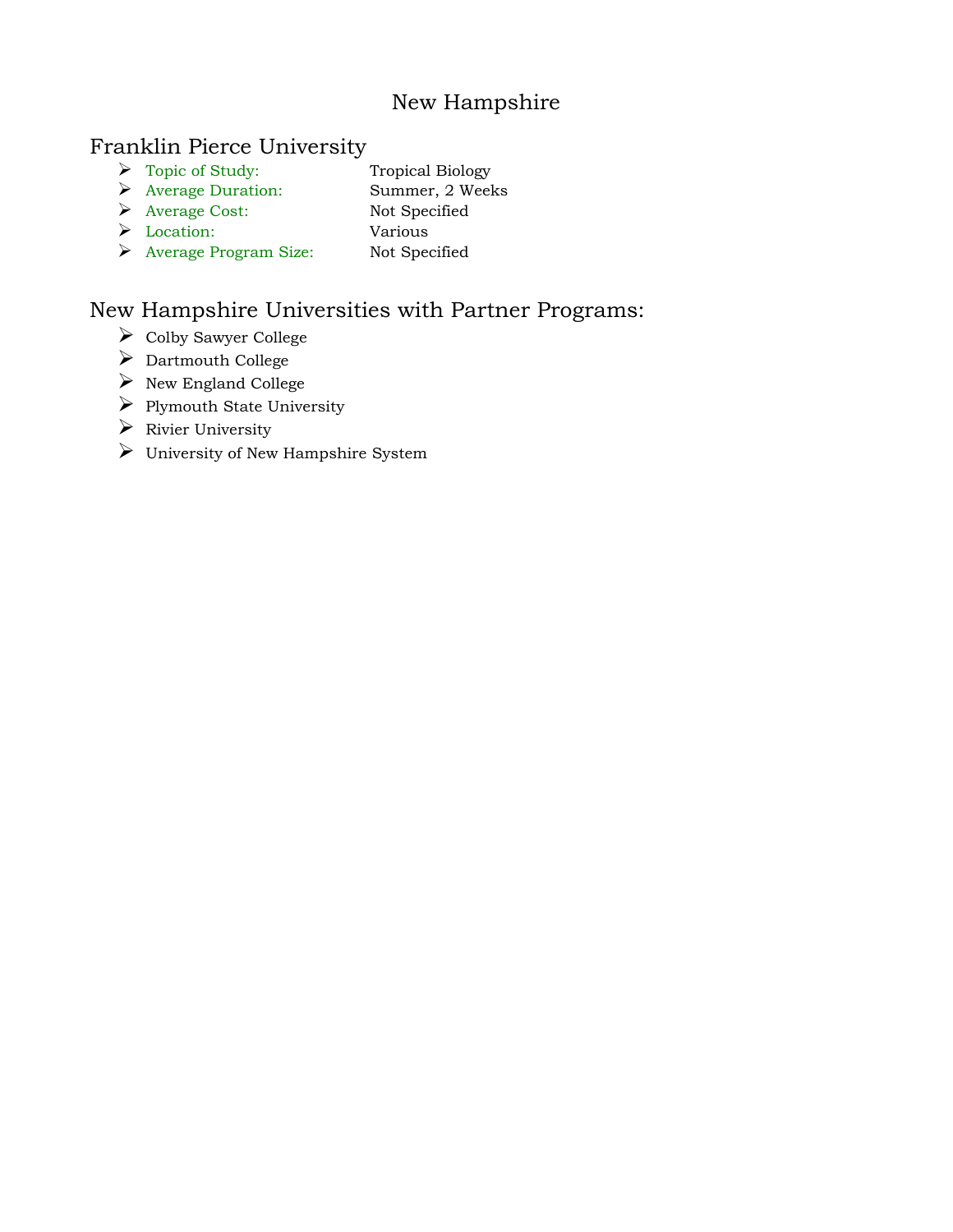# New Hampshire

## Franklin Pierce University

- Topic of Study: Tropical Biology
- Average Duration: Summer, 2 Weeks
- Average Cost: Not Specified
- Location: Various
- Average Program Size: Not Specified

## New Hampshire Universities with Partner Programs:

- Colby Sawyer College
- Dartmouth College
- New England College
- Plymouth State University
- Rivier University
- University of New Hampshire System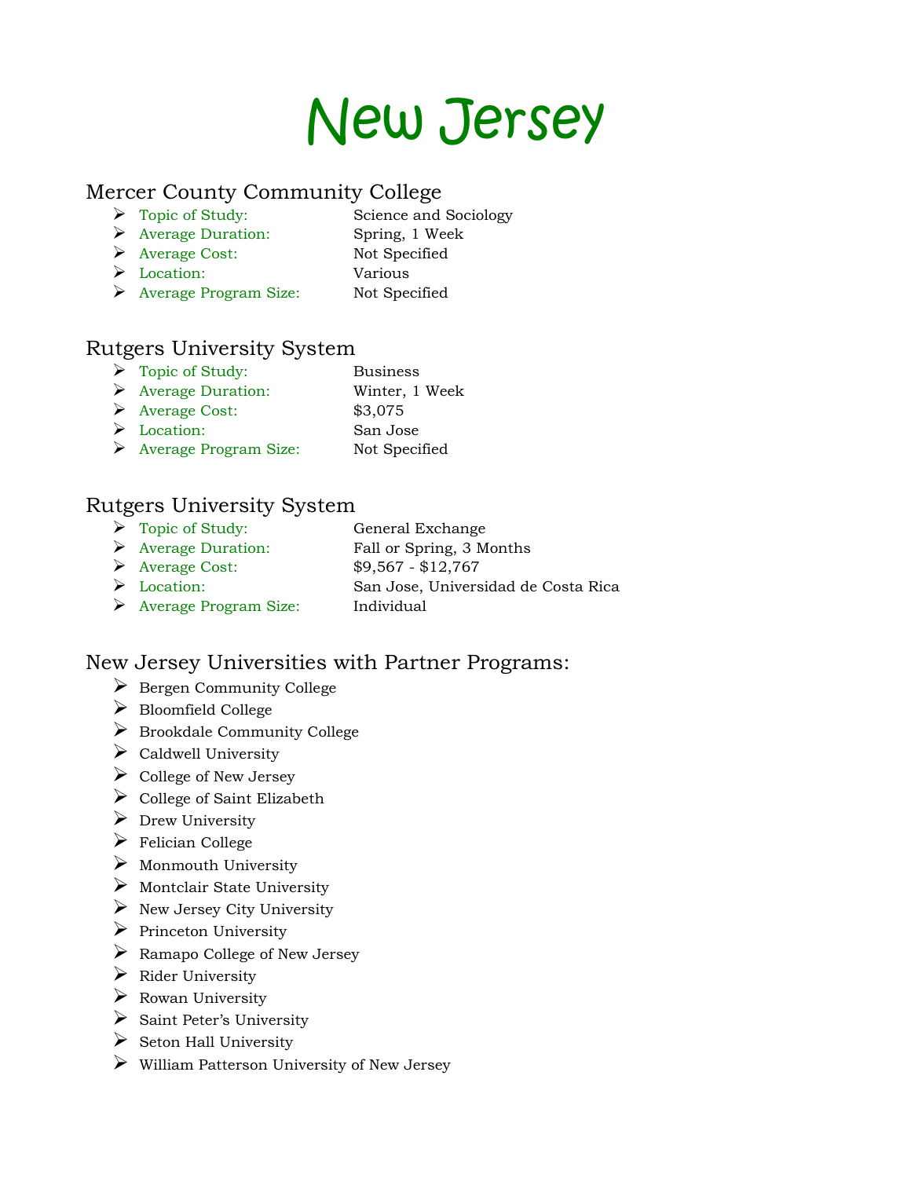# New Jersey

## Mercer County Community College

- Topic of Study: Science and Sociology
- Average Duration: Spring, 1 Week
- Average Cost: Not Specified
- Location: Various
- Average Program Size: Not Specified

## Rutgers University System

- Topic of Study: Business
- Average Duration: Winter, 1 Week
- Average Cost: $3,075
- Location: San Jose
- Average Program Size: Not Specified

## Rutgers University System

- Topic of Study: General Exchange
- Average Duration: Fall or Spring, 3 Months
- Average Cost: $9,567 - $12,767
- Location: San Jose, Universidad de Costa Rica
- Average Program Size: Individual

## New Jersey Universities with Partner Programs:

- Bergen Community College
- Bloomfield College
- Brookdale Community College
- Caldwell University
- College of New Jersey
- College of Saint Elizabeth
- Drew University
- Felician College
- Monmouth University
- Montclair State University
- New Jersey City University
- Princeton University
- Ramapo College of New Jersey
- Rider University
- Rowan University
- Saint Peter's University
- Seton Hall University
- William Patterson University of New Jersey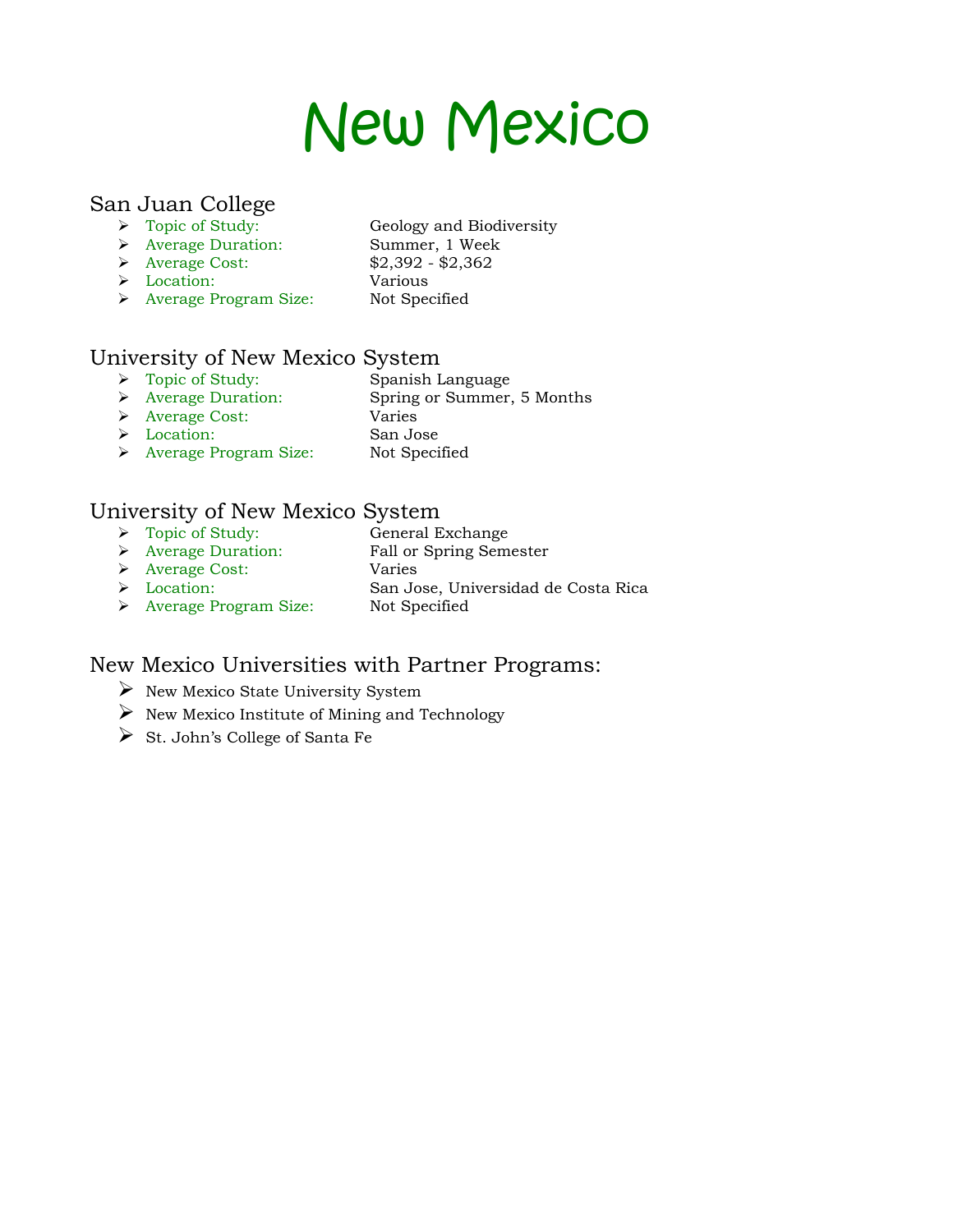# New Mexico

## San Juan College

- Topic of Study: Geology and Biodiversity
- Average Duration: Summer, 1 Week
- Average Cost: $2,392 - $2,362
- Location: Various
- Average Program Size: Not Specified

## University of New Mexico System

- Topic of Study: Spanish Language
- Average Duration: Spring or Summer, 5 Months
- Average Cost: Varies
- Location: San Jose
- Average Program Size: Not Specified

## University of New Mexico System

- Topic of Study: General Exchange
- Average Duration: Fall or Spring Semester
- Average Cost: Varies
- Location: San Jose, Universidad de Costa Rica
- Average Program Size: Not Specified

## New Mexico Universities with Partner Programs:

- New Mexico State University System
- New Mexico Institute of Mining and Technology
- St. John's College of Santa Fe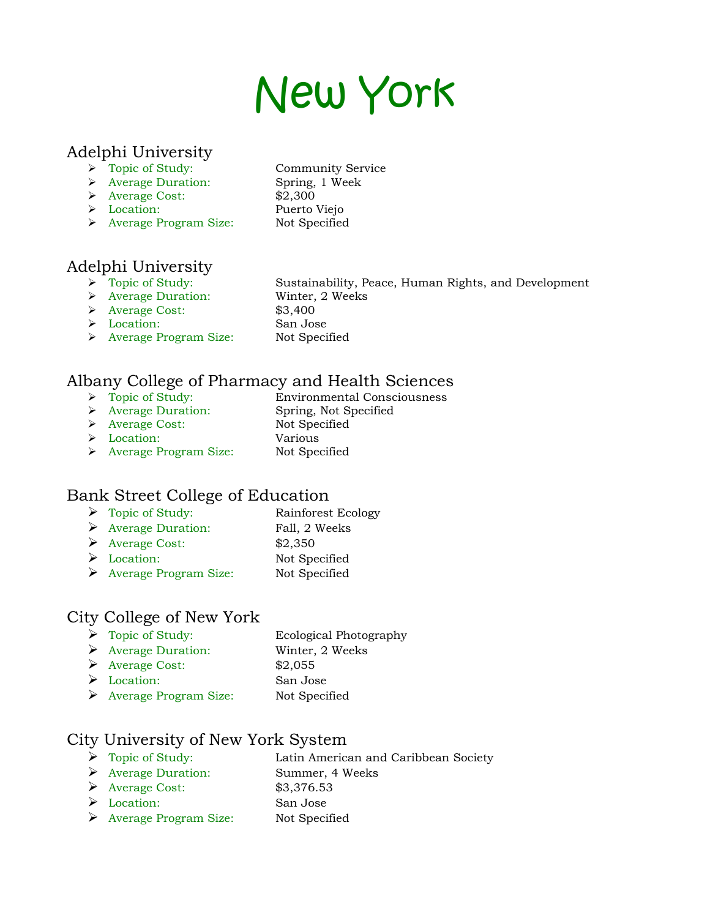# New York

## Adelphi University

- Topic of Study: Community Service
- Average Duration: Spring, 1 Week
- Average Cost: $2,300
- Location: Puerto Viejo
- Average Program Size: Not Specified

## Adelphi University

- Topic of Study: Sustainability, Peace, Human Rights, and Development
- Average Duration: Winter, 2 Weeks
- Average Cost: $3,400
- Location: San Jose
- Average Program Size: Not Specified

## Albany College of Pharmacy and Health Sciences

- Topic of Study: Environmental Consciousness
- Average Duration: Spring, Not Specified
- Average Cost: Not Specified
- Location: Various
- Average Program Size: Not Specified

## Bank Street College of Education

- Topic of Study: Rainforest Ecology
- Average Duration: Fall, 2 Weeks
- Average Cost: $2,350
- Location: Not Specified
- Average Program Size: Not Specified

## City College of New York

- Topic of Study: Ecological Photography
- Average Duration: Winter, 2 Weeks
- Average Cost: $2,055
- Location: San Jose
- Average Program Size: Not Specified

## City University of New York System

- Topic of Study: Latin American and Caribbean Society
- Average Duration: Summer, 4 Weeks
- Average Cost: $3,376.53
- Location: San Jose
- Average Program Size: Not Specified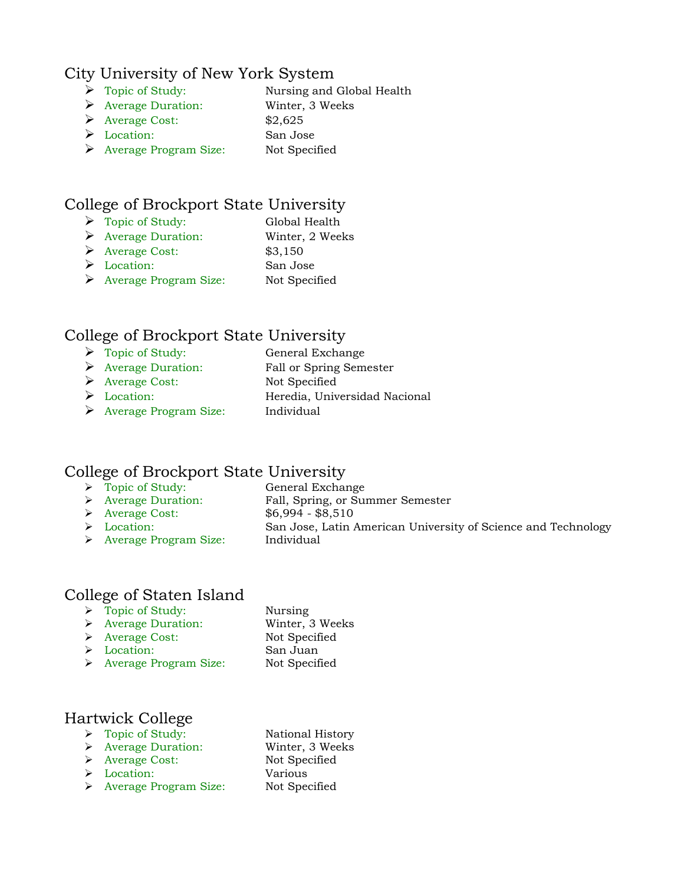## City University of New York System

- Topic of Study: Nursing and Global Health
- Average Duration: Winter, 3 Weeks
- Average Cost: $2,625
- Location: San Jose
- Average Program Size: Not Specified

## College of Brockport State University

- Topic of Study: Global Health
- Average Duration: Winter, 2 Weeks
- Average Cost: $3,150
- Location: San Jose
- Average Program Size: Not Specified

## College of Brockport State University

- Topic of Study: General Exchange
- Average Duration: Fall or Spring Semester
- Average Cost: Not Specified
- Location: Heredia, Universidad Nacional
- Average Program Size: Individual

## College of Brockport State University

- Topic of Study: General Exchange
- Average Duration: Fall, Spring, or Summer Semester
- Average Cost: $6,994 - $8,510
- Location: San Jose, Latin American University of Science and Technology
- Average Program Size: Individual

## College of Staten Island

- Topic of Study: Nursing
- Average Duration: Winter, 3 Weeks
- Average Cost: Not Specified
- Location: San Juan
- Average Program Size: Not Specified

## Hartwick College

- Topic of Study: National History
- Average Duration: Winter, 3 Weeks
- Average Cost: Not Specified
- Location: Various
- Average Program Size: Not Specified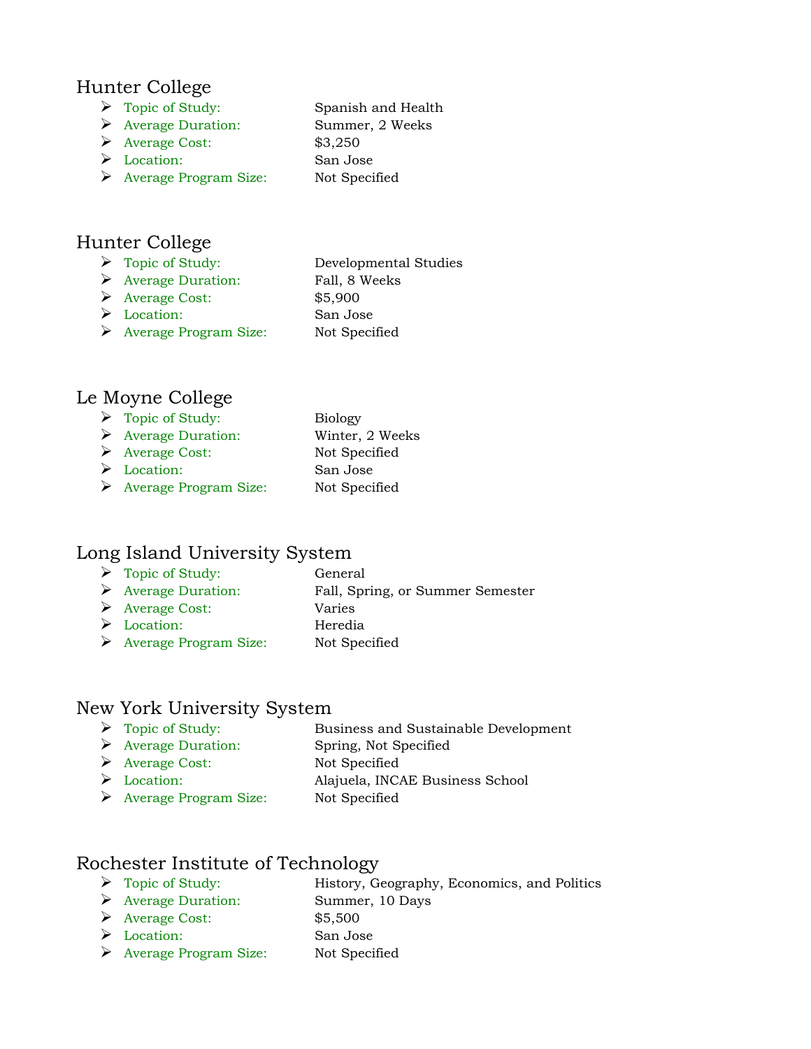## Hunter College

- Topic of Study: Spanish and Health
- Average Duration: Summer, 2 Weeks
- Average Cost: $3,250
- Location: San Jose
- Average Program Size: Not Specified

## Hunter College

- Topic of Study: Developmental Studies
- Average Duration: Fall, 8 Weeks
- Average Cost: $5,900
- Location: San Jose
- Average Program Size: Not Specified

## Le Moyne College

- Topic of Study: Biology
- Average Duration: Winter, 2 Weeks
- Average Cost: Not Specified
- Location: San Jose
- Average Program Size: Not Specified

## Long Island University System

- Topic of Study: General
- Average Duration: Fall, Spring, or Summer Semester
- Average Cost: Varies
- Location: Heredia
- Average Program Size: Not Specified

## New York University System

- Topic of Study: Business and Sustainable Development
- Average Duration: Spring, Not Specified
- Average Cost: Not Specified
- Location: Alajuela, INCAE Business School
- Average Program Size: Not Specified

## Rochester Institute of Technology

- Topic of Study: History, Geography, Economics, and Politics
- Average Duration: Summer, 10 Days
- Average Cost: $5,500
- Location: San Jose
- Average Program Size: Not Specified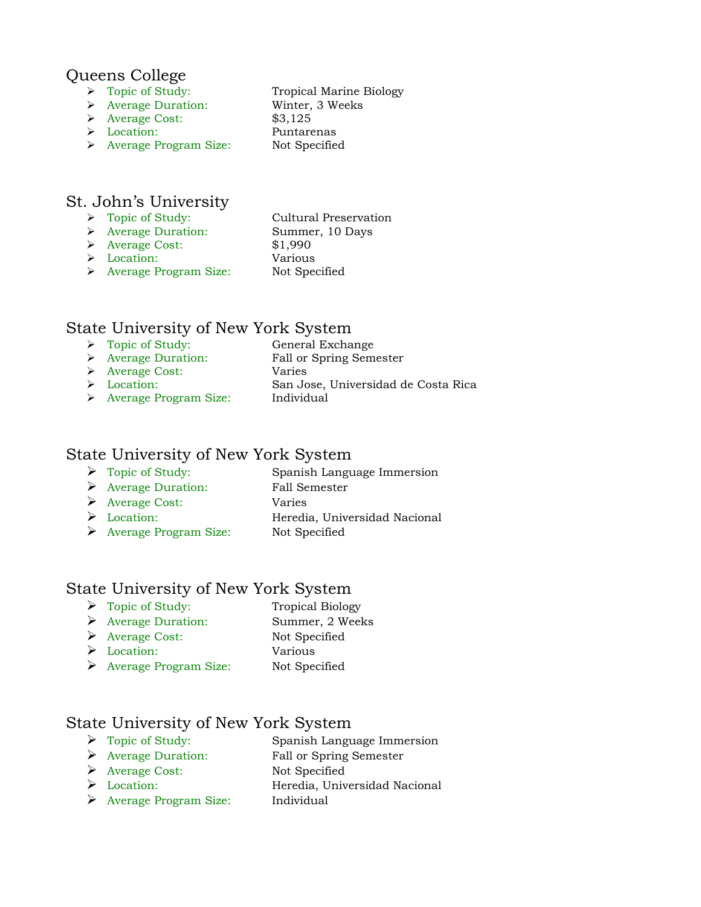## Queens College

- Topic of Study: Tropical Marine Biology
- Average Duration: Winter, 3 Weeks
- Average Cost: $3,125
- Location: Puntarenas
- Average Program Size: Not Specified

## St. John's University

- Topic of Study: Cultural Preservation
- Average Duration: Summer, 10 Days
- Average Cost: $1,990
- Location: Various
- Average Program Size: Not Specified

## State University of New York System

- Topic of Study: General Exchange
- Average Duration: Fall or Spring Semester
- Average Cost: Varies
- Location: San Jose, Universidad de Costa Rica
- Average Program Size: Individual

## State University of New York System

- Topic of Study: Spanish Language Immersion
- Average Duration: Fall Semester
- Average Cost: Varies
- Location: Heredia, Universidad Nacional
- Average Program Size: Not Specified

## State University of New York System

- Topic of Study: Tropical Biology
- Average Duration: Summer, 2 Weeks
- Average Cost: Not Specified
- Location: Various
- Average Program Size: Not Specified

## State University of New York System

- Topic of Study: Spanish Language Immersion
- Average Duration: Fall or Spring Semester
- Average Cost: Not Specified
- Location: Heredia, Universidad Nacional
- Average Program Size: Individual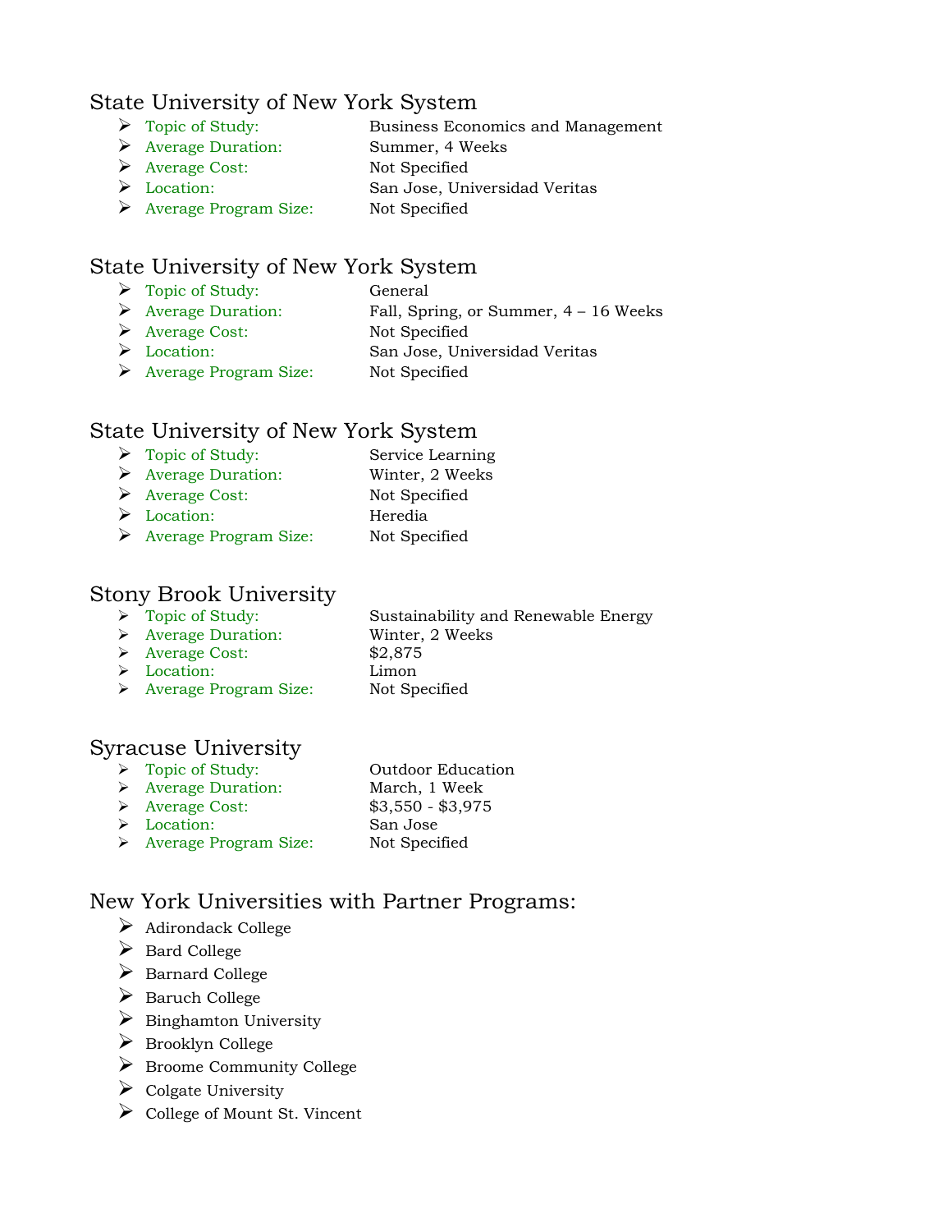## State University of New York System

- Topic of Study: Business Economics and Management
- Average Duration: Summer, 4 Weeks
- Average Cost: Not Specified
- Location: San Jose, Universidad Veritas
- Average Program Size: Not Specified

## State University of New York System

- Topic of Study: General
- Average Duration: Fall, Spring, or Summer, 4 – 16 Weeks
- Average Cost: Not Specified
- Location: San Jose, Universidad Veritas
- Average Program Size: Not Specified

## State University of New York System

- Topic of Study: Service Learning
- Average Duration: Winter, 2 Weeks
- Average Cost: Not Specified
- Location: Heredia
- Average Program Size: Not Specified

## Stony Brook University

- Topic of Study: Sustainability and Renewable Energy
- Average Duration: Winter, 2 Weeks
- Average Cost: $2,875
- Location: Limon
- Average Program Size: Not Specified

## Syracuse University

- Topic of Study: Outdoor Education
- Average Duration: March, 1 Week
- Average Cost: $3,550 - $3,975
- Location: San Jose
- Average Program Size: Not Specified

## New York Universities with Partner Programs:

- Adirondack College
- Bard College
- Barnard College
- Baruch College
- Binghamton University
- Brooklyn College
- Broome Community College
- Colgate University
- College of Mount St. Vincent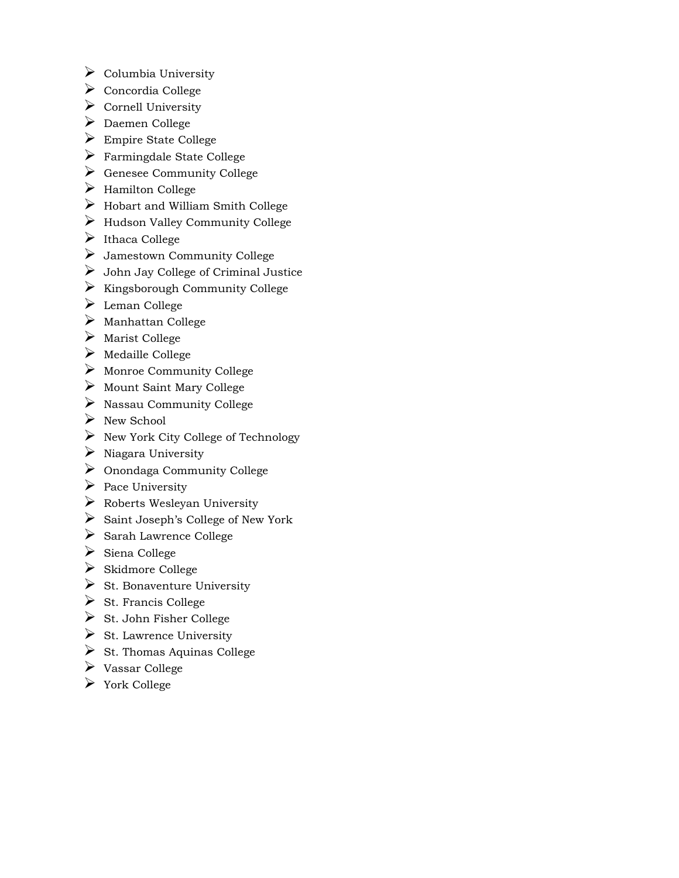- Columbia University
- Concordia College
- Cornell University
- Daemen College
- Empire State College
- Farmingdale State College
- Genesee Community College
- Hamilton College
- Hobart and William Smith College
- Hudson Valley Community College
- Ithaca College
- Jamestown Community College
- John Jay College of Criminal Justice
- Kingsborough Community College
- Leman College
- Manhattan College
- Marist College
- Medaille College
- Monroe Community College
- Mount Saint Mary College
- Nassau Community College
- New School
- New York City College of Technology
- Niagara University
- Onondaga Community College
- Pace University
- Roberts Wesleyan University
- Saint Joseph's College of New York
- Sarah Lawrence College
- Siena College
- Skidmore College
- St. Bonaventure University
- St. Francis College
- St. John Fisher College
- St. Lawrence University
- St. Thomas Aquinas College
- Vassar College
- York College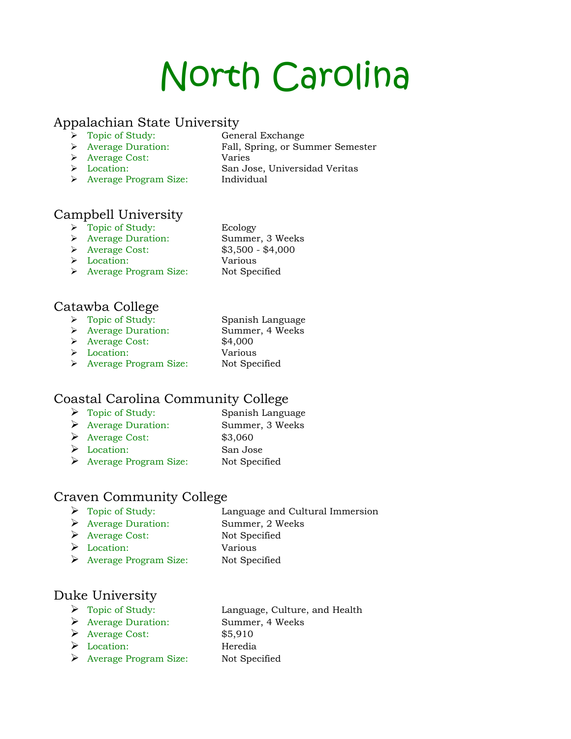# North Carolina

## Appalachian State University

- Topic of Study: General Exchange
- Average Duration: Fall, Spring, or Summer Semester
- Average Cost: Varies
- Location: San Jose, Universidad Veritas
- Average Program Size: Individual

## Campbell University

- Topic of Study: Ecology
- Average Duration: Summer, 3 Weeks
- Average Cost: $3,500 - $4,000
- Location: Various
- Average Program Size: Not Specified

## Catawba College

- Topic of Study: Spanish Language
- Average Duration: Summer, 4 Weeks
- Average Cost: $4,000
- Location: Various
- Average Program Size: Not Specified

## Coastal Carolina Community College

- Topic of Study: Spanish Language
- Average Duration: Summer, 3 Weeks
- Average Cost: $3,060
- Location: San Jose
- Average Program Size: Not Specified

## Craven Community College

- Topic of Study: Language and Cultural Immersion
- Average Duration: Summer, 2 Weeks
- Average Cost: Not Specified
- Location: Various
- Average Program Size: Not Specified

## Duke University

- Topic of Study: Language, Culture, and Health
- Average Duration: Summer, 4 Weeks
- Average Cost: $5,910
- Location: Heredia
- Average Program Size: Not Specified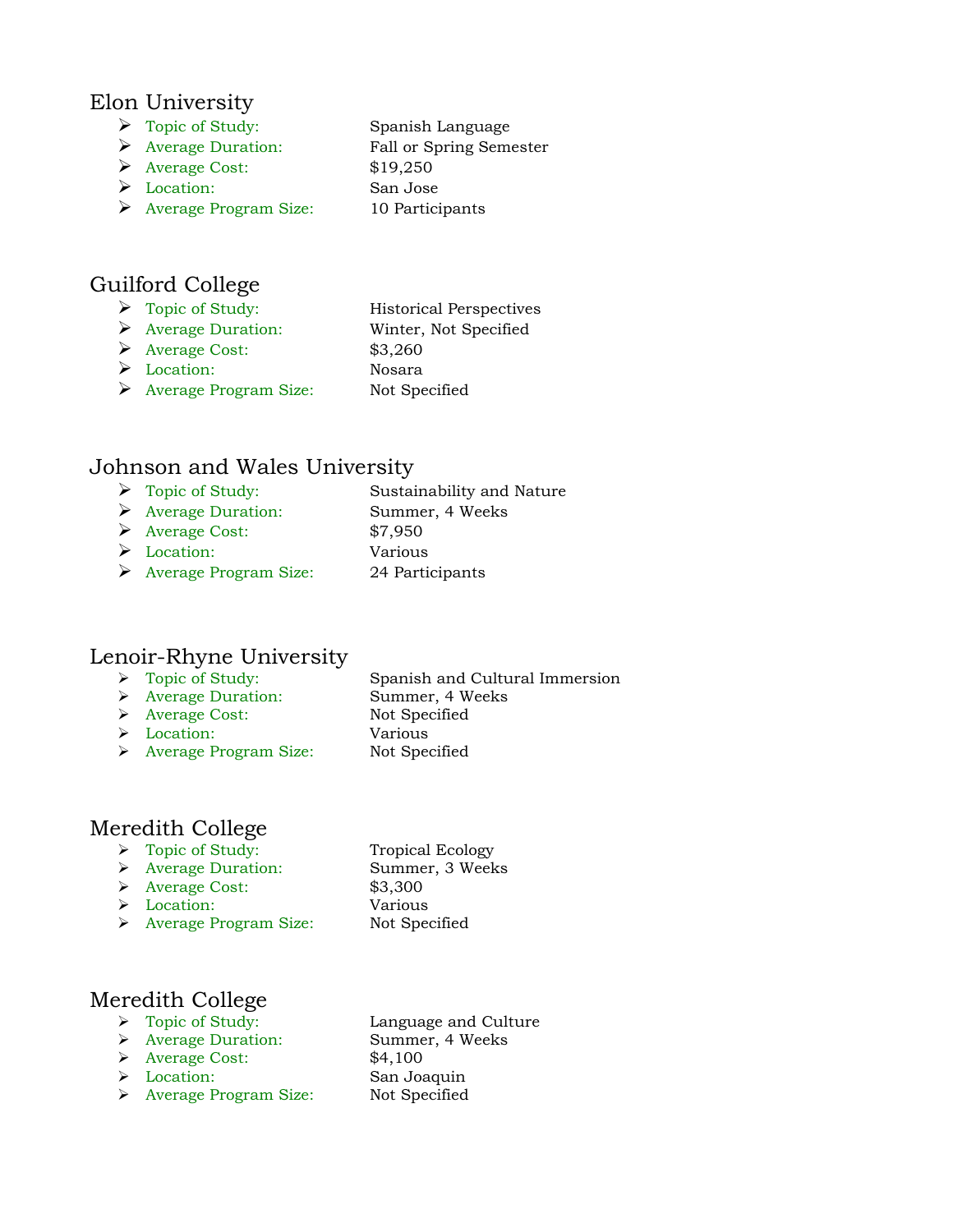## Elon University

- Topic of Study: Spanish Language
- Average Duration: Fall or Spring Semester
- Average Cost: $19,250
- Location: San Jose
- Average Program Size: 10 Participants

## Guilford College

- Topic of Study: Historical Perspectives
- Average Duration: Winter, Not Specified
- Average Cost: $3,260
- Location: Nosara
- Average Program Size: Not Specified

## Johnson and Wales University

- Topic of Study: Sustainability and Nature
- Average Duration: Summer, 4 Weeks
- Average Cost: $7,950
- Location: Various
- Average Program Size: 24 Participants

## Lenoir-Rhyne University

- Topic of Study: Spanish and Cultural Immersion
- Average Duration: Summer, 4 Weeks
- Average Cost: Not Specified
- Location: Various
- Average Program Size: Not Specified

## Meredith College

- Topic of Study: Tropical Ecology
- Average Duration: Summer, 3 Weeks
- Average Cost: $3,300
- Location: Various
- Average Program Size: Not Specified

## Meredith College

- Topic of Study: Language and Culture
- Average Duration: Summer, 4 Weeks
- Average Cost: $4,100
- Location: San Joaquin
- Average Program Size: Not Specified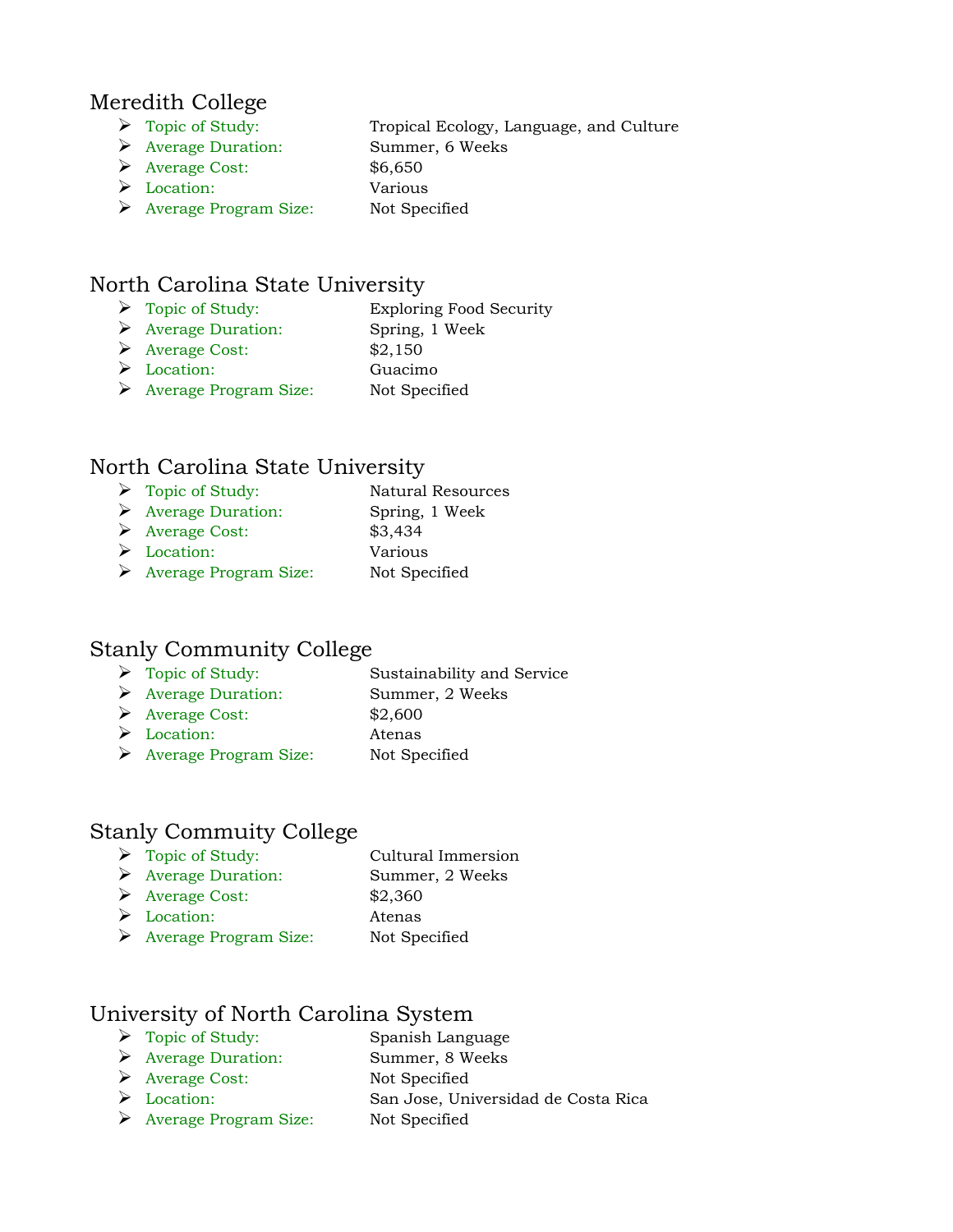## Meredith College

- Topic of Study: Tropical Ecology, Language, and Culture
- Average Duration: Summer, 6 Weeks
- Average Cost: $6,650
- Location: Various
- Average Program Size: Not Specified

## North Carolina State University

- Topic of Study: Exploring Food Security
- Average Duration: Spring, 1 Week
- Average Cost: $2,150
- Location: Guacimo
- Average Program Size: Not Specified

## North Carolina State University

- Topic of Study: Natural Resources
- Average Duration: Spring, 1 Week
- Average Cost: $3,434
- Location: Various
- Average Program Size: Not Specified

## Stanly Community College

- Topic of Study: Sustainability and Service
- Average Duration: Summer, 2 Weeks
- Average Cost: $2,600
- Location: Atenas
- Average Program Size: Not Specified

## Stanly Commuity College

- Topic of Study: Cultural Immersion
- Average Duration: Summer, 2 Weeks
- Average Cost: $2,360
- Location: Atenas
- Average Program Size: Not Specified

## University of North Carolina System

- Topic of Study: Spanish Language
- Average Duration: Summer, 8 Weeks
- Average Cost: Not Specified
- Location: San Jose, Universidad de Costa Rica
- Average Program Size: Not Specified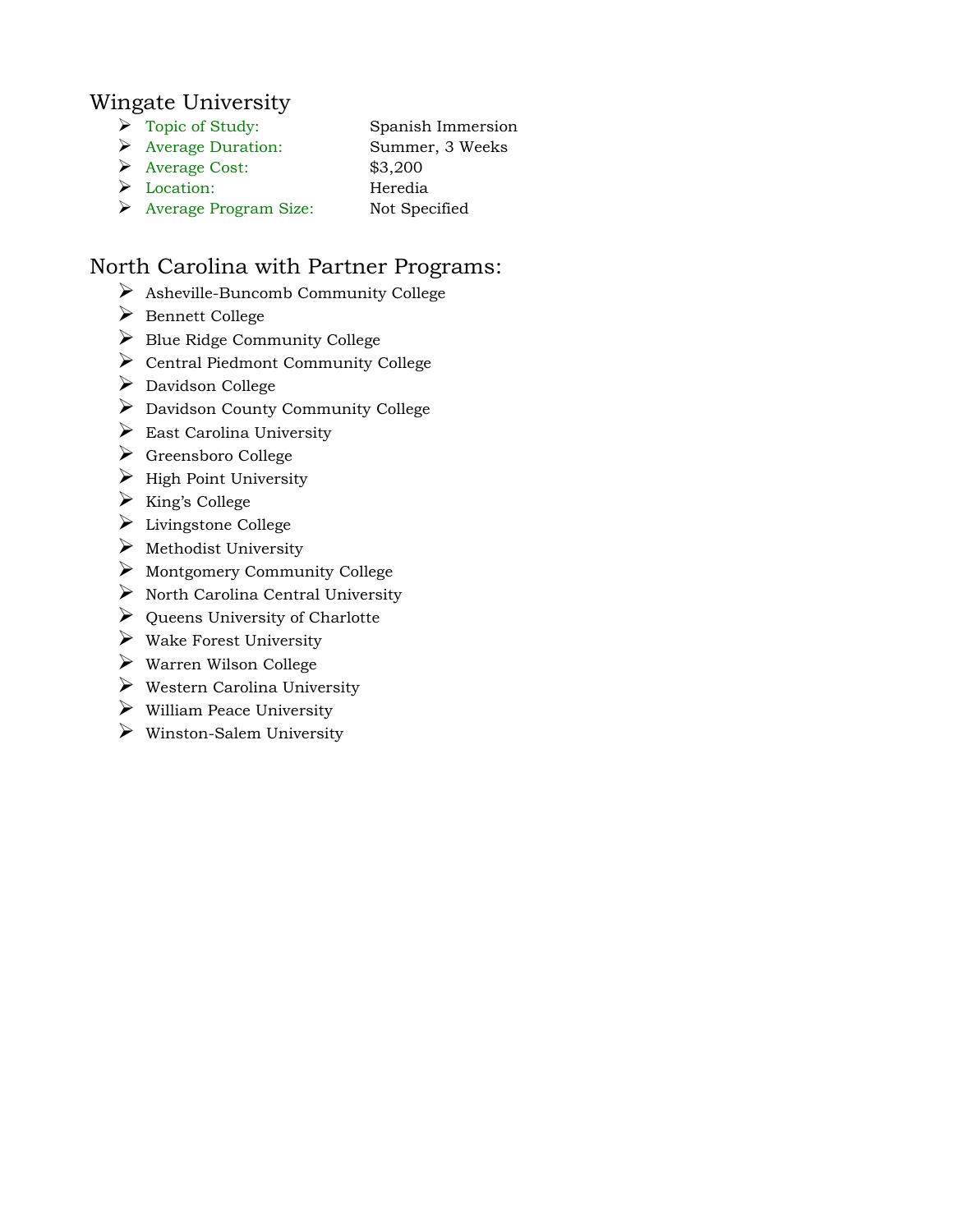## Wingate University

- Topic of Study: Spanish Immersion
- Average Duration: Summer, 3 Weeks
- Average Cost: $3,200
- Location: Heredia
- Average Program Size: Not Specified

## North Carolina with Partner Programs:

- Asheville-Buncomb Community College
- Bennett College
- Blue Ridge Community College
- Central Piedmont Community College
- Davidson College
- Davidson County Community College
- East Carolina University
- Greensboro College
- High Point University
- King's College
- Livingstone College
- Methodist University
- Montgomery Community College
- North Carolina Central University
- Queens University of Charlotte
- Wake Forest University
- Warren Wilson College
- Western Carolina University
- William Peace University
- Winston-Salem University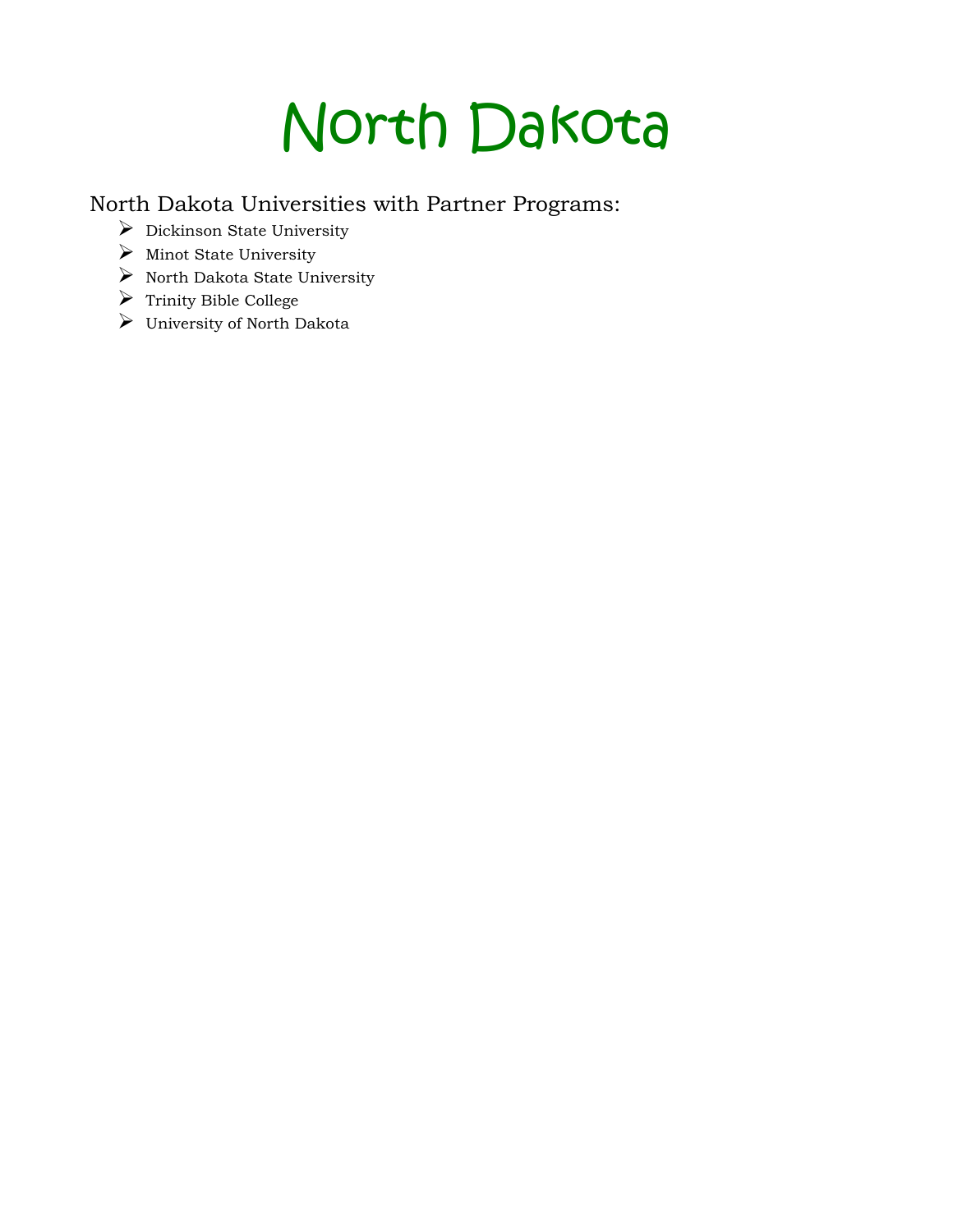# North Dakota

## North Dakota Universities with Partner Programs:

- Dickinson State University
- Minot State University
- North Dakota State University
- Trinity Bible College
- University of North Dakota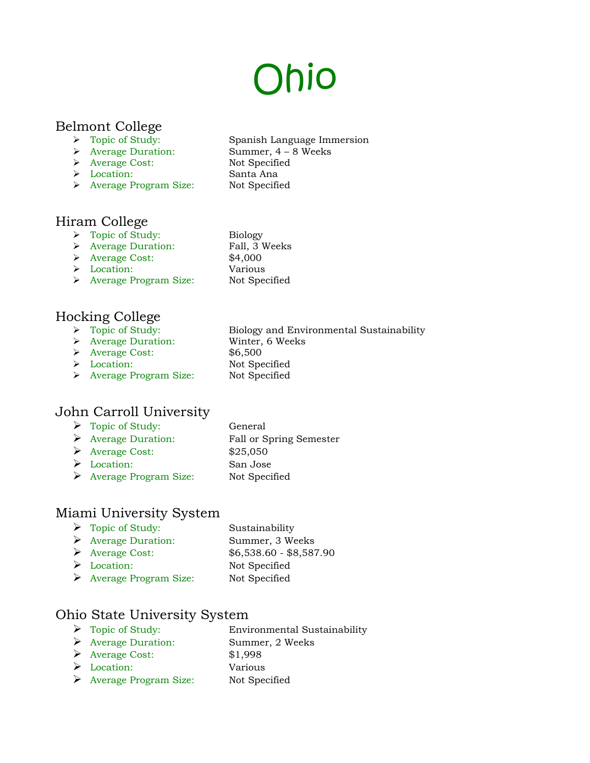# Ohio

## Belmont College

- Topic of Study: Spanish Language Immersion
- Average Duration: Summer, 4 – 8 Weeks
- Average Cost: Not Specified
- Location: Santa Ana
- Average Program Size: Not Specified

## Hiram College

- Topic of Study: Biology
- Average Duration: Fall, 3 Weeks
- Average Cost: $4,000
- Location: Various
- Average Program Size: Not Specified

## Hocking College

- Topic of Study: Biology and Environmental Sustainability
- Average Duration: Winter, 6 Weeks
- Average Cost: $6,500
- Location: Not Specified
- Average Program Size: Not Specified

## John Carroll University

- Topic of Study: General
- Average Duration: Fall or Spring Semester
- Average Cost: $25,050
- Location: San Jose
- Average Program Size: Not Specified

## Miami University System

- Topic of Study: Sustainability
- Average Duration: Summer, 3 Weeks
- Average Cost: $6,538.60 - $8,587.90
- Location: Not Specified
- Average Program Size: Not Specified

## Ohio State University System

- Topic of Study: Environmental Sustainability
- Average Duration: Summer, 2 Weeks
- Average Cost: $1,998
- Location: Various
- Average Program Size: Not Specified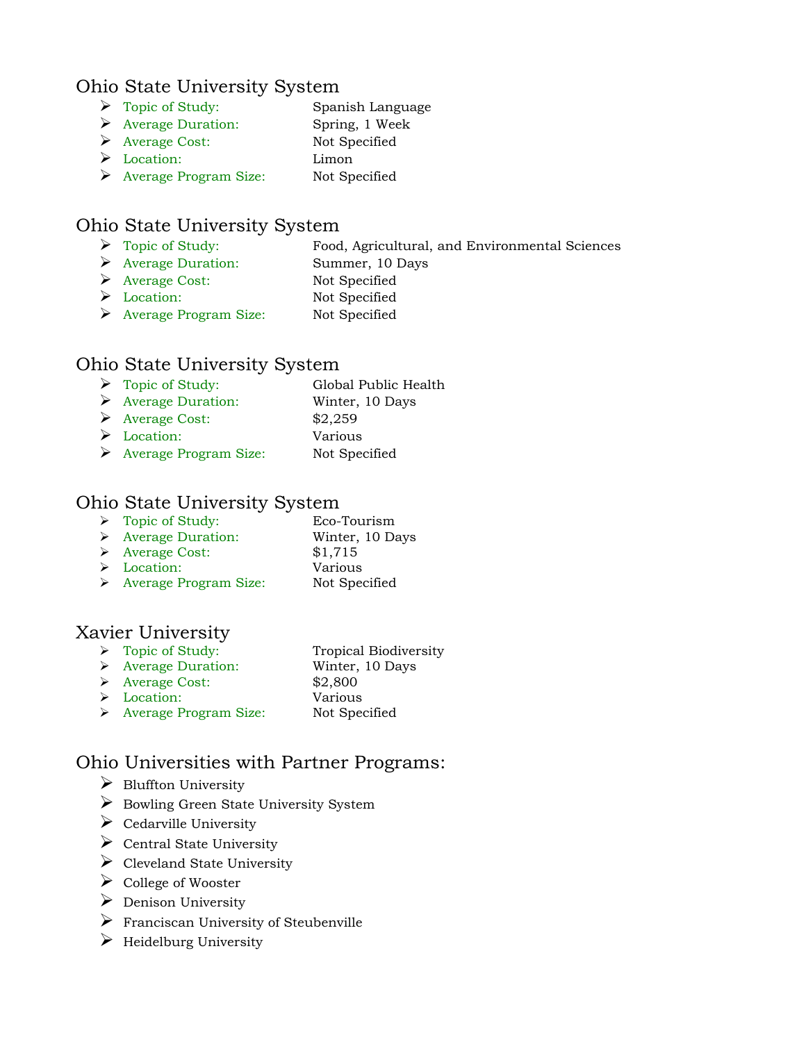## Ohio State University System

- Topic of Study: Spanish Language
- Average Duration: Spring, 1 Week
- Average Cost: Not Specified
- Location: Limon
- Average Program Size: Not Specified

## Ohio State University System

- Topic of Study: Food, Agricultural, and Environmental Sciences
- Average Duration: Summer, 10 Days
- Average Cost: Not Specified
- Location: Not Specified
- Average Program Size: Not Specified

## Ohio State University System

- Topic of Study: Global Public Health
- Average Duration: Winter, 10 Days
- Average Cost: $2,259
- Location: Various
- Average Program Size: Not Specified

## Ohio State University System

- Topic of Study: Eco-Tourism
- Average Duration: Winter, 10 Days
- Average Cost: $1,715
- Location: Various
- Average Program Size: Not Specified

## Xavier University

- Topic of Study: Tropical Biodiversity
- Average Duration: Winter, 10 Days
- Average Cost: $2,800
- Location: Various
- Average Program Size: Not Specified

## Ohio Universities with Partner Programs:

- Bluffton University
- Bowling Green State University System
- Cedarville University
- Central State University
- Cleveland State University
- College of Wooster
- Denison University
- Franciscan University of Steubenville
- Heidelburg University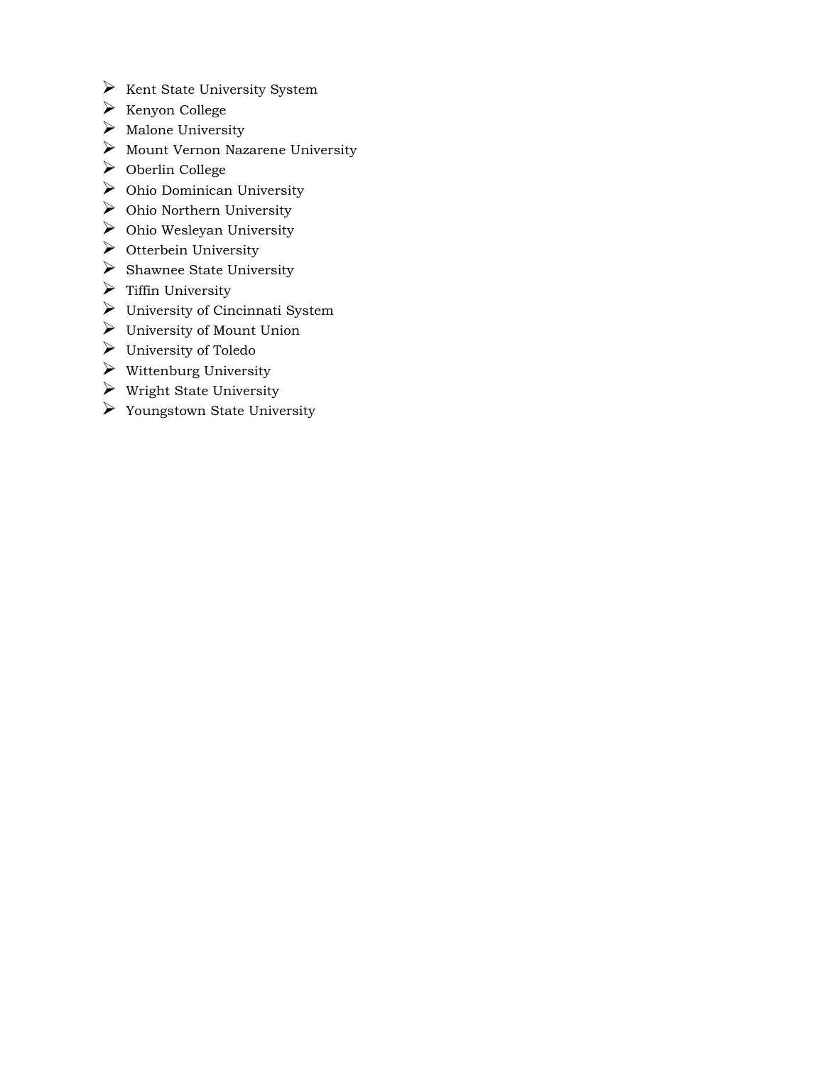- Kent State University System
- Kenyon College
- Malone University
- Mount Vernon Nazarene University
- Oberlin College
- Ohio Dominican University
- Ohio Northern University
- Ohio Wesleyan University
- Otterbein University
- Shawnee State University
- Tiffin University
- University of Cincinnati System
- University of Mount Union
- University of Toledo
- Wittenburg University
- Wright State University
- Youngstown State University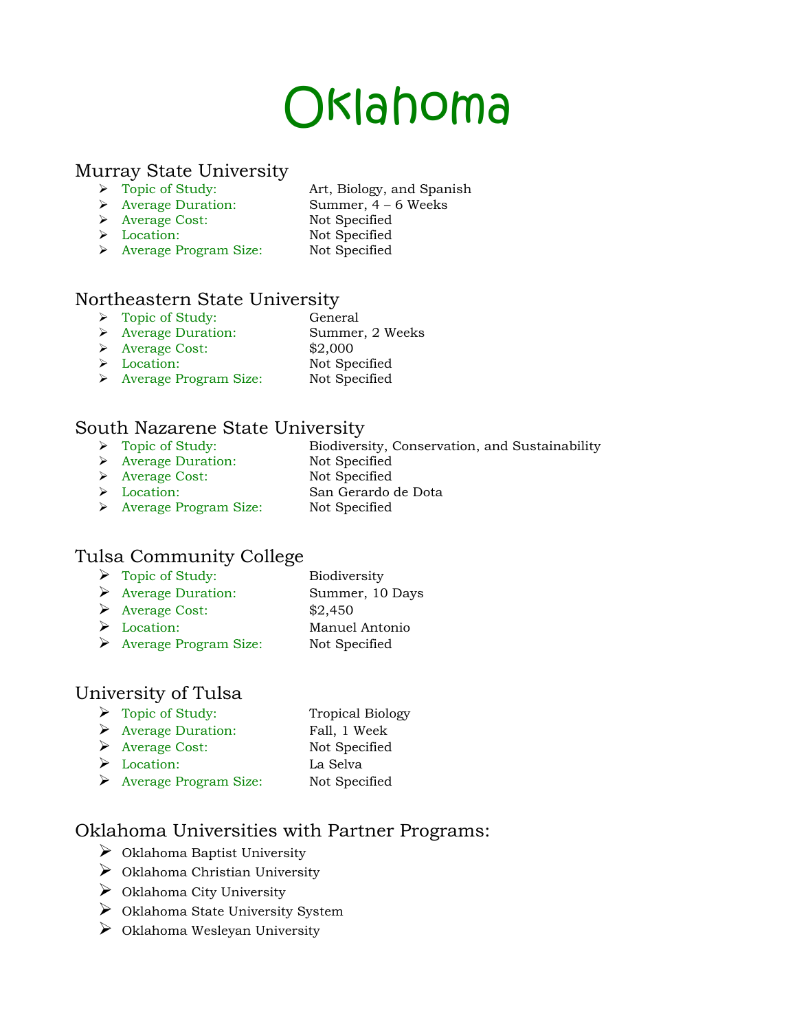# Oklahoma

## Murray State University

- Topic of Study: Art, Biology, and Spanish
- Average Duration: Summer, 4 – 6 Weeks
- Average Cost: Not Specified
- Location: Not Specified
- Average Program Size: Not Specified

## Northeastern State University

- Topic of Study: General
- Average Duration: Summer, 2 Weeks
- Average Cost: $2,000
- Location: Not Specified
- Average Program Size: Not Specified

## South Nazarene State University

- Topic of Study: Biodiversity, Conservation, and Sustainability
- Average Duration: Not Specified
- Average Cost: Not Specified
- Location: San Gerardo de Dota
- Average Program Size: Not Specified

## Tulsa Community College

- Topic of Study: Biodiversity
- Average Duration: Summer, 10 Days
- Average Cost: $2,450
- Location: Manuel Antonio
- Average Program Size: Not Specified

## University of Tulsa

- Topic of Study: Tropical Biology
- Average Duration: Fall, 1 Week
- Average Cost: Not Specified
- Location: La Selva
- Average Program Size: Not Specified

## Oklahoma Universities with Partner Programs:

- Oklahoma Baptist University
- Oklahoma Christian University
- Oklahoma City University
- Oklahoma State University System
- Oklahoma Wesleyan University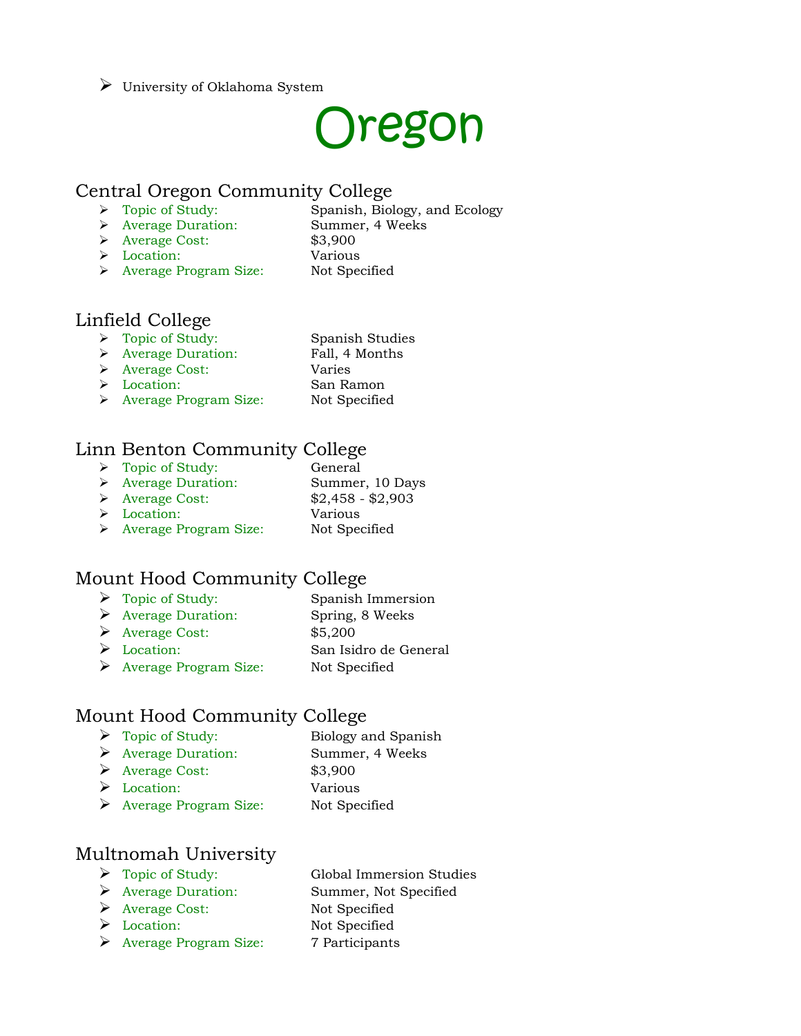- University of Oklahoma System

# Oregon

## Central Oregon Community College

- Topic of Study: Spanish, Biology, and Ecology
- Average Duration: Summer, 4 Weeks
- Average Cost: $3,900
- Location: Various
- Average Program Size: Not Specified

## Linfield College

- Topic of Study: Spanish Studies
- Average Duration: Fall, 4 Months
- Average Cost: Varies
- Location: San Ramon
- Average Program Size: Not Specified

## Linn Benton Community College

- Topic of Study: General
- Average Duration: Summer, 10 Days
- Average Cost: $2,458 - $2,903
- Location: Various
- Average Program Size: Not Specified

## Mount Hood Community College

- Topic of Study: Spanish Immersion
- Average Duration: Spring, 8 Weeks
- Average Cost: $5,200
- Location: San Isidro de General
- Average Program Size: Not Specified

## Mount Hood Community College

- Topic of Study: Biology and Spanish
- Average Duration: Summer, 4 Weeks
- Average Cost: $3,900
- Location: Various
- Average Program Size: Not Specified

## Multnomah University

- Topic of Study: Global Immersion Studies
- Average Duration: Summer, Not Specified
- Average Cost: Not Specified
- Location: Not Specified
- Average Program Size: 7 Participants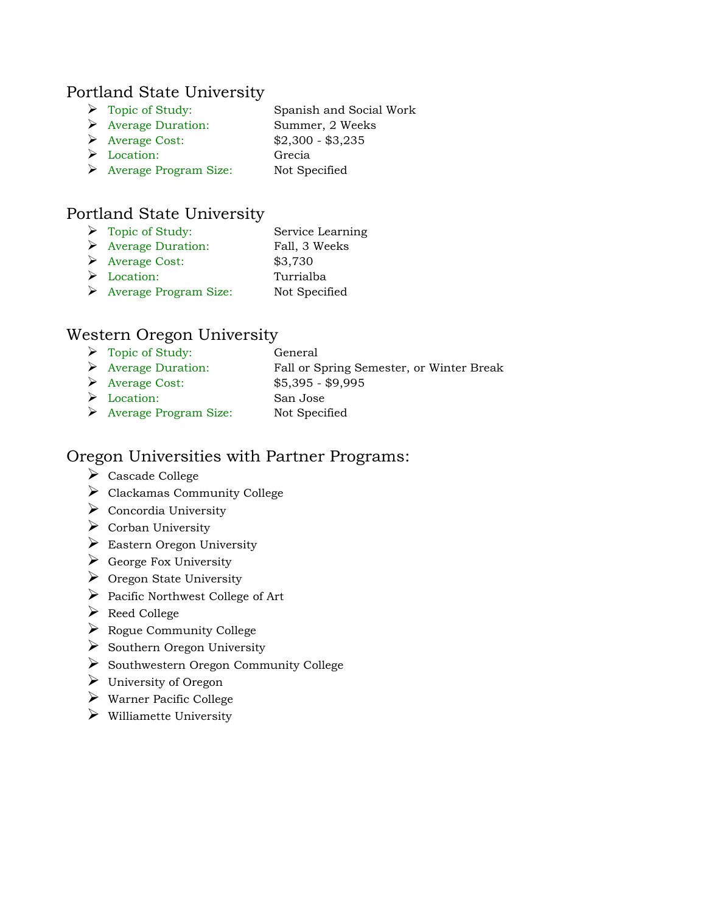## Portland State University

- Topic of Study: Spanish and Social Work
- Average Duration: Summer, 2 Weeks
- Average Cost: $2,300 - $3,235
- Location: Grecia
- Average Program Size: Not Specified

## Portland State University

- Topic of Study: Service Learning
- Average Duration: Fall, 3 Weeks
- Average Cost: $3,730
- Location: Turrialba
- Average Program Size: Not Specified

## Western Oregon University

- Topic of Study: General
- Average Duration: Fall or Spring Semester, or Winter Break
- Average Cost: $5,395 - $9,995
- Location: San Jose
- Average Program Size: Not Specified

## Oregon Universities with Partner Programs:

- Cascade College
- Clackamas Community College
- Concordia University
- Corban University
- Eastern Oregon University
- George Fox University
- Oregon State University
- Pacific Northwest College of Art
- Reed College
- Rogue Community College
- Southern Oregon University
- Southwestern Oregon Community College
- University of Oregon
- Warner Pacific College
- Williamette University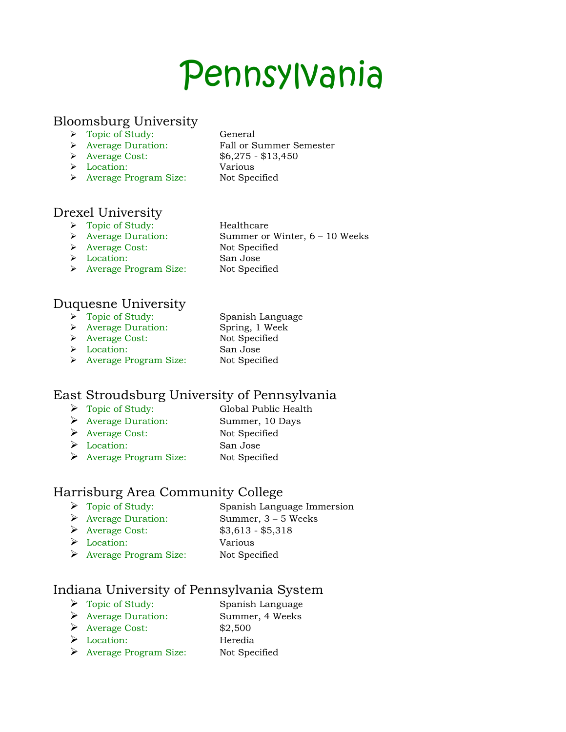# Pennsylvania

## Bloomsburg University

- Topic of Study: General
- Average Duration: Fall or Summer Semester
- Average Cost: $6,275 - $13,450
- Location: Various
- Average Program Size: Not Specified

## Drexel University

- Topic of Study: Healthcare
- Average Duration: Summer or Winter, 6 – 10 Weeks
- Average Cost: Not Specified
- Location: San Jose
- Average Program Size: Not Specified

## Duquesne University

- Topic of Study: Spanish Language
- Average Duration: Spring, 1 Week
- Average Cost: Not Specified
- Location: San Jose
- Average Program Size: Not Specified

## East Stroudsburg University of Pennsylvania

- Topic of Study: Global Public Health
- Average Duration: Summer, 10 Days
- Average Cost: Not Specified
- Location: San Jose
- Average Program Size: Not Specified

## Harrisburg Area Community College

- Topic of Study: Spanish Language Immersion
- Average Duration: Summer, 3 – 5 Weeks
- Average Cost: $3,613 - $5,318
- Location: Various
- Average Program Size: Not Specified

## Indiana University of Pennsylvania System

- Topic of Study: Spanish Language
- Average Duration: Summer, 4 Weeks
- Average Cost: $2,500
- Location: Heredia
- Average Program Size: Not Specified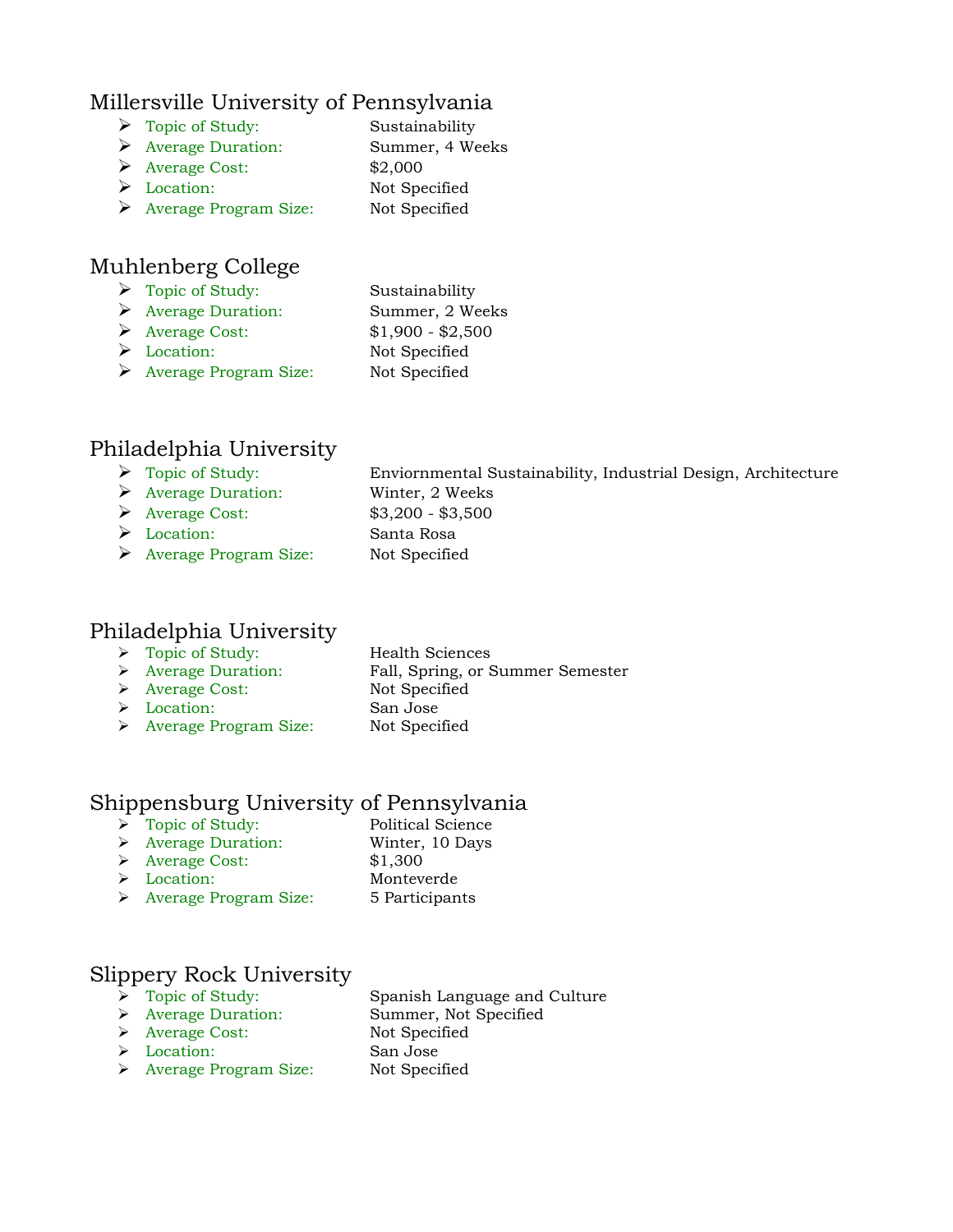## Millersville University of Pennsylvania

- Topic of Study: Sustainability
- Average Duration: Summer, 4 Weeks
- Average Cost: $2,000
- Location: Not Specified
- Average Program Size: Not Specified

## Muhlenberg College

- Topic of Study: Sustainability
- Average Duration: Summer, 2 Weeks
- Average Cost: $1,900 - $2,500
- Location: Not Specified
- Average Program Size: Not Specified

## Philadelphia University

- Topic of Study: Enviornmental Sustainability, Industrial Design, Architecture
- Average Duration: Winter, 2 Weeks
- Average Cost: $3,200 - $3,500
- Location: Santa Rosa
- Average Program Size: Not Specified

## Philadelphia University

- Topic of Study: Health Sciences
- Average Duration: Fall, Spring, or Summer Semester
- Average Cost: Not Specified
- Location: San Jose
- Average Program Size: Not Specified

## Shippensburg University of Pennsylvania

- Topic of Study: Political Science
- Average Duration: Winter, 10 Days
- Average Cost: $1,300
- Location: Monteverde
- Average Program Size: 5 Participants

## Slippery Rock University

- Topic of Study: Spanish Language and Culture
- Average Duration: Summer, Not Specified
- Average Cost: Not Specified
- Location: San Jose
- Average Program Size: Not Specified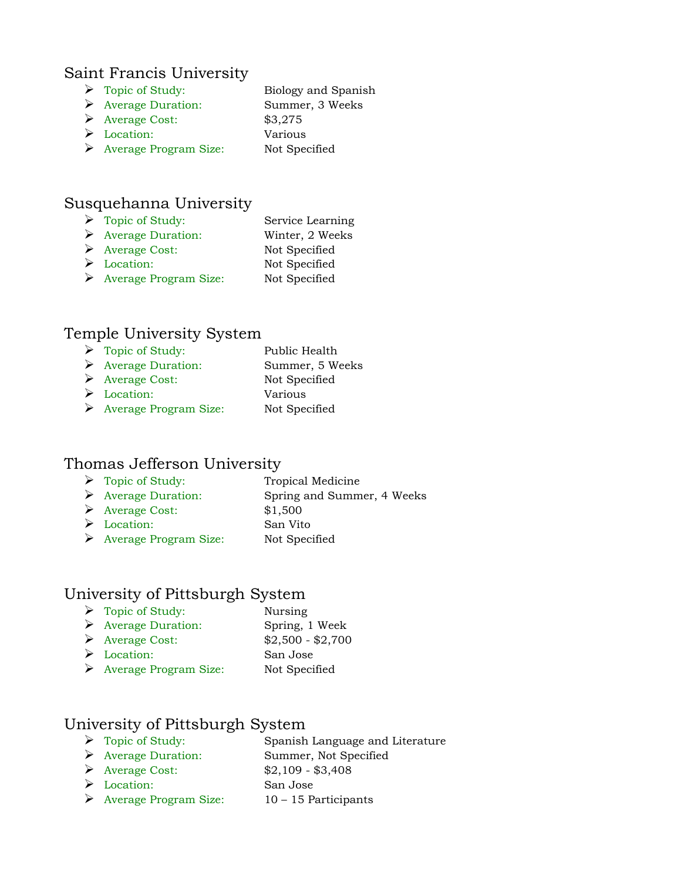## Saint Francis University

- Topic of Study: Biology and Spanish
- Average Duration: Summer, 3 Weeks
- Average Cost: $3,275
- Location: Various
- Average Program Size: Not Specified

## Susquehanna University

- Topic of Study: Service Learning
- Average Duration: Winter, 2 Weeks
- Average Cost: Not Specified
- Location: Not Specified
- Average Program Size: Not Specified

## Temple University System

- Topic of Study: Public Health
- Average Duration: Summer, 5 Weeks
- Average Cost: Not Specified
- Location: Various
- Average Program Size: Not Specified

## Thomas Jefferson University

- Topic of Study: Tropical Medicine
- Average Duration: Spring and Summer, 4 Weeks
- Average Cost: $1,500
- Location: San Vito
- Average Program Size: Not Specified

## University of Pittsburgh System

- Topic of Study: Nursing
- Average Duration: Spring, 1 Week
- Average Cost: $2,500 - $2,700
- Location: San Jose
- Average Program Size: Not Specified

## University of Pittsburgh System

- Topic of Study: Spanish Language and Literature
- Average Duration: Summer, Not Specified
- Average Cost: $2,109 - $3,408
- Location: San Jose
- Average Program Size: 10 – 15 Participants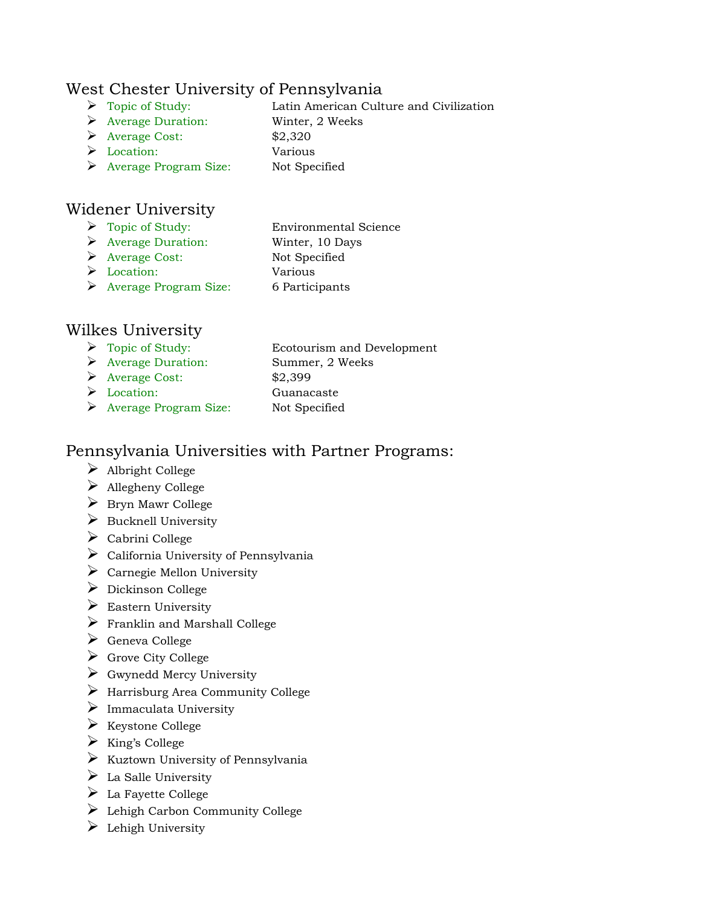## West Chester University of Pennsylvania

- Topic of Study: Latin American Culture and Civilization
- Average Duration: Winter, 2 Weeks
- Average Cost: $2,320
- Location: Various
- Average Program Size: Not Specified

## Widener University

- Topic of Study: Environmental Science
- Average Duration: Winter, 10 Days
- Average Cost: Not Specified
- Location: Various
- Average Program Size: 6 Participants

## Wilkes University

- Topic of Study: Ecotourism and Development
- Average Duration: Summer, 2 Weeks
- Average Cost: $2,399
- Location: Guanacaste
- Average Program Size: Not Specified

## Pennsylvania Universities with Partner Programs:

- Albright College
- Allegheny College
- Bryn Mawr College
- Bucknell University
- Cabrini College
- California University of Pennsylvania
- Carnegie Mellon University
- Dickinson College
- Eastern University
- Franklin and Marshall College
- Geneva College
- Grove City College
- Gwynedd Mercy University
- Harrisburg Area Community College
- Immaculata University
- Keystone College
- King's College
- Kuztown University of Pennsylvania
- La Salle University
- La Fayette College
- Lehigh Carbon Community College
- Lehigh University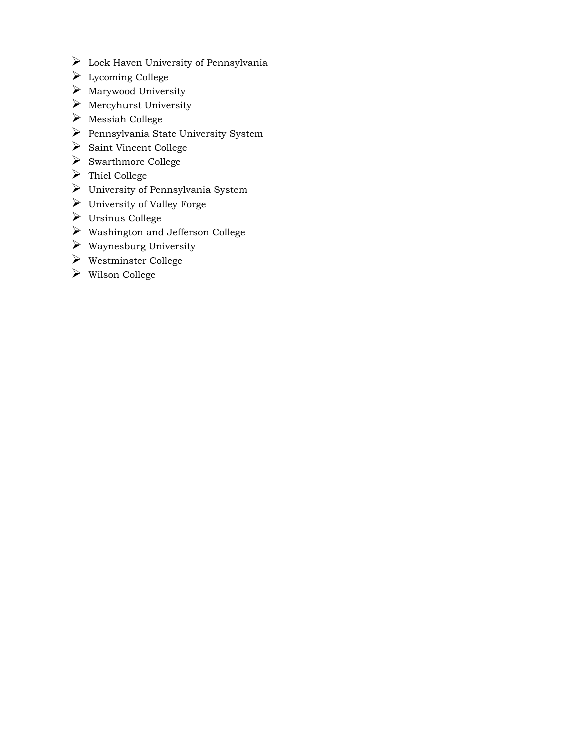- Lock Haven University of Pennsylvania
- Lycoming College
- Marywood University
- Mercyhurst University
- Messiah College
- Pennsylvania State University System
- Saint Vincent College
- Swarthmore College
- Thiel College
- University of Pennsylvania System
- University of Valley Forge
- Ursinus College
- Washington and Jefferson College
- Waynesburg University
- Westminster College
- Wilson College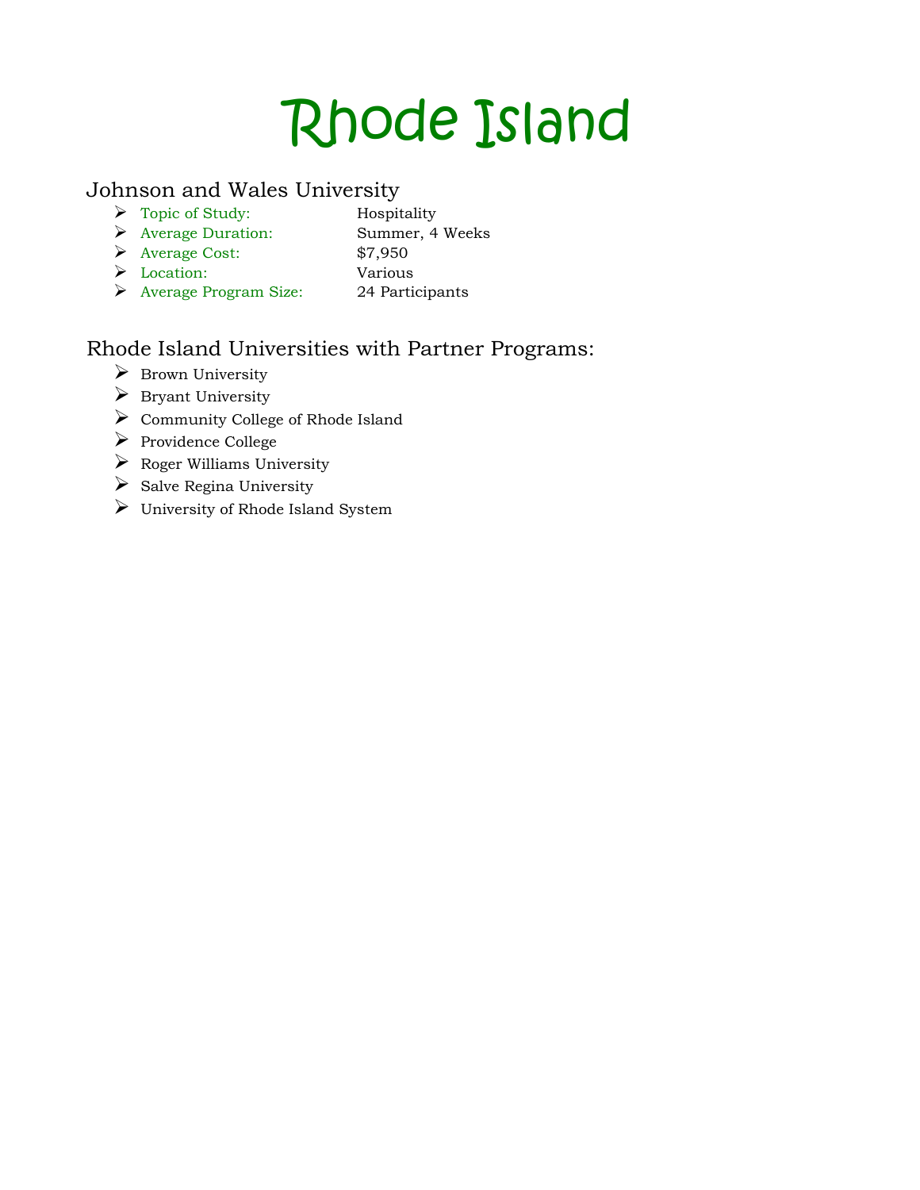# Rhode Island

## Johnson and Wales University

- Topic of Study: Hospitality
- Average Duration: Summer, 4 Weeks
- Average Cost: $7,950
- Location: Various
- Average Program Size: 24 Participants

## Rhode Island Universities with Partner Programs:

- Brown University
- Bryant University
- Community College of Rhode Island
- Providence College
- Roger Williams University
- Salve Regina University
- University of Rhode Island System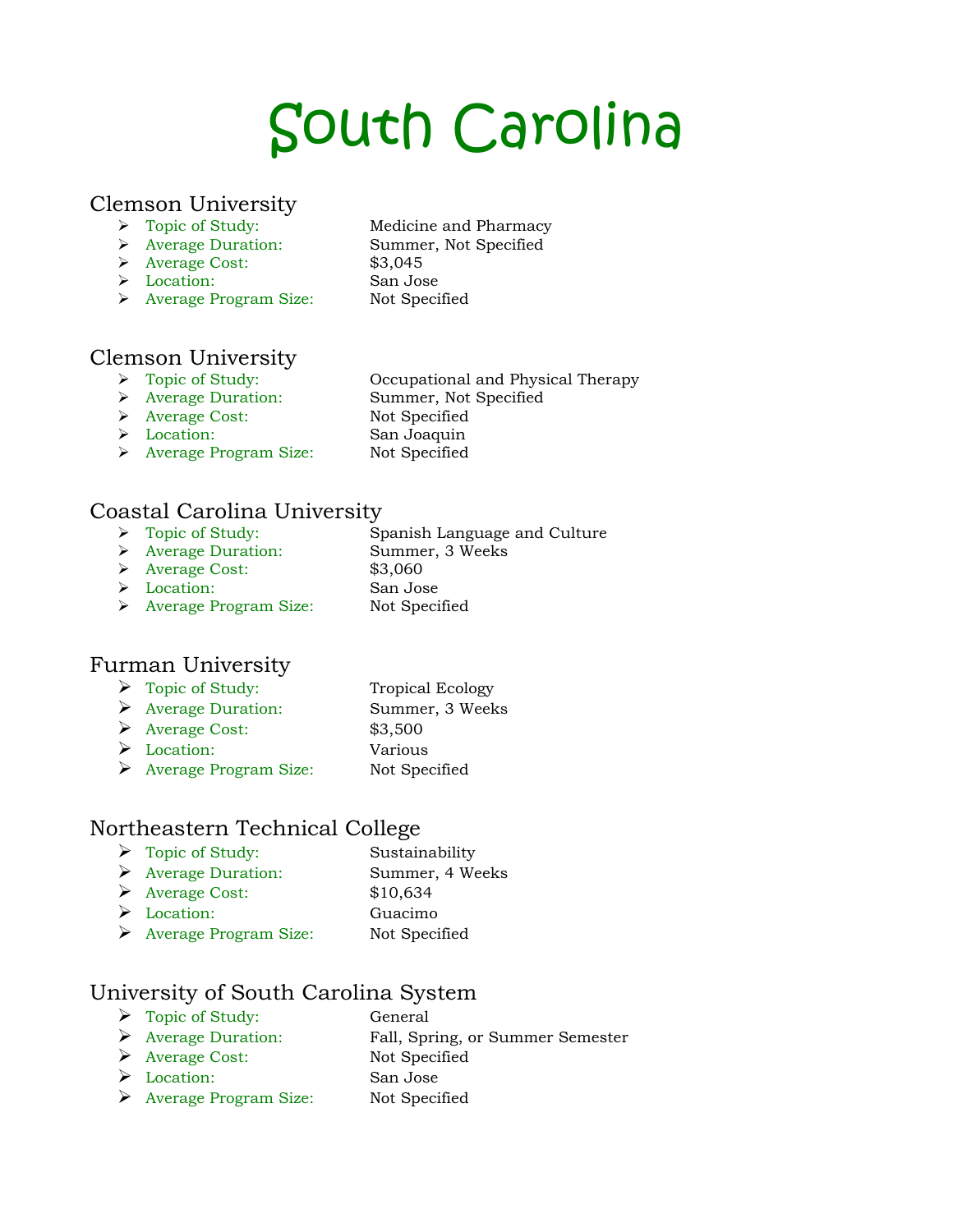# South Carolina

## Clemson University

- Topic of Study: Medicine and Pharmacy
- Average Duration: Summer, Not Specified
- Average Cost: $3,045
- Location: San Jose
- Average Program Size: Not Specified

## Clemson University

- Topic of Study: Occupational and Physical Therapy
- Average Duration: Summer, Not Specified
- Average Cost: Not Specified
- Location: San Joaquin
- Average Program Size: Not Specified

## Coastal Carolina University

- Topic of Study: Spanish Language and Culture
- Average Duration: Summer, 3 Weeks
- Average Cost: $3,060
- Location: San Jose
- Average Program Size: Not Specified

## Furman University

- Topic of Study: Tropical Ecology
- Average Duration: Summer, 3 Weeks
- Average Cost: $3,500
- Location: Various
- Average Program Size: Not Specified

## Northeastern Technical College

- Topic of Study: Sustainability
- Average Duration: Summer, 4 Weeks
- Average Cost: $10,634
- Location: Guacimo
- Average Program Size: Not Specified

## University of South Carolina System

- Topic of Study: General
- Average Duration: Fall, Spring, or Summer Semester
- Average Cost: Not Specified
- Location: San Jose
- Average Program Size: Not Specified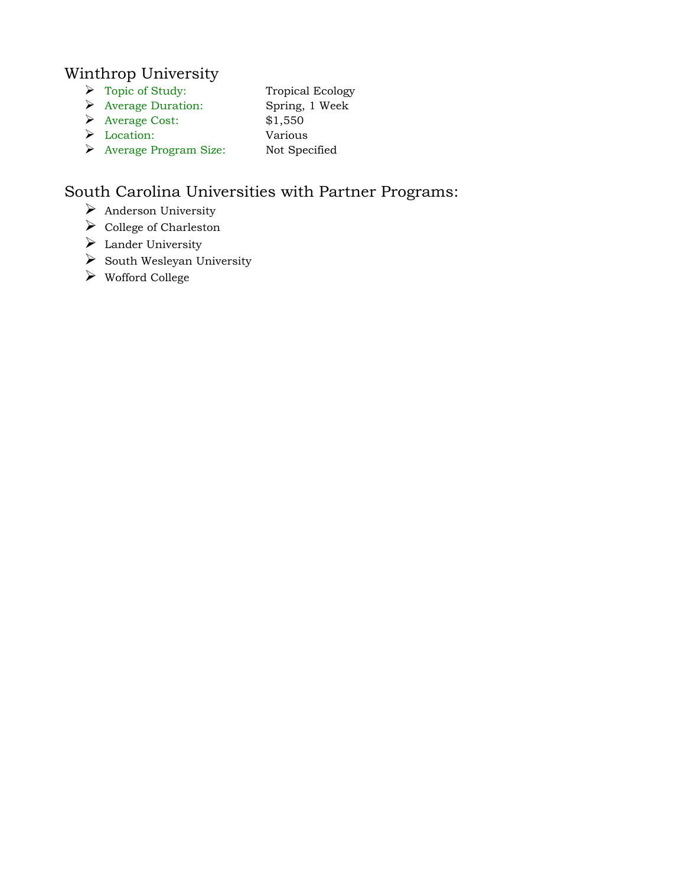## Winthrop University

- Topic of Study: Tropical Ecology
- Average Duration: Spring, 1 Week
- Average Cost: $1,550
- Location: Various
- Average Program Size: Not Specified

## South Carolina Universities with Partner Programs:

- Anderson University
- College of Charleston
- Lander University
- South Wesleyan University
- Wofford College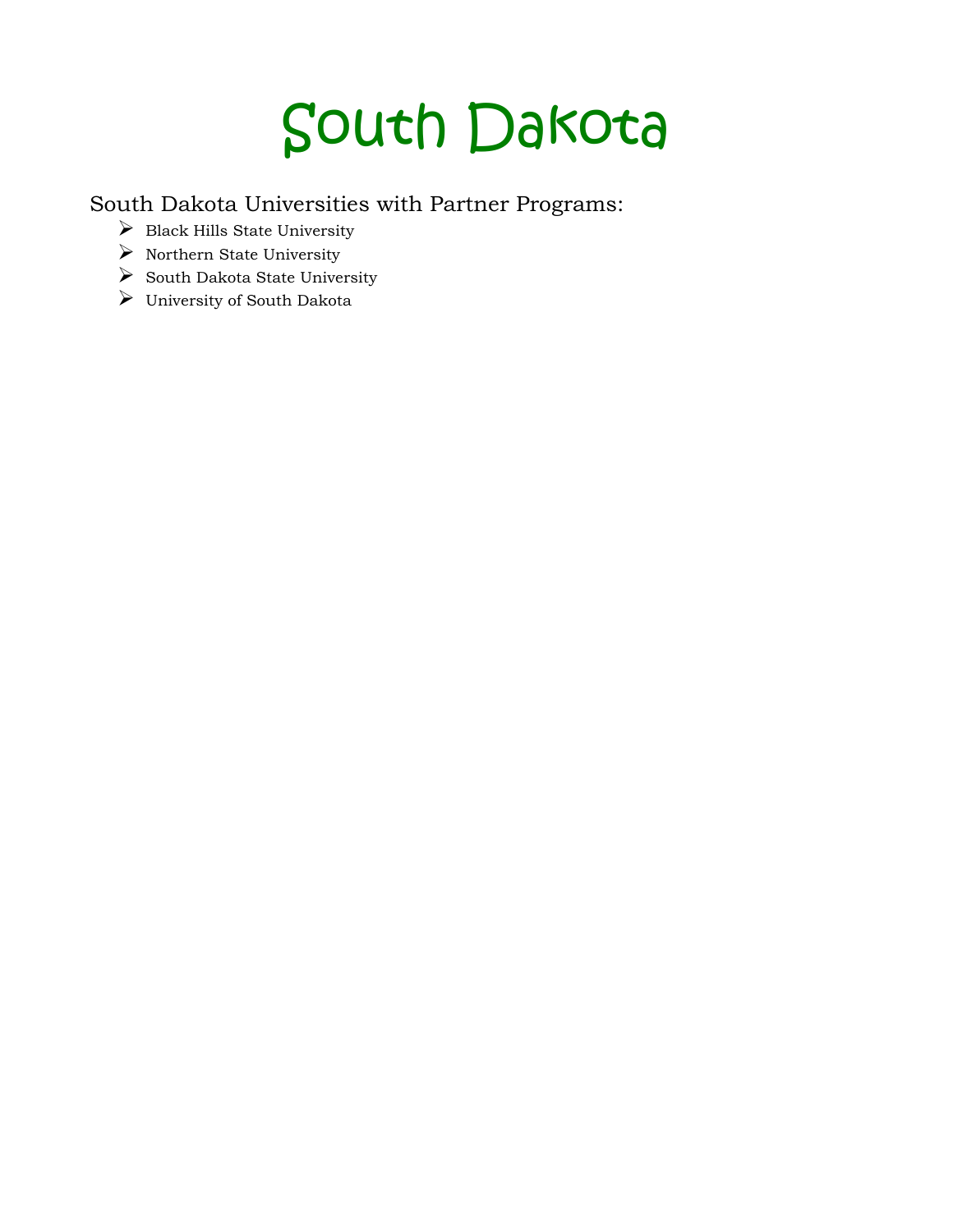# South Dakota

## South Dakota Universities with Partner Programs:

- Black Hills State University
- Northern State University
- South Dakota State University
- University of South Dakota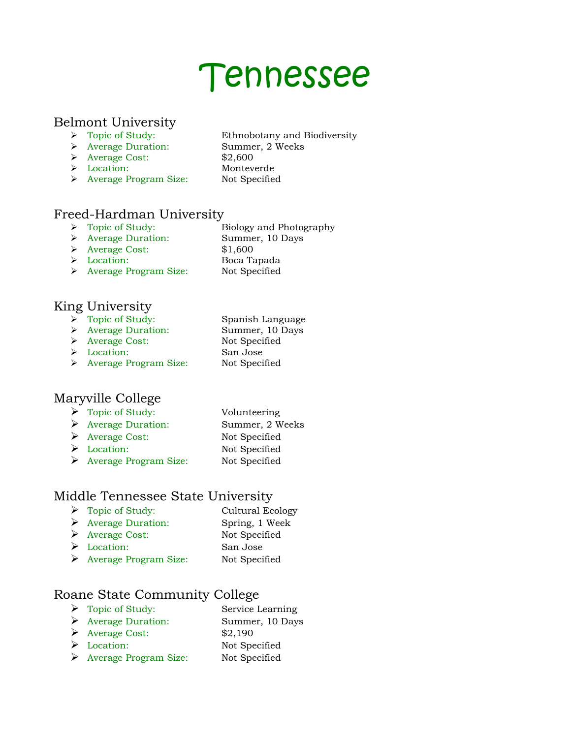# Tennessee

## Belmont University

- Topic of Study: Ethnobotany and Biodiversity
- Average Duration: Summer, 2 Weeks
- Average Cost: $2,600
- Location: Monteverde
- Average Program Size: Not Specified

## Freed-Hardman University

- Topic of Study: Biology and Photography
- Average Duration: Summer, 10 Days
- Average Cost: $1,600
- Location: Boca Tapada
- Average Program Size: Not Specified

## King University

- Topic of Study: Spanish Language
- Average Duration: Summer, 10 Days
- Average Cost: Not Specified
- Location: San Jose
- Average Program Size: Not Specified

## Maryville College

- Topic of Study: Volunteering
- Average Duration: Summer, 2 Weeks
- Average Cost: Not Specified
- Location: Not Specified
- Average Program Size: Not Specified

## Middle Tennessee State University

- Topic of Study: Cultural Ecology
- Average Duration: Spring, 1 Week
- Average Cost: Not Specified
- Location: San Jose
- Average Program Size: Not Specified

## Roane State Community College

- Topic of Study: Service Learning
- Average Duration: Summer, 10 Days
- Average Cost: $2,190
- Location: Not Specified
- Average Program Size: Not Specified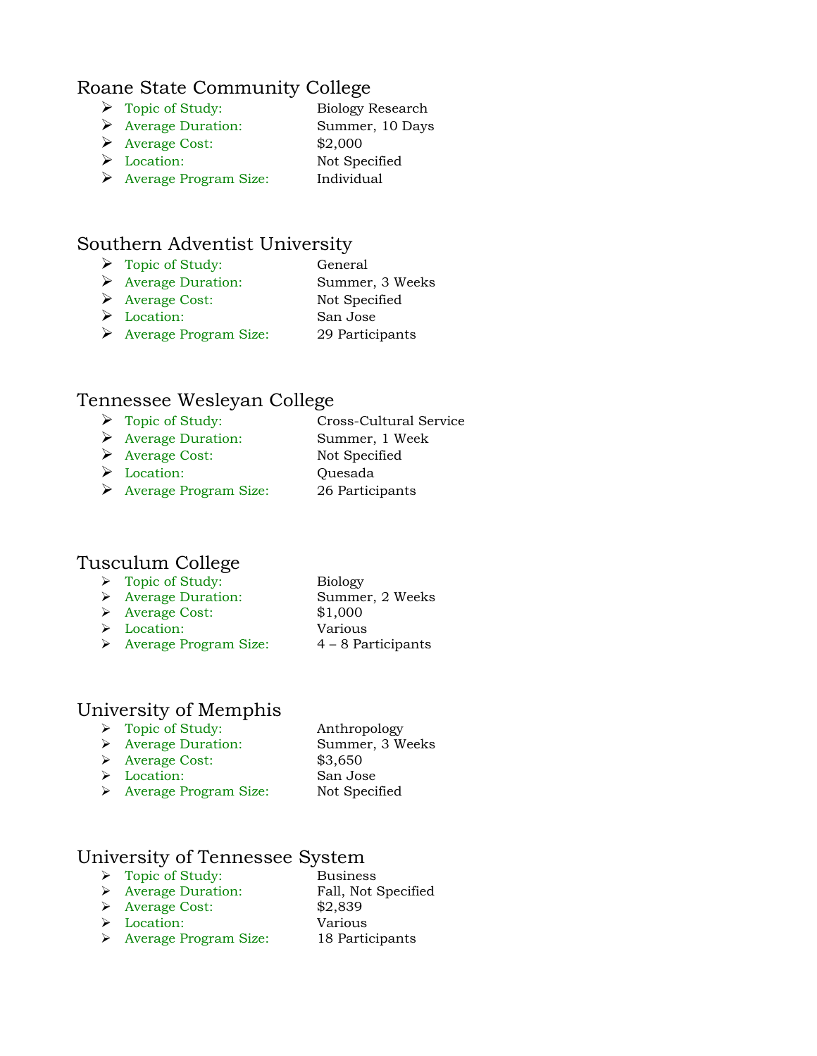## Roane State Community College

- Topic of Study: Biology Research
- Average Duration: Summer, 10 Days
- Average Cost: $2,000
- Location: Not Specified
- Average Program Size: Individual

## Southern Adventist University

- Topic of Study: General
- Average Duration: Summer, 3 Weeks
- Average Cost: Not Specified
- Location: San Jose
- Average Program Size: 29 Participants

## Tennessee Wesleyan College

- Topic of Study: Cross-Cultural Service
- Average Duration: Summer, 1 Week
- Average Cost: Not Specified
- Location: Quesada
- Average Program Size: 26 Participants

## Tusculum College

- Topic of Study: Biology
- Average Duration: Summer, 2 Weeks
- Average Cost: $1,000
- Location: Various
- Average Program Size: 4 – 8 Participants

## University of Memphis

- Topic of Study: Anthropology
- Average Duration: Summer, 3 Weeks
- Average Cost: $3,650
- Location: San Jose
- Average Program Size: Not Specified

## University of Tennessee System

- Topic of Study: Business
- Average Duration: Fall, Not Specified
- Average Cost: $2,839
- Location: Various
- Average Program Size: 18 Participants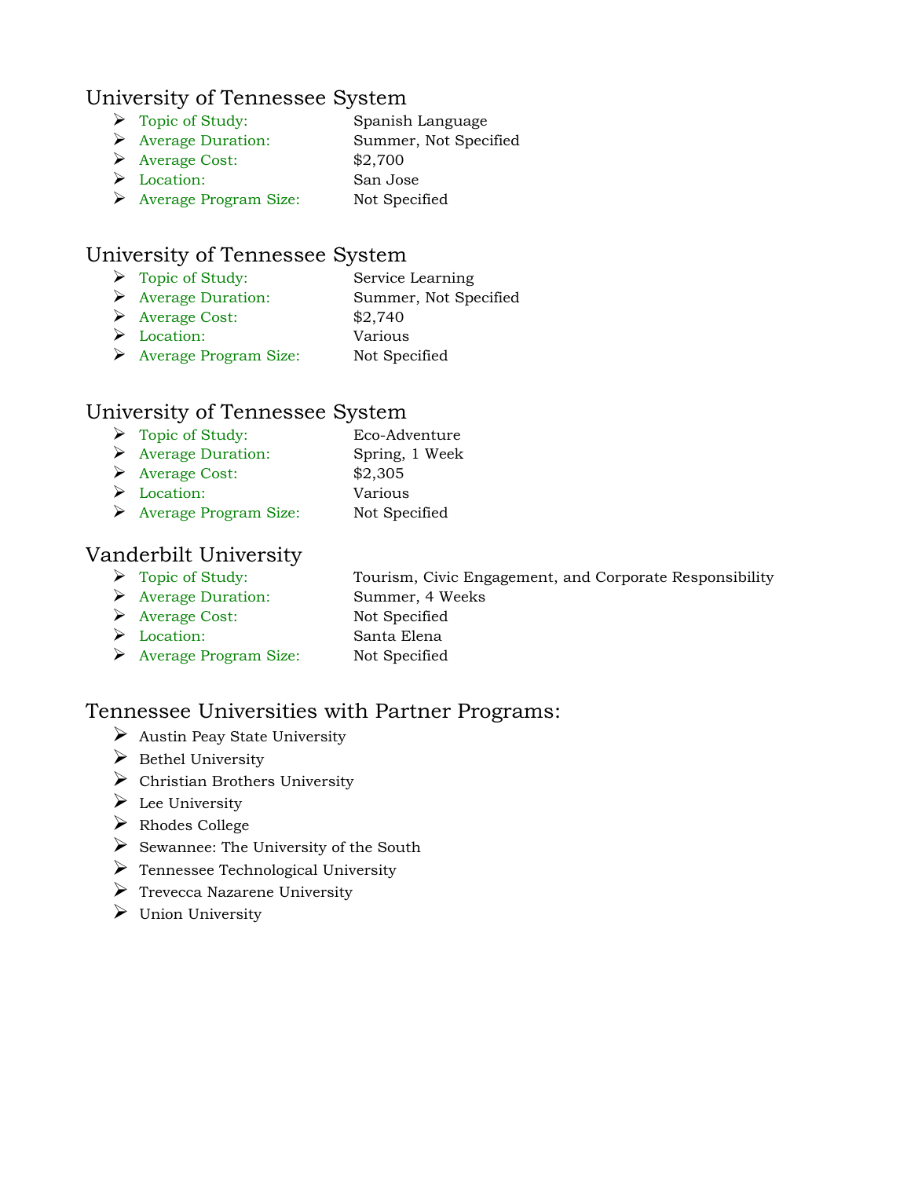## University of Tennessee System

- Topic of Study: Spanish Language
- Average Duration: Summer, Not Specified
- Average Cost: $2,700
- Location: San Jose
- Average Program Size: Not Specified

## University of Tennessee System

- Topic of Study: Service Learning
- Average Duration: Summer, Not Specified
- Average Cost: $2,740
- Location: Various
- Average Program Size: Not Specified

## University of Tennessee System

- Topic of Study: Eco-Adventure
- Average Duration: Spring, 1 Week
- Average Cost: $2,305
- Location: Various
- Average Program Size: Not Specified

## Vanderbilt University

- Topic of Study: Tourism, Civic Engagement, and Corporate Responsibility
- Average Duration: Summer, 4 Weeks
- Average Cost: Not Specified
- Location: Santa Elena
- Average Program Size: Not Specified

## Tennessee Universities with Partner Programs:

- Austin Peay State University
- Bethel University
- Christian Brothers University
- Lee University
- Rhodes College
- Sewannee: The University of the South
- Tennessee Technological University
- Trevecca Nazarene University
- Union University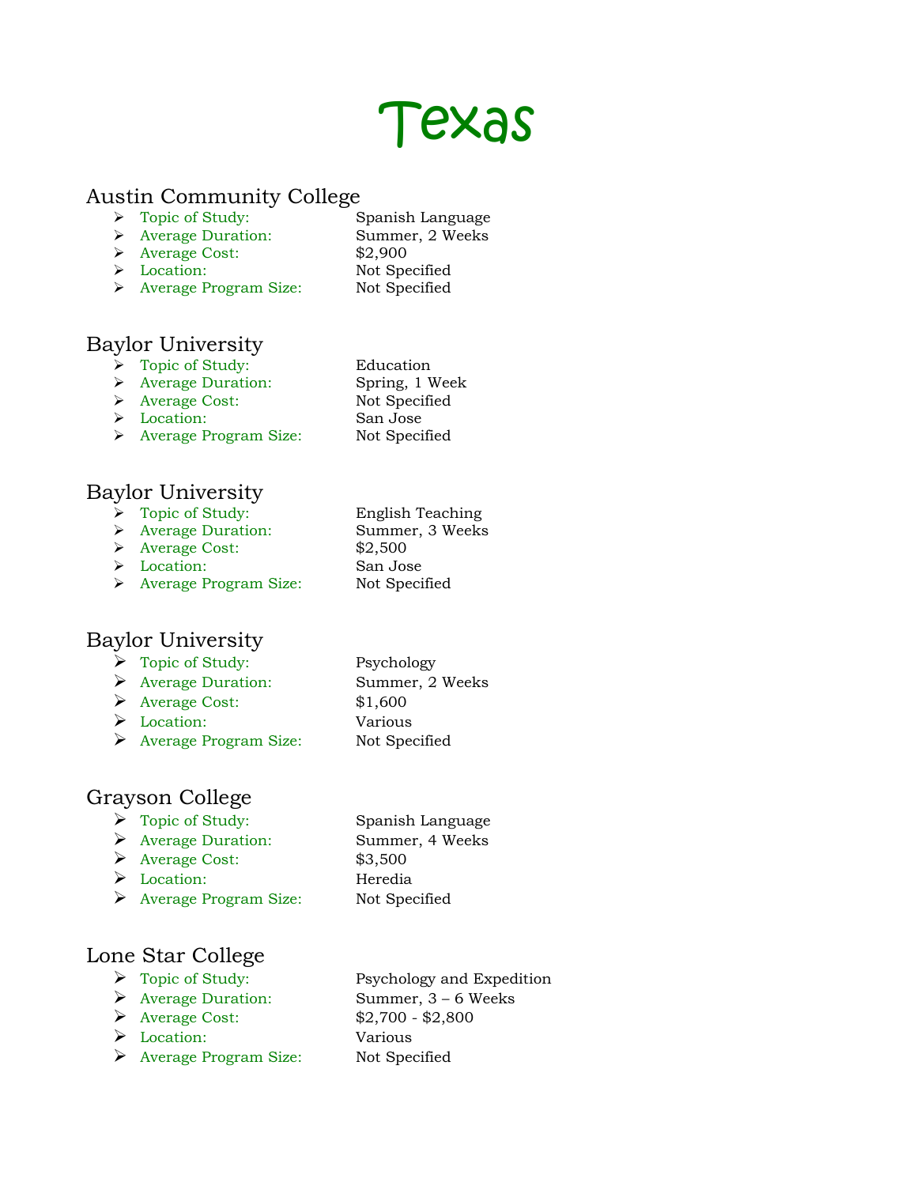# Texas

## Austin Community College

- Topic of Study: Spanish Language
- Average Duration: Summer, 2 Weeks
- Average Cost: $2,900
- Location: Not Specified
- Average Program Size: Not Specified

## Baylor University

- Topic of Study: Education
- Average Duration: Spring, 1 Week
- Average Cost: Not Specified
- Location: San Jose
- Average Program Size: Not Specified

## Baylor University

- Topic of Study: English Teaching
- Average Duration: Summer, 3 Weeks
- Average Cost: $2,500
- Location: San Jose
- Average Program Size: Not Specified

## Baylor University

- Topic of Study: Psychology
- Average Duration: Summer, 2 Weeks
- Average Cost: $1,600
- Location: Various
- Average Program Size: Not Specified

## Grayson College

- Topic of Study: Spanish Language
- Average Duration: Summer, 4 Weeks
- Average Cost: $3,500
- Location: Heredia
- Average Program Size: Not Specified

## Lone Star College

- Topic of Study: Psychology and Expedition
- Average Duration: Summer, 3 – 6 Weeks
- Average Cost: $2,700 - $2,800
- Location: Various
- Average Program Size: Not Specified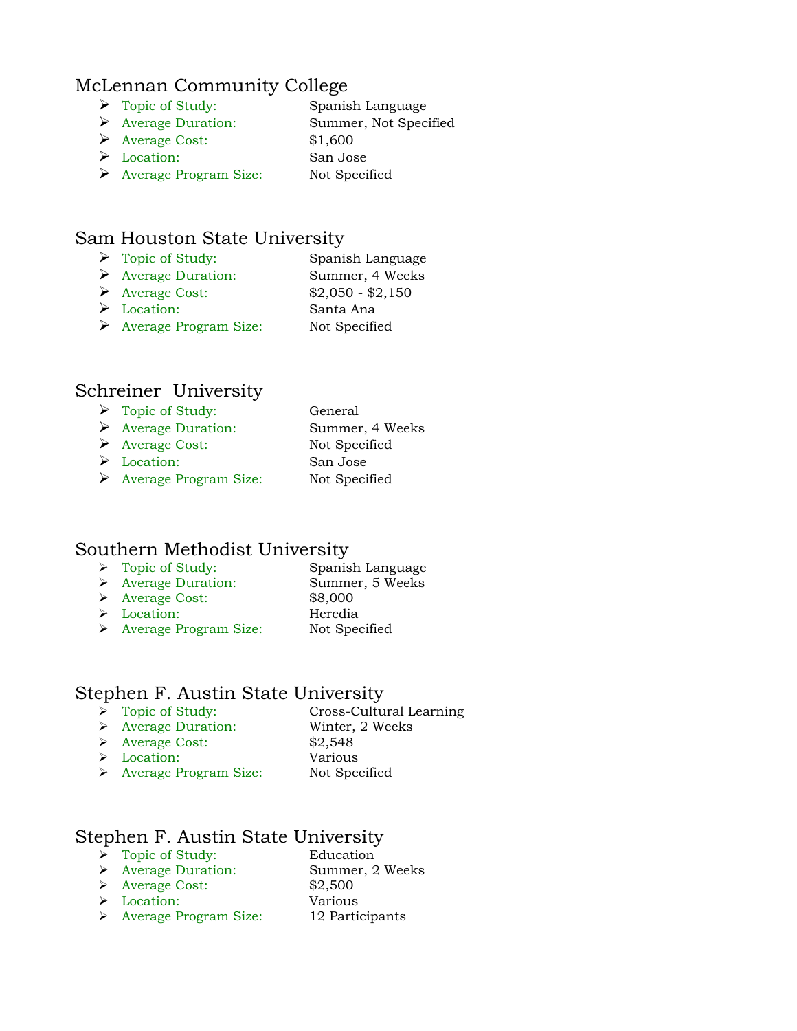## McLennan Community College

- Topic of Study: Spanish Language
- Average Duration: Summer, Not Specified
- Average Cost: $1,600
- Location: San Jose
- Average Program Size: Not Specified

## Sam Houston State University

- Topic of Study: Spanish Language
- Average Duration: Summer, 4 Weeks
- Average Cost: $2,050 - $2,150
- Location: Santa Ana
- Average Program Size: Not Specified

## Schreiner University

- Topic of Study: General
- Average Duration: Summer, 4 Weeks
- Average Cost: Not Specified
- Location: San Jose
- Average Program Size: Not Specified

## Southern Methodist University

- Topic of Study: Spanish Language
- Average Duration: Summer, 5 Weeks
- Average Cost: $8,000
- Location: Heredia
- Average Program Size: Not Specified

## Stephen F. Austin State University

- Topic of Study: Cross-Cultural Learning
- Average Duration: Winter, 2 Weeks
- Average Cost: $2,548
- Location: Various
- Average Program Size: Not Specified

## Stephen F. Austin State University

- Topic of Study: Education
- Average Duration: Summer, 2 Weeks
- Average Cost: $2,500
- Location: Various
- Average Program Size: 12 Participants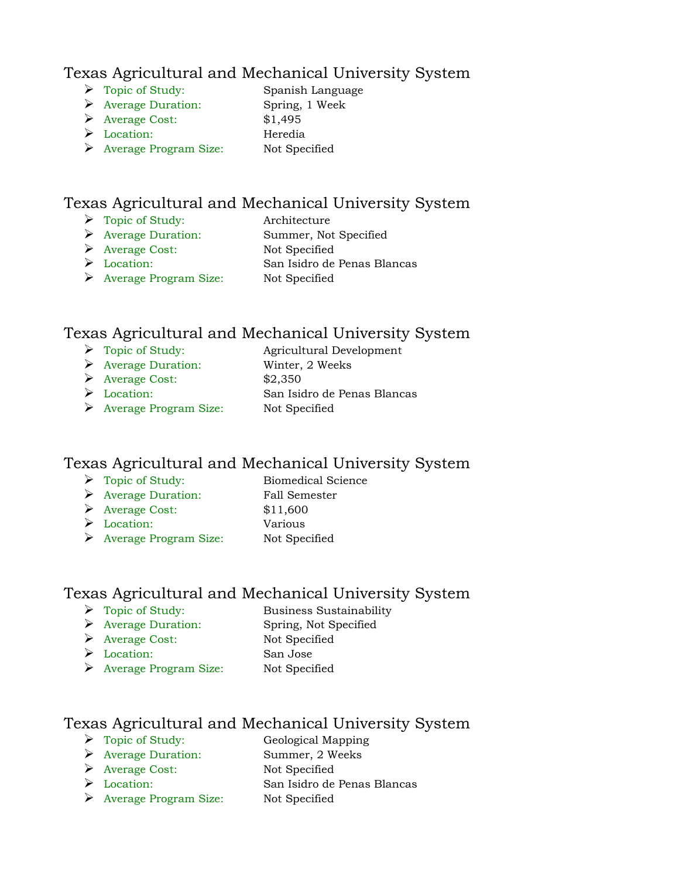## Texas Agricultural and Mechanical University System

- Topic of Study: Spanish Language
- Average Duration: Spring, 1 Week
- Average Cost: $1,495
- Location: Heredia
- Average Program Size: Not Specified

## Texas Agricultural and Mechanical University System

- Topic of Study: Architecture
- Average Duration: Summer, Not Specified
- Average Cost: Not Specified
- Location: San Isidro de Penas Blancas
- Average Program Size: Not Specified

## Texas Agricultural and Mechanical University System

- Topic of Study: Agricultural Development
- Average Duration: Winter, 2 Weeks
- Average Cost: $2,350
- Location: San Isidro de Penas Blancas
- Average Program Size: Not Specified

## Texas Agricultural and Mechanical University System

- Topic of Study: Biomedical Science
- Average Duration: Fall Semester
- Average Cost: $11,600
- Location: Various
- Average Program Size: Not Specified

## Texas Agricultural and Mechanical University System

- Topic of Study: Business Sustainability
- Average Duration: Spring, Not Specified
- Average Cost: Not Specified
- Location: San Jose
- Average Program Size: Not Specified

## Texas Agricultural and Mechanical University System

- Topic of Study: Geological Mapping
- Average Duration: Summer, 2 Weeks
- Average Cost: Not Specified
- Location: San Isidro de Penas Blancas
- Average Program Size: Not Specified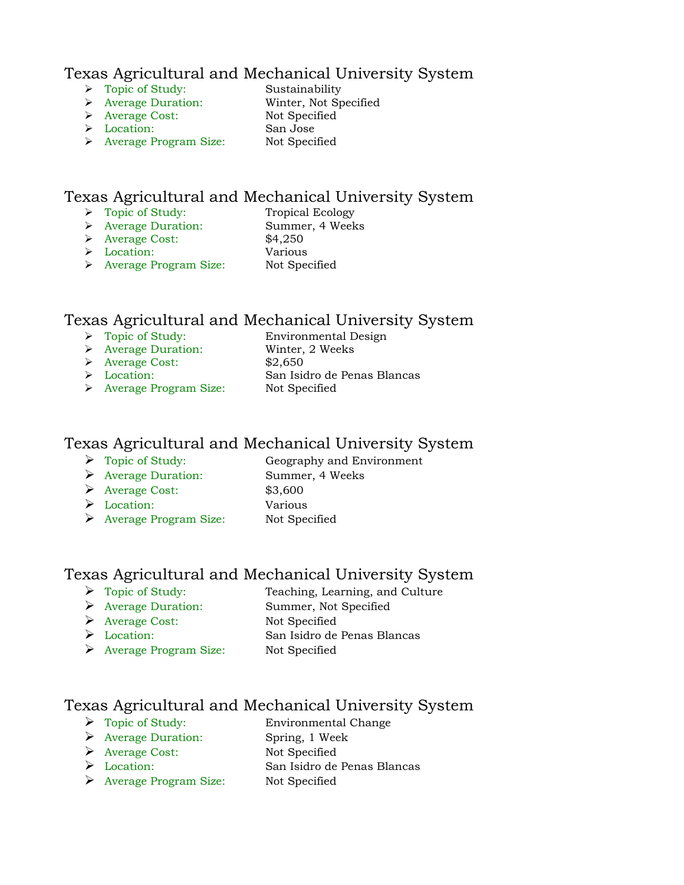## Texas Agricultural and Mechanical University System

- Topic of Study: Sustainability
- Average Duration: Winter, Not Specified
- Average Cost: Not Specified
- Location: San Jose
- Average Program Size: Not Specified

## Texas Agricultural and Mechanical University System

- Topic of Study: Tropical Ecology
- Average Duration: Summer, 4 Weeks
- Average Cost: $4,250
- Location: Various
- Average Program Size: Not Specified

## Texas Agricultural and Mechanical University System

- Topic of Study: Environmental Design
- Average Duration: Winter, 2 Weeks
- Average Cost: $2,650
- Location: San Isidro de Penas Blancas
- Average Program Size: Not Specified

## Texas Agricultural and Mechanical University System

- Topic of Study: Geography and Environment
- Average Duration: Summer, 4 Weeks
- Average Cost: $3,600
- Location: Various
- Average Program Size: Not Specified

## Texas Agricultural and Mechanical University System

- Topic of Study: Teaching, Learning, and Culture
- Average Duration: Summer, Not Specified
- Average Cost: Not Specified
- Location: San Isidro de Penas Blancas
- Average Program Size: Not Specified

## Texas Agricultural and Mechanical University System

- Topic of Study: Environmental Change
- Average Duration: Spring, 1 Week
- Average Cost: Not Specified
- Location: San Isidro de Penas Blancas
- Average Program Size: Not Specified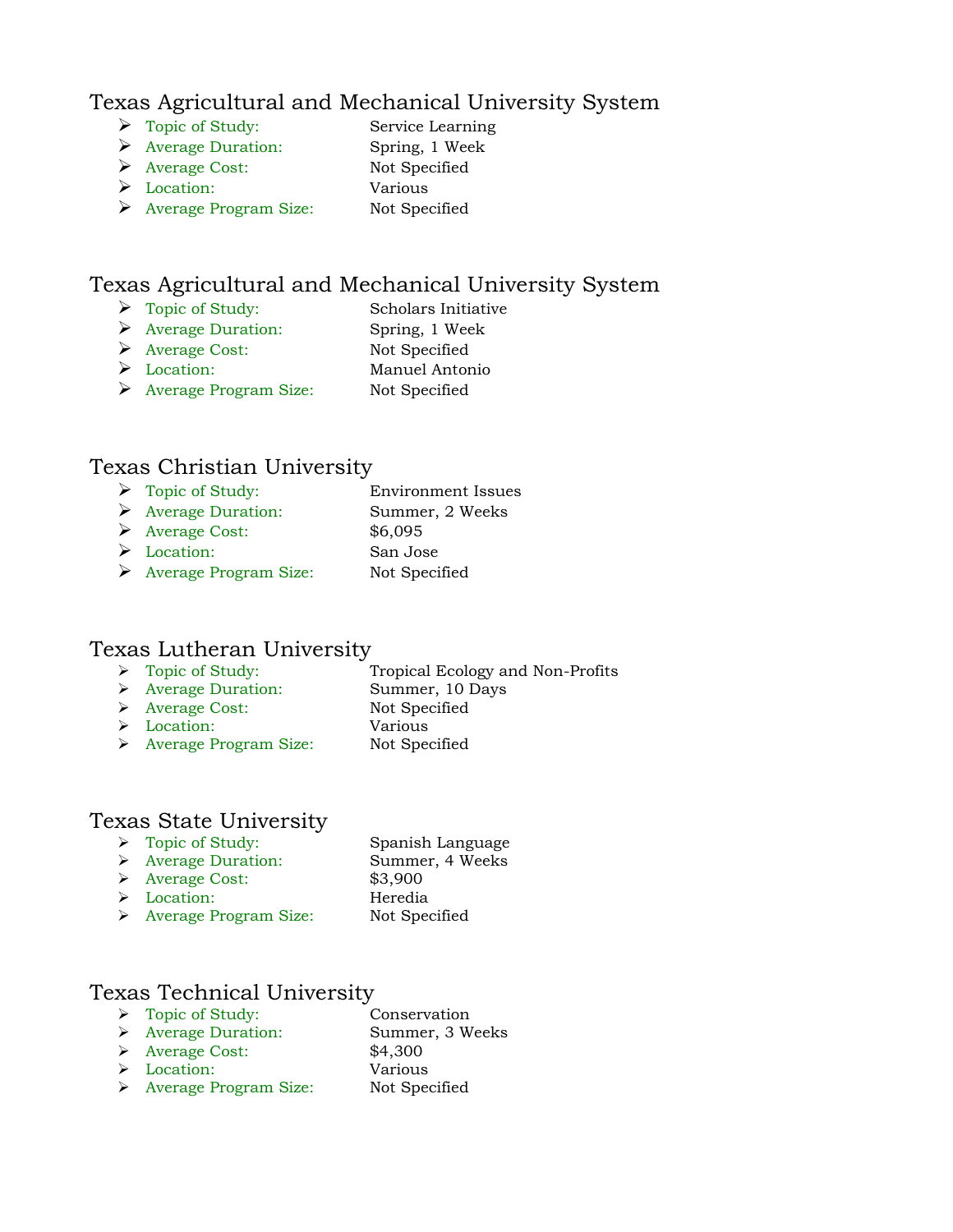## Texas Agricultural and Mechanical University System

- Topic of Study: Service Learning
- Average Duration: Spring, 1 Week
- Average Cost: Not Specified
- Location: Various
- Average Program Size: Not Specified

## Texas Agricultural and Mechanical University System

- Topic of Study: Scholars Initiative
- Average Duration: Spring, 1 Week
- Average Cost: Not Specified
- Location: Manuel Antonio
- Average Program Size: Not Specified

## Texas Christian University

- Topic of Study: Environment Issues
- Average Duration: Summer, 2 Weeks
- Average Cost: $6,095
- Location: San Jose
- Average Program Size: Not Specified

## Texas Lutheran University

- Topic of Study: Tropical Ecology and Non-Profits
- Average Duration: Summer, 10 Days
- Average Cost: Not Specified
- Location: Various
- Average Program Size: Not Specified

## Texas State University

- Topic of Study: Spanish Language
- Average Duration: Summer, 4 Weeks
- Average Cost: $3,900
- Location: Heredia
- Average Program Size: Not Specified

## Texas Technical University

- Topic of Study: Conservation
- Average Duration: Summer, 3 Weeks
- Average Cost: $4,300
- Location: Various
- Average Program Size: Not Specified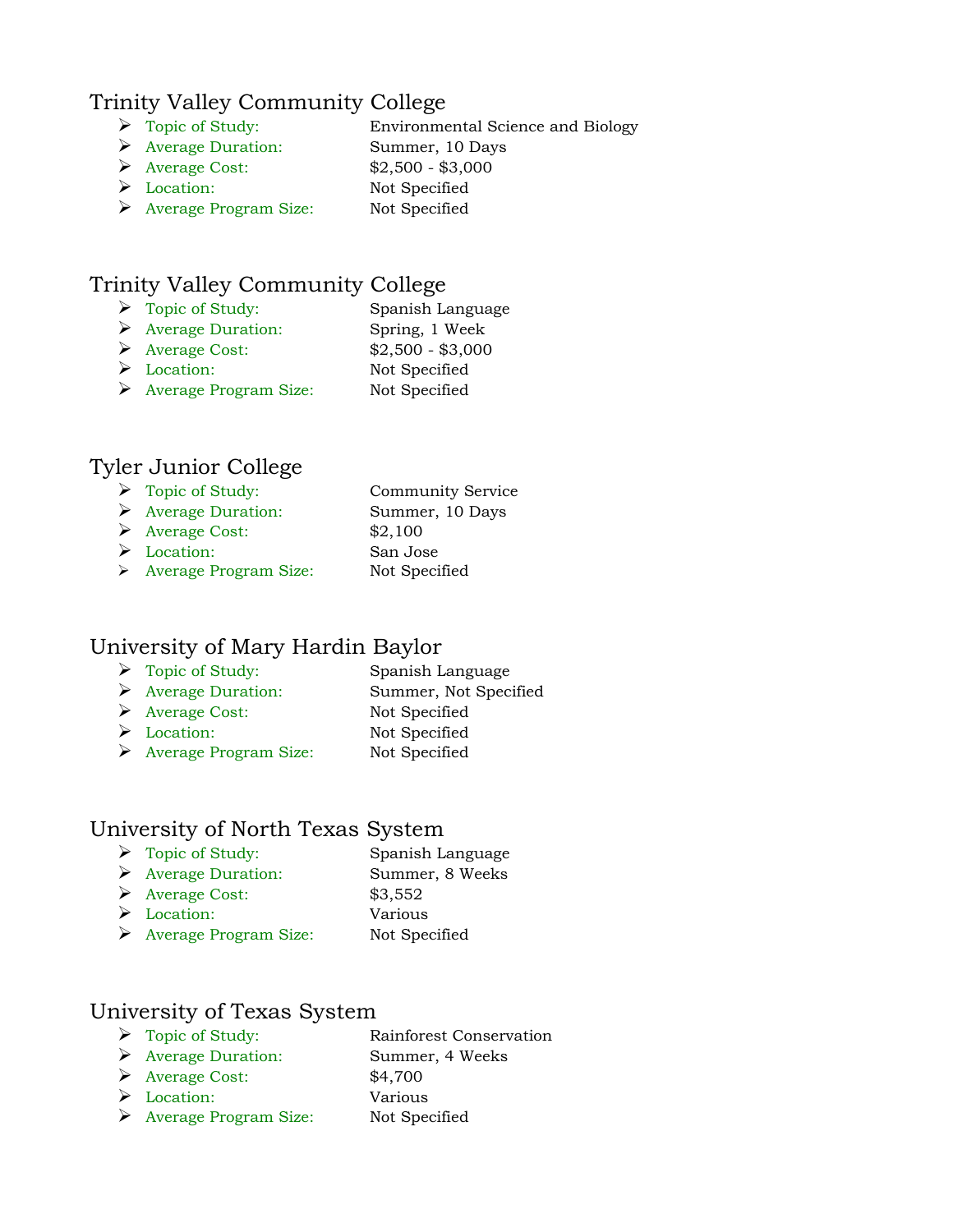## Trinity Valley Community College

- Topic of Study: Environmental Science and Biology
- Average Duration: Summer, 10 Days
- Average Cost: $2,500 - $3,000
- Location: Not Specified
- Average Program Size: Not Specified

## Trinity Valley Community College

- Topic of Study: Spanish Language
- Average Duration: Spring, 1 Week
- Average Cost: $2,500 - $3,000
- Location: Not Specified
- Average Program Size: Not Specified

## Tyler Junior College

- Topic of Study: Community Service
- Average Duration: Summer, 10 Days
- Average Cost: $2,100
- Location: San Jose
- Average Program Size: Not Specified

## University of Mary Hardin Baylor

- Topic of Study: Spanish Language
- Average Duration: Summer, Not Specified
- Average Cost: Not Specified
- Location: Not Specified
- Average Program Size: Not Specified

## University of North Texas System

- Topic of Study: Spanish Language
- Average Duration: Summer, 8 Weeks
- Average Cost: $3,552
- Location: Various
- Average Program Size: Not Specified

## University of Texas System

- Topic of Study: Rainforest Conservation
- Average Duration: Summer, 4 Weeks
- Average Cost: $4,700
- Location: Various
- Average Program Size: Not Specified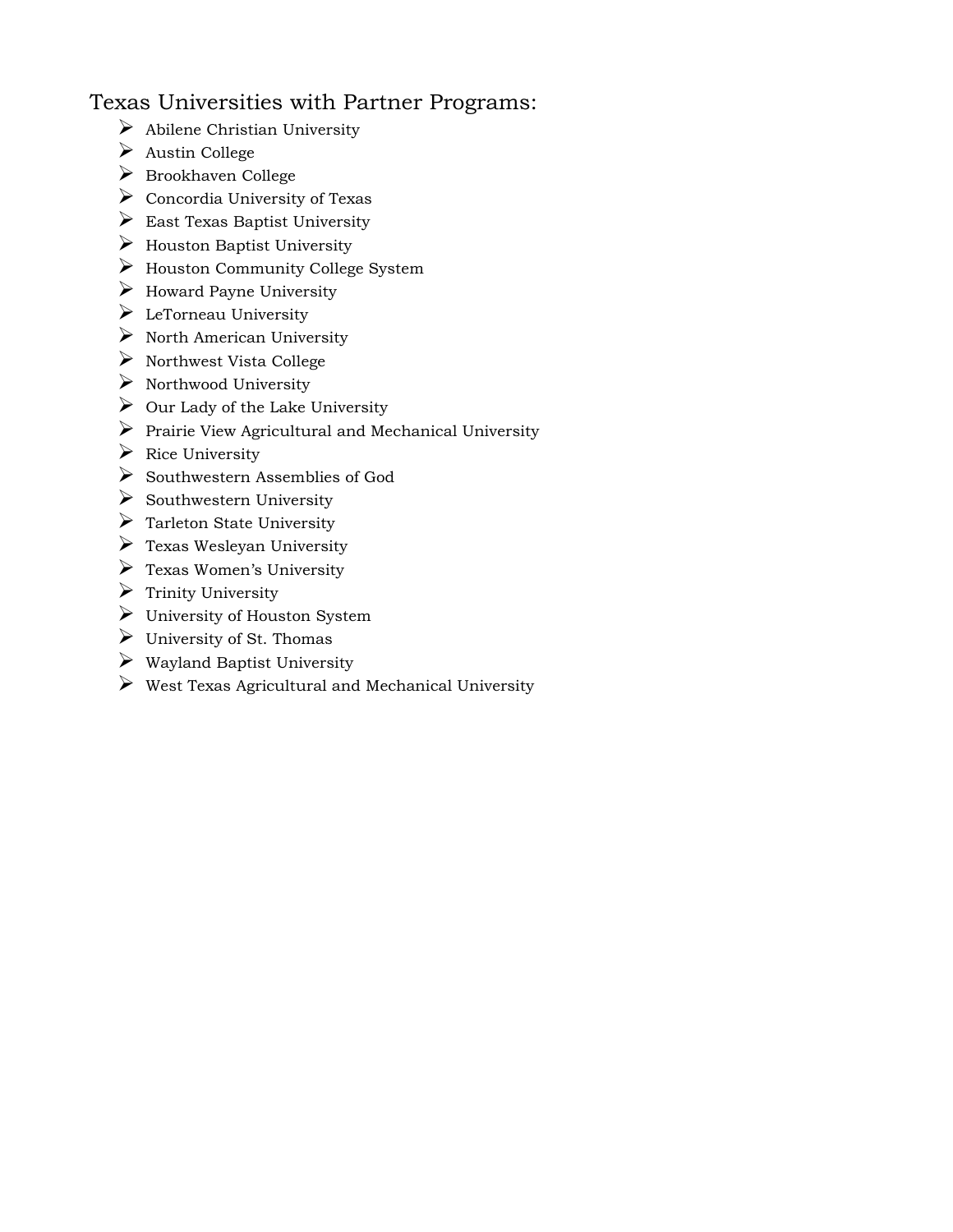## Texas Universities with Partner Programs:

- Abilene Christian University
- Austin College
- Brookhaven College
- Concordia University of Texas
- East Texas Baptist University
- Houston Baptist University
- Houston Community College System
- Howard Payne University
- LeTorneau University
- North American University
- Northwest Vista College
- Northwood University
- Our Lady of the Lake University
- Prairie View Agricultural and Mechanical University
- Rice University
- Southwestern Assemblies of God
- Southwestern University
- Tarleton State University
- Texas Wesleyan University
- Texas Women's University
- Trinity University
- University of Houston System
- University of St. Thomas
- Wayland Baptist University
- West Texas Agricultural and Mechanical University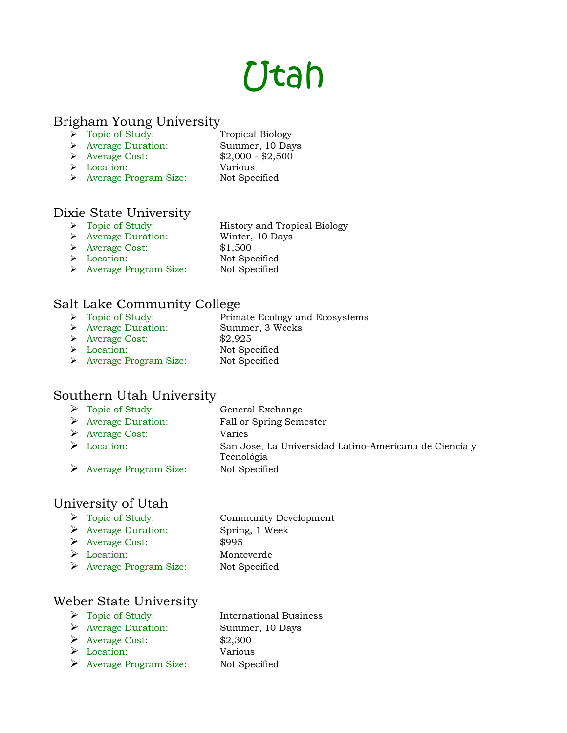# Utah

## Brigham Young University

- Topic of Study: Tropical Biology
- Average Duration: Summer, 10 Days
- Average Cost: $2,000 - $2,500
- Location: Various
- Average Program Size: Not Specified

## Dixie State University

- Topic of Study: History and Tropical Biology
- Average Duration: Winter, 10 Days
- Average Cost: $1,500
- Location: Not Specified
- Average Program Size: Not Specified

## Salt Lake Community College

- Topic of Study: Primate Ecology and Ecosystems
- Average Duration: Summer, 3 Weeks
- Average Cost: $2,925
- Location: Not Specified
- Average Program Size: Not Specified

## Southern Utah University

- Topic of Study: General Exchange
- Average Duration: Fall or Spring Semester
- Average Cost: Varies
- Location: San Jose, La Universidad Latino-Americana de Ciencia y Tecnológia
- Average Program Size: Not Specified

## University of Utah

- Topic of Study: Community Development
- Average Duration: Spring, 1 Week
- Average Cost: $995
- Location: Monteverde
- Average Program Size: Not Specified

## Weber State University

- Topic of Study: International Business
- Average Duration: Summer, 10 Days
- Average Cost: $2,300
- Location: Various
- Average Program Size: Not Specified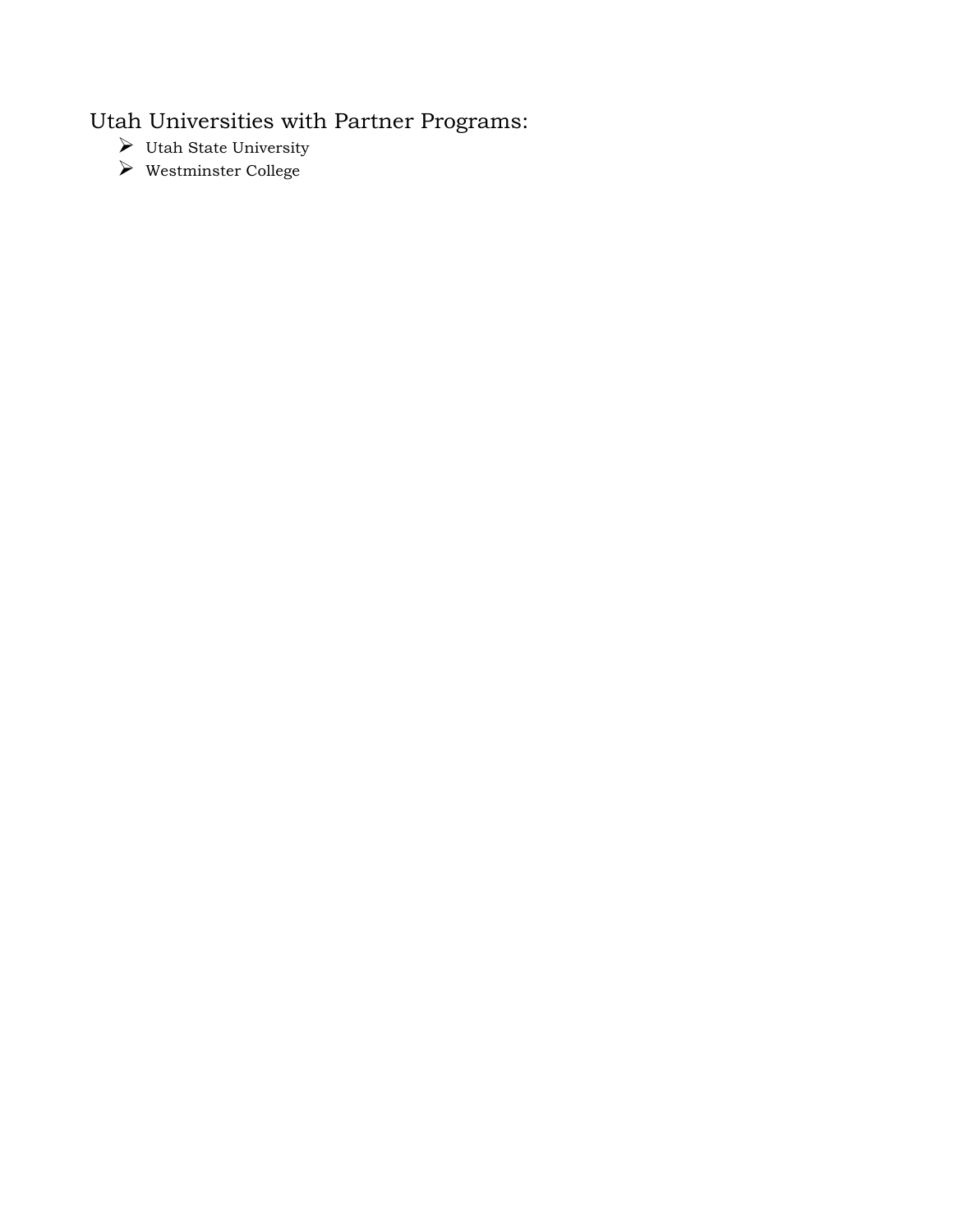## Utah Universities with Partner Programs:

- Utah State University
- Westminster College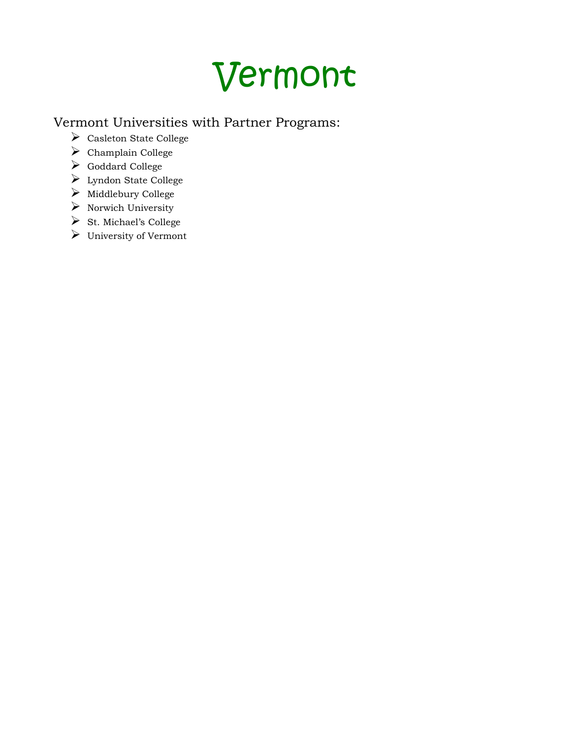# Vermont

## Vermont Universities with Partner Programs:

- Casleton State College
- Champlain College
- Goddard College
- Lyndon State College
- Middlebury College
- Norwich University
- St. Michael's College
- University of Vermont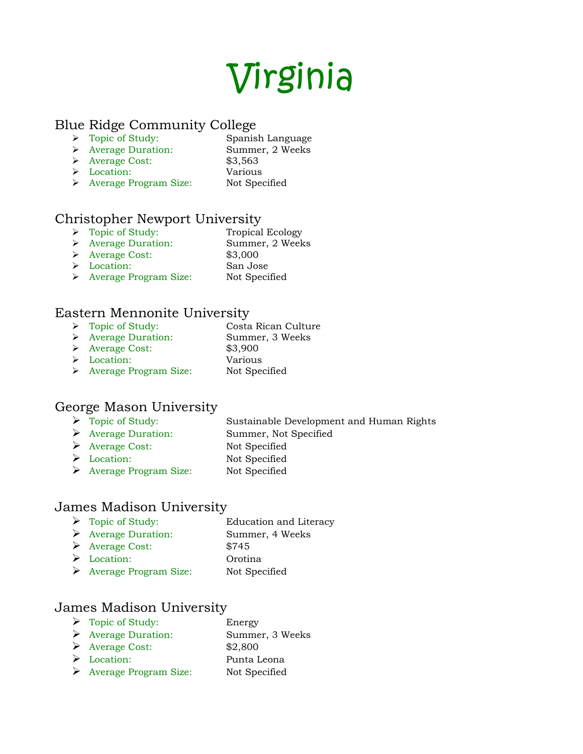# Virginia

## Blue Ridge Community College

- Topic of Study: Spanish Language
- Average Duration: Summer, 2 Weeks
- Average Cost: $3,563
- Location: Various
- Average Program Size: Not Specified

## Christopher Newport University

- Topic of Study: Tropical Ecology
- Average Duration: Summer, 2 Weeks
- Average Cost: $3,000
- Location: San Jose
- Average Program Size: Not Specified

## Eastern Mennonite University

- Topic of Study: Costa Rican Culture
- Average Duration: Summer, 3 Weeks
- Average Cost: $3,900
- Location: Various
- Average Program Size: Not Specified

## George Mason University

- Topic of Study: Sustainable Development and Human Rights
- Average Duration: Summer, Not Specified
- Average Cost: Not Specified
- Location: Not Specified
- Average Program Size: Not Specified

## James Madison University

- Topic of Study: Education and Literacy
- Average Duration: Summer, 4 Weeks
- Average Cost: $745
- Location: Orotina
- Average Program Size: Not Specified

## James Madison University

- Topic of Study: Energy
- Average Duration: Summer, 3 Weeks
- Average Cost: $2,800
- Location: Punta Leona
- Average Program Size: Not Specified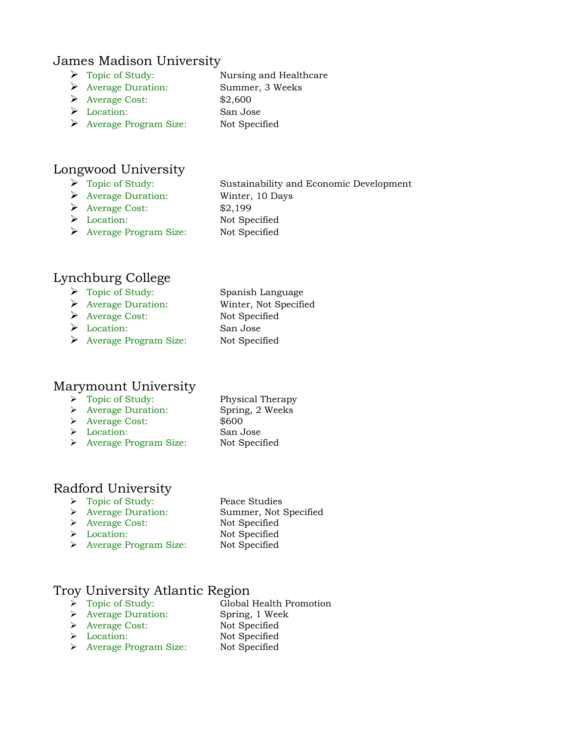## James Madison University

- Topic of Study: Nursing and Healthcare
- Average Duration: Summer, 3 Weeks
- Average Cost: $2,600
- Location: San Jose
- Average Program Size: Not Specified

## Longwood University

- Topic of Study: Sustainability and Economic Development
- Average Duration: Winter, 10 Days
- Average Cost: $2,199
- Location: Not Specified
- Average Program Size: Not Specified

## Lynchburg College

- Topic of Study: Spanish Language
- Average Duration: Winter, Not Specified
- Average Cost: Not Specified
- Location: San Jose
- Average Program Size: Not Specified

## Marymount University

- Topic of Study: Physical Therapy
- Average Duration: Spring, 2 Weeks
- Average Cost: $600
- Location: San Jose
- Average Program Size: Not Specified

## Radford University

- Topic of Study: Peace Studies
- Average Duration: Summer, Not Specified
- Average Cost: Not Specified
- Location: Not Specified
- Average Program Size: Not Specified

## Troy University Atlantic Region

- Topic of Study: Global Health Promotion
- Average Duration: Spring, 1 Week
- Average Cost: Not Specified
- Location: Not Specified
- Average Program Size: Not Specified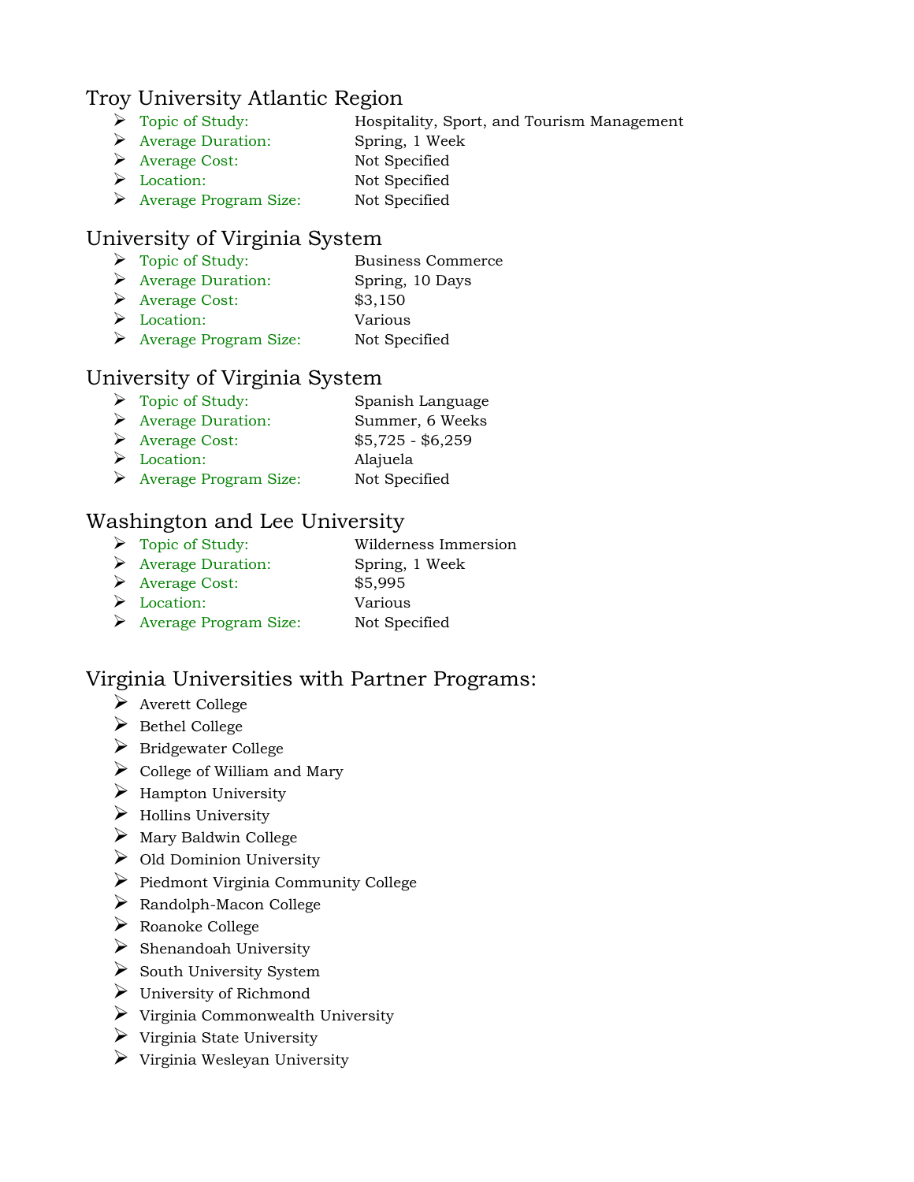## Troy University Atlantic Region

- Topic of Study: Hospitality, Sport, and Tourism Management
- Average Duration: Spring, 1 Week
- Average Cost: Not Specified
- Location: Not Specified
- Average Program Size: Not Specified

## University of Virginia System

- Topic of Study: Business Commerce
- Average Duration: Spring, 10 Days
- Average Cost: $3,150
- Location: Various
- Average Program Size: Not Specified

## University of Virginia System

- Topic of Study: Spanish Language
- Average Duration: Summer, 6 Weeks
- Average Cost: $5,725 - $6,259
- Location: Alajuela
- Average Program Size: Not Specified

## Washington and Lee University

- Topic of Study: Wilderness Immersion
- Average Duration: Spring, 1 Week
- Average Cost: $5,995
- Location: Various
- Average Program Size: Not Specified

## Virginia Universities with Partner Programs:

- Averett College
- Bethel College
- Bridgewater College
- College of William and Mary
- Hampton University
- Hollins University
- Mary Baldwin College
- Old Dominion University
- Piedmont Virginia Community College
- Randolph-Macon College
- Roanoke College
- Shenandoah University
- South University System
- University of Richmond
- Virginia Commonwealth University
- Virginia State University
- Virginia Wesleyan University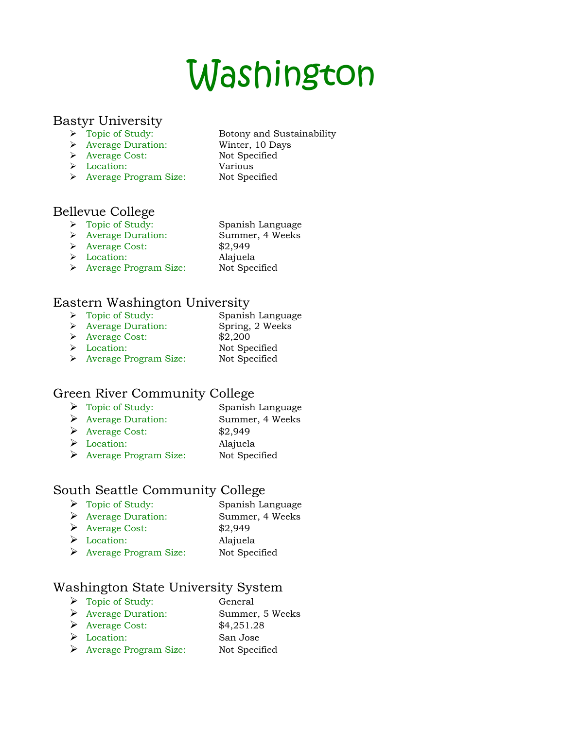# Washington

## Bastyr University

- Topic of Study: Botony and Sustainability
- Average Duration: Winter, 10 Days
- Average Cost: Not Specified
- Location: Various
- Average Program Size: Not Specified

## Bellevue College

- Topic of Study: Spanish Language
- Average Duration: Summer, 4 Weeks
- Average Cost: $2,949
- Location: Alajuela
- Average Program Size: Not Specified

## Eastern Washington University

- Topic of Study: Spanish Language
- Average Duration: Spring, 2 Weeks
- Average Cost: $2,200
- Location: Not Specified
- Average Program Size: Not Specified

## Green River Community College

- Topic of Study: Spanish Language
- Average Duration: Summer, 4 Weeks
- Average Cost: $2,949
- Location: Alajuela
- Average Program Size: Not Specified

## South Seattle Community College

- Topic of Study: Spanish Language
- Average Duration: Summer, 4 Weeks
- Average Cost: $2,949
- Location: Alajuela
- Average Program Size: Not Specified

## Washington State University System

- Topic of Study: General
- Average Duration: Summer, 5 Weeks
- Average Cost: $4,251.28
- Location: San Jose
- Average Program Size: Not Specified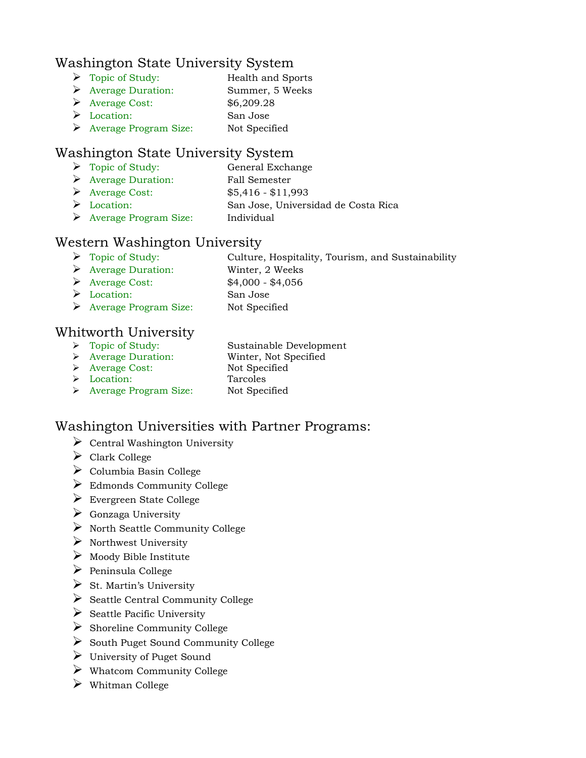## Washington State University System

- Topic of Study: Health and Sports
- Average Duration: Summer, 5 Weeks
- Average Cost: $6,209.28
- Location: San Jose
- Average Program Size: Not Specified

## Washington State University System

- Topic of Study: General Exchange
- Average Duration: Fall Semester
- Average Cost: $5,416 - $11,993
- Location: San Jose, Universidad de Costa Rica
- Average Program Size: Individual

## Western Washington University

- Topic of Study: Culture, Hospitality, Tourism, and Sustainability
- Average Duration: Winter, 2 Weeks
- Average Cost: $4,000 - $4,056
- Location: San Jose
- Average Program Size: Not Specified

## Whitworth University

- Topic of Study: Sustainable Development
- Average Duration: Winter, Not Specified
- Average Cost: Not Specified
- Location: Tarcoles
- Average Program Size: Not Specified

## Washington Universities with Partner Programs:

- Central Washington University
- Clark College
- Columbia Basin College
- Edmonds Community College
- Evergreen State College
- Gonzaga University
- North Seattle Community College
- Northwest University
- Moody Bible Institute
- Peninsula College
- St. Martin's University
- Seattle Central Community College
- Seattle Pacific University
- Shoreline Community College
- South Puget Sound Community College
- University of Puget Sound
- Whatcom Community College
- Whitman College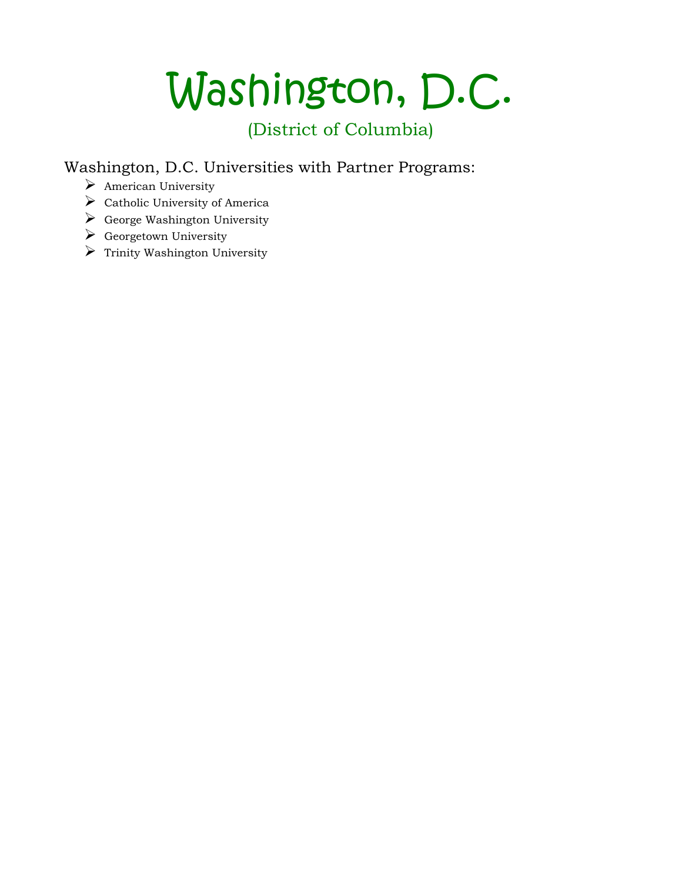# Washington, D.C.

## (District of Columbia)

### Washington, D.C. Universities with Partner Programs:

- American University
- Catholic University of America
- George Washington University
- Georgetown University
- Trinity Washington University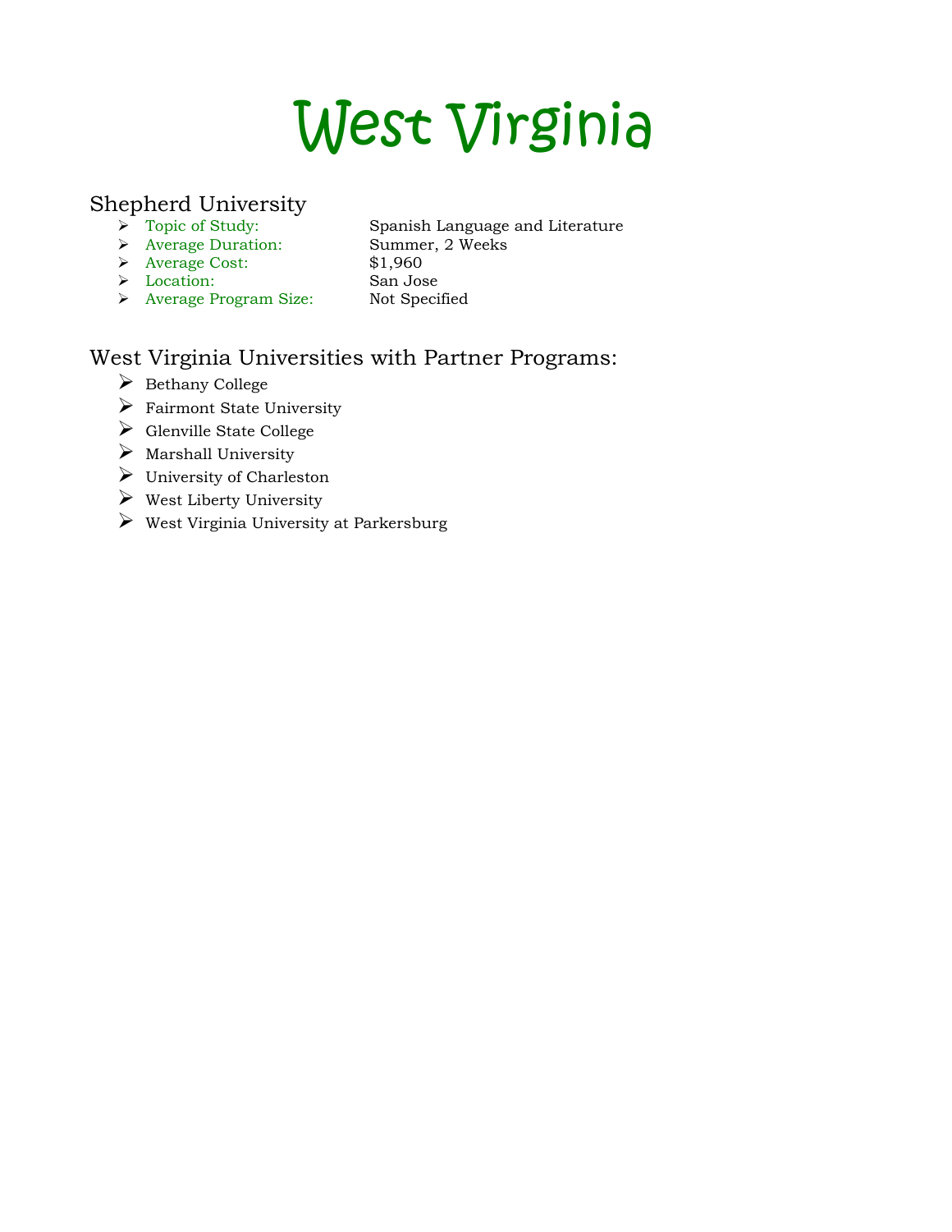# West Virginia

## Shepherd University

- Topic of Study: Spanish Language and Literature
- Average Duration: Summer, 2 Weeks
- Average Cost: $1,960
- Location: San Jose
- Average Program Size: Not Specified

## West Virginia Universities with Partner Programs:

- Bethany College
- Fairmont State University
- Glenville State College
- Marshall University
- University of Charleston
- West Liberty University
- West Virginia University at Parkersburg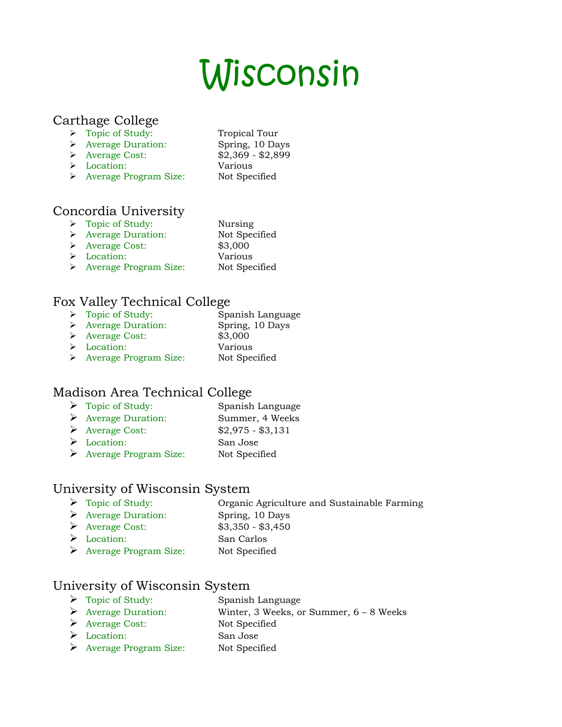# Wisconsin

## Carthage College

- Topic of Study: Tropical Tour
- Average Duration: Spring, 10 Days
- Average Cost: $2,369 - $2,899
- Location: Various
- Average Program Size: Not Specified

## Concordia University

- Topic of Study: Nursing
- Average Duration: Not Specified
- Average Cost: $3,000
- Location: Various
- Average Program Size: Not Specified

## Fox Valley Technical College

- Topic of Study: Spanish Language
- Average Duration: Spring, 10 Days
- Average Cost: $3,000
- Location: Various
- Average Program Size: Not Specified

## Madison Area Technical College

- Topic of Study: Spanish Language
- Average Duration: Summer, 4 Weeks
- Average Cost: $2,975 - $3,131
- Location: San Jose
- Average Program Size: Not Specified

## University of Wisconsin System

- Topic of Study: Organic Agriculture and Sustainable Farming
- Average Duration: Spring, 10 Days
- Average Cost: $3,350 - $3,450
- Location: San Carlos
- Average Program Size: Not Specified

## University of Wisconsin System

- Topic of Study: Spanish Language
- Average Duration: Winter, 3 Weeks, or Summer, 6 – 8 Weeks
- Average Cost: Not Specified
- Location: San Jose
- Average Program Size: Not Specified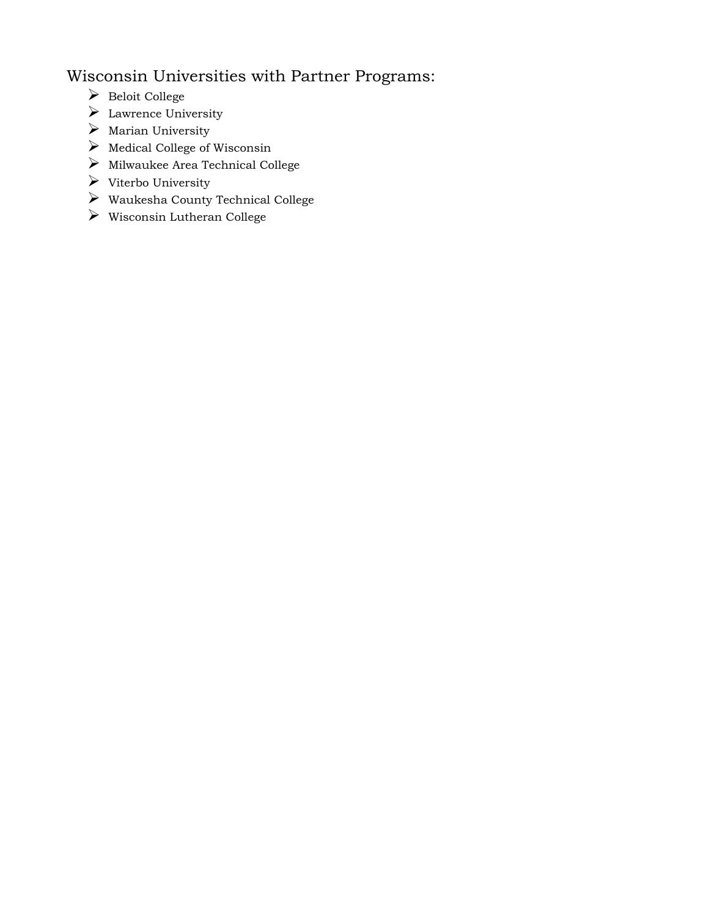## Wisconsin Universities with Partner Programs:

- Beloit College
- Lawrence University
- Marian University
- Medical College of Wisconsin
- Milwaukee Area Technical College
- Viterbo University
- Waukesha County Technical College
- Wisconsin Lutheran College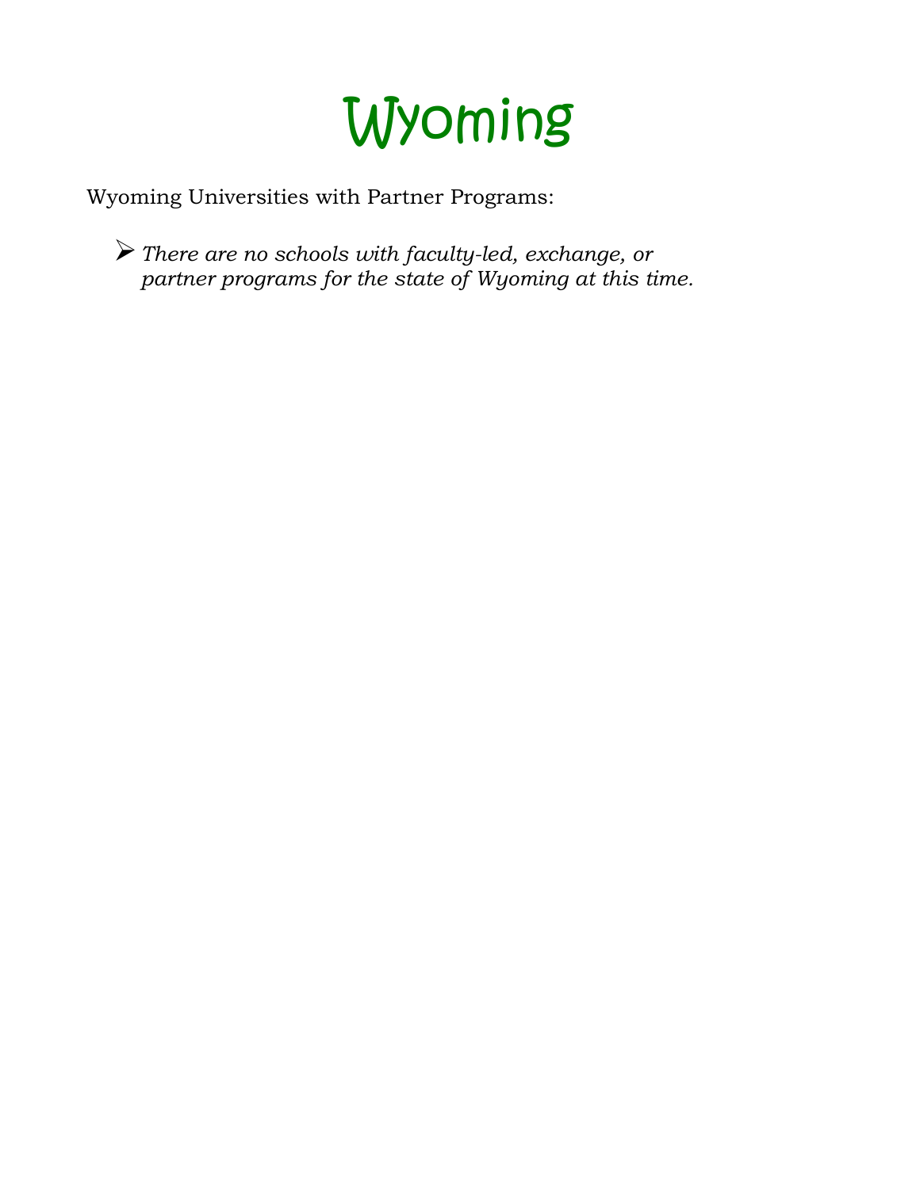# Wyoming

Wyoming Universities with Partner Programs:

- *There are no schools with faculty-led, exchange, or partner programs for the state of Wyoming at this time.*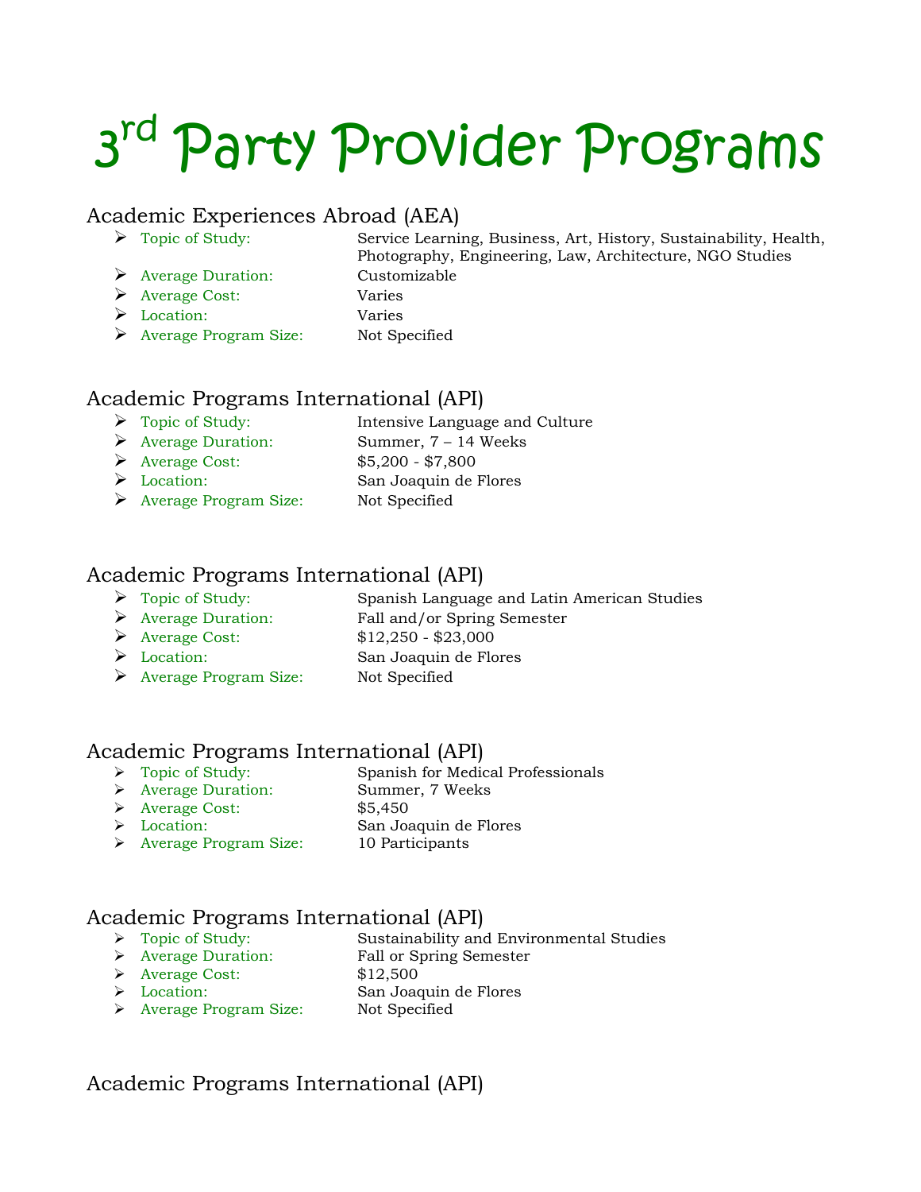# 3[rd] Party Provider Programs

## Academic Experiences Abroad (AEA)

- Topic of Study: Service Learning, Business, Art, History, Sustainability, Health, Photography, Engineering, Law, Architecture, NGO Studies
- Average Duration: Customizable
- Average Cost: Varies
- Location: Varies
- Average Program Size: Not Specified

## Academic Programs International (API)

- Topic of Study: Intensive Language and Culture
- Average Duration: Summer, 7 – 14 Weeks
- Average Cost: $5,200 - $7,800
- Location: San Joaquin de Flores
- Average Program Size: Not Specified

## Academic Programs International (API)

- Topic of Study: Spanish Language and Latin American Studies
- Average Duration: Fall and/or Spring Semester
- Average Cost: $12,250 - $23,000
- Location: San Joaquin de Flores
- Average Program Size: Not Specified

## Academic Programs International (API)

- Topic of Study: Spanish for Medical Professionals
- Average Duration: Summer, 7 Weeks
- Average Cost: $5,450
- Location: San Joaquin de Flores
- Average Program Size: 10 Participants

## Academic Programs International (API)

- Topic of Study: Sustainability and Environmental Studies
- Average Duration: Fall or Spring Semester
- Average Cost: $12,500
- Location: San Joaquin de Flores
- Average Program Size: Not Specified

## Academic Programs International (API)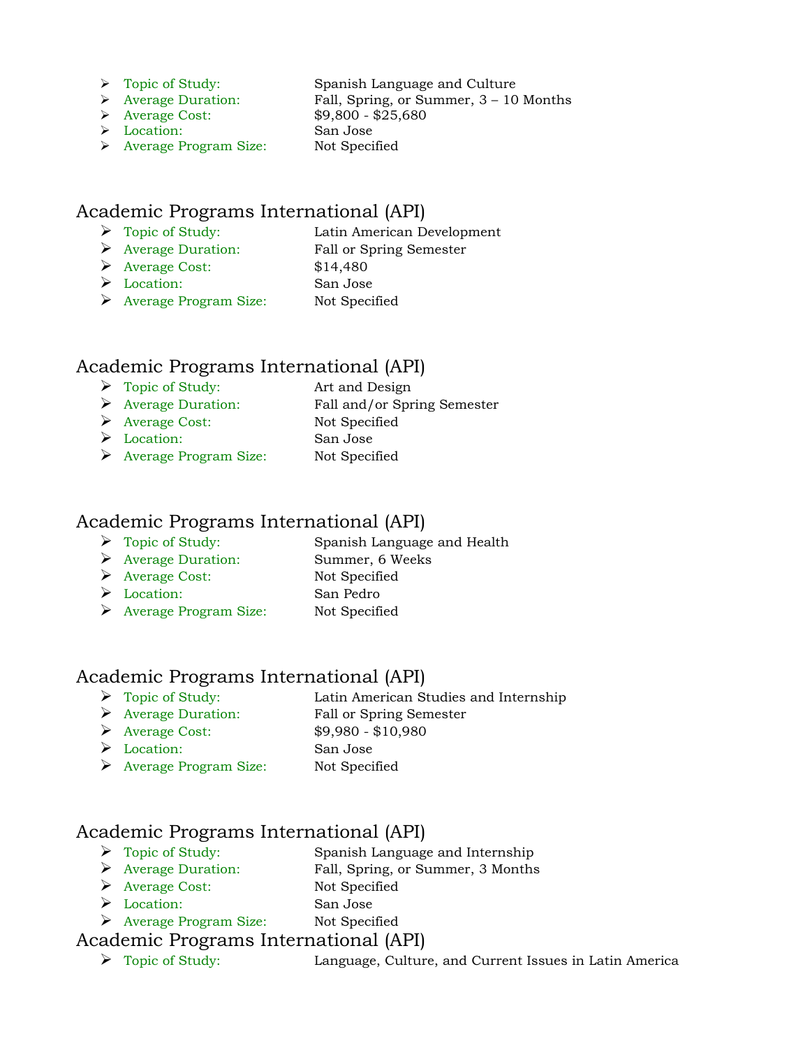- Topic of Study: Spanish Language and Culture
- Average Duration: Fall, Spring, or Summer, 3 – 10 Months
- Average Cost: $9,800 - $25,680
- Location: San Jose
- Average Program Size: Not Specified

## Academic Programs International (API)

- Topic of Study: Latin American Development
- Average Duration: Fall or Spring Semester
- Average Cost: $14,480
- Location: San Jose
- Average Program Size: Not Specified

## Academic Programs International (API)

- Topic of Study: Art and Design
- Average Duration: Fall and/or Spring Semester
- Average Cost: Not Specified
- Location: San Jose
- Average Program Size: Not Specified

## Academic Programs International (API)

- Topic of Study: Spanish Language and Health
- Average Duration: Summer, 6 Weeks
- Average Cost: Not Specified
- Location: San Pedro
- Average Program Size: Not Specified

## Academic Programs International (API)

- Topic of Study: Latin American Studies and Internship
- Average Duration: Fall or Spring Semester
- Average Cost: $9,980 - $10,980
- Location: San Jose
- Average Program Size: Not Specified

## Academic Programs International (API)

- Topic of Study: Spanish Language and Internship
- Average Duration: Fall, Spring, or Summer, 3 Months
- Average Cost: Not Specified
- Location: San Jose
- Average Program Size: Not Specified

## Academic Programs International (API)

- Topic of Study: Language, Culture, and Current Issues in Latin America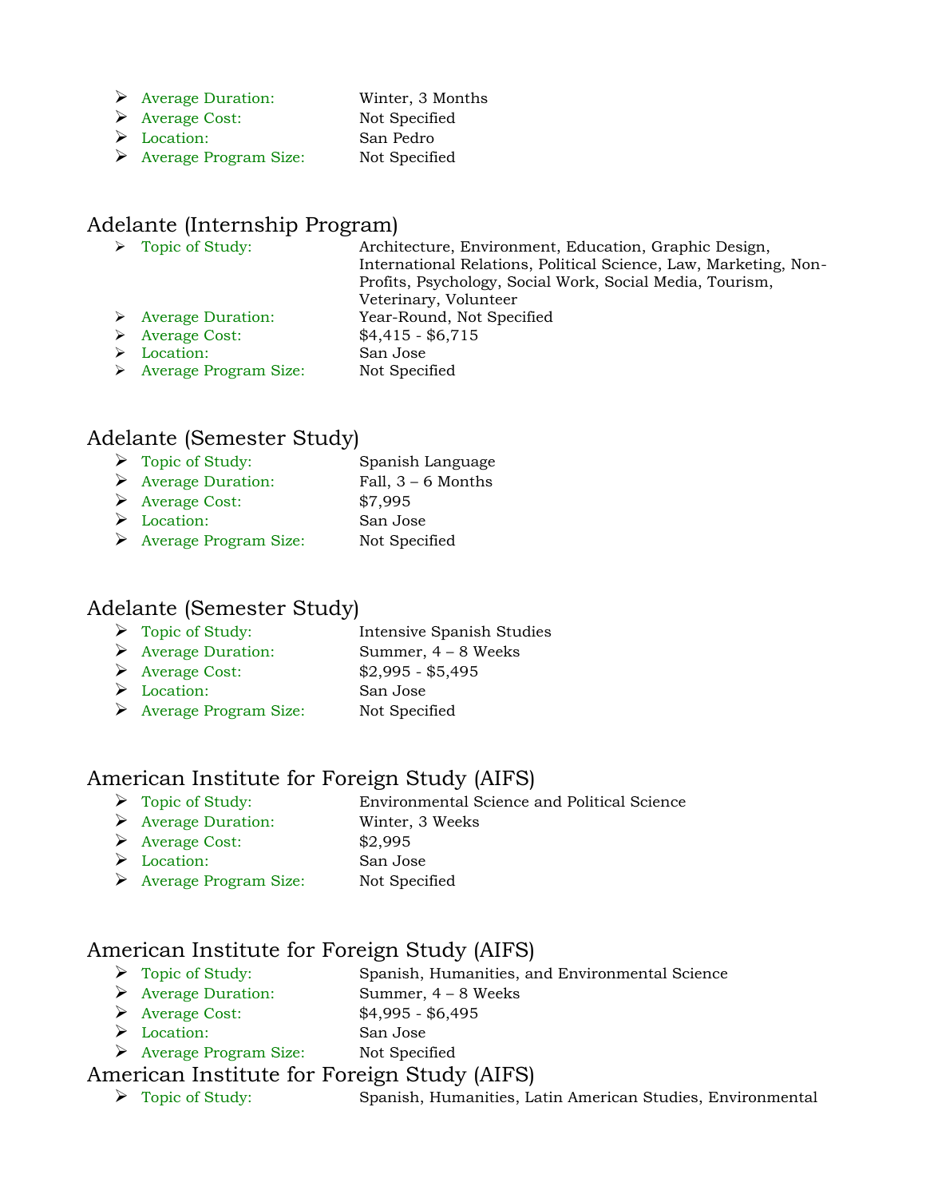- Average Duration: Winter, 3 Months
- Average Cost: Not Specified
- Location: San Pedro
- Average Program Size: Not Specified

## Adelante (Internship Program)

- Topic of Study: Architecture, Environment, Education, Graphic Design, International Relations, Political Science, Law, Marketing, Non-Profits, Psychology, Social Work, Social Media, Tourism, Veterinary, Volunteer
- Average Duration: Year-Round, Not Specified
- Average Cost: $4,415 - $6,715
- Location: San Jose
- Average Program Size: Not Specified

## Adelante (Semester Study)

- Topic of Study: Spanish Language
- Average Duration: Fall, 3 – 6 Months
- Average Cost: $7,995
- Location: San Jose
- Average Program Size: Not Specified

## Adelante (Semester Study)

- Topic of Study: Intensive Spanish Studies
- Average Duration: Summer, 4 – 8 Weeks
- Average Cost: $2,995 - $5,495
- Location: San Jose
- Average Program Size: Not Specified

## American Institute for Foreign Study (AIFS)

- Topic of Study: Environmental Science and Political Science
- Average Duration: Winter, 3 Weeks
- Average Cost: $2,995
- Location: San Jose
- Average Program Size: Not Specified

## American Institute for Foreign Study (AIFS)

- Topic of Study: Spanish, Humanities, and Environmental Science
- Average Duration: Summer, 4 – 8 Weeks
- Average Cost: $4,995 - $6,495
- Location: San Jose
- Average Program Size: Not Specified

## American Institute for Foreign Study (AIFS)

- Topic of Study: Spanish, Humanities, Latin American Studies, Environmental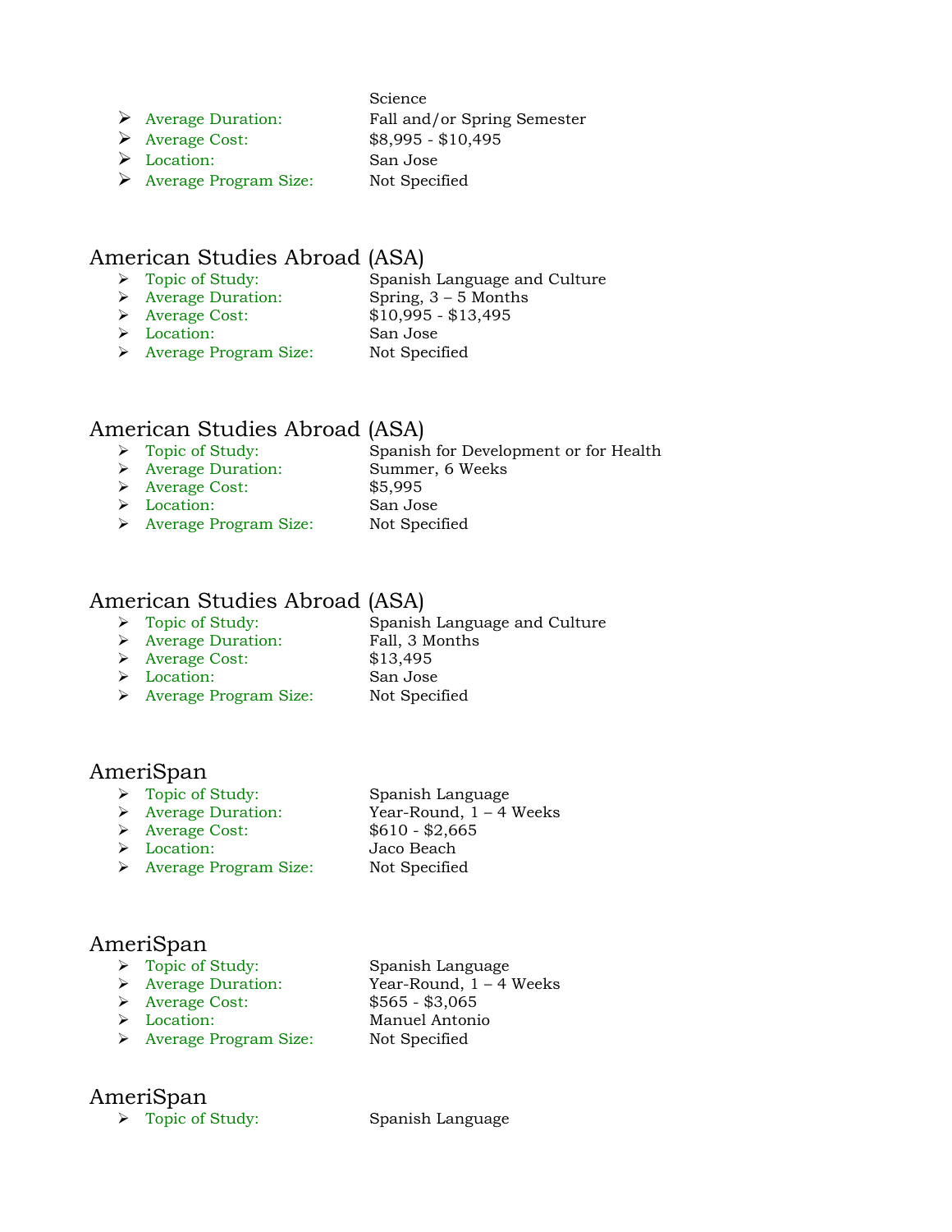Science

- Average Duration: Fall and/or Spring Semester
- Average Cost: $8,995 - $10,495
- Location: San Jose
- Average Program Size: Not Specified

## American Studies Abroad (ASA)

- Topic of Study: Spanish Language and Culture
- Average Duration: Spring, 3 – 5 Months
- Average Cost: $10,995 - $13,495
- Location: San Jose
- Average Program Size: Not Specified

## American Studies Abroad (ASA)

- Topic of Study: Spanish for Development or for Health
- Average Duration: Summer, 6 Weeks
- Average Cost: $5,995
- Location: San Jose
- Average Program Size: Not Specified

## American Studies Abroad (ASA)

- Topic of Study: Spanish Language and Culture
- Average Duration: Fall, 3 Months
- Average Cost: $13,495
- Location: San Jose
- Average Program Size: Not Specified

## AmeriSpan

- Topic of Study: Spanish Language
- Average Duration: Year-Round, 1 – 4 Weeks
- Average Cost: $610 - $2,665
- Location: Jaco Beach
- Average Program Size: Not Specified

## AmeriSpan

- Topic of Study: Spanish Language
- Average Duration: Year-Round, 1 – 4 Weeks
- Average Cost: $565 - $3,065
- Location: Manuel Antonio
- Average Program Size: Not Specified

## AmeriSpan

- Topic of Study: Spanish Language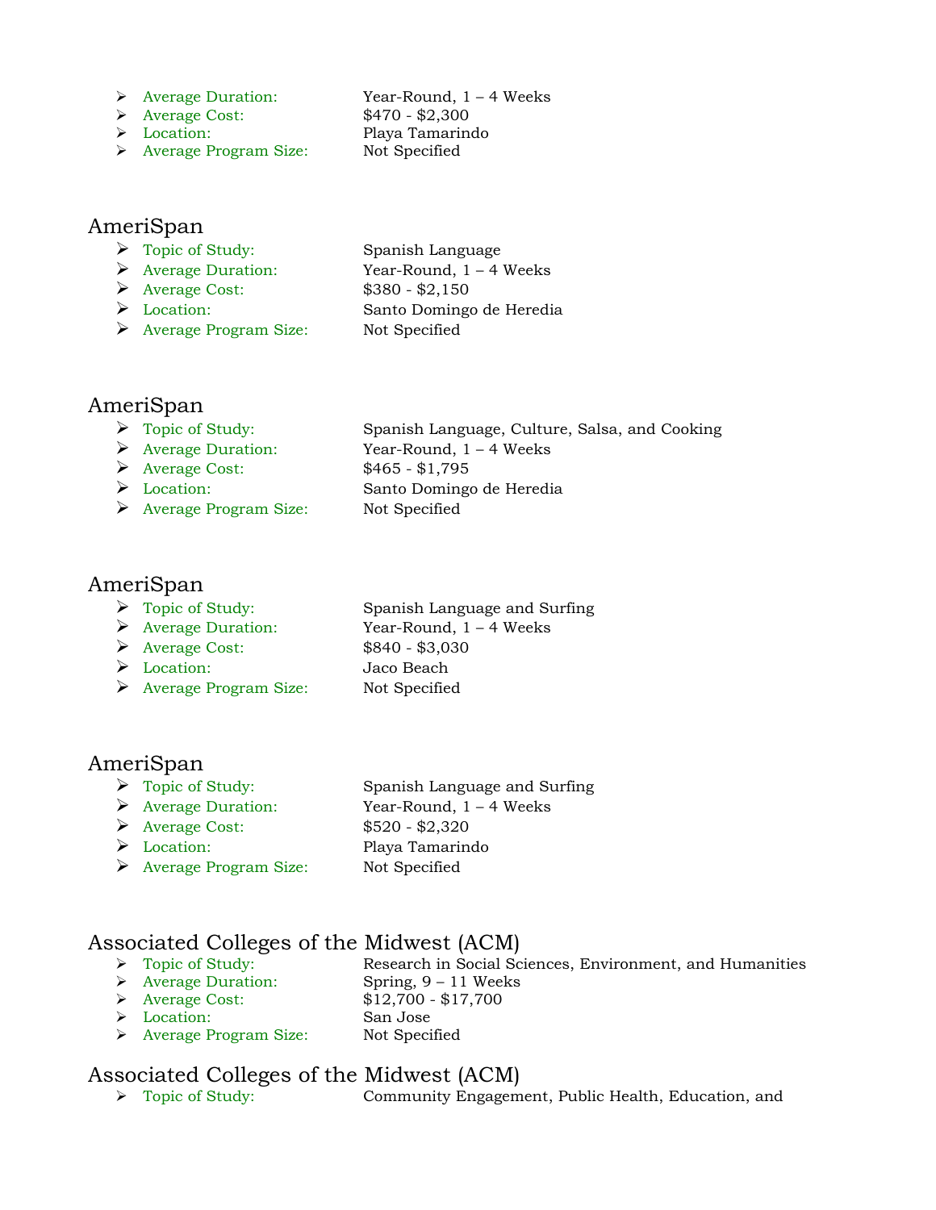- Average Duration: Year-Round, 1 – 4 Weeks
- Average Cost: $470 - $2,300
- Location: Playa Tamarindo
- Average Program Size: Not Specified

## AmeriSpan

- Topic of Study: Spanish Language
- Average Duration: Year-Round, 1 – 4 Weeks
- Average Cost: $380 - $2,150
- Location: Santo Domingo de Heredia
- Average Program Size: Not Specified

## AmeriSpan

- Topic of Study: Spanish Language, Culture, Salsa, and Cooking
- Average Duration: Year-Round, 1 – 4 Weeks
- Average Cost: $465 - $1,795
- Location: Santo Domingo de Heredia
- Average Program Size: Not Specified

## AmeriSpan

- Topic of Study: Spanish Language and Surfing
- Average Duration: Year-Round, 1 – 4 Weeks
- Average Cost: $840 - $3,030
- Location: Jaco Beach
- Average Program Size: Not Specified

## AmeriSpan

- Topic of Study: Spanish Language and Surfing
- Average Duration: Year-Round, 1 – 4 Weeks
- Average Cost: $520 - $2,320
- Location: Playa Tamarindo
- Average Program Size: Not Specified

## Associated Colleges of the Midwest (ACM)

- Topic of Study: Research in Social Sciences, Environment, and Humanities
- Average Duration: Spring, 9 – 11 Weeks
- Average Cost: $12,700 - $17,700
- Location: San Jose
- Average Program Size: Not Specified

## Associated Colleges of the Midwest (ACM)

- Topic of Study: Community Engagement, Public Health, Education, and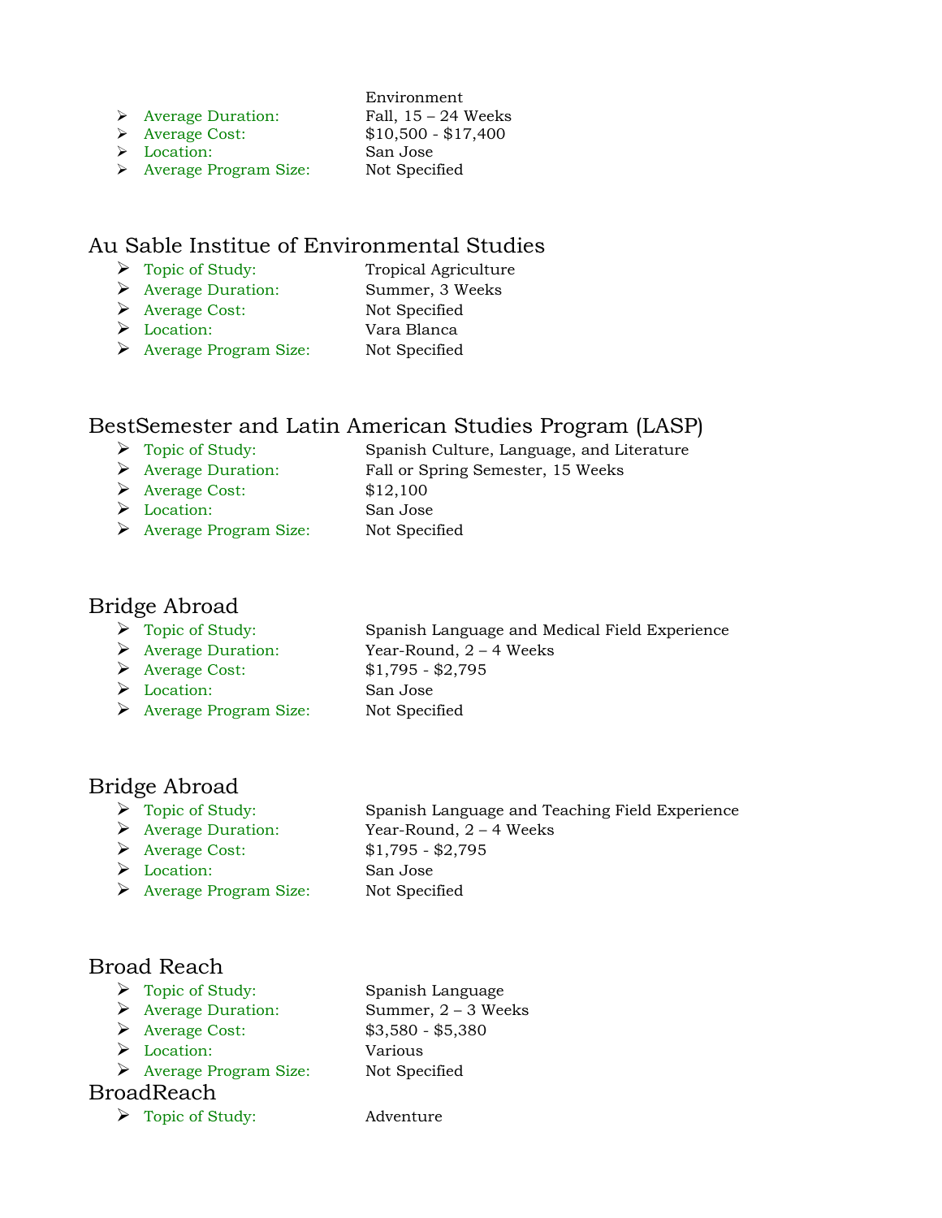Environment

- Average Duration: Fall, 15 – 24 Weeks
- Average Cost: $10,500 - $17,400
- Location: San Jose
- Average Program Size: Not Specified

## Au Sable Institue of Environmental Studies

- Topic of Study: Tropical Agriculture
- Average Duration: Summer, 3 Weeks
- Average Cost: Not Specified
- Location: Vara Blanca
- Average Program Size: Not Specified

## BestSemester and Latin American Studies Program (LASP)

- Topic of Study: Spanish Culture, Language, and Literature
- Average Duration: Fall or Spring Semester, 15 Weeks
- Average Cost: $12,100
- Location: San Jose
- Average Program Size: Not Specified

## Bridge Abroad

- Topic of Study: Spanish Language and Medical Field Experience
- Average Duration: Year-Round, 2 – 4 Weeks
- Average Cost: $1,795 - $2,795
- Location: San Jose
- Average Program Size: Not Specified

## Bridge Abroad

- Topic of Study: Spanish Language and Teaching Field Experience
- Average Duration: Year-Round, 2 – 4 Weeks
- Average Cost: $1,795 - $2,795
- Location: San Jose
- Average Program Size: Not Specified

## Broad Reach

- Topic of Study: Spanish Language
- Average Duration: Summer, 2 – 3 Weeks
- Average Cost: $3,580 - $5,380
- Location: Various
- Average Program Size: Not Specified

## BroadReach

- Topic of Study: Adventure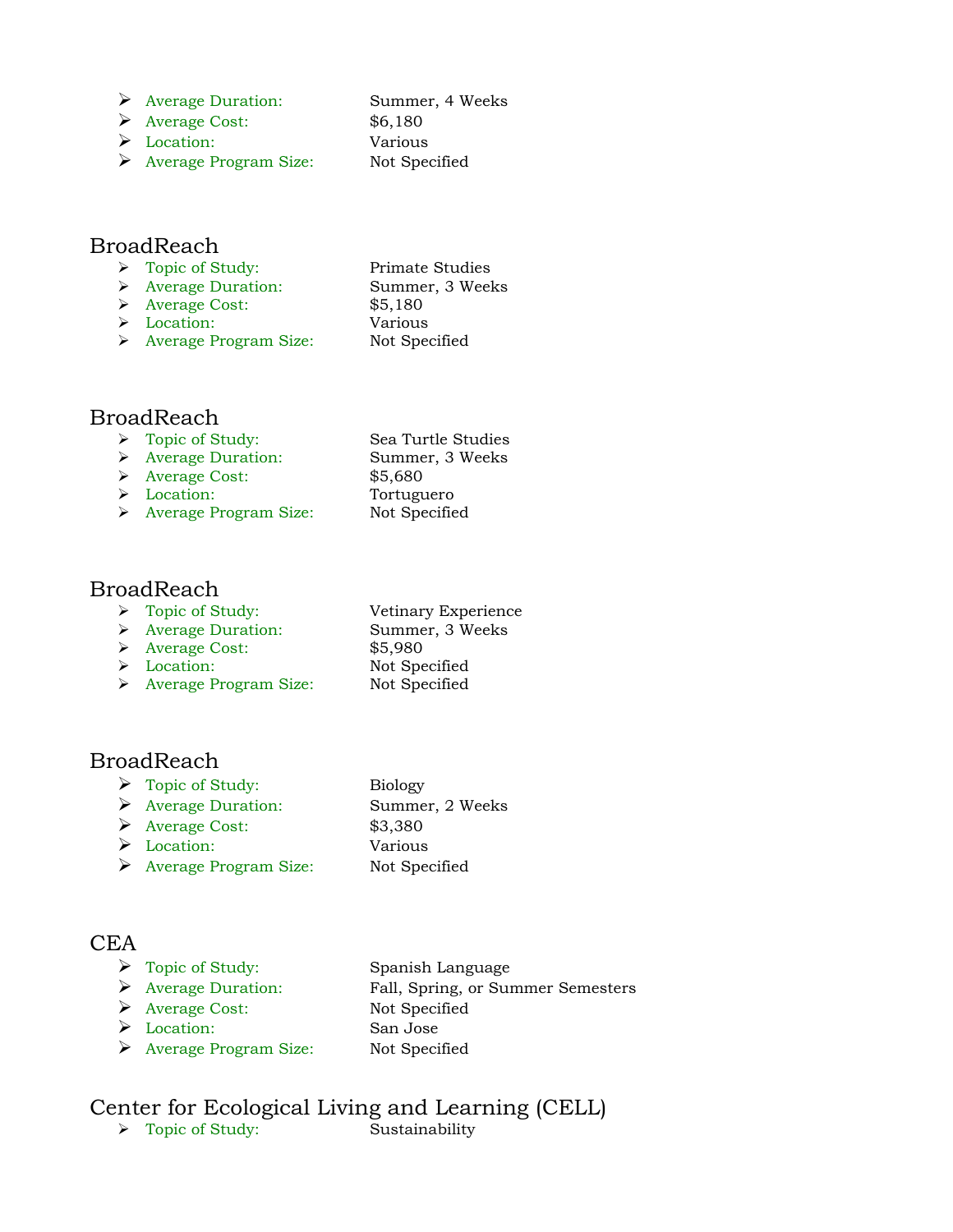- Average Duration: Summer, 4 Weeks
- Average Cost: $6,180
- Location: Various
- Average Program Size: Not Specified

## BroadReach

- Topic of Study: Primate Studies
- Average Duration: Summer, 3 Weeks
- Average Cost: $5,180
- Location: Various
- Average Program Size: Not Specified

## BroadReach

- Topic of Study: Sea Turtle Studies
- Average Duration: Summer, 3 Weeks
- Average Cost: $5,680
- Location: Tortuguero
- Average Program Size: Not Specified

## BroadReach

- Topic of Study: Vetinary Experience
- Average Duration: Summer, 3 Weeks
- Average Cost: $5,980
- Location: Not Specified
- Average Program Size: Not Specified

## BroadReach

- Topic of Study: Biology
- Average Duration: Summer, 2 Weeks
- Average Cost: $3,380
- Location: Various
- Average Program Size: Not Specified

## CEA

- Topic of Study: Spanish Language
- Average Duration: Fall, Spring, or Summer Semesters
- Average Cost: Not Specified
- Location: San Jose
- Average Program Size: Not Specified

## Center for Ecological Living and Learning (CELL)

- Topic of Study: Sustainability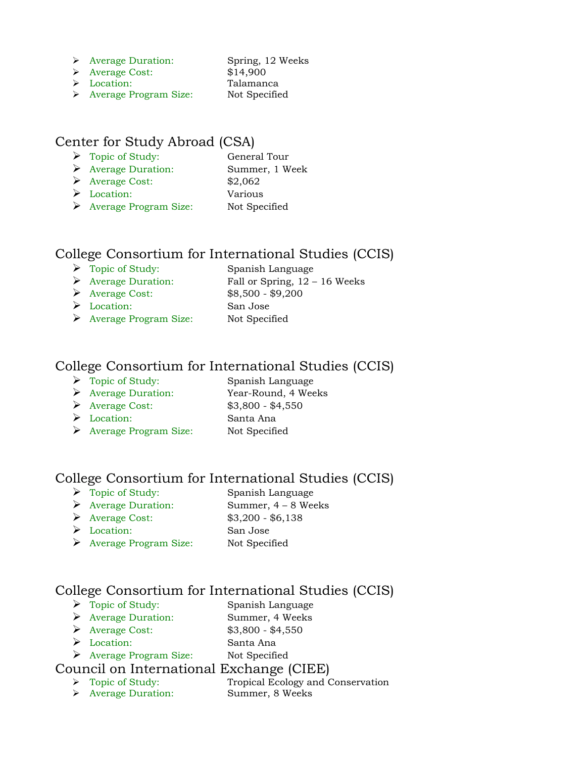- Average Duration: Spring, 12 Weeks
- Average Cost: $14,900
- Location: Talamanca
- Average Program Size: Not Specified

## Center for Study Abroad (CSA)

- Topic of Study: General Tour
- Average Duration: Summer, 1 Week
- Average Cost: $2,062
- Location: Various
- Average Program Size: Not Specified

## College Consortium for International Studies (CCIS)

- Topic of Study: Spanish Language
- Average Duration: Fall or Spring, 12 – 16 Weeks
- Average Cost: $8,500 - $9,200
- Location: San Jose
- Average Program Size: Not Specified

## College Consortium for International Studies (CCIS)

- Topic of Study: Spanish Language
- Average Duration: Year-Round, 4 Weeks
- Average Cost: $3,800 - $4,550
- Location: Santa Ana
- Average Program Size: Not Specified

## College Consortium for International Studies (CCIS)

- Topic of Study: Spanish Language
- Average Duration: Summer, 4 – 8 Weeks
- Average Cost: $3,200 - $6,138
- Location: San Jose
- Average Program Size: Not Specified

## College Consortium for International Studies (CCIS)

- Topic of Study: Spanish Language
- Average Duration: Summer, 4 Weeks
- Average Cost: $3,800 - $4,550
- Location: Santa Ana
- Average Program Size: Not Specified

## Council on International Exchange (CIEE)

- Topic of Study: Tropical Ecology and Conservation
- Average Duration: Summer, 8 Weeks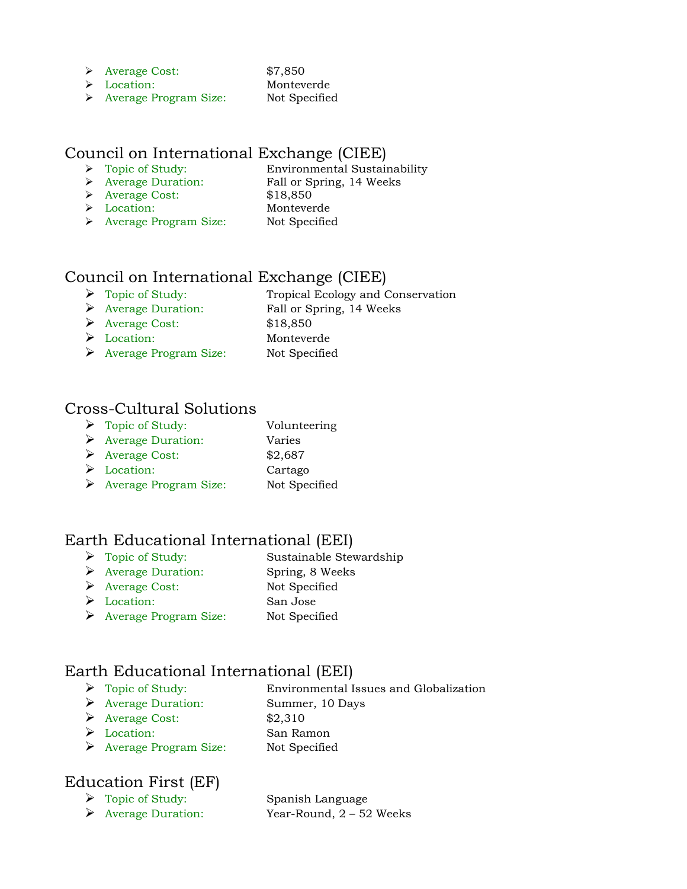- Average Cost: $7,850
- Location: Monteverde
- Average Program Size: Not Specified

## Council on International Exchange (CIEE)

- Topic of Study: Environmental Sustainability
- Average Duration: Fall or Spring, 14 Weeks
- Average Cost: $18,850
- Location: Monteverde
- Average Program Size: Not Specified

## Council on International Exchange (CIEE)

- Topic of Study: Tropical Ecology and Conservation
- Average Duration: Fall or Spring, 14 Weeks
- Average Cost: $18,850
- Location: Monteverde
- Average Program Size: Not Specified

## Cross-Cultural Solutions

- Topic of Study: Volunteering
- Average Duration: Varies
- Average Cost: $2,687
- Location: Cartago
- Average Program Size: Not Specified

## Earth Educational International (EEI)

- Topic of Study: Sustainable Stewardship
- Average Duration: Spring, 8 Weeks
- Average Cost: Not Specified
- Location: San Jose
- Average Program Size: Not Specified

## Earth Educational International (EEI)

- Topic of Study: Environmental Issues and Globalization
- Average Duration: Summer, 10 Days
- Average Cost: $2,310
- Location: San Ramon
- Average Program Size: Not Specified

## Education First (EF)

- Topic of Study: Spanish Language
- Average Duration: Year-Round, 2 – 52 Weeks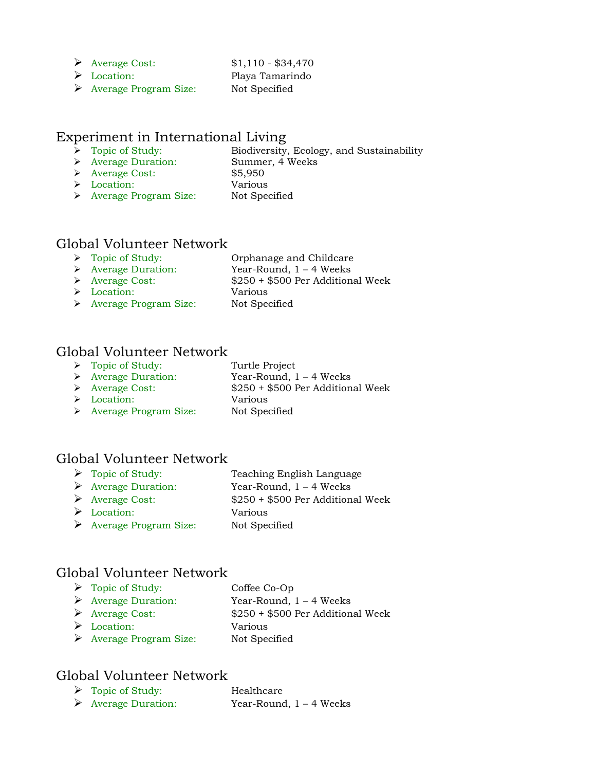- Average Cost: $1,110 - $34,470
- Location: Playa Tamarindo
- Average Program Size: Not Specified

## Experiment in International Living

- Topic of Study: Biodiversity, Ecology, and Sustainability
- Average Duration: Summer, 4 Weeks
- Average Cost: $5,950
- Location: Various
- Average Program Size: Not Specified

## Global Volunteer Network

- Topic of Study: Orphanage and Childcare
- Average Duration: Year-Round, 1 – 4 Weeks
- Average Cost: $250 + $500 Per Additional Week
- Location: Various
- Average Program Size: Not Specified

## Global Volunteer Network

- Topic of Study: Turtle Project
- Average Duration: Year-Round, 1 – 4 Weeks
- Average Cost: $250 + $500 Per Additional Week
- Location: Various
- Average Program Size: Not Specified

## Global Volunteer Network

- Topic of Study: Teaching English Language
- Average Duration: Year-Round, 1 – 4 Weeks
- Average Cost: $250 + $500 Per Additional Week
- Location: Various
- Average Program Size: Not Specified

## Global Volunteer Network

- Topic of Study: Coffee Co-Op
- Average Duration: Year-Round, 1 – 4 Weeks
- Average Cost: $250 + $500 Per Additional Week
- Location: Various
- Average Program Size: Not Specified

## Global Volunteer Network

- Topic of Study: Healthcare
- Average Duration: Year-Round, 1 – 4 Weeks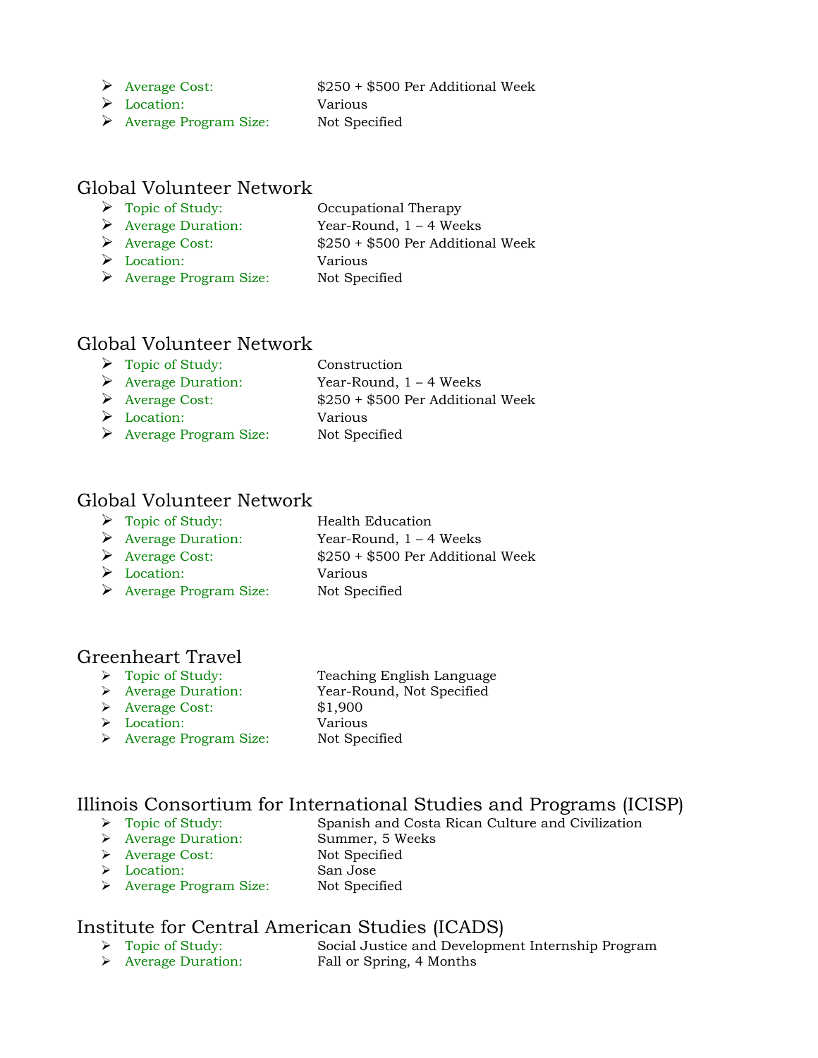- Average Cost: $250 + $500 Per Additional Week
- Location: Various
- Average Program Size: Not Specified

## Global Volunteer Network

- Topic of Study: Occupational Therapy
- Average Duration: Year-Round, 1 – 4 Weeks
- Average Cost: $250 + $500 Per Additional Week
- Location: Various
- Average Program Size: Not Specified

## Global Volunteer Network

- Topic of Study: Construction
- Average Duration: Year-Round, 1 – 4 Weeks
- Average Cost: $250 + $500 Per Additional Week
- Location: Various
- Average Program Size: Not Specified

## Global Volunteer Network

- Topic of Study: Health Education
- Average Duration: Year-Round, 1 – 4 Weeks
- Average Cost: $250 + $500 Per Additional Week
- Location: Various
- Average Program Size: Not Specified

## Greenheart Travel

- Topic of Study: Teaching English Language
- Average Duration: Year-Round, Not Specified
- Average Cost: $1,900
- Location: Various
- Average Program Size: Not Specified

## Illinois Consortium for International Studies and Programs (ICISP)

- Topic of Study: Spanish and Costa Rican Culture and Civilization
- Average Duration: Summer, 5 Weeks
- Average Cost: Not Specified
- Location: San Jose
- Average Program Size: Not Specified

## Institute for Central American Studies (ICADS)

- Topic of Study: Social Justice and Development Internship Program
- Average Duration: Fall or Spring, 4 Months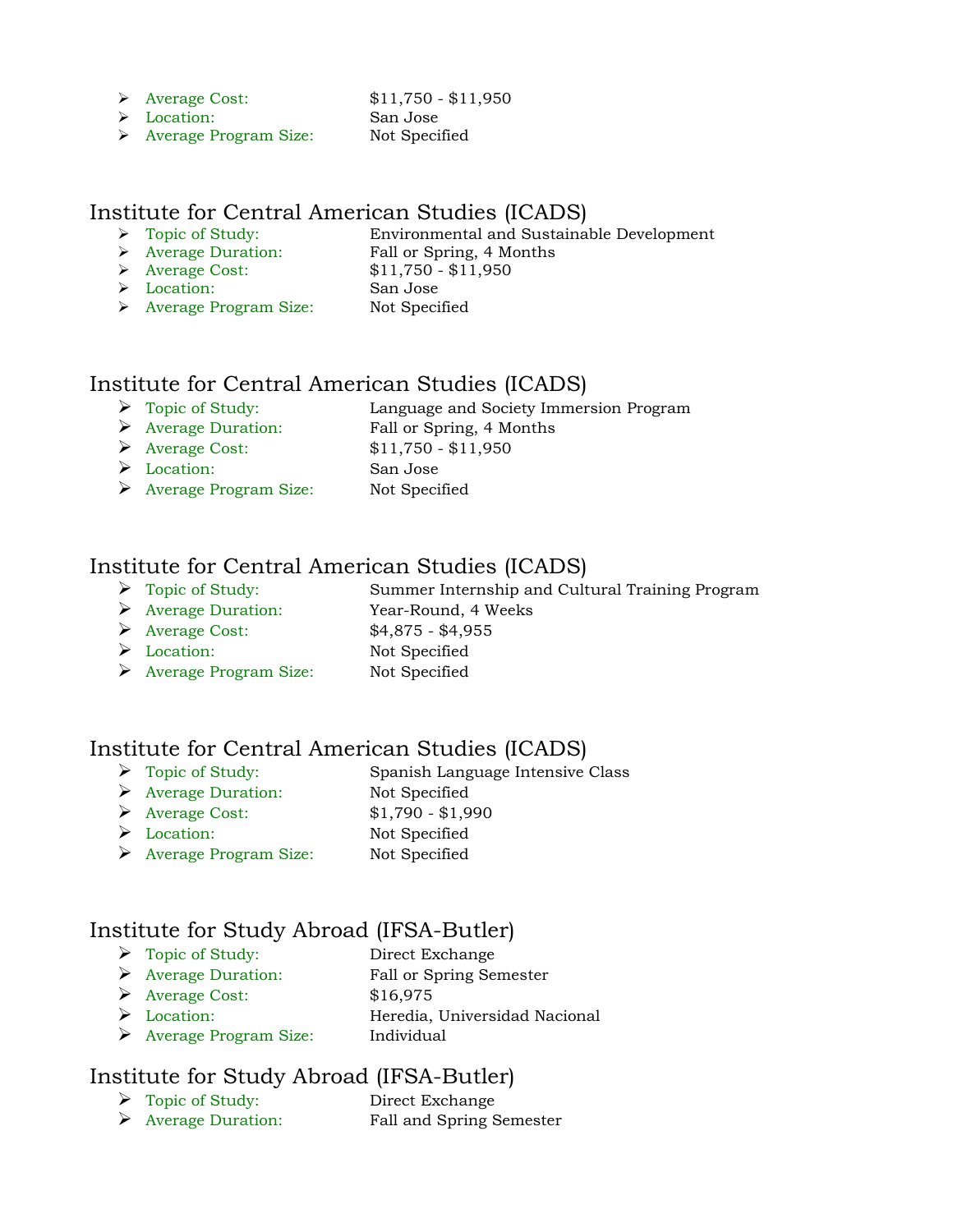- Average Cost: $11,750 - $11,950
- Location: San Jose
- Average Program Size: Not Specified

## Institute for Central American Studies (ICADS)

- Topic of Study: Environmental and Sustainable Development
- Average Duration: Fall or Spring, 4 Months
- Average Cost: $11,750 - $11,950
- Location: San Jose
- Average Program Size: Not Specified

## Institute for Central American Studies (ICADS)

- Topic of Study: Language and Society Immersion Program
- Average Duration: Fall or Spring, 4 Months
- Average Cost: $11,750 - $11,950
- Location: San Jose
- Average Program Size: Not Specified

## Institute for Central American Studies (ICADS)

- Topic of Study: Summer Internship and Cultural Training Program
- Average Duration: Year-Round, 4 Weeks
- Average Cost: $4,875 - $4,955
- Location: Not Specified
- Average Program Size: Not Specified

## Institute for Central American Studies (ICADS)

- Topic of Study: Spanish Language Intensive Class
- Average Duration: Not Specified
- Average Cost: $1,790 - $1,990
- Location: Not Specified
- Average Program Size: Not Specified

## Institute for Study Abroad (IFSA-Butler)

- Topic of Study: Direct Exchange
- Average Duration: Fall or Spring Semester
- Average Cost: $16,975
- Location: Heredia, Universidad Nacional
- Average Program Size: Individual

## Institute for Study Abroad (IFSA-Butler)

- Topic of Study: Direct Exchange
- Average Duration: Fall and Spring Semester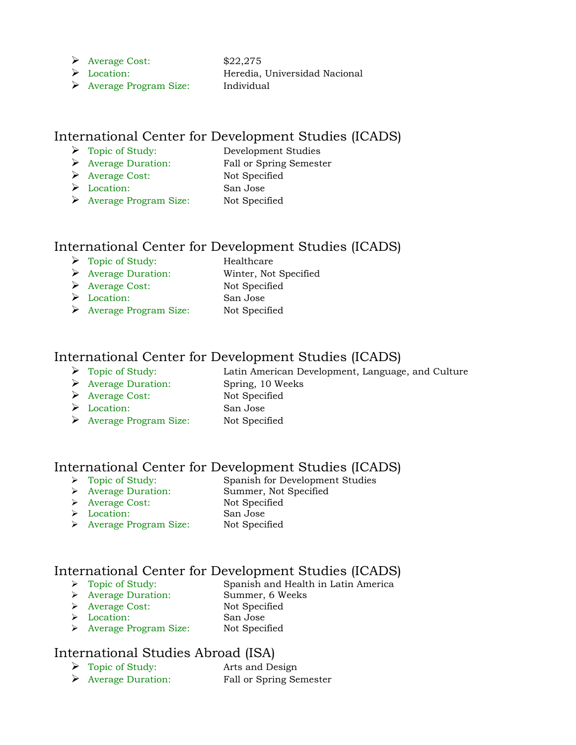- Average Cost: $22,275
- Location: Heredia, Universidad Nacional
- Average Program Size: Individual

## International Center for Development Studies (ICADS)

- Topic of Study: Development Studies
- Average Duration: Fall or Spring Semester
- Average Cost: Not Specified
- Location: San Jose
- Average Program Size: Not Specified

## International Center for Development Studies (ICADS)

- Topic of Study: Healthcare
- Average Duration: Winter, Not Specified
- Average Cost: Not Specified
- Location: San Jose
- Average Program Size: Not Specified

## International Center for Development Studies (ICADS)

- Topic of Study: Latin American Development, Language, and Culture
- Average Duration: Spring, 10 Weeks
- Average Cost: Not Specified
- Location: San Jose
- Average Program Size: Not Specified

## International Center for Development Studies (ICADS)

- Topic of Study: Spanish for Development Studies
- Average Duration: Summer, Not Specified
- Average Cost: Not Specified
- Location: San Jose
- Average Program Size: Not Specified

## International Center for Development Studies (ICADS)

- Topic of Study: Spanish and Health in Latin America
- Average Duration: Summer, 6 Weeks
- Average Cost: Not Specified
- Location: San Jose
- Average Program Size: Not Specified

## International Studies Abroad (ISA)

- Topic of Study: Arts and Design
- Average Duration: Fall or Spring Semester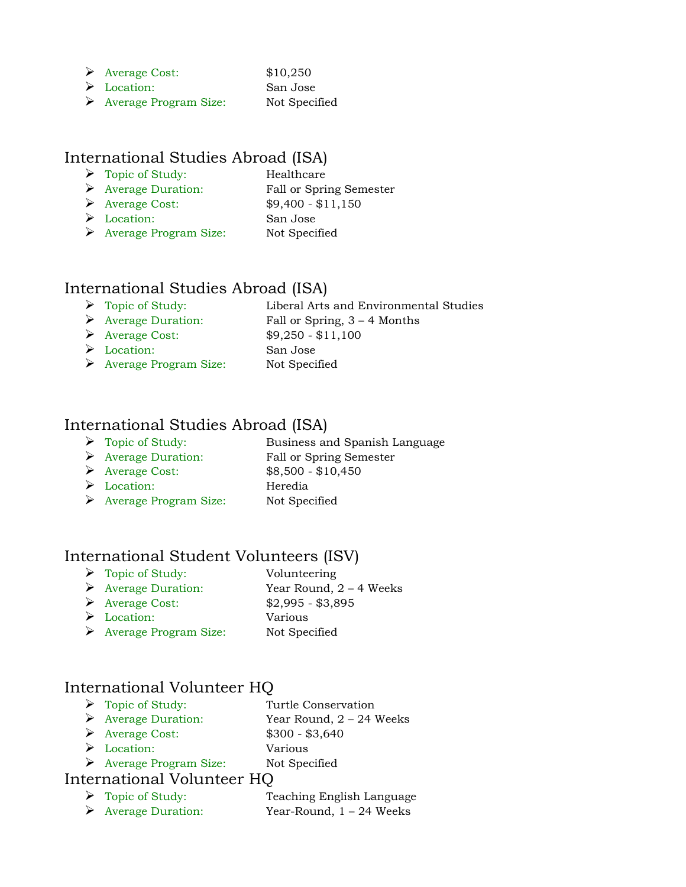- Average Cost: $10,250
- Location: San Jose
- Average Program Size: Not Specified

## International Studies Abroad (ISA)

- Topic of Study: Healthcare
- Average Duration: Fall or Spring Semester
- Average Cost: $9,400 - $11,150
- Location: San Jose
- Average Program Size: Not Specified

## International Studies Abroad (ISA)

- Topic of Study: Liberal Arts and Environmental Studies
- Average Duration: Fall or Spring, 3 – 4 Months
- Average Cost: $9,250 - $11,100
- Location: San Jose
- Average Program Size: Not Specified

## International Studies Abroad (ISA)

- Topic of Study: Business and Spanish Language
- Average Duration: Fall or Spring Semester
- Average Cost: $8,500 - $10,450
- Location: Heredia
- Average Program Size: Not Specified

## International Student Volunteers (ISV)

- Topic of Study: Volunteering
- Average Duration: Year Round, 2 – 4 Weeks
- Average Cost: $2,995 - $3,895
- Location: Various
- Average Program Size: Not Specified

## International Volunteer HQ

- Topic of Study: Turtle Conservation
- Average Duration: Year Round, 2 – 24 Weeks
- Average Cost: $300 - $3,640
- Location: Various
- Average Program Size: Not Specified

## International Volunteer HQ

- Topic of Study: Teaching English Language
- Average Duration: Year-Round, 1 – 24 Weeks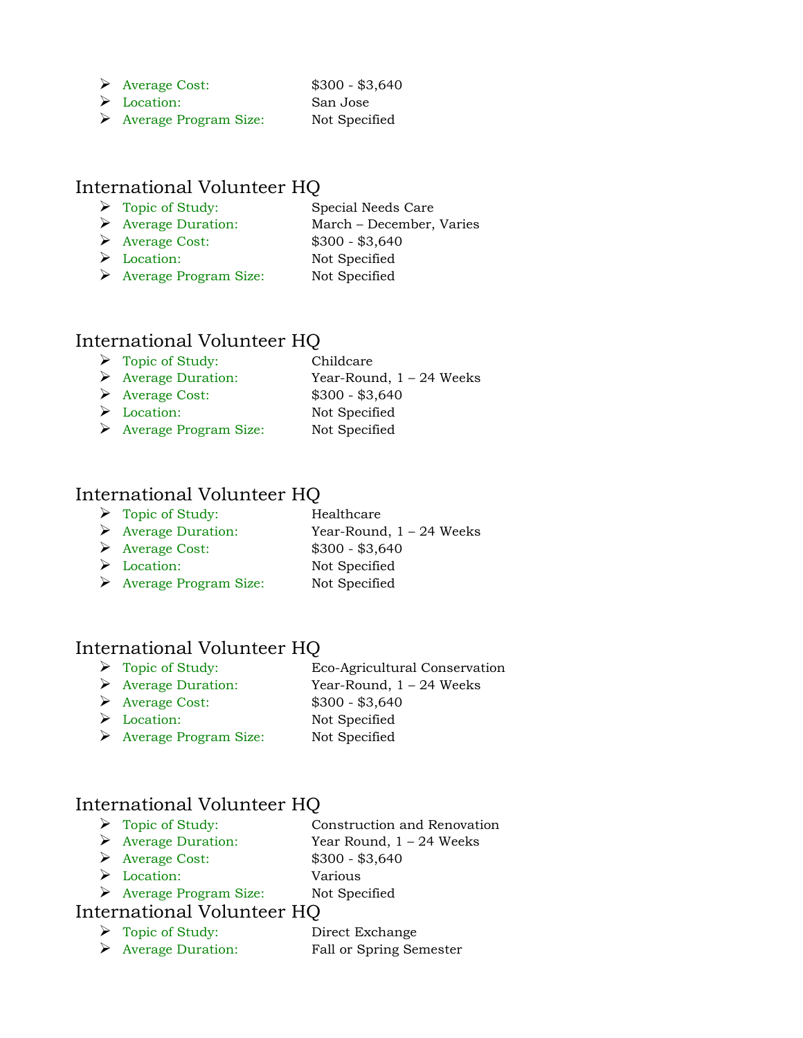- Average Cost: $300 - $3,640
- Location: San Jose
- Average Program Size: Not Specified

## International Volunteer HQ

- Topic of Study: Special Needs Care
- Average Duration: March – December, Varies
- Average Cost: $300 - $3,640
- Location: Not Specified
- Average Program Size: Not Specified

## International Volunteer HQ

- Topic of Study: Childcare
- Average Duration: Year-Round, 1 – 24 Weeks
- Average Cost: $300 - $3,640
- Location: Not Specified
- Average Program Size: Not Specified

## International Volunteer HQ

- Topic of Study: Healthcare
- Average Duration: Year-Round, 1 – 24 Weeks
- Average Cost: $300 - $3,640
- Location: Not Specified
- Average Program Size: Not Specified

## International Volunteer HQ

- Topic of Study: Eco-Agricultural Conservation
- Average Duration: Year-Round, 1 – 24 Weeks
- Average Cost: $300 - $3,640
- Location: Not Specified
- Average Program Size: Not Specified

## International Volunteer HQ

- Topic of Study: Construction and Renovation
- Average Duration: Year Round, 1 – 24 Weeks
- Average Cost: $300 - $3,640
- Location: Various
- Average Program Size: Not Specified

## International Volunteer HQ

- Topic of Study: Direct Exchange
- Average Duration: Fall or Spring Semester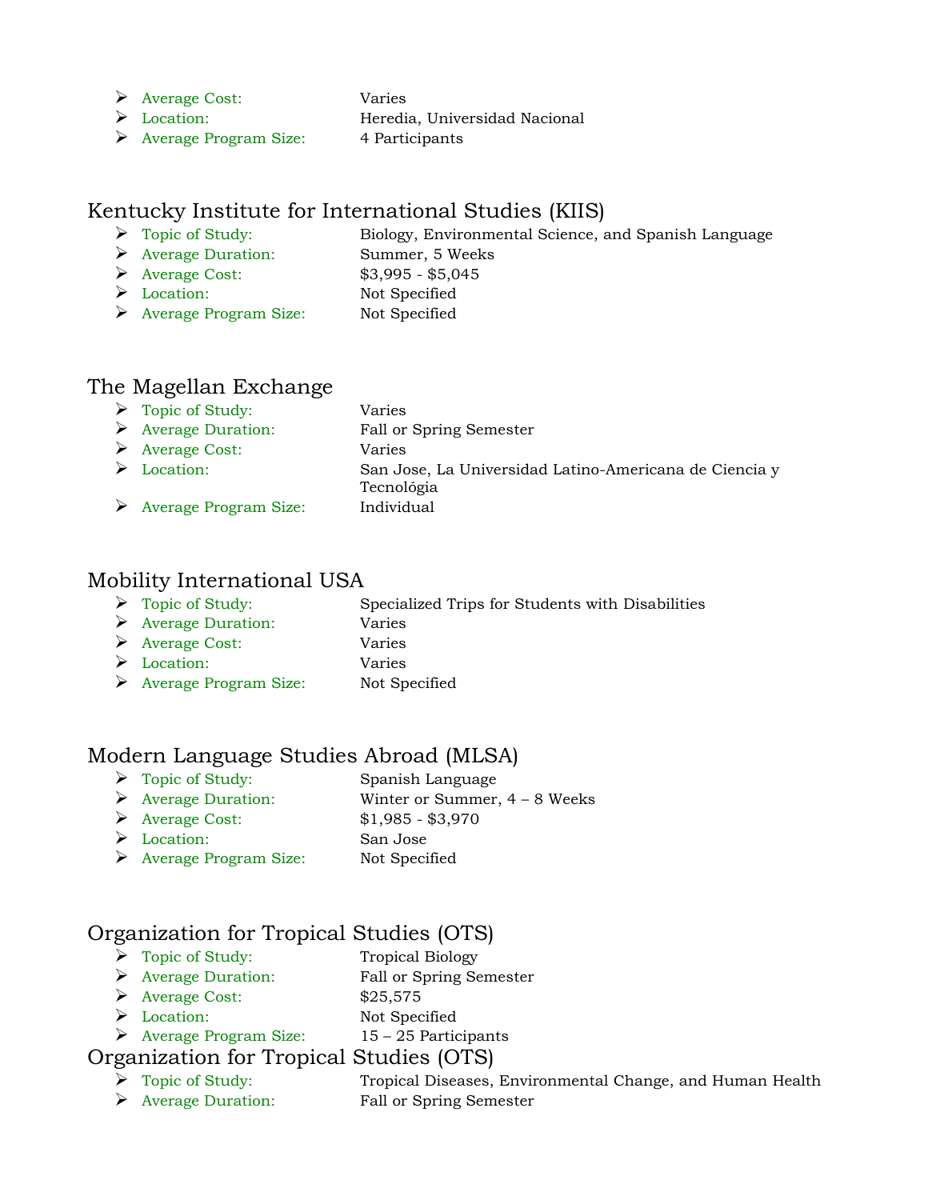- Average Cost: Varies
- Location: Heredia, Universidad Nacional
- Average Program Size: 4 Participants

## Kentucky Institute for International Studies (KIIS)

- Topic of Study: Biology, Environmental Science, and Spanish Language
- Average Duration: Summer, 5 Weeks
- Average Cost: $3,995 - $5,045
- Location: Not Specified
- Average Program Size: Not Specified

## The Magellan Exchange

- Topic of Study: Varies
- Average Duration: Fall or Spring Semester
- Average Cost: Varies
- Location: San Jose, La Universidad Latino-Americana de Ciencia y Tecnológia
- Average Program Size: Individual

## Mobility International USA

- Topic of Study: Specialized Trips for Students with Disabilities
- Average Duration: Varies
- Average Cost: Varies
- Location: Varies
- Average Program Size: Not Specified

## Modern Language Studies Abroad (MLSA)

- Topic of Study: Spanish Language
- Average Duration: Winter or Summer, 4 – 8 Weeks
- Average Cost: $1,985 - $3,970
- Location: San Jose
- Average Program Size: Not Specified

## Organization for Tropical Studies (OTS)

- Topic of Study: Tropical Biology
- Average Duration: Fall or Spring Semester
- Average Cost: $25,575
- Location: Not Specified
- Average Program Size: 15 – 25 Participants

## Organization for Tropical Studies (OTS)

- Topic of Study: Tropical Diseases, Environmental Change, and Human Health
- Average Duration: Fall or Spring Semester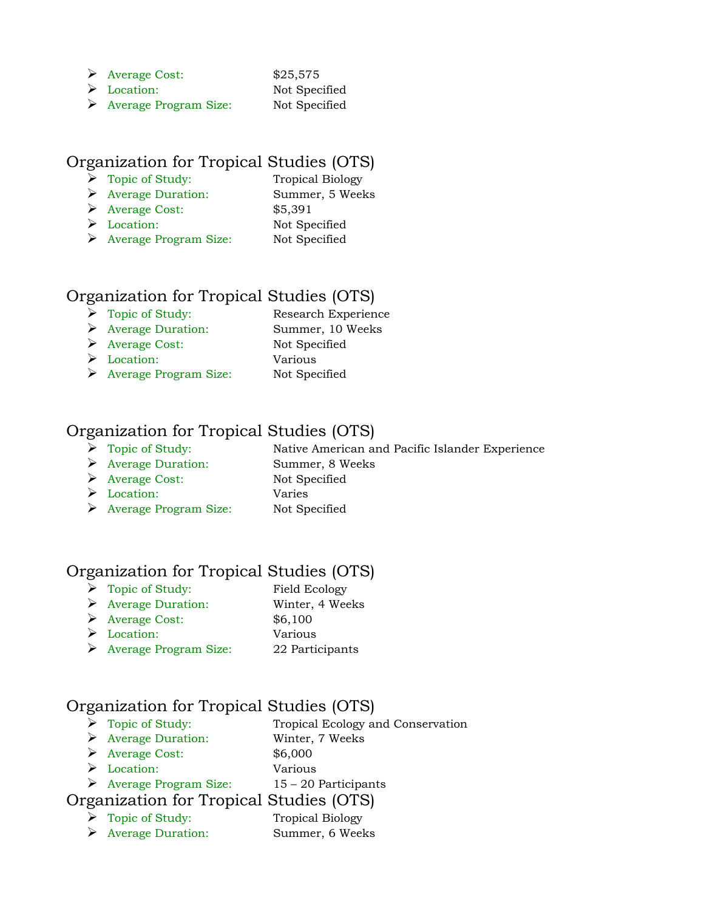- Average Cost: $25,575
- Location: Not Specified
- Average Program Size: Not Specified

## Organization for Tropical Studies (OTS)

- Topic of Study: Tropical Biology
- Average Duration: Summer, 5 Weeks
- Average Cost: $5,391
- Location: Not Specified
- Average Program Size: Not Specified

## Organization for Tropical Studies (OTS)

- Topic of Study: Research Experience
- Average Duration: Summer, 10 Weeks
- Average Cost: Not Specified
- Location: Various
- Average Program Size: Not Specified

## Organization for Tropical Studies (OTS)

- Topic of Study: Native American and Pacific Islander Experience
- Average Duration: Summer, 8 Weeks
- Average Cost: Not Specified
- Location: Varies
- Average Program Size: Not Specified

## Organization for Tropical Studies (OTS)

- Topic of Study: Field Ecology
- Average Duration: Winter, 4 Weeks
- Average Cost: $6,100
- Location: Various
- Average Program Size: 22 Participants

## Organization for Tropical Studies (OTS)

- Topic of Study: Tropical Ecology and Conservation
- Average Duration: Winter, 7 Weeks
- Average Cost: $6,000
- Location: Various
- Average Program Size: 15 – 20 Participants

## Organization for Tropical Studies (OTS)

- Topic of Study: Tropical Biology
- Average Duration: Summer, 6 Weeks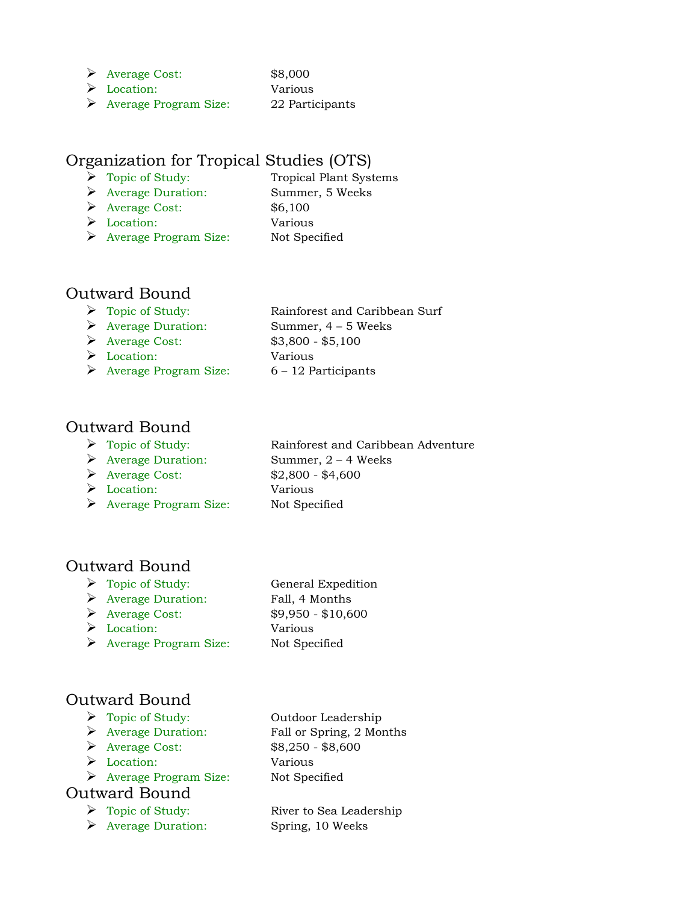- Average Cost: $8,000
- Location: Various
- Average Program Size: 22 Participants

## Organization for Tropical Studies (OTS)

- Topic of Study: Tropical Plant Systems
- Average Duration: Summer, 5 Weeks
- Average Cost: $6,100
- Location: Various
- Average Program Size: Not Specified

## Outward Bound

- Topic of Study: Rainforest and Caribbean Surf
- Average Duration: Summer, 4 – 5 Weeks
- Average Cost: $3,800 - $5,100
- Location: Various
- Average Program Size: 6 – 12 Participants

## Outward Bound

- Topic of Study: Rainforest and Caribbean Adventure
- Average Duration: Summer, 2 – 4 Weeks
- Average Cost: $2,800 - $4,600
- Location: Various
- Average Program Size: Not Specified

## Outward Bound

- Topic of Study: General Expedition
- Average Duration: Fall, 4 Months
- Average Cost: $9,950 - $10,600
- Location: Various
- Average Program Size: Not Specified

## Outward Bound

- Topic of Study: Outdoor Leadership
- Average Duration: Fall or Spring, 2 Months
- Average Cost: $8,250 - $8,600
- Location: Various
- Average Program Size: Not Specified

## Outward Bound

- Topic of Study: River to Sea Leadership
- Average Duration: Spring, 10 Weeks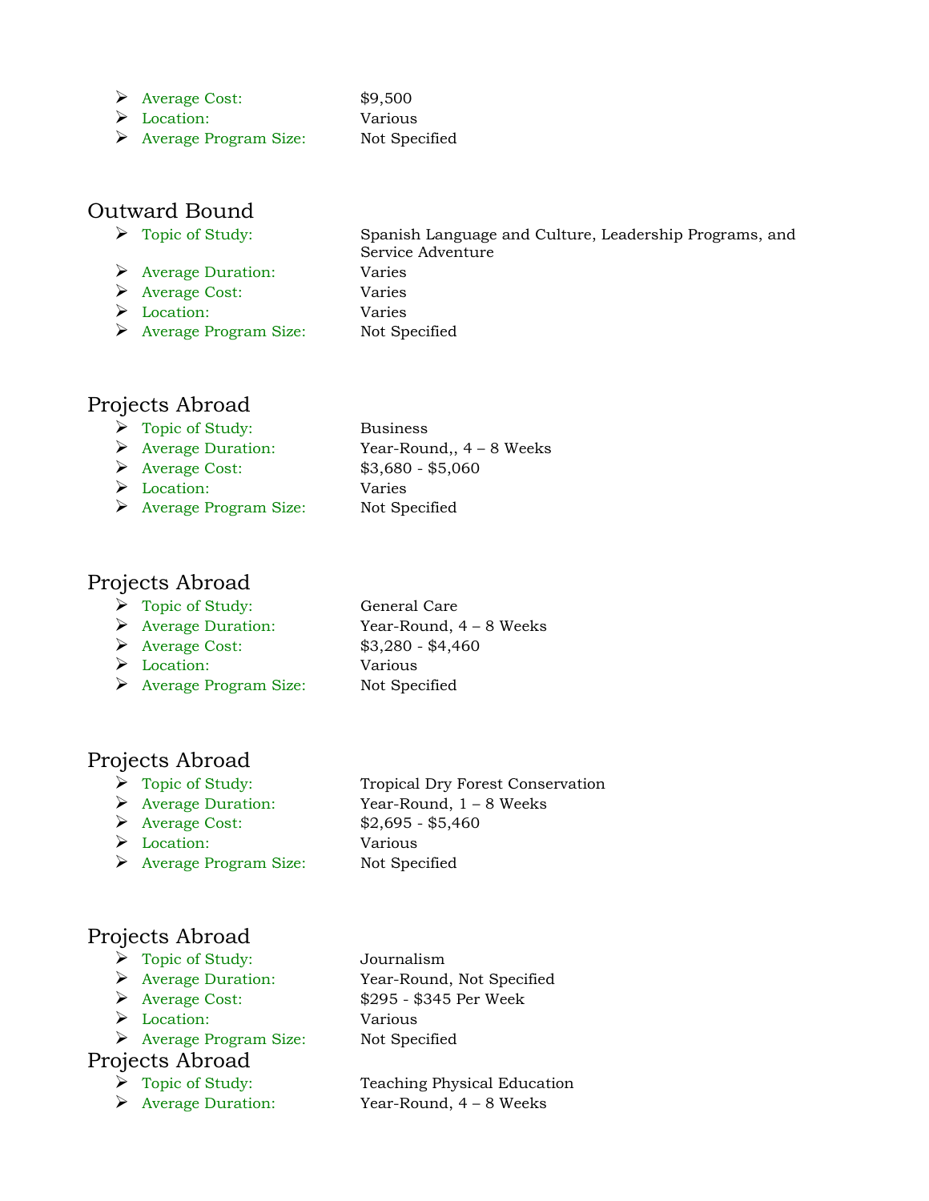- Average Cost: $9,500
- Location: Various
- Average Program Size: Not Specified

## Outward Bound

- Topic of Study: Spanish Language and Culture, Leadership Programs, and Service Adventure
- Average Duration: Varies
- Average Cost: Varies
- Location: Varies
- Average Program Size: Not Specified

## Projects Abroad

- Topic of Study: Business
- Average Duration: Year-Round,, 4 – 8 Weeks
- Average Cost: $3,680 - $5,060
- Location: Varies
- Average Program Size: Not Specified

## Projects Abroad

- Topic of Study: General Care
- Average Duration: Year-Round, 4 – 8 Weeks
- Average Cost: $3,280 - $4,460
- Location: Various
- Average Program Size: Not Specified

## Projects Abroad

- Topic of Study: Tropical Dry Forest Conservation
- Average Duration: Year-Round, 1 – 8 Weeks
- Average Cost: $2,695 - $5,460
- Location: Various
- Average Program Size: Not Specified

## Projects Abroad

- Topic of Study: Journalism
- Average Duration: Year-Round, Not Specified
- Average Cost: $295 - $345 Per Week
- Location: Various
- Average Program Size: Not Specified

## Projects Abroad

- Topic of Study: Teaching Physical Education
- Average Duration: Year-Round, 4 – 8 Weeks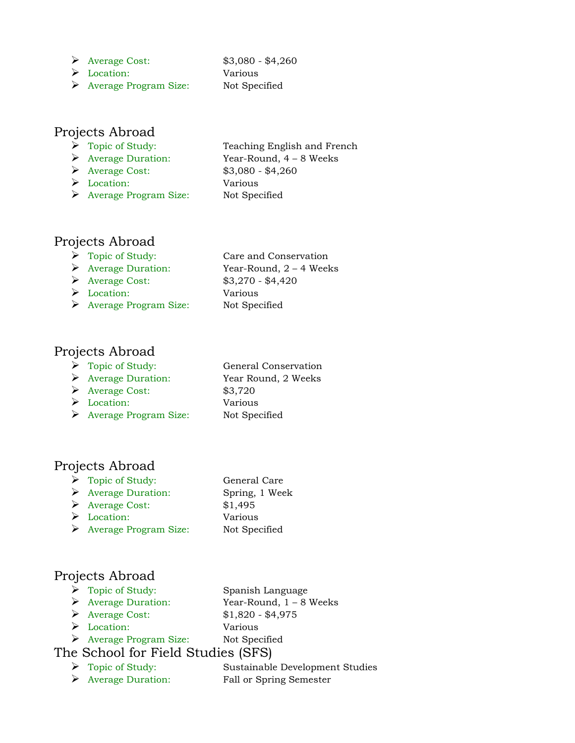- Average Cost: $3,080 - $4,260
- Location: Various
- Average Program Size: Not Specified

## Projects Abroad

- Topic of Study: Teaching English and French
- Average Duration: Year-Round, 4 – 8 Weeks
- Average Cost: $3,080 - $4,260
- Location: Various
- Average Program Size: Not Specified

## Projects Abroad

- Topic of Study: Care and Conservation
- Average Duration: Year-Round, 2 – 4 Weeks
- Average Cost: $3,270 - $4,420
- Location: Various
- Average Program Size: Not Specified

## Projects Abroad

- Topic of Study: General Conservation
- Average Duration: Year Round, 2 Weeks
- Average Cost: $3,720
- Location: Various
- Average Program Size: Not Specified

## Projects Abroad

- Topic of Study: General Care
- Average Duration: Spring, 1 Week
- Average Cost: $1,495
- Location: Various
- Average Program Size: Not Specified

## Projects Abroad

- Topic of Study: Spanish Language
- Average Duration: Year-Round, 1 – 8 Weeks
- Average Cost: $1,820 - $4,975
- Location: Various
- Average Program Size: Not Specified

## The School for Field Studies (SFS)

- Topic of Study: Sustainable Development Studies
- Average Duration: Fall or Spring Semester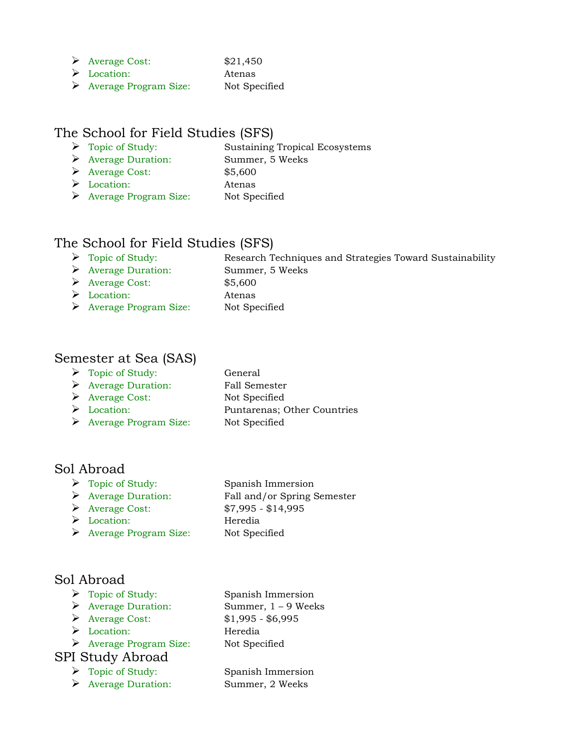- Average Cost: $21,450
- Location: Atenas
- Average Program Size: Not Specified

## The School for Field Studies (SFS)

- Topic of Study: Sustaining Tropical Ecosystems
- Average Duration: Summer, 5 Weeks
- Average Cost: $5,600
- Location: Atenas
- Average Program Size: Not Specified

## The School for Field Studies (SFS)

- Topic of Study: Research Techniques and Strategies Toward Sustainability
- Average Duration: Summer, 5 Weeks
- Average Cost: $5,600
- Location: Atenas
- Average Program Size: Not Specified

## Semester at Sea (SAS)

- Topic of Study: General
- Average Duration: Fall Semester
- Average Cost: Not Specified
- Location: Puntarenas; Other Countries
- Average Program Size: Not Specified

## Sol Abroad

- Topic of Study: Spanish Immersion
- Average Duration: Fall and/or Spring Semester
- Average Cost: $7,995 - $14,995
- Location: Heredia
- Average Program Size: Not Specified

## Sol Abroad

- Topic of Study: Spanish Immersion
- Average Duration: Summer, 1 – 9 Weeks
- Average Cost: $1,995 - $6,995
- Location: Heredia
- Average Program Size: Not Specified

## SPI Study Abroad

- Topic of Study: Spanish Immersion
- Average Duration: Summer, 2 Weeks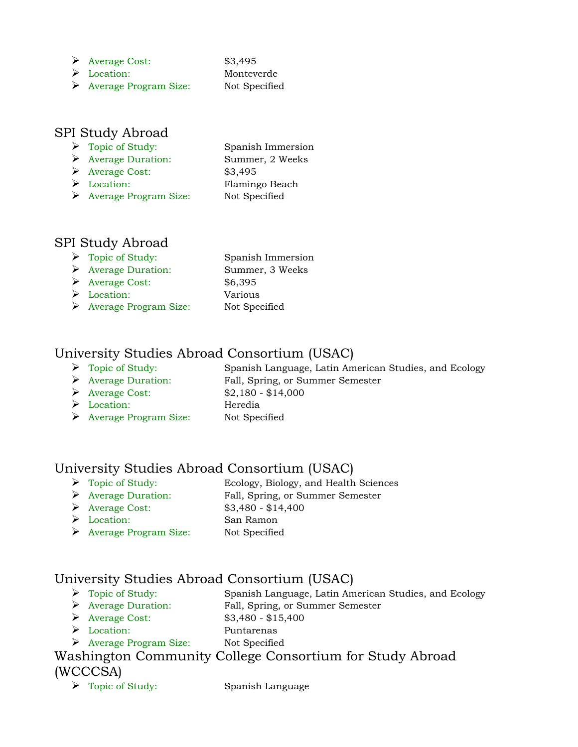- Average Cost: $3,495
- Location: Monteverde
- Average Program Size: Not Specified

## SPI Study Abroad

- Topic of Study: Spanish Immersion
- Average Duration: Summer, 2 Weeks
- Average Cost: $3,495
- Location: Flamingo Beach
- Average Program Size: Not Specified

## SPI Study Abroad

- Topic of Study: Spanish Immersion
- Average Duration: Summer, 3 Weeks
- Average Cost: $6,395
- Location: Various
- Average Program Size: Not Specified

## University Studies Abroad Consortium (USAC)

- Topic of Study: Spanish Language, Latin American Studies, and Ecology
- Average Duration: Fall, Spring, or Summer Semester
- Average Cost: $2,180 - $14,000
- Location: Heredia
- Average Program Size: Not Specified

## University Studies Abroad Consortium (USAC)

- Topic of Study: Ecology, Biology, and Health Sciences
- Average Duration: Fall, Spring, or Summer Semester
- Average Cost: $3,480 - $14,400
- Location: San Ramon
- Average Program Size: Not Specified

## University Studies Abroad Consortium (USAC)

- Topic of Study: Spanish Language, Latin American Studies, and Ecology
- Average Duration: Fall, Spring, or Summer Semester
- Average Cost: $3,480 - $15,400
- Location: Puntarenas
- Average Program Size: Not Specified

## Washington Community College Consortium for Study Abroad (WCCCSA)

- Topic of Study: Spanish Language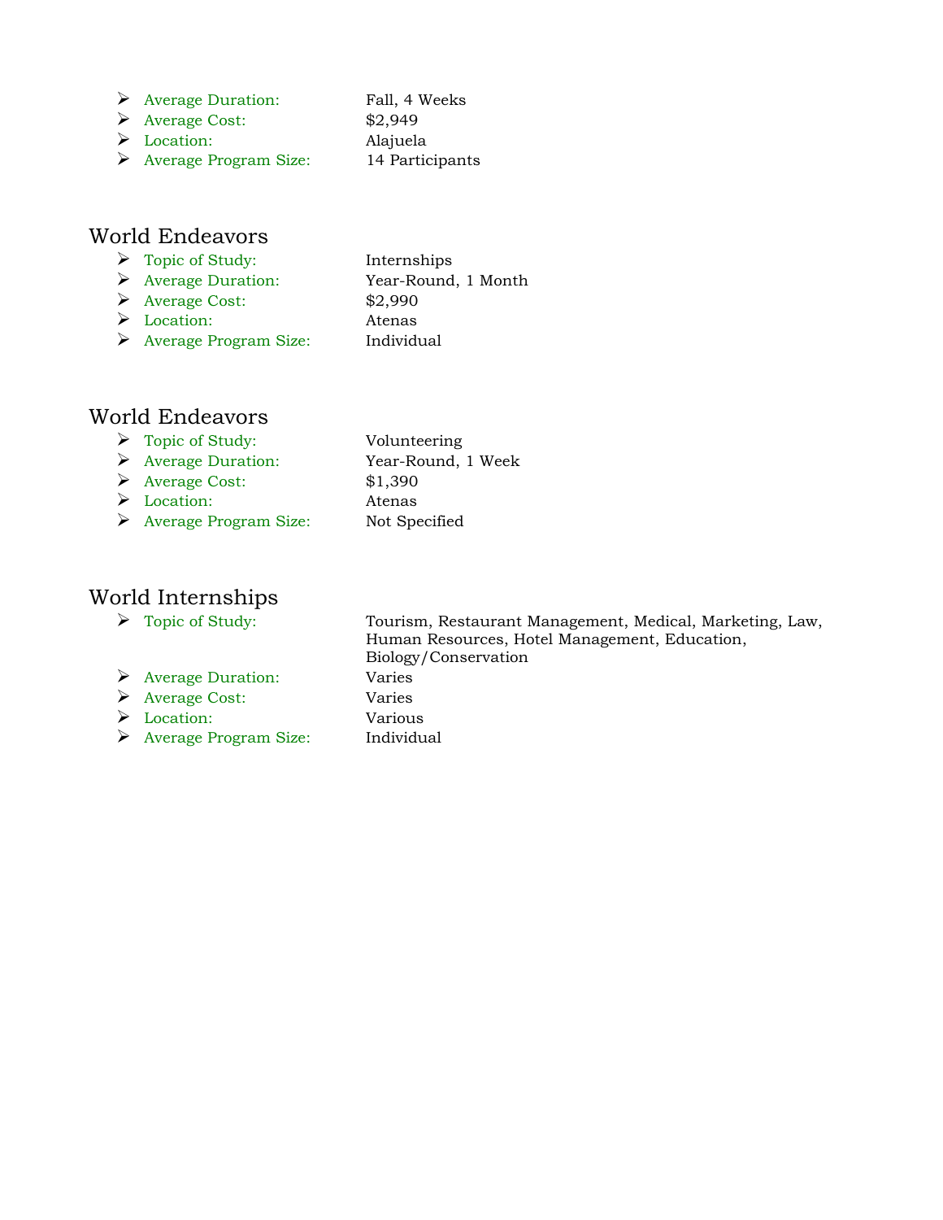- Average Duration: Fall, 4 Weeks
- Average Cost: $2,949
- Location: Alajuela
- Average Program Size: 14 Participants

## World Endeavors

- Topic of Study: Internships
- Average Duration: Year-Round, 1 Month
- Average Cost: $2,990
- Location: Atenas
- Average Program Size: Individual

## World Endeavors

- Topic of Study: Volunteering
- Average Duration: Year-Round, 1 Week
- Average Cost: $1,390
- Location: Atenas
- Average Program Size: Not Specified

## World Internships

- Topic of Study: Tourism, Restaurant Management, Medical, Marketing, Law, Human Resources, Hotel Management, Education, Biology/Conservation
- Average Duration: Varies
- Average Cost: Varies
- Location: Various
- Average Program Size: Individual